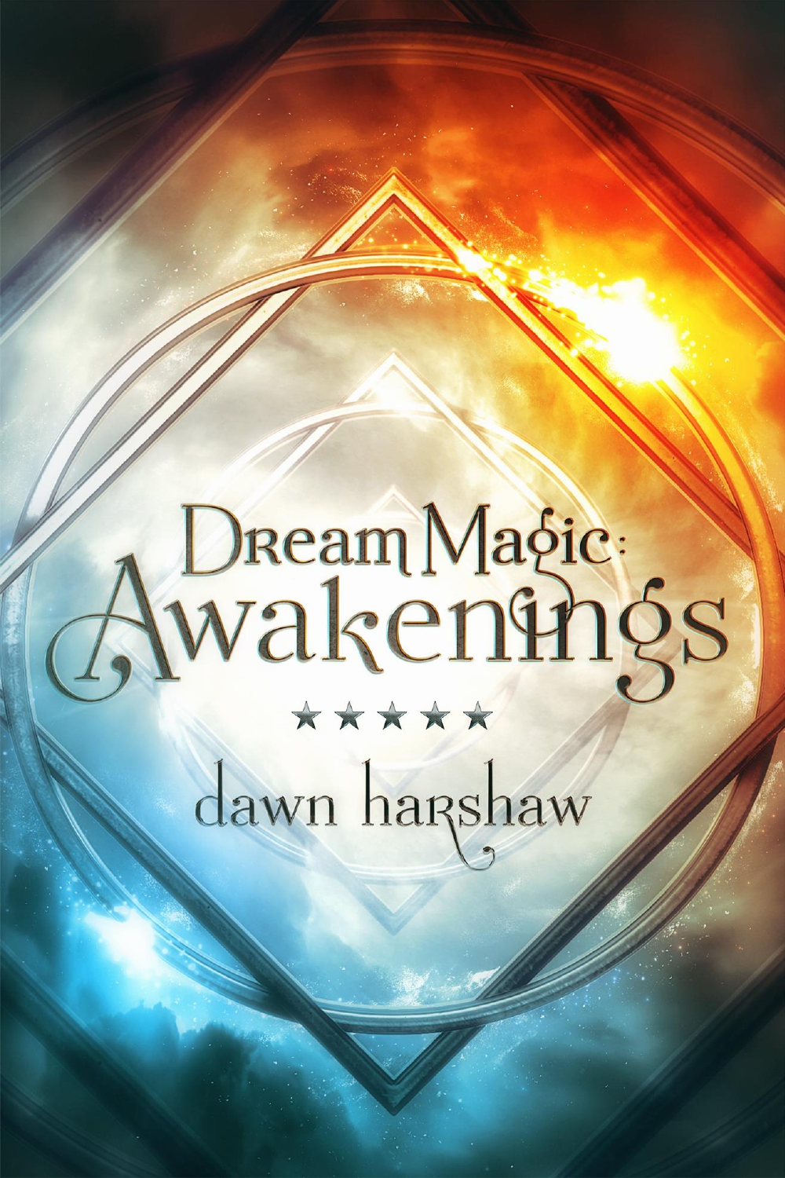# Dream Magic: Awakenings

★★★★★

dawn harshaw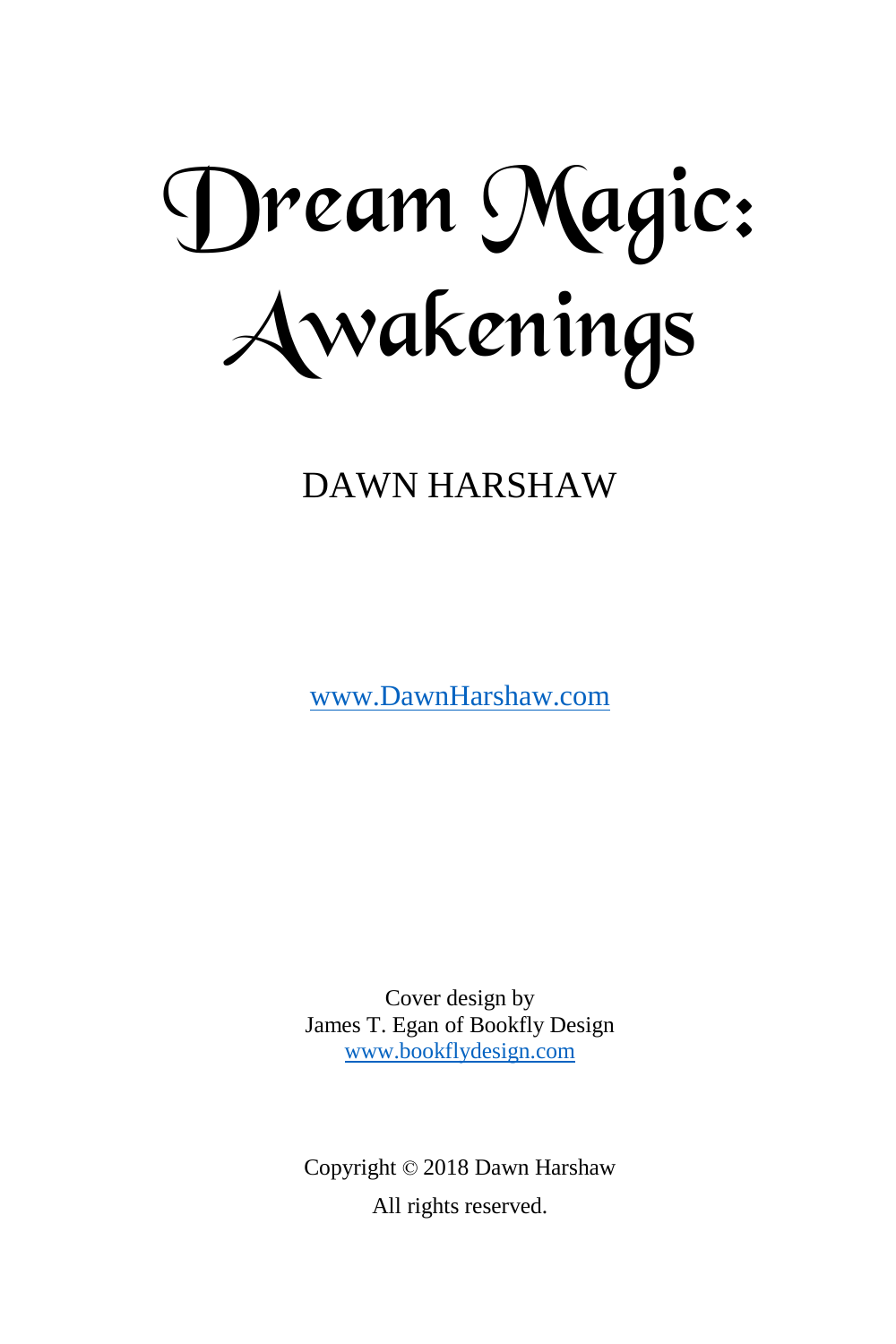# Dream Magic: Awakenings

DAWN HARSHAW

www.DawnHarshaw.com

Cover design by
James T. Egan of Bookfly Design
www.bookflydesign.com

Copyright © 2018 Dawn Harshaw

All rights reserved.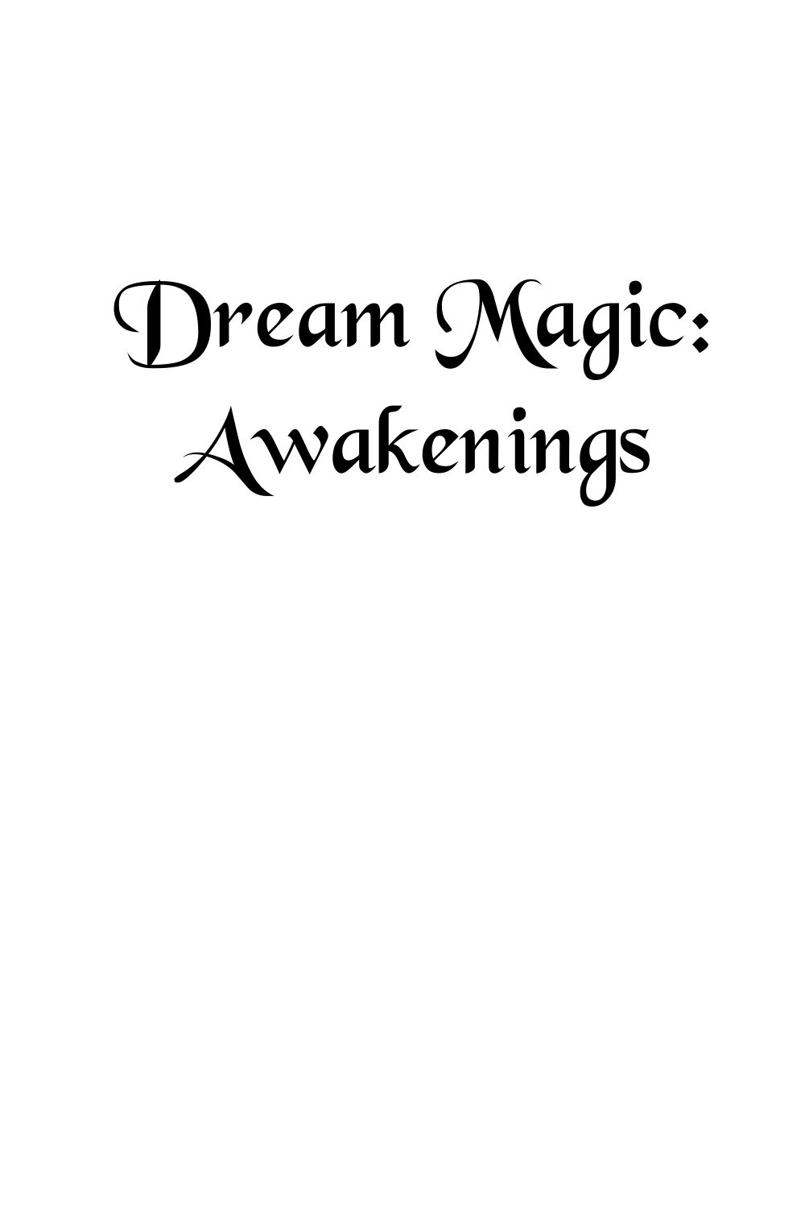# Dream Magic: Awakenings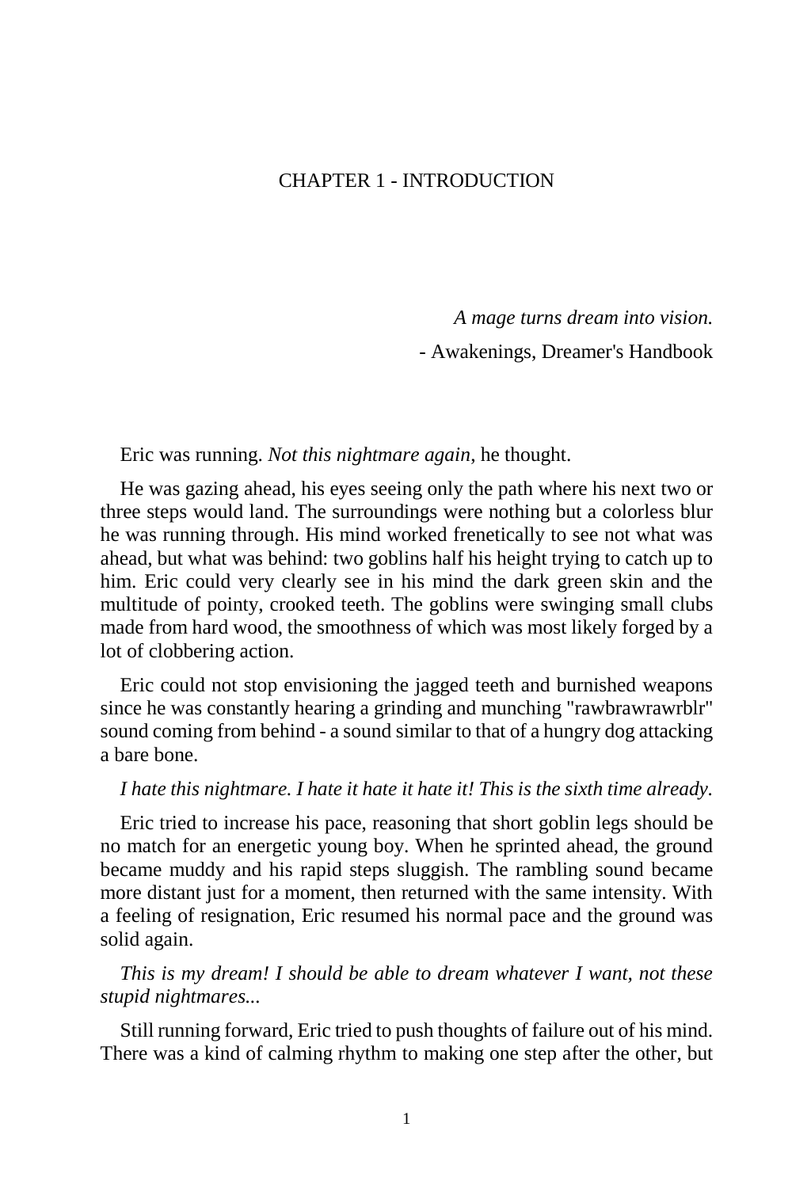# CHAPTER 1 - INTRODUCTION

*A mage turns dream into vision.*

- Awakenings, Dreamer's Handbook

Eric was running. *Not this nightmare again*, he thought.

He was gazing ahead, his eyes seeing only the path where his next two or three steps would land. The surroundings were nothing but a colorless blur he was running through. His mind worked frenetically to see not what was ahead, but what was behind: two goblins half his height trying to catch up to him. Eric could very clearly see in his mind the dark green skin and the multitude of pointy, crooked teeth. The goblins were swinging small clubs made from hard wood, the smoothness of which was most likely forged by a lot of clobbering action.

Eric could not stop envisioning the jagged teeth and burnished weapons since he was constantly hearing a grinding and munching "rawbrawrawrblr" sound coming from behind - a sound similar to that of a hungry dog attacking a bare bone.

*I hate this nightmare. I hate it hate it hate it! This is the sixth time already.*

Eric tried to increase his pace, reasoning that short goblin legs should be no match for an energetic young boy. When he sprinted ahead, the ground became muddy and his rapid steps sluggish. The rambling sound became more distant just for a moment, then returned with the same intensity. With a feeling of resignation, Eric resumed his normal pace and the ground was solid again.

*This is my dream! I should be able to dream whatever I want, not these stupid nightmares...*

Still running forward, Eric tried to push thoughts of failure out of his mind. There was a kind of calming rhythm to making one step after the other, but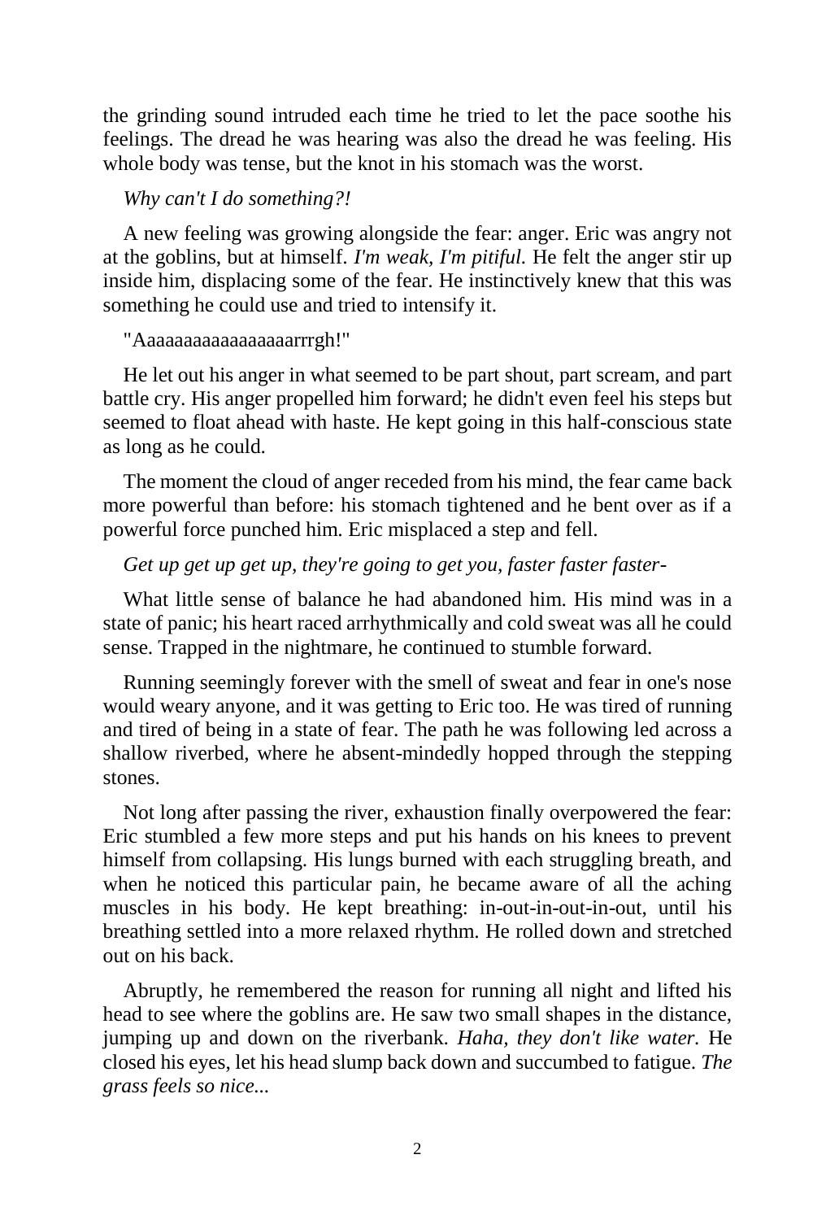the grinding sound intruded each time he tried to let the pace soothe his feelings. The dread he was hearing was also the dread he was feeling. His whole body was tense, but the knot in his stomach was the worst.

*Why can't I do something?!*

A new feeling was growing alongside the fear: anger. Eric was angry not at the goblins, but at himself. *I'm weak, I'm pitiful.* He felt the anger stir up inside him, displacing some of the fear. He instinctively knew that this was something he could use and tried to intensify it.

"Aaaaaaaaaaaaaaaaarrrgh!"

He let out his anger in what seemed to be part shout, part scream, and part battle cry. His anger propelled him forward; he didn't even feel his steps but seemed to float ahead with haste. He kept going in this half-conscious state as long as he could.

The moment the cloud of anger receded from his mind, the fear came back more powerful than before: his stomach tightened and he bent over as if a powerful force punched him. Eric misplaced a step and fell.

*Get up get up get up, they're going to get you, faster faster faster-*

What little sense of balance he had abandoned him. His mind was in a state of panic; his heart raced arrhythmically and cold sweat was all he could sense. Trapped in the nightmare, he continued to stumble forward.

Running seemingly forever with the smell of sweat and fear in one's nose would weary anyone, and it was getting to Eric too. He was tired of running and tired of being in a state of fear. The path he was following led across a shallow riverbed, where he absent-mindedly hopped through the stepping stones.

Not long after passing the river, exhaustion finally overpowered the fear: Eric stumbled a few more steps and put his hands on his knees to prevent himself from collapsing. His lungs burned with each struggling breath, and when he noticed this particular pain, he became aware of all the aching muscles in his body. He kept breathing: in-out-in-out-in-out, until his breathing settled into a more relaxed rhythm. He rolled down and stretched out on his back.

Abruptly, he remembered the reason for running all night and lifted his head to see where the goblins are. He saw two small shapes in the distance, jumping up and down on the riverbank. *Haha, they don't like water.* He closed his eyes, let his head slump back down and succumbed to fatigue. *The grass feels so nice...*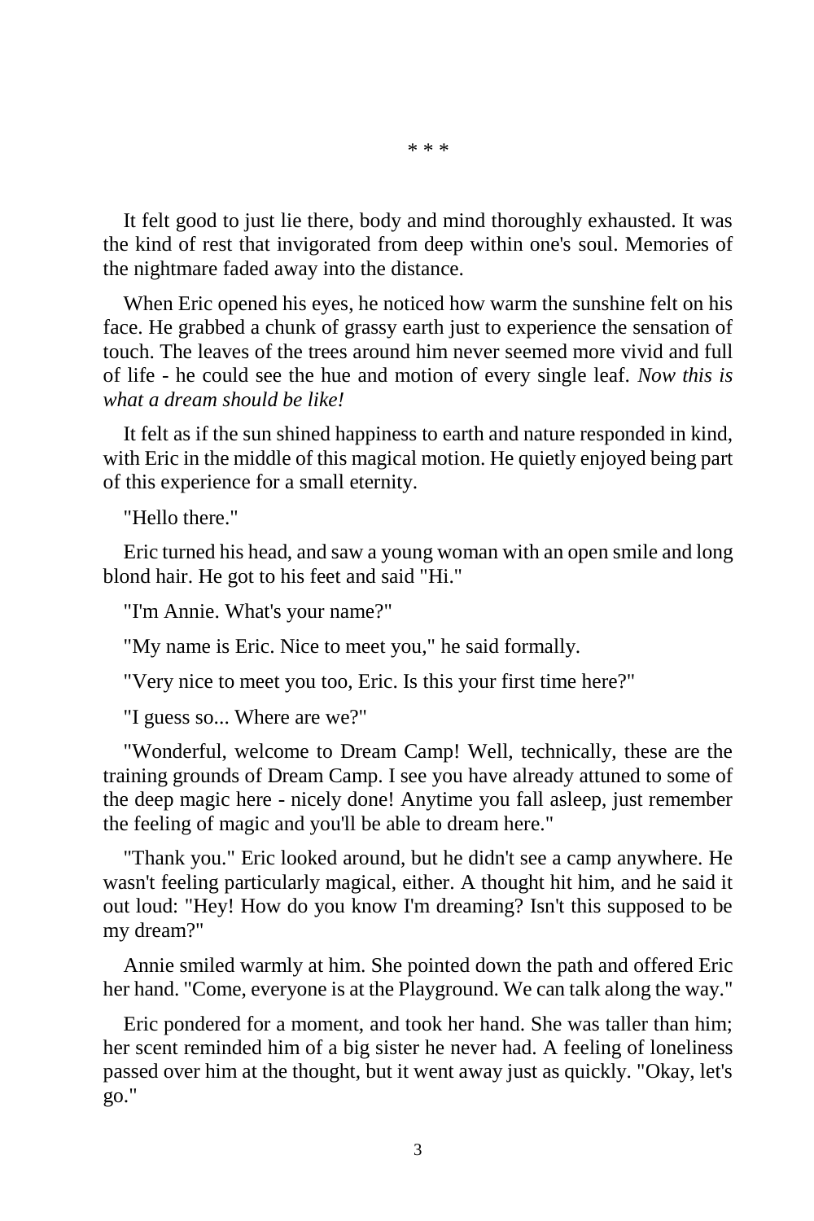\* \* \*

It felt good to just lie there, body and mind thoroughly exhausted. It was the kind of rest that invigorated from deep within one's soul. Memories of the nightmare faded away into the distance.

When Eric opened his eyes, he noticed how warm the sunshine felt on his face. He grabbed a chunk of grassy earth just to experience the sensation of touch. The leaves of the trees around him never seemed more vivid and full of life - he could see the hue and motion of every single leaf. *Now this is what a dream should be like!*

It felt as if the sun shined happiness to earth and nature responded in kind, with Eric in the middle of this magical motion. He quietly enjoyed being part of this experience for a small eternity.

"Hello there."

Eric turned his head, and saw a young woman with an open smile and long blond hair. He got to his feet and said "Hi."

"I'm Annie. What's your name?"

"My name is Eric. Nice to meet you," he said formally.

"Very nice to meet you too, Eric. Is this your first time here?"

"I guess so... Where are we?"

"Wonderful, welcome to Dream Camp! Well, technically, these are the training grounds of Dream Camp. I see you have already attuned to some of the deep magic here - nicely done! Anytime you fall asleep, just remember the feeling of magic and you'll be able to dream here."

"Thank you." Eric looked around, but he didn't see a camp anywhere. He wasn't feeling particularly magical, either. A thought hit him, and he said it out loud: "Hey! How do you know I'm dreaming? Isn't this supposed to be my dream?"

Annie smiled warmly at him. She pointed down the path and offered Eric her hand. "Come, everyone is at the Playground. We can talk along the way."

Eric pondered for a moment, and took her hand. She was taller than him; her scent reminded him of a big sister he never had. A feeling of loneliness passed over him at the thought, but it went away just as quickly. "Okay, let's go."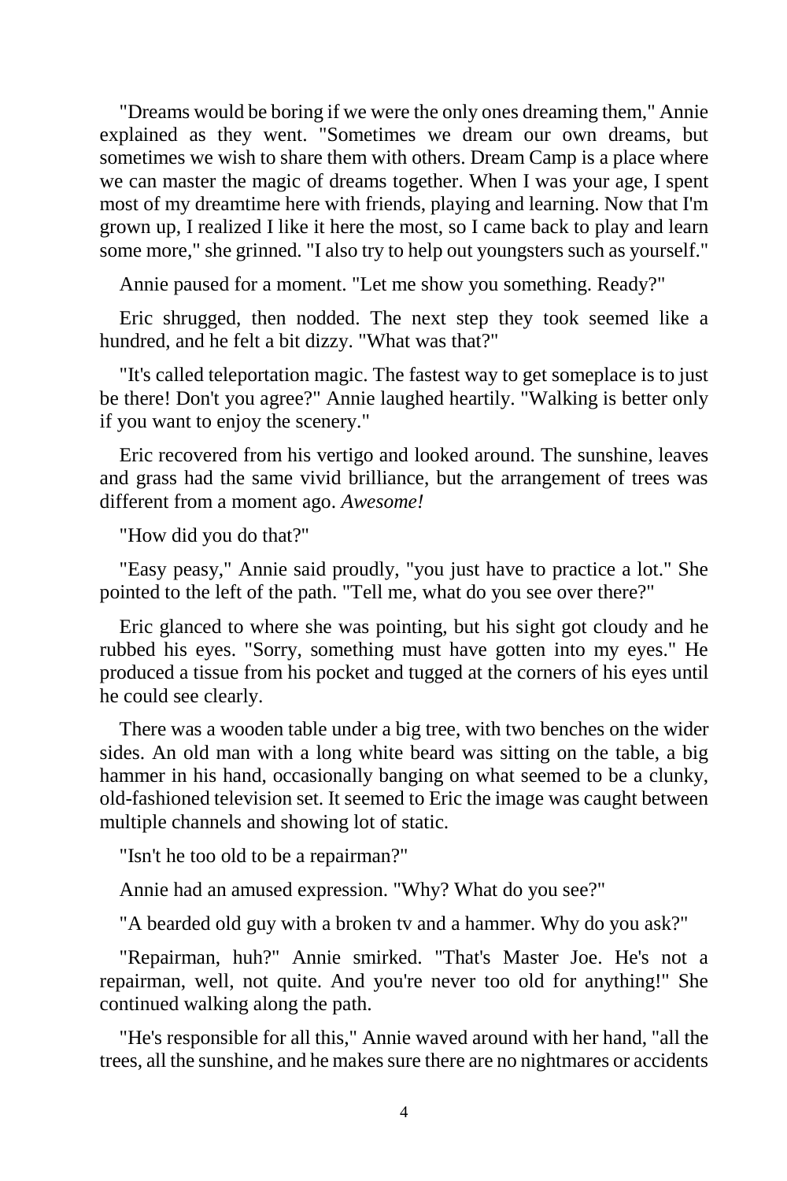"Dreams would be boring if we were the only ones dreaming them," Annie explained as they went. "Sometimes we dream our own dreams, but sometimes we wish to share them with others. Dream Camp is a place where we can master the magic of dreams together. When I was your age, I spent most of my dreamtime here with friends, playing and learning. Now that I'm grown up, I realized I like it here the most, so I came back to play and learn some more," she grinned. "I also try to help out youngsters such as yourself."

Annie paused for a moment. "Let me show you something. Ready?"

Eric shrugged, then nodded. The next step they took seemed like a hundred, and he felt a bit dizzy. "What was that?"

"It's called teleportation magic. The fastest way to get someplace is to just be there! Don't you agree?" Annie laughed heartily. "Walking is better only if you want to enjoy the scenery."

Eric recovered from his vertigo and looked around. The sunshine, leaves and grass had the same vivid brilliance, but the arrangement of trees was different from a moment ago. *Awesome!*

"How did you do that?"

"Easy peasy," Annie said proudly, "you just have to practice a lot." She pointed to the left of the path. "Tell me, what do you see over there?"

Eric glanced to where she was pointing, but his sight got cloudy and he rubbed his eyes. "Sorry, something must have gotten into my eyes." He produced a tissue from his pocket and tugged at the corners of his eyes until he could see clearly.

There was a wooden table under a big tree, with two benches on the wider sides. An old man with a long white beard was sitting on the table, a big hammer in his hand, occasionally banging on what seemed to be a clunky, old-fashioned television set. It seemed to Eric the image was caught between multiple channels and showing lot of static.

"Isn't he too old to be a repairman?"

Annie had an amused expression. "Why? What do you see?"

"A bearded old guy with a broken tv and a hammer. Why do you ask?"

"Repairman, huh?" Annie smirked. "That's Master Joe. He's not a repairman, well, not quite. And you're never too old for anything!" She continued walking along the path.

"He's responsible for all this," Annie waved around with her hand, "all the trees, all the sunshine, and he makes sure there are no nightmares or accidents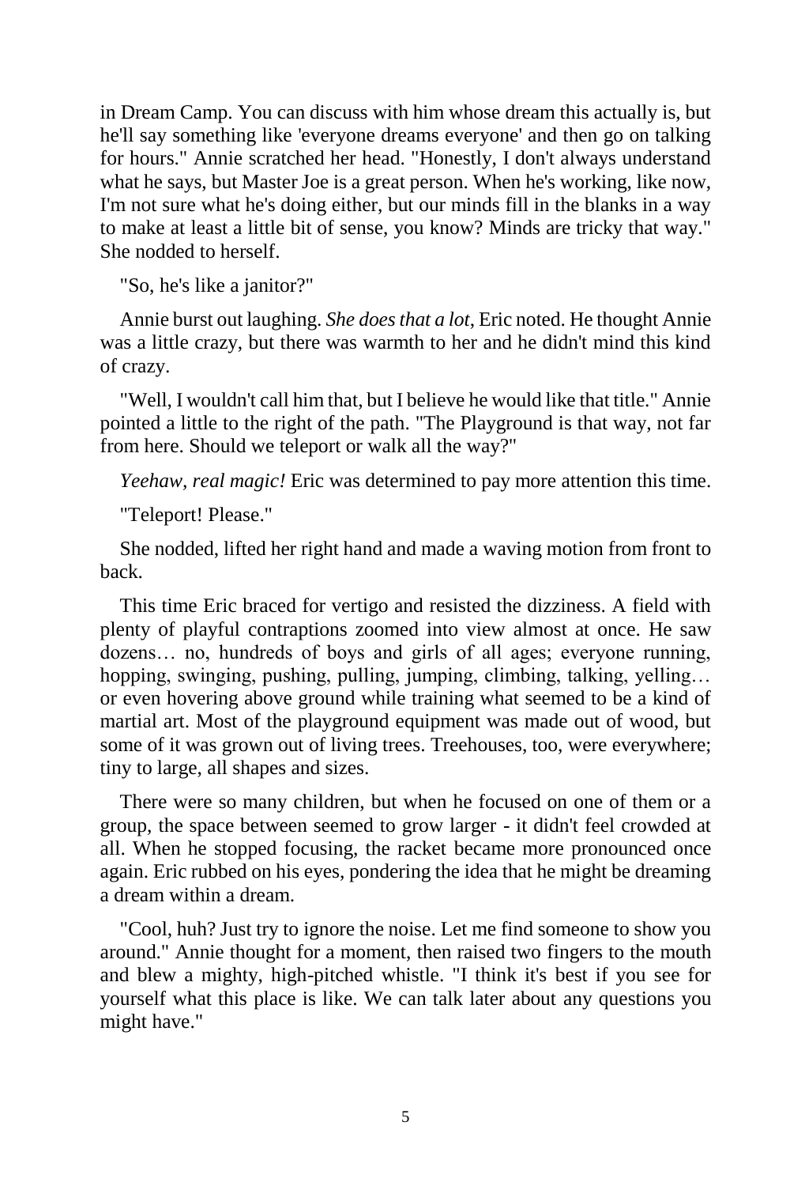in Dream Camp. You can discuss with him whose dream this actually is, but he'll say something like 'everyone dreams everyone' and then go on talking for hours." Annie scratched her head. "Honestly, I don't always understand what he says, but Master Joe is a great person. When he's working, like now, I'm not sure what he's doing either, but our minds fill in the blanks in a way to make at least a little bit of sense, you know? Minds are tricky that way." She nodded to herself.

"So, he's like a janitor?"

Annie burst out laughing. *She does that a lot*, Eric noted. He thought Annie was a little crazy, but there was warmth to her and he didn't mind this kind of crazy.

"Well, I wouldn't call him that, but I believe he would like that title." Annie pointed a little to the right of the path. "The Playground is that way, not far from here. Should we teleport or walk all the way?"

*Yeehaw, real magic!* Eric was determined to pay more attention this time.

"Teleport! Please."

She nodded, lifted her right hand and made a waving motion from front to back.

This time Eric braced for vertigo and resisted the dizziness. A field with plenty of playful contraptions zoomed into view almost at once. He saw dozens… no, hundreds of boys and girls of all ages; everyone running, hopping, swinging, pushing, pulling, jumping, climbing, talking, yelling… or even hovering above ground while training what seemed to be a kind of martial art. Most of the playground equipment was made out of wood, but some of it was grown out of living trees. Treehouses, too, were everywhere; tiny to large, all shapes and sizes.

There were so many children, but when he focused on one of them or a group, the space between seemed to grow larger - it didn't feel crowded at all. When he stopped focusing, the racket became more pronounced once again. Eric rubbed on his eyes, pondering the idea that he might be dreaming a dream within a dream.

"Cool, huh? Just try to ignore the noise. Let me find someone to show you around." Annie thought for a moment, then raised two fingers to the mouth and blew a mighty, high-pitched whistle. "I think it's best if you see for yourself what this place is like. We can talk later about any questions you might have."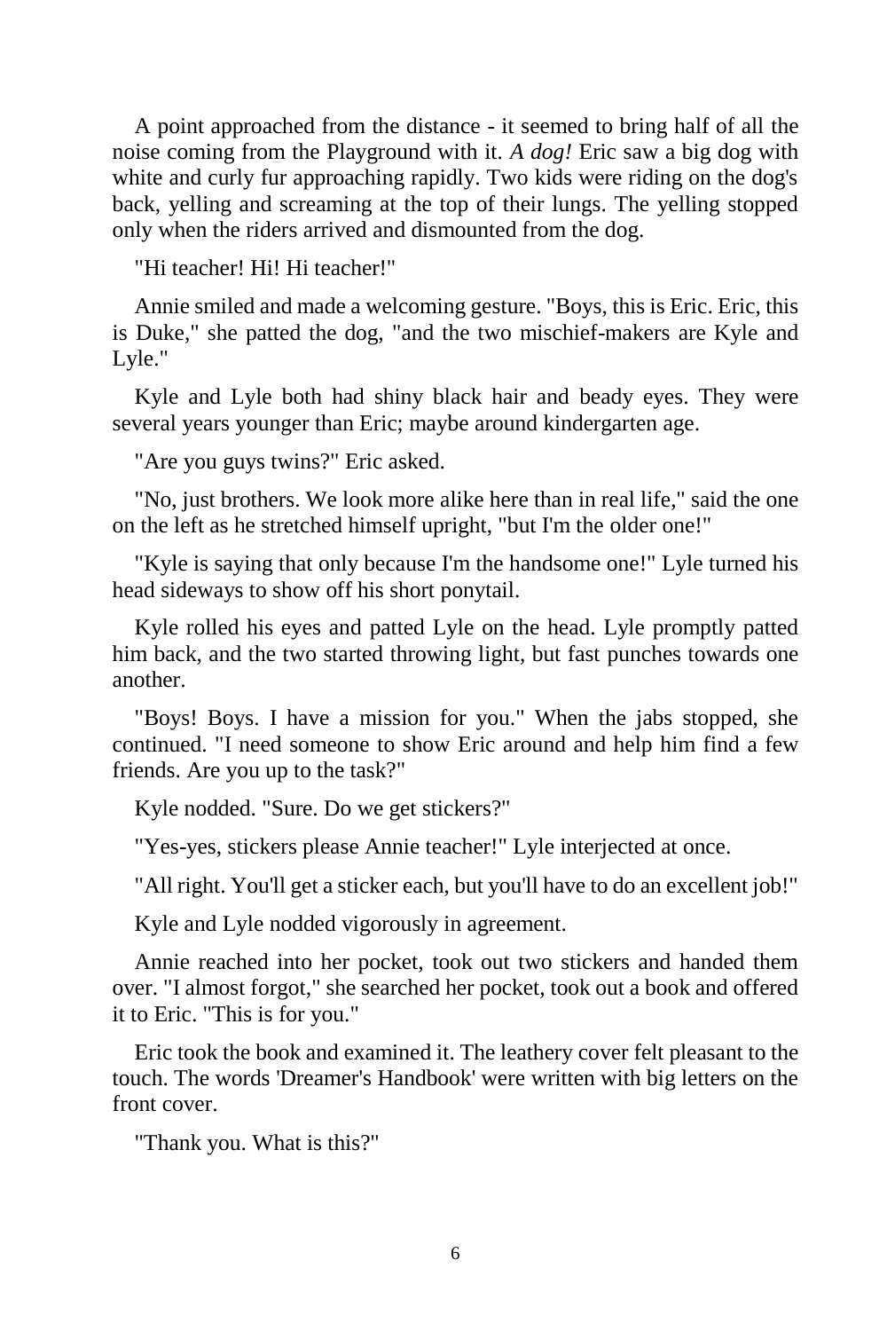A point approached from the distance - it seemed to bring half of all the noise coming from the Playground with it. *A dog!* Eric saw a big dog with white and curly fur approaching rapidly. Two kids were riding on the dog's back, yelling and screaming at the top of their lungs. The yelling stopped only when the riders arrived and dismounted from the dog.

"Hi teacher! Hi! Hi teacher!"

Annie smiled and made a welcoming gesture. "Boys, this is Eric. Eric, this is Duke," she patted the dog, "and the two mischief-makers are Kyle and Lyle."

Kyle and Lyle both had shiny black hair and beady eyes. They were several years younger than Eric; maybe around kindergarten age.

"Are you guys twins?" Eric asked.

"No, just brothers. We look more alike here than in real life," said the one on the left as he stretched himself upright, "but I'm the older one!"

"Kyle is saying that only because I'm the handsome one!" Lyle turned his head sideways to show off his short ponytail.

Kyle rolled his eyes and patted Lyle on the head. Lyle promptly patted him back, and the two started throwing light, but fast punches towards one another.

"Boys! Boys. I have a mission for you." When the jabs stopped, she continued. "I need someone to show Eric around and help him find a few friends. Are you up to the task?"

Kyle nodded. "Sure. Do we get stickers?"

"Yes-yes, stickers please Annie teacher!" Lyle interjected at once.

"All right. You'll get a sticker each, but you'll have to do an excellent job!"

Kyle and Lyle nodded vigorously in agreement.

Annie reached into her pocket, took out two stickers and handed them over. "I almost forgot," she searched her pocket, took out a book and offered it to Eric. "This is for you."

Eric took the book and examined it. The leathery cover felt pleasant to the touch. The words 'Dreamer's Handbook' were written with big letters on the front cover.

"Thank you. What is this?"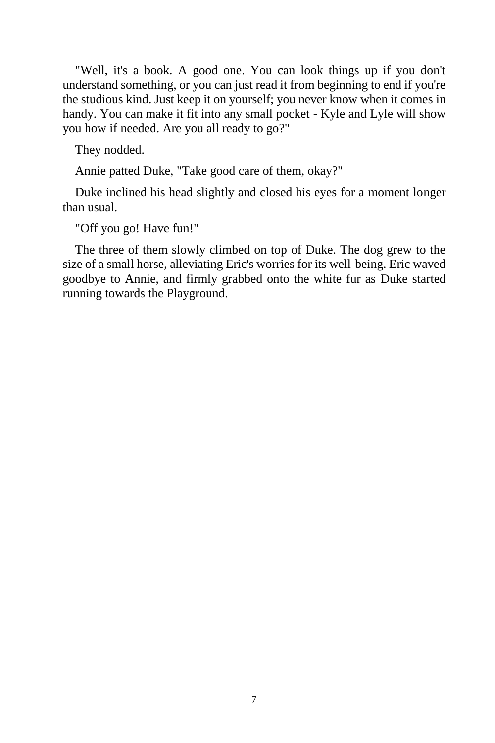"Well, it's a book. A good one. You can look things up if you don't understand something, or you can just read it from beginning to end if you're the studious kind. Just keep it on yourself; you never know when it comes in handy. You can make it fit into any small pocket - Kyle and Lyle will show you how if needed. Are you all ready to go?"

They nodded.

Annie patted Duke, "Take good care of them, okay?"

Duke inclined his head slightly and closed his eyes for a moment longer than usual.

"Off you go! Have fun!"

The three of them slowly climbed on top of Duke. The dog grew to the size of a small horse, alleviating Eric's worries for its well-being. Eric waved goodbye to Annie, and firmly grabbed onto the white fur as Duke started running towards the Playground.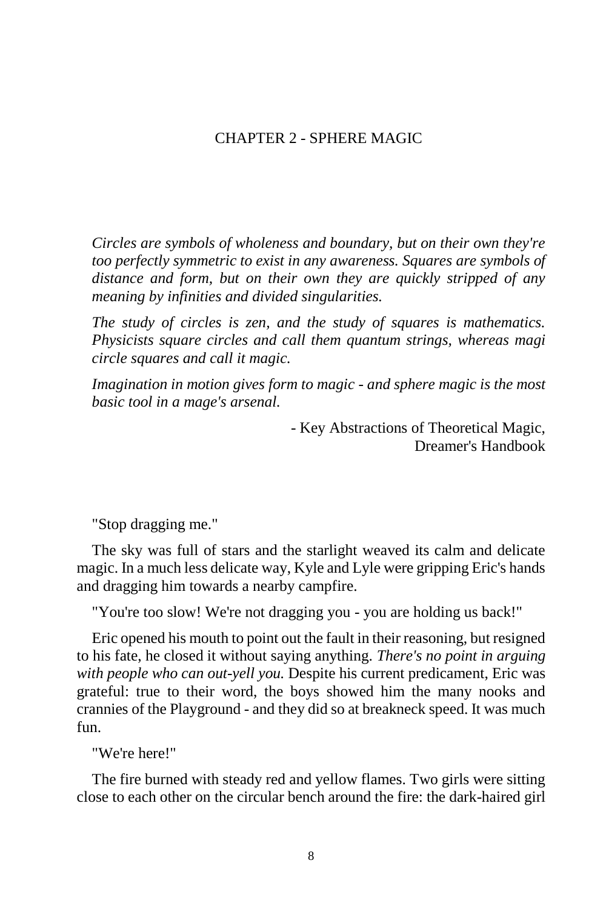# CHAPTER 2 - SPHERE MAGIC

*Circles are symbols of wholeness and boundary, but on their own they're too perfectly symmetric to exist in any awareness. Squares are symbols of distance and form, but on their own they are quickly stripped of any meaning by infinities and divided singularities.*

*The study of circles is zen, and the study of squares is mathematics. Physicists square circles and call them quantum strings, whereas magi circle squares and call it magic.*

*Imagination in motion gives form to magic - and sphere magic is the most basic tool in a mage's arsenal.*

- Key Abstractions of Theoretical Magic, Dreamer's Handbook

"Stop dragging me."

The sky was full of stars and the starlight weaved its calm and delicate magic. In a much less delicate way, Kyle and Lyle were gripping Eric's hands and dragging him towards a nearby campfire.

"You're too slow! We're not dragging you - you are holding us back!"

Eric opened his mouth to point out the fault in their reasoning, but resigned to his fate, he closed it without saying anything. *There's no point in arguing with people who can out-yell you.* Despite his current predicament, Eric was grateful: true to their word, the boys showed him the many nooks and crannies of the Playground - and they did so at breakneck speed. It was much fun.

"We're here!"

The fire burned with steady red and yellow flames. Two girls were sitting close to each other on the circular bench around the fire: the dark-haired girl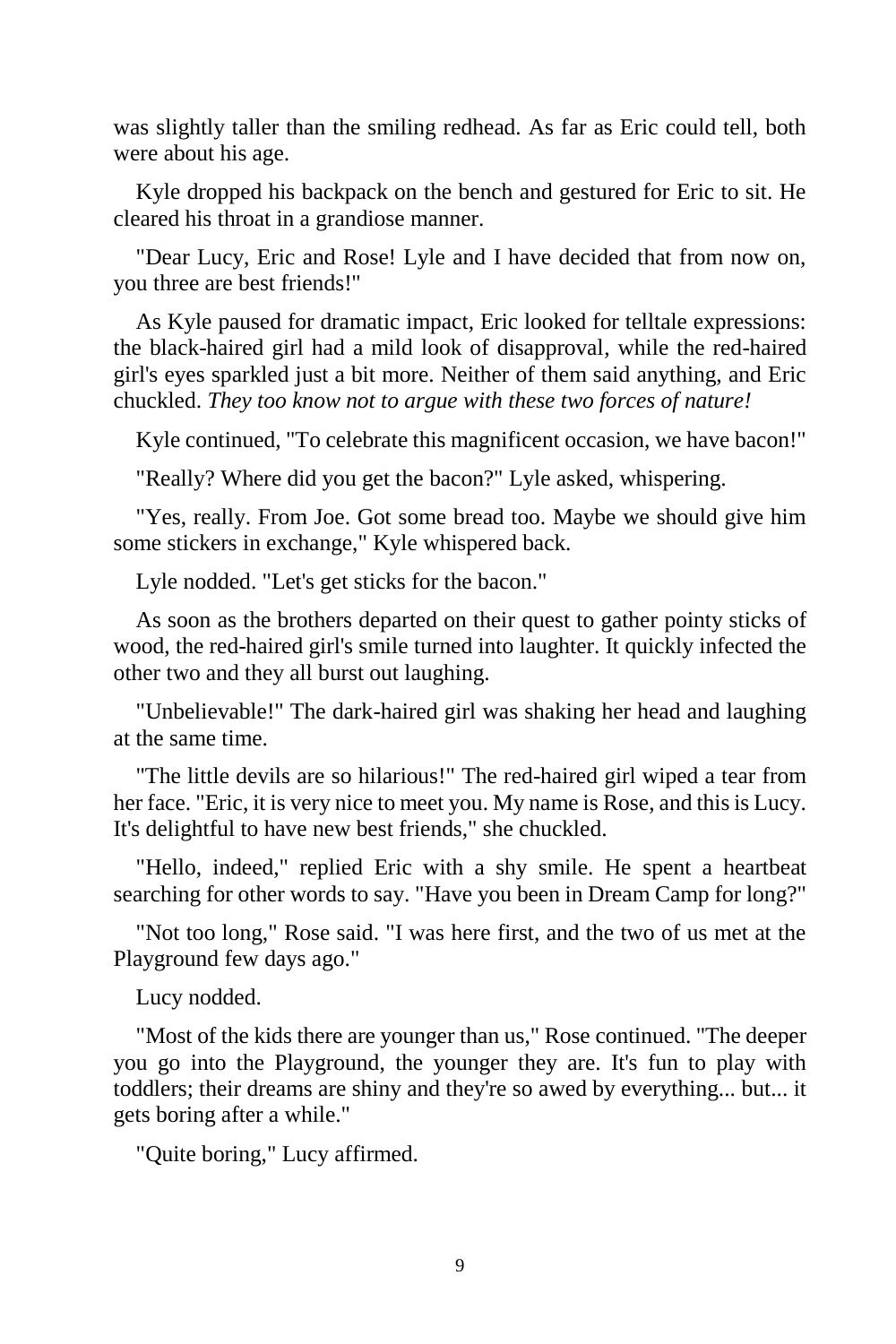was slightly taller than the smiling redhead. As far as Eric could tell, both were about his age.

Kyle dropped his backpack on the bench and gestured for Eric to sit. He cleared his throat in a grandiose manner.

"Dear Lucy, Eric and Rose! Lyle and I have decided that from now on, you three are best friends!"

As Kyle paused for dramatic impact, Eric looked for telltale expressions: the black-haired girl had a mild look of disapproval, while the red-haired girl's eyes sparkled just a bit more. Neither of them said anything, and Eric chuckled. *They too know not to argue with these two forces of nature!*

Kyle continued, "To celebrate this magnificent occasion, we have bacon!"

"Really? Where did you get the bacon?" Lyle asked, whispering.

"Yes, really. From Joe. Got some bread too. Maybe we should give him some stickers in exchange," Kyle whispered back.

Lyle nodded. "Let's get sticks for the bacon."

As soon as the brothers departed on their quest to gather pointy sticks of wood, the red-haired girl's smile turned into laughter. It quickly infected the other two and they all burst out laughing.

"Unbelievable!" The dark-haired girl was shaking her head and laughing at the same time.

"The little devils are so hilarious!" The red-haired girl wiped a tear from her face. "Eric, it is very nice to meet you. My name is Rose, and this is Lucy. It's delightful to have new best friends," she chuckled.

"Hello, indeed," replied Eric with a shy smile. He spent a heartbeat searching for other words to say. "Have you been in Dream Camp for long?"

"Not too long," Rose said. "I was here first, and the two of us met at the Playground few days ago."

Lucy nodded.

"Most of the kids there are younger than us," Rose continued. "The deeper you go into the Playground, the younger they are. It's fun to play with toddlers; their dreams are shiny and they're so awed by everything... but... it gets boring after a while."

"Quite boring," Lucy affirmed.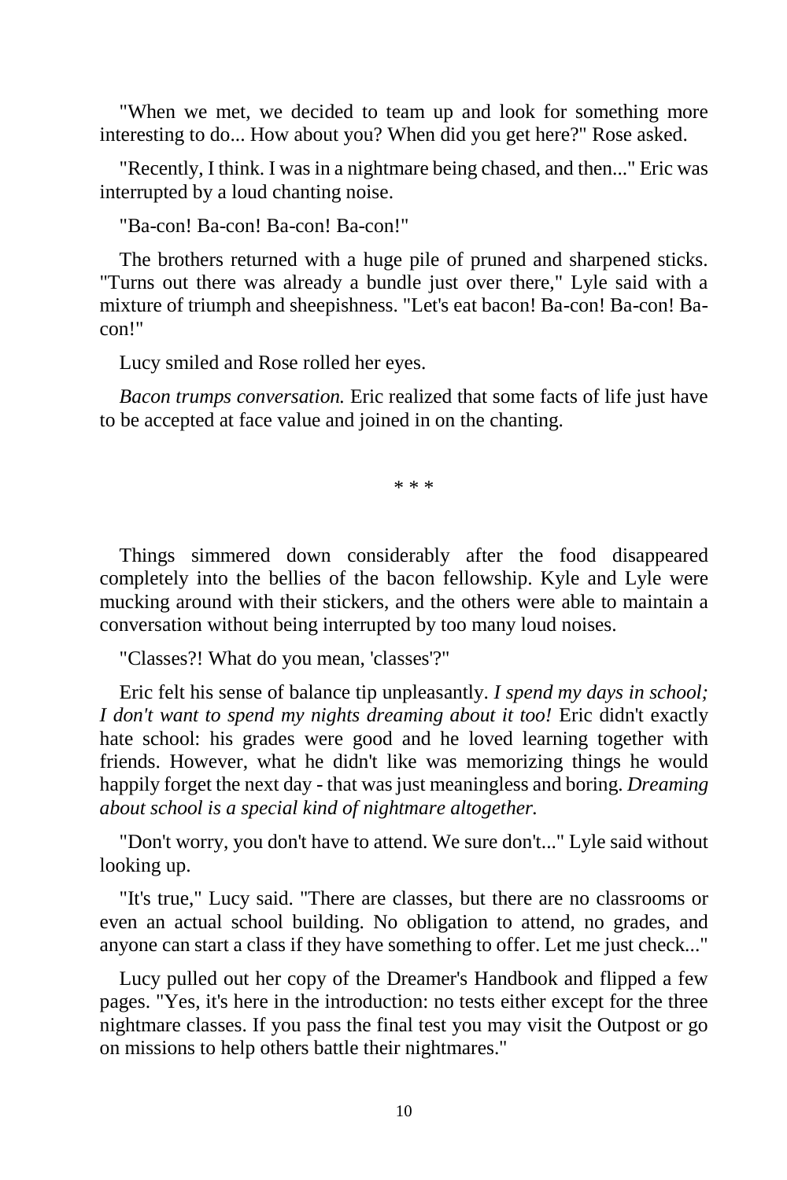"When we met, we decided to team up and look for something more interesting to do... How about you? When did you get here?" Rose asked.

"Recently, I think. I was in a nightmare being chased, and then..." Eric was interrupted by a loud chanting noise.

"Ba-con! Ba-con! Ba-con! Ba-con!"

The brothers returned with a huge pile of pruned and sharpened sticks. "Turns out there was already a bundle just over there," Lyle said with a mixture of triumph and sheepishness. "Let's eat bacon! Ba-con! Ba-con! Ba-con!"

Lucy smiled and Rose rolled her eyes.

*Bacon trumps conversation.* Eric realized that some facts of life just have to be accepted at face value and joined in on the chanting.

\* \* \*

Things simmered down considerably after the food disappeared completely into the bellies of the bacon fellowship. Kyle and Lyle were mucking around with their stickers, and the others were able to maintain a conversation without being interrupted by too many loud noises.

"Classes?! What do you mean, 'classes'?"

Eric felt his sense of balance tip unpleasantly. *I spend my days in school; I don't want to spend my nights dreaming about it too!* Eric didn't exactly hate school: his grades were good and he loved learning together with friends. However, what he didn't like was memorizing things he would happily forget the next day - that was just meaningless and boring. *Dreaming about school is a special kind of nightmare altogether.*

"Don't worry, you don't have to attend. We sure don't..." Lyle said without looking up.

"It's true," Lucy said. "There are classes, but there are no classrooms or even an actual school building. No obligation to attend, no grades, and anyone can start a class if they have something to offer. Let me just check..."

Lucy pulled out her copy of the Dreamer's Handbook and flipped a few pages. "Yes, it's here in the introduction: no tests either except for the three nightmare classes. If you pass the final test you may visit the Outpost or go on missions to help others battle their nightmares."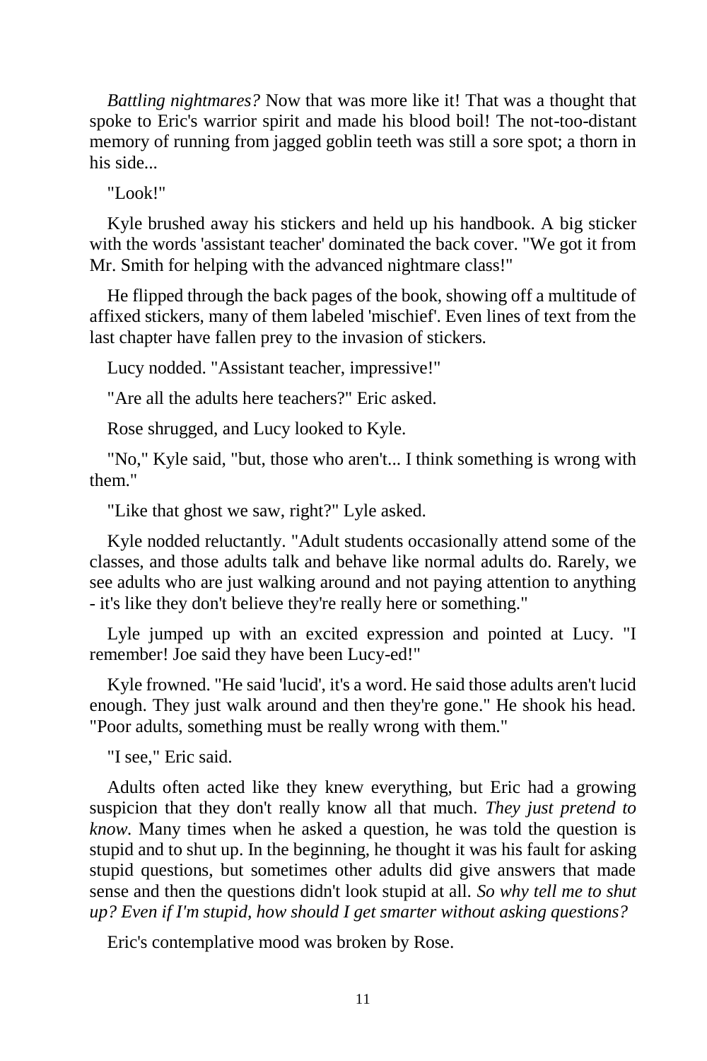*Battling nightmares?* Now that was more like it! That was a thought that spoke to Eric's warrior spirit and made his blood boil! The not-too-distant memory of running from jagged goblin teeth was still a sore spot; a thorn in his side...

"Look!"

Kyle brushed away his stickers and held up his handbook. A big sticker with the words 'assistant teacher' dominated the back cover. "We got it from Mr. Smith for helping with the advanced nightmare class!"

He flipped through the back pages of the book, showing off a multitude of affixed stickers, many of them labeled 'mischief'. Even lines of text from the last chapter have fallen prey to the invasion of stickers.

Lucy nodded. "Assistant teacher, impressive!"

"Are all the adults here teachers?" Eric asked.

Rose shrugged, and Lucy looked to Kyle.

"No," Kyle said, "but, those who aren't... I think something is wrong with them."

"Like that ghost we saw, right?" Lyle asked.

Kyle nodded reluctantly. "Adult students occasionally attend some of the classes, and those adults talk and behave like normal adults do. Rarely, we see adults who are just walking around and not paying attention to anything - it's like they don't believe they're really here or something."

Lyle jumped up with an excited expression and pointed at Lucy. "I remember! Joe said they have been Lucy-ed!"

Kyle frowned. "He said 'lucid', it's a word. He said those adults aren't lucid enough. They just walk around and then they're gone." He shook his head. "Poor adults, something must be really wrong with them."

"I see," Eric said.

Adults often acted like they knew everything, but Eric had a growing suspicion that they don't really know all that much. *They just pretend to know.* Many times when he asked a question, he was told the question is stupid and to shut up. In the beginning, he thought it was his fault for asking stupid questions, but sometimes other adults did give answers that made sense and then the questions didn't look stupid at all. *So why tell me to shut up? Even if I'm stupid, how should I get smarter without asking questions?*

Eric's contemplative mood was broken by Rose.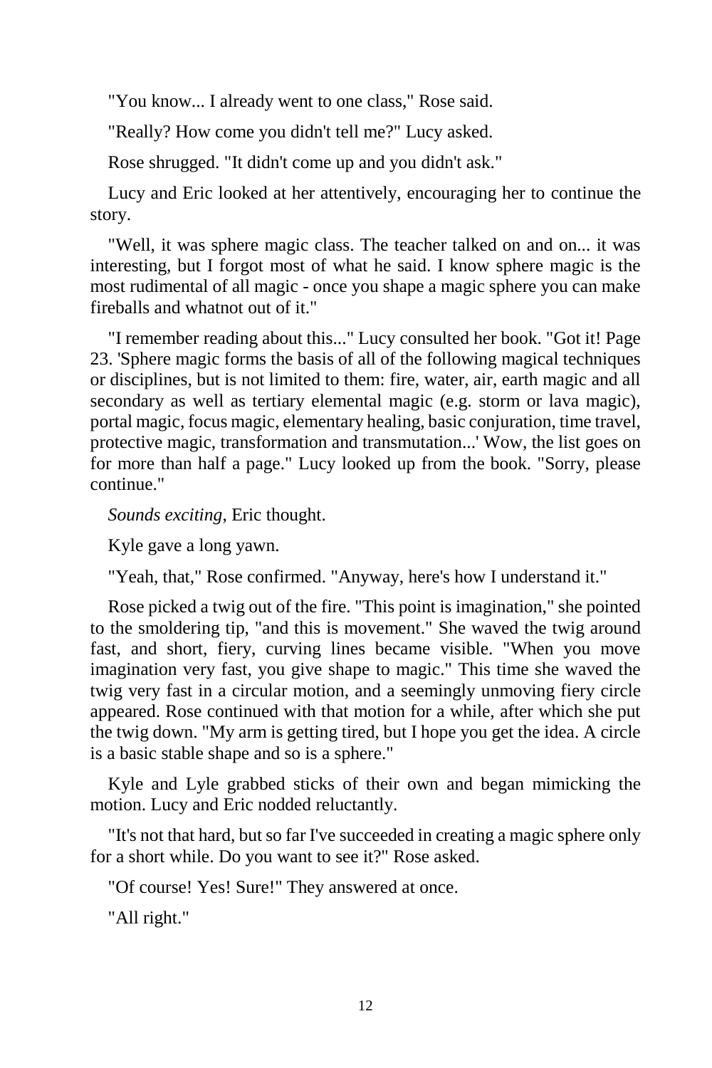"You know... I already went to one class," Rose said.

"Really? How come you didn't tell me?" Lucy asked.

Rose shrugged. "It didn't come up and you didn't ask."

Lucy and Eric looked at her attentively, encouraging her to continue the story.

"Well, it was sphere magic class. The teacher talked on and on... it was interesting, but I forgot most of what he said. I know sphere magic is the most rudimental of all magic - once you shape a magic sphere you can make fireballs and whatnot out of it."

"I remember reading about this..." Lucy consulted her book. "Got it! Page 23. 'Sphere magic forms the basis of all of the following magical techniques or disciplines, but is not limited to them: fire, water, air, earth magic and all secondary as well as tertiary elemental magic (e.g. storm or lava magic), portal magic, focus magic, elementary healing, basic conjuration, time travel, protective magic, transformation and transmutation...' Wow, the list goes on for more than half a page." Lucy looked up from the book. "Sorry, please continue."

*Sounds exciting*, Eric thought.

Kyle gave a long yawn.

"Yeah, that," Rose confirmed. "Anyway, here's how I understand it."

Rose picked a twig out of the fire. "This point is imagination," she pointed to the smoldering tip, "and this is movement." She waved the twig around fast, and short, fiery, curving lines became visible. "When you move imagination very fast, you give shape to magic." This time she waved the twig very fast in a circular motion, and a seemingly unmoving fiery circle appeared. Rose continued with that motion for a while, after which she put the twig down. "My arm is getting tired, but I hope you get the idea. A circle is a basic stable shape and so is a sphere."

Kyle and Lyle grabbed sticks of their own and began mimicking the motion. Lucy and Eric nodded reluctantly.

"It's not that hard, but so far I've succeeded in creating a magic sphere only for a short while. Do you want to see it?" Rose asked.

"Of course! Yes! Sure!" They answered at once.

"All right."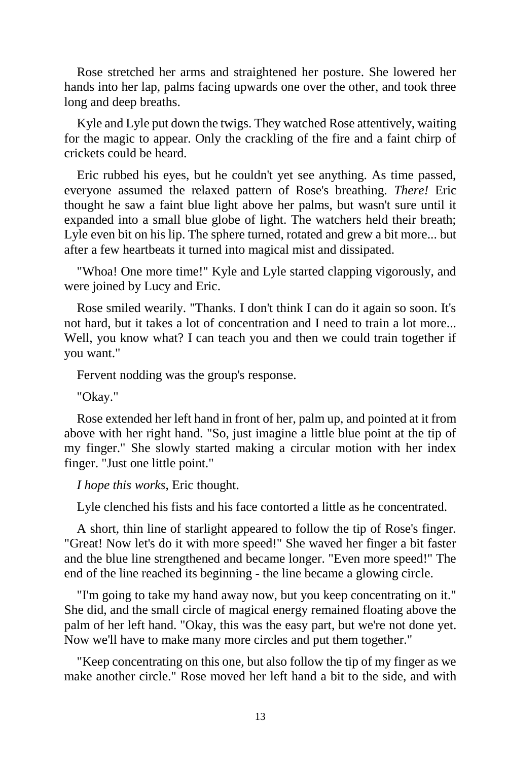Rose stretched her arms and straightened her posture. She lowered her hands into her lap, palms facing upwards one over the other, and took three long and deep breaths.

Kyle and Lyle put down the twigs. They watched Rose attentively, waiting for the magic to appear. Only the crackling of the fire and a faint chirp of crickets could be heard.

Eric rubbed his eyes, but he couldn't yet see anything. As time passed, everyone assumed the relaxed pattern of Rose's breathing. *There!* Eric thought he saw a faint blue light above her palms, but wasn't sure until it expanded into a small blue globe of light. The watchers held their breath; Lyle even bit on his lip. The sphere turned, rotated and grew a bit more... but after a few heartbeats it turned into magical mist and dissipated.

"Whoa! One more time!" Kyle and Lyle started clapping vigorously, and were joined by Lucy and Eric.

Rose smiled wearily. "Thanks. I don't think I can do it again so soon. It's not hard, but it takes a lot of concentration and I need to train a lot more... Well, you know what? I can teach you and then we could train together if you want."

Fervent nodding was the group's response.

"Okay."

Rose extended her left hand in front of her, palm up, and pointed at it from above with her right hand. "So, just imagine a little blue point at the tip of my finger." She slowly started making a circular motion with her index finger. "Just one little point."

*I hope this works*, Eric thought.

Lyle clenched his fists and his face contorted a little as he concentrated.

A short, thin line of starlight appeared to follow the tip of Rose's finger. "Great! Now let's do it with more speed!" She waved her finger a bit faster and the blue line strengthened and became longer. "Even more speed!" The end of the line reached its beginning - the line became a glowing circle.

"I'm going to take my hand away now, but you keep concentrating on it." She did, and the small circle of magical energy remained floating above the palm of her left hand. "Okay, this was the easy part, but we're not done yet. Now we'll have to make many more circles and put them together."

"Keep concentrating on this one, but also follow the tip of my finger as we make another circle." Rose moved her left hand a bit to the side, and with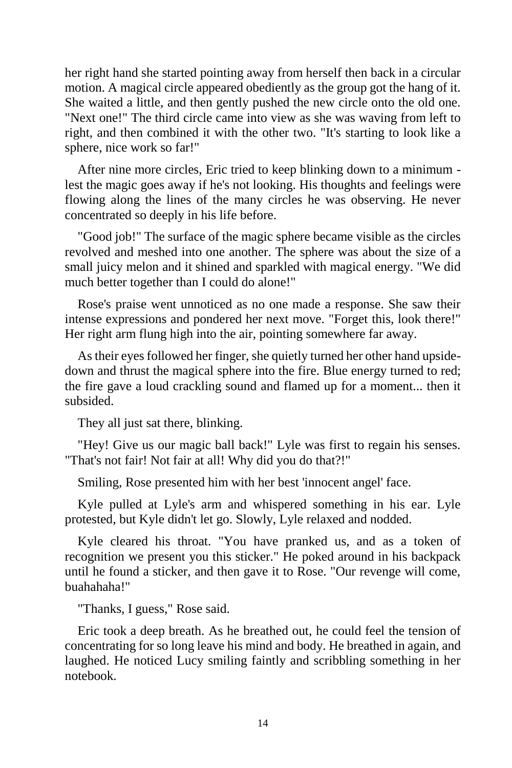her right hand she started pointing away from herself then back in a circular motion. A magical circle appeared obediently as the group got the hang of it. She waited a little, and then gently pushed the new circle onto the old one. "Next one!" The third circle came into view as she was waving from left to right, and then combined it with the other two. "It's starting to look like a sphere, nice work so far!"

After nine more circles, Eric tried to keep blinking down to a minimum - lest the magic goes away if he's not looking. His thoughts and feelings were flowing along the lines of the many circles he was observing. He never concentrated so deeply in his life before.

"Good job!" The surface of the magic sphere became visible as the circles revolved and meshed into one another. The sphere was about the size of a small juicy melon and it shined and sparkled with magical energy. "We did much better together than I could do alone!"

Rose's praise went unnoticed as no one made a response. She saw their intense expressions and pondered her next move. "Forget this, look there!" Her right arm flung high into the air, pointing somewhere far away.

As their eyes followed her finger, she quietly turned her other hand upside-down and thrust the magical sphere into the fire. Blue energy turned to red; the fire gave a loud crackling sound and flamed up for a moment... then it subsided.

They all just sat there, blinking.

"Hey! Give us our magic ball back!" Lyle was first to regain his senses. "That's not fair! Not fair at all! Why did you do that?!"

Smiling, Rose presented him with her best 'innocent angel' face.

Kyle pulled at Lyle's arm and whispered something in his ear. Lyle protested, but Kyle didn't let go. Slowly, Lyle relaxed and nodded.

Kyle cleared his throat. "You have pranked us, and as a token of recognition we present you this sticker." He poked around in his backpack until he found a sticker, and then gave it to Rose. "Our revenge will come, buahahaha!"

"Thanks, I guess," Rose said.

Eric took a deep breath. As he breathed out, he could feel the tension of concentrating for so long leave his mind and body. He breathed in again, and laughed. He noticed Lucy smiling faintly and scribbling something in her notebook.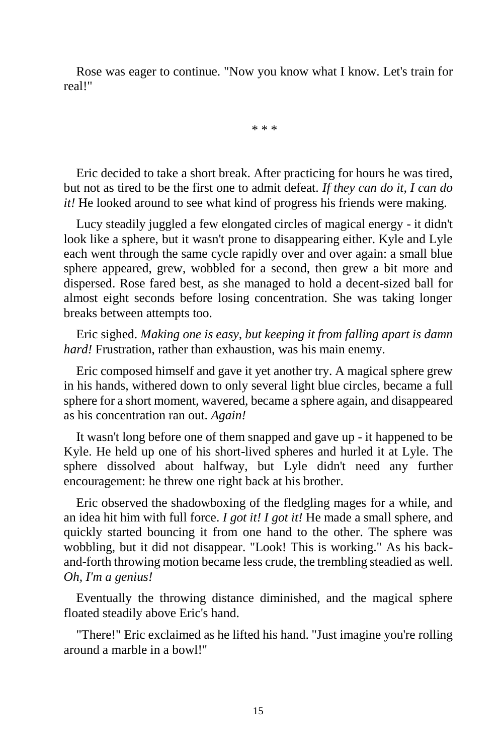Rose was eager to continue. "Now you know what I know. Let's train for real!"

\* \* \*

Eric decided to take a short break. After practicing for hours he was tired, but not as tired to be the first one to admit defeat. *If they can do it, I can do it!* He looked around to see what kind of progress his friends were making.

Lucy steadily juggled a few elongated circles of magical energy - it didn't look like a sphere, but it wasn't prone to disappearing either. Kyle and Lyle each went through the same cycle rapidly over and over again: a small blue sphere appeared, grew, wobbled for a second, then grew a bit more and dispersed. Rose fared best, as she managed to hold a decent-sized ball for almost eight seconds before losing concentration. She was taking longer breaks between attempts too.

Eric sighed. *Making one is easy, but keeping it from falling apart is damn hard!* Frustration, rather than exhaustion, was his main enemy.

Eric composed himself and gave it yet another try. A magical sphere grew in his hands, withered down to only several light blue circles, became a full sphere for a short moment, wavered, became a sphere again, and disappeared as his concentration ran out. *Again!*

It wasn't long before one of them snapped and gave up - it happened to be Kyle. He held up one of his short-lived spheres and hurled it at Lyle. The sphere dissolved about halfway, but Lyle didn't need any further encouragement: he threw one right back at his brother.

Eric observed the shadowboxing of the fledgling mages for a while, and an idea hit him with full force. *I got it! I got it!* He made a small sphere, and quickly started bouncing it from one hand to the other. The sphere was wobbling, but it did not disappear. "Look! This is working." As his back-and-forth throwing motion became less crude, the trembling steadied as well. *Oh, I'm a genius!*

Eventually the throwing distance diminished, and the magical sphere floated steadily above Eric's hand.

"There!" Eric exclaimed as he lifted his hand. "Just imagine you're rolling around a marble in a bowl!"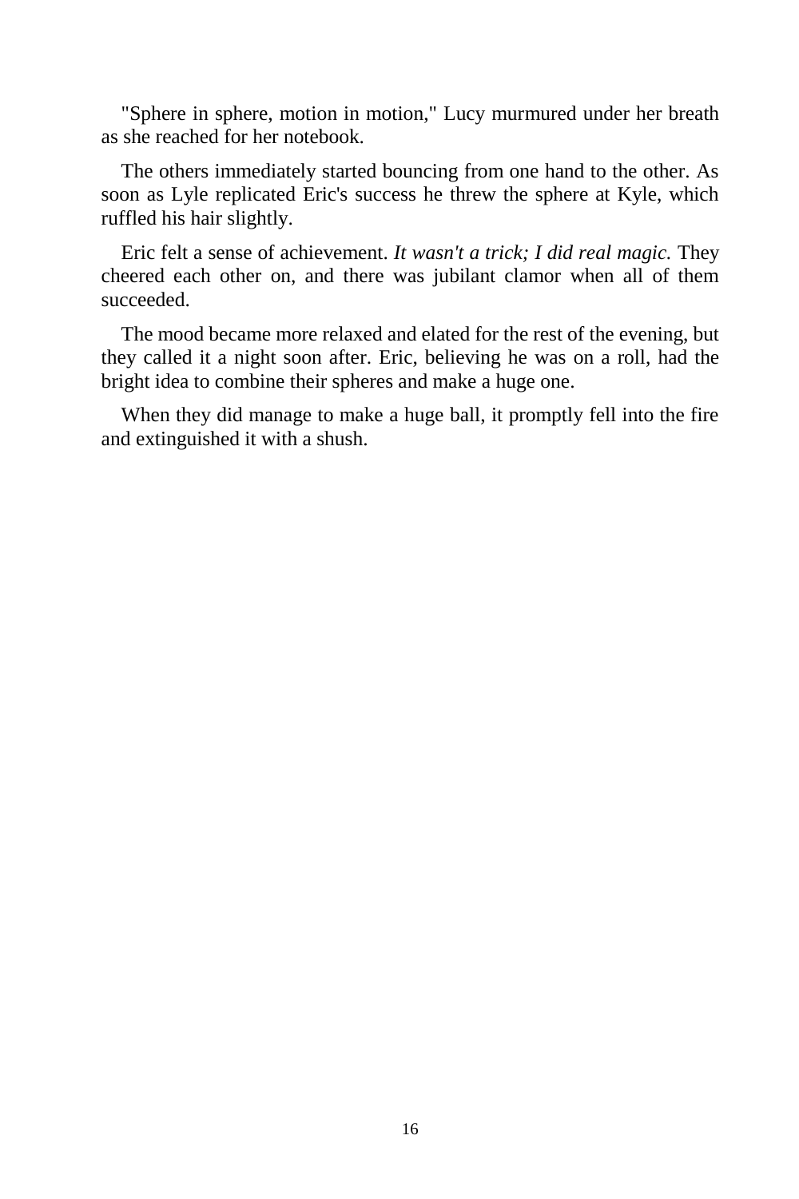"Sphere in sphere, motion in motion," Lucy murmured under her breath as she reached for her notebook.

The others immediately started bouncing from one hand to the other. As soon as Lyle replicated Eric's success he threw the sphere at Kyle, which ruffled his hair slightly.

Eric felt a sense of achievement. *It wasn't a trick; I did real magic.* They cheered each other on, and there was jubilant clamor when all of them succeeded.

The mood became more relaxed and elated for the rest of the evening, but they called it a night soon after. Eric, believing he was on a roll, had the bright idea to combine their spheres and make a huge one.

When they did manage to make a huge ball, it promptly fell into the fire and extinguished it with a shush.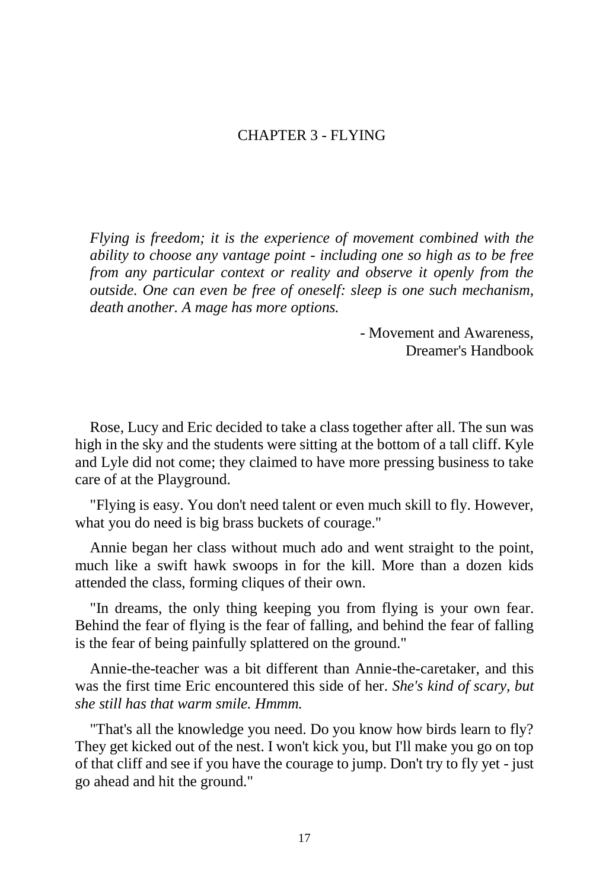# CHAPTER 3 - FLYING

*Flying is freedom; it is the experience of movement combined with the ability to choose any vantage point - including one so high as to be free from any particular context or reality and observe it openly from the outside. One can even be free of oneself: sleep is one such mechanism, death another. A mage has more options.*

- Movement and Awareness,
Dreamer's Handbook

Rose, Lucy and Eric decided to take a class together after all. The sun was high in the sky and the students were sitting at the bottom of a tall cliff. Kyle and Lyle did not come; they claimed to have more pressing business to take care of at the Playground.

"Flying is easy. You don't need talent or even much skill to fly. However, what you do need is big brass buckets of courage."

Annie began her class without much ado and went straight to the point, much like a swift hawk swoops in for the kill. More than a dozen kids attended the class, forming cliques of their own.

"In dreams, the only thing keeping you from flying is your own fear. Behind the fear of flying is the fear of falling, and behind the fear of falling is the fear of being painfully splattered on the ground."

Annie-the-teacher was a bit different than Annie-the-caretaker, and this was the first time Eric encountered this side of her. *She's kind of scary, but she still has that warm smile. Hmmm.*

"That's all the knowledge you need. Do you know how birds learn to fly? They get kicked out of the nest. I won't kick you, but I'll make you go on top of that cliff and see if you have the courage to jump. Don't try to fly yet - just go ahead and hit the ground."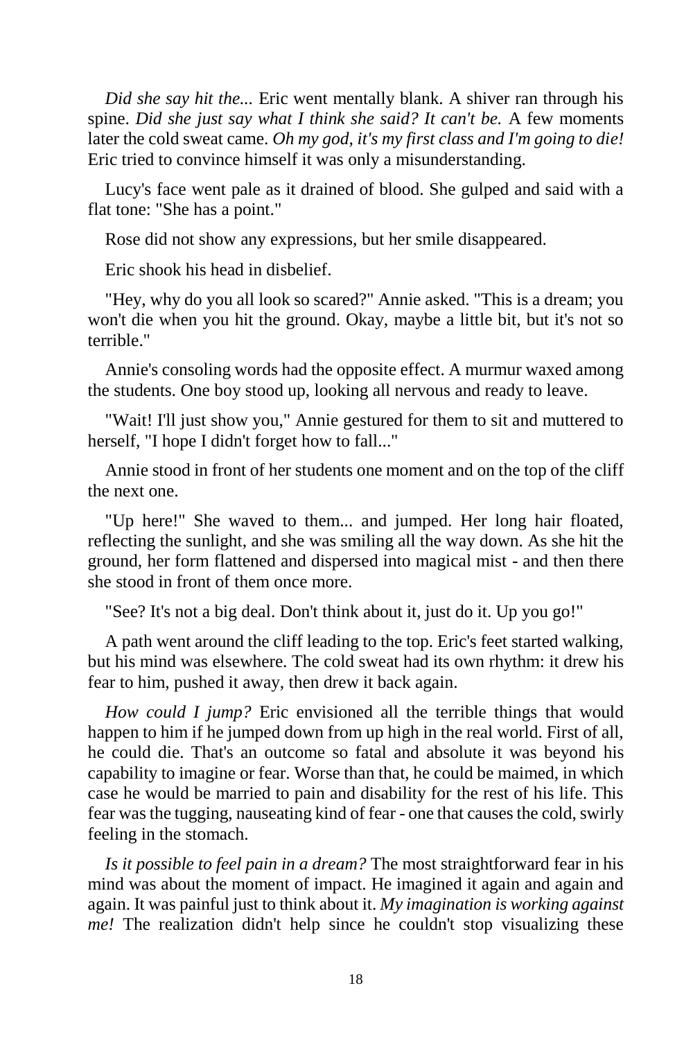*Did she say hit the...* Eric went mentally blank. A shiver ran through his spine. *Did she just say what I think she said? It can't be.* A few moments later the cold sweat came. *Oh my god, it's my first class and I'm going to die!* Eric tried to convince himself it was only a misunderstanding.

Lucy's face went pale as it drained of blood. She gulped and said with a flat tone: "She has a point."

Rose did not show any expressions, but her smile disappeared.

Eric shook his head in disbelief.

"Hey, why do you all look so scared?" Annie asked. "This is a dream; you won't die when you hit the ground. Okay, maybe a little bit, but it's not so terrible."

Annie's consoling words had the opposite effect. A murmur waxed among the students. One boy stood up, looking all nervous and ready to leave.

"Wait! I'll just show you," Annie gestured for them to sit and muttered to herself, "I hope I didn't forget how to fall..."

Annie stood in front of her students one moment and on the top of the cliff the next one.

"Up here!" She waved to them... and jumped. Her long hair floated, reflecting the sunlight, and she was smiling all the way down. As she hit the ground, her form flattened and dispersed into magical mist - and then there she stood in front of them once more.

"See? It's not a big deal. Don't think about it, just do it. Up you go!"

A path went around the cliff leading to the top. Eric's feet started walking, but his mind was elsewhere. The cold sweat had its own rhythm: it drew his fear to him, pushed it away, then drew it back again.

*How could I jump?* Eric envisioned all the terrible things that would happen to him if he jumped down from up high in the real world. First of all, he could die. That's an outcome so fatal and absolute it was beyond his capability to imagine or fear. Worse than that, he could be maimed, in which case he would be married to pain and disability for the rest of his life. This fear was the tugging, nauseating kind of fear - one that causes the cold, swirly feeling in the stomach.

*Is it possible to feel pain in a dream?* The most straightforward fear in his mind was about the moment of impact. He imagined it again and again and again. It was painful just to think about it. *My imagination is working against me!* The realization didn't help since he couldn't stop visualizing these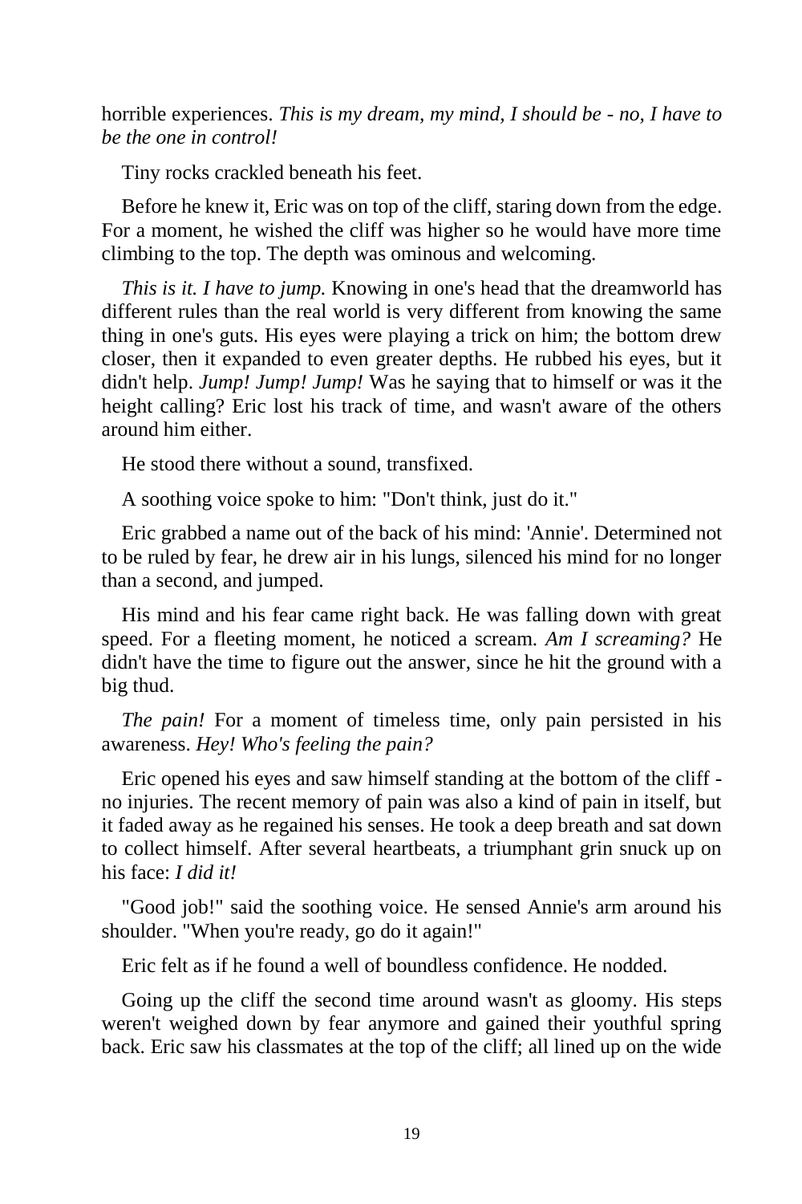horrible experiences. *This is my dream, my mind, I should be - no, I have to be the one in control!*

Tiny rocks crackled beneath his feet.

Before he knew it, Eric was on top of the cliff, staring down from the edge. For a moment, he wished the cliff was higher so he would have more time climbing to the top. The depth was ominous and welcoming.

*This is it. I have to jump.* Knowing in one's head that the dreamworld has different rules than the real world is very different from knowing the same thing in one's guts. His eyes were playing a trick on him; the bottom drew closer, then it expanded to even greater depths. He rubbed his eyes, but it didn't help. *Jump! Jump! Jump!* Was he saying that to himself or was it the height calling? Eric lost his track of time, and wasn't aware of the others around him either.

He stood there without a sound, transfixed.

A soothing voice spoke to him: "Don't think, just do it."

Eric grabbed a name out of the back of his mind: 'Annie'. Determined not to be ruled by fear, he drew air in his lungs, silenced his mind for no longer than a second, and jumped.

His mind and his fear came right back. He was falling down with great speed. For a fleeting moment, he noticed a scream. *Am I screaming?* He didn't have the time to figure out the answer, since he hit the ground with a big thud.

*The pain!* For a moment of timeless time, only pain persisted in his awareness. *Hey! Who's feeling the pain?*

Eric opened his eyes and saw himself standing at the bottom of the cliff - no injuries. The recent memory of pain was also a kind of pain in itself, but it faded away as he regained his senses. He took a deep breath and sat down to collect himself. After several heartbeats, a triumphant grin snuck up on his face: *I did it!*

"Good job!" said the soothing voice. He sensed Annie's arm around his shoulder. "When you're ready, go do it again!"

Eric felt as if he found a well of boundless confidence. He nodded.

Going up the cliff the second time around wasn't as gloomy. His steps weren't weighed down by fear anymore and gained their youthful spring back. Eric saw his classmates at the top of the cliff; all lined up on the wide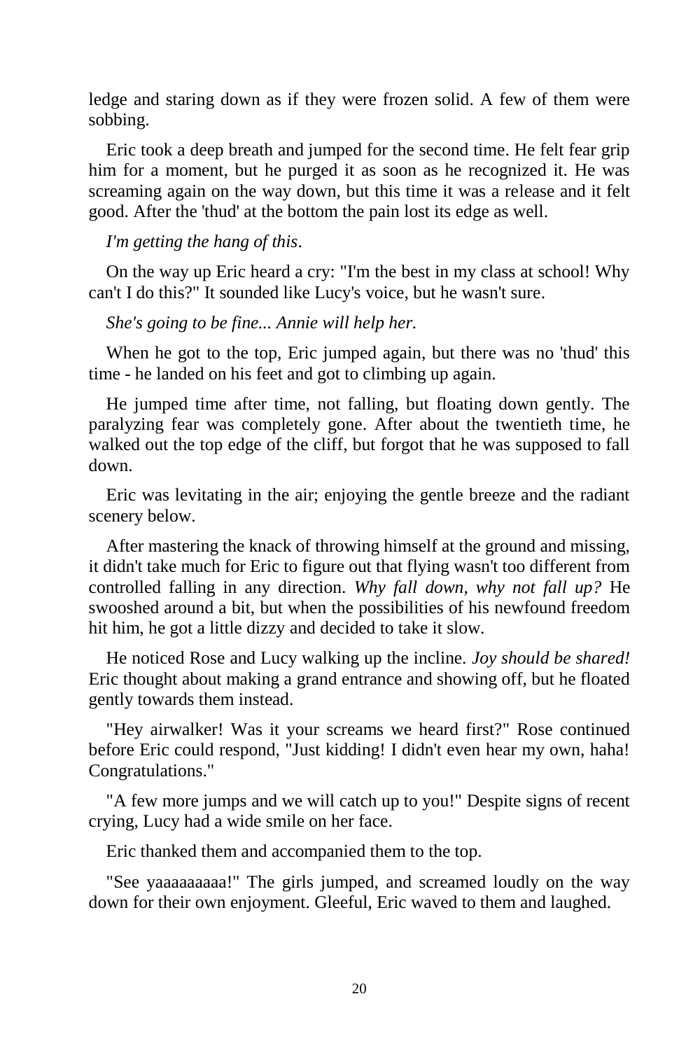ledge and staring down as if they were frozen solid. A few of them were sobbing.

Eric took a deep breath and jumped for the second time. He felt fear grip him for a moment, but he purged it as soon as he recognized it. He was screaming again on the way down, but this time it was a release and it felt good. After the 'thud' at the bottom the pain lost its edge as well.

*I'm getting the hang of this*.

On the way up Eric heard a cry: "I'm the best in my class at school! Why can't I do this?" It sounded like Lucy's voice, but he wasn't sure.

*She's going to be fine... Annie will help her.*

When he got to the top, Eric jumped again, but there was no 'thud' this time - he landed on his feet and got to climbing up again.

He jumped time after time, not falling, but floating down gently. The paralyzing fear was completely gone. After about the twentieth time, he walked out the top edge of the cliff, but forgot that he was supposed to fall down.

Eric was levitating in the air; enjoying the gentle breeze and the radiant scenery below.

After mastering the knack of throwing himself at the ground and missing, it didn't take much for Eric to figure out that flying wasn't too different from controlled falling in any direction. *Why fall down, why not fall up?* He swooshed around a bit, but when the possibilities of his newfound freedom hit him, he got a little dizzy and decided to take it slow.

He noticed Rose and Lucy walking up the incline. *Joy should be shared!* Eric thought about making a grand entrance and showing off, but he floated gently towards them instead.

"Hey airwalker! Was it your screams we heard first?" Rose continued before Eric could respond, "Just kidding! I didn't even hear my own, haha! Congratulations."

"A few more jumps and we will catch up to you!" Despite signs of recent crying, Lucy had a wide smile on her face.

Eric thanked them and accompanied them to the top.

"See yaaaaaaaaa!" The girls jumped, and screamed loudly on the way down for their own enjoyment. Gleeful, Eric waved to them and laughed.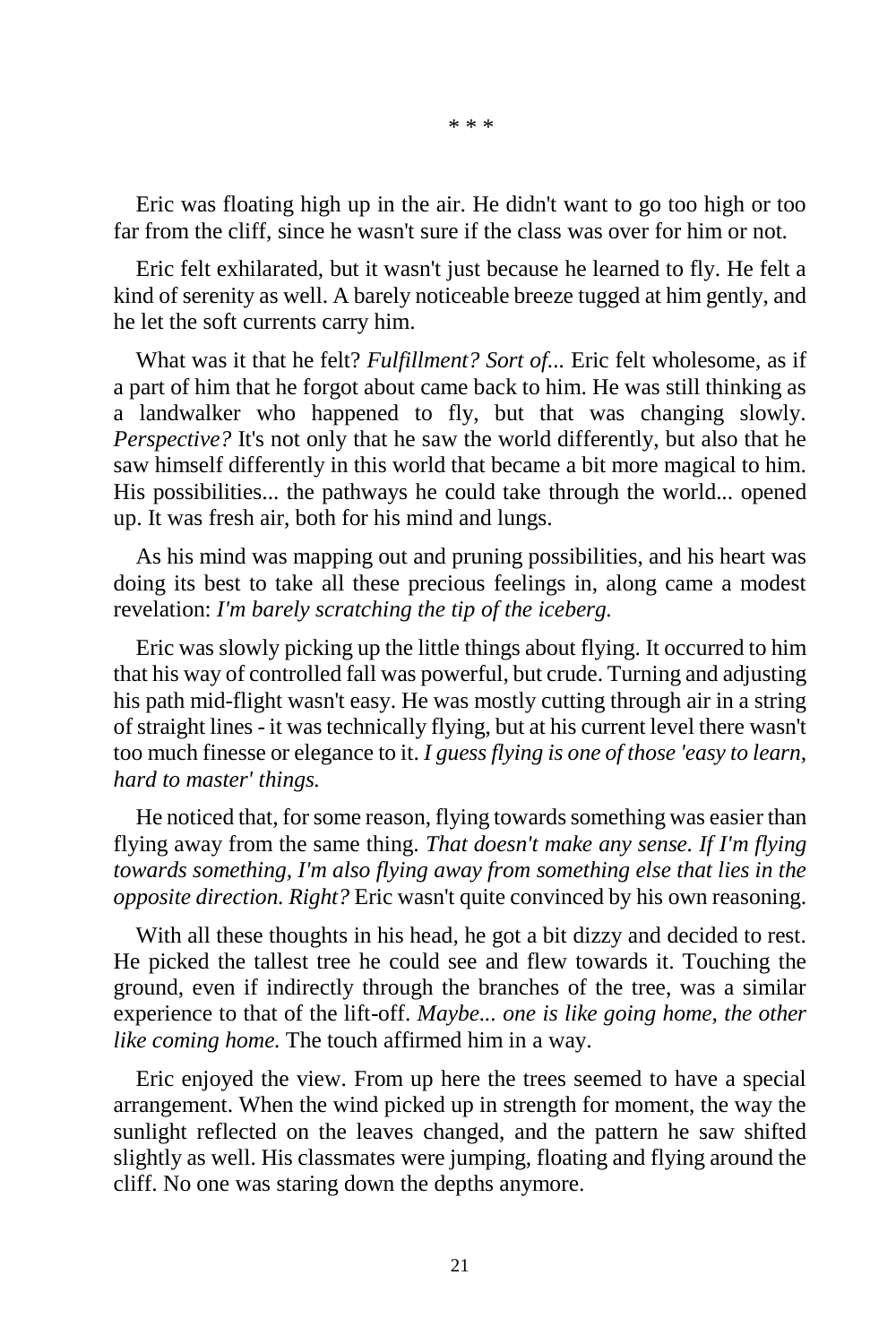\* \* \*

Eric was floating high up in the air. He didn't want to go too high or too far from the cliff, since he wasn't sure if the class was over for him or not.

Eric felt exhilarated, but it wasn't just because he learned to fly. He felt a kind of serenity as well. A barely noticeable breeze tugged at him gently, and he let the soft currents carry him.

What was it that he felt? *Fulfillment? Sort of...* Eric felt wholesome, as if a part of him that he forgot about came back to him. He was still thinking as a landwalker who happened to fly, but that was changing slowly. *Perspective?* It's not only that he saw the world differently, but also that he saw himself differently in this world that became a bit more magical to him. His possibilities... the pathways he could take through the world... opened up. It was fresh air, both for his mind and lungs.

As his mind was mapping out and pruning possibilities, and his heart was doing its best to take all these precious feelings in, along came a modest revelation: *I'm barely scratching the tip of the iceberg.*

Eric was slowly picking up the little things about flying. It occurred to him that his way of controlled fall was powerful, but crude. Turning and adjusting his path mid-flight wasn't easy. He was mostly cutting through air in a string of straight lines - it was technically flying, but at his current level there wasn't too much finesse or elegance to it. *I guess flying is one of those 'easy to learn, hard to master' things.*

He noticed that, for some reason, flying towards something was easier than flying away from the same thing. *That doesn't make any sense. If I'm flying towards something, I'm also flying away from something else that lies in the opposite direction. Right?* Eric wasn't quite convinced by his own reasoning.

With all these thoughts in his head, he got a bit dizzy and decided to rest. He picked the tallest tree he could see and flew towards it. Touching the ground, even if indirectly through the branches of the tree, was a similar experience to that of the lift-off. *Maybe... one is like going home, the other like coming home.* The touch affirmed him in a way.

Eric enjoyed the view. From up here the trees seemed to have a special arrangement. When the wind picked up in strength for moment, the way the sunlight reflected on the leaves changed, and the pattern he saw shifted slightly as well. His classmates were jumping, floating and flying around the cliff. No one was staring down the depths anymore.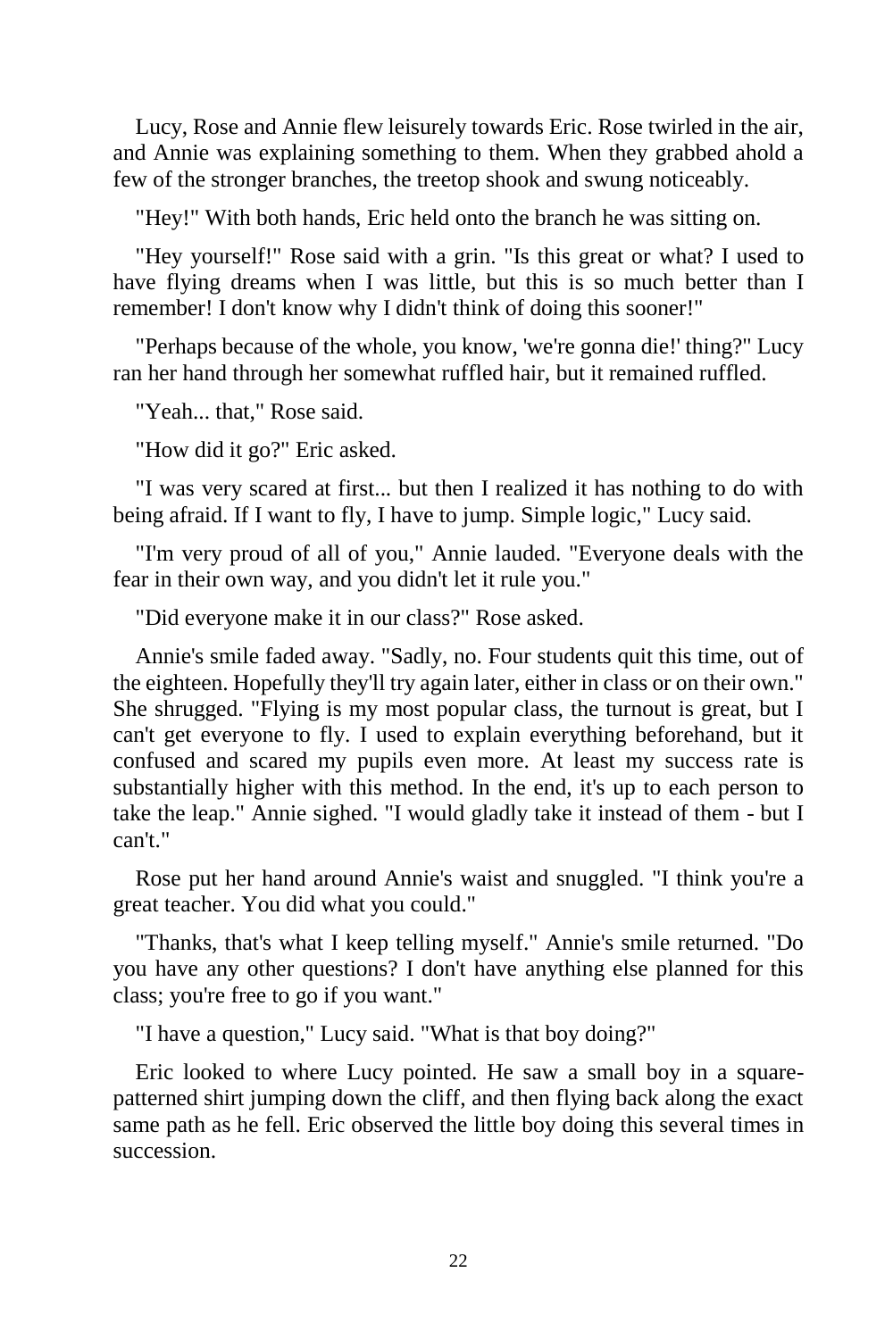Lucy, Rose and Annie flew leisurely towards Eric. Rose twirled in the air, and Annie was explaining something to them. When they grabbed ahold a few of the stronger branches, the treetop shook and swung noticeably.

"Hey!" With both hands, Eric held onto the branch he was sitting on.

"Hey yourself!" Rose said with a grin. "Is this great or what? I used to have flying dreams when I was little, but this is so much better than I remember! I don't know why I didn't think of doing this sooner!"

"Perhaps because of the whole, you know, 'we're gonna die!' thing?" Lucy ran her hand through her somewhat ruffled hair, but it remained ruffled.

"Yeah... that," Rose said.

"How did it go?" Eric asked.

"I was very scared at first... but then I realized it has nothing to do with being afraid. If I want to fly, I have to jump. Simple logic," Lucy said.

"I'm very proud of all of you," Annie lauded. "Everyone deals with the fear in their own way, and you didn't let it rule you."

"Did everyone make it in our class?" Rose asked.

Annie's smile faded away. "Sadly, no. Four students quit this time, out of the eighteen. Hopefully they'll try again later, either in class or on their own." She shrugged. "Flying is my most popular class, the turnout is great, but I can't get everyone to fly. I used to explain everything beforehand, but it confused and scared my pupils even more. At least my success rate is substantially higher with this method. In the end, it's up to each person to take the leap." Annie sighed. "I would gladly take it instead of them - but I can't."

Rose put her hand around Annie's waist and snuggled. "I think you're a great teacher. You did what you could."

"Thanks, that's what I keep telling myself." Annie's smile returned. "Do you have any other questions? I don't have anything else planned for this class; you're free to go if you want."

"I have a question," Lucy said. "What is that boy doing?"

Eric looked to where Lucy pointed. He saw a small boy in a square-patterned shirt jumping down the cliff, and then flying back along the exact same path as he fell. Eric observed the little boy doing this several times in succession.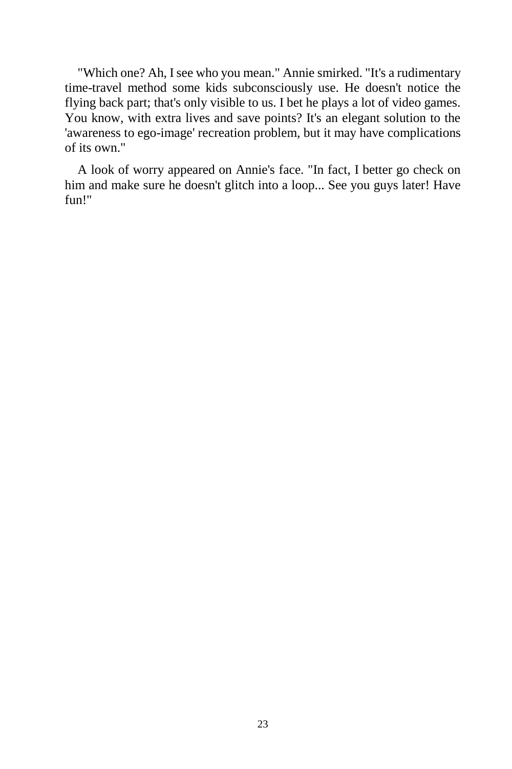"Which one? Ah, I see who you mean." Annie smirked. "It's a rudimentary time-travel method some kids subconsciously use. He doesn't notice the flying back part; that's only visible to us. I bet he plays a lot of video games. You know, with extra lives and save points? It's an elegant solution to the 'awareness to ego-image' recreation problem, but it may have complications of its own."

A look of worry appeared on Annie's face. "In fact, I better go check on him and make sure he doesn't glitch into a loop... See you guys later! Have fun!"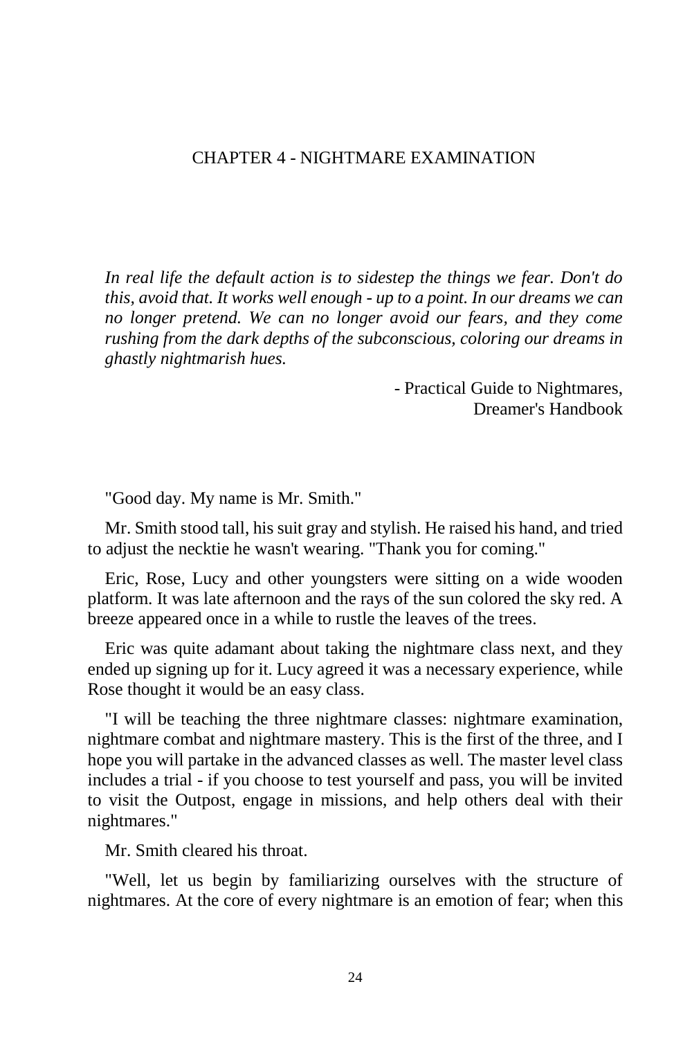# CHAPTER 4 - NIGHTMARE EXAMINATION

> *In real life the default action is to sidestep the things we fear. Don't do this, avoid that. It works well enough - up to a point. In our dreams we can no longer pretend. We can no longer avoid our fears, and they come rushing from the dark depths of the subconscious, coloring our dreams in ghastly nightmarish hues.*
>
> - Practical Guide to Nightmares, Dreamer's Handbook

"Good day. My name is Mr. Smith."

Mr. Smith stood tall, his suit gray and stylish. He raised his hand, and tried to adjust the necktie he wasn't wearing. "Thank you for coming."

Eric, Rose, Lucy and other youngsters were sitting on a wide wooden platform. It was late afternoon and the rays of the sun colored the sky red. A breeze appeared once in a while to rustle the leaves of the trees.

Eric was quite adamant about taking the nightmare class next, and they ended up signing up for it. Lucy agreed it was a necessary experience, while Rose thought it would be an easy class.

"I will be teaching the three nightmare classes: nightmare examination, nightmare combat and nightmare mastery. This is the first of the three, and I hope you will partake in the advanced classes as well. The master level class includes a trial - if you choose to test yourself and pass, you will be invited to visit the Outpost, engage in missions, and help others deal with their nightmares."

Mr. Smith cleared his throat.

"Well, let us begin by familiarizing ourselves with the structure of nightmares. At the core of every nightmare is an emotion of fear; when this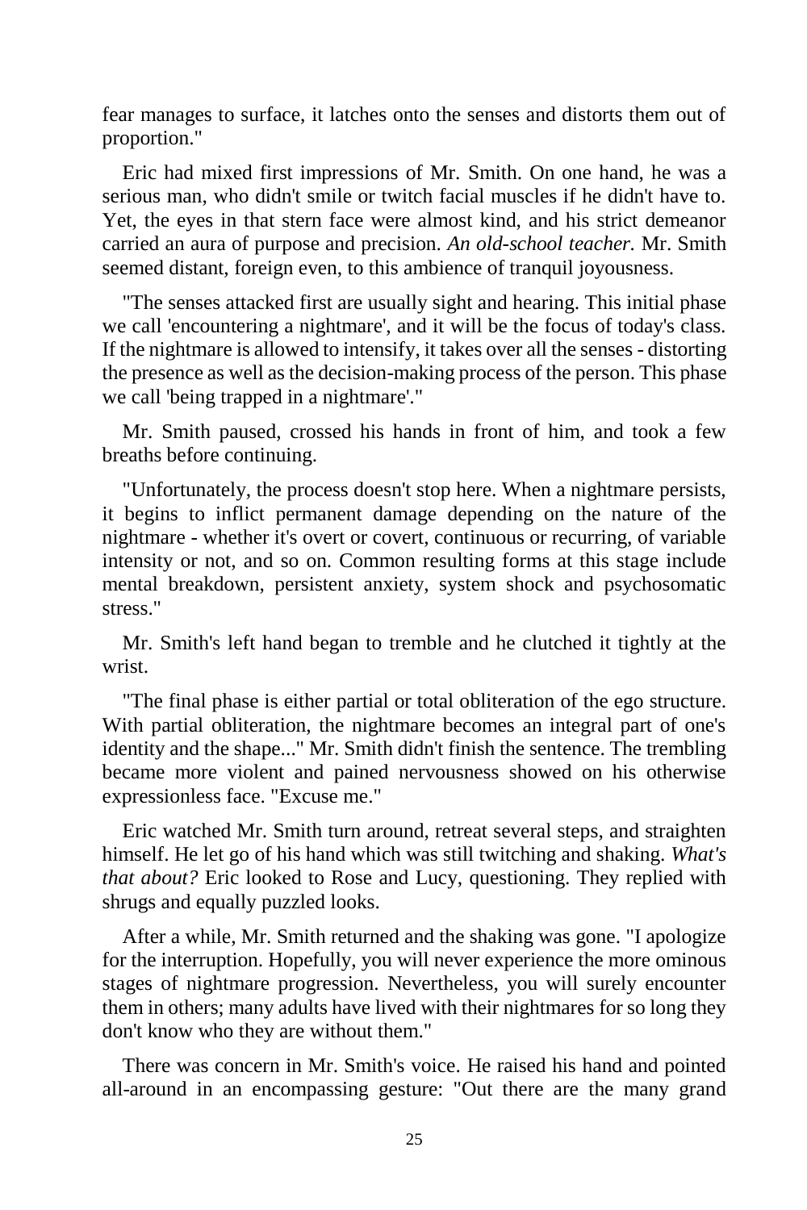fear manages to surface, it latches onto the senses and distorts them out of proportion."

Eric had mixed first impressions of Mr. Smith. On one hand, he was a serious man, who didn't smile or twitch facial muscles if he didn't have to. Yet, the eyes in that stern face were almost kind, and his strict demeanor carried an aura of purpose and precision. *An old-school teacher.* Mr. Smith seemed distant, foreign even, to this ambience of tranquil joyousness.

"The senses attacked first are usually sight and hearing. This initial phase we call 'encountering a nightmare', and it will be the focus of today's class. If the nightmare is allowed to intensify, it takes over all the senses - distorting the presence as well as the decision-making process of the person. This phase we call 'being trapped in a nightmare'."

Mr. Smith paused, crossed his hands in front of him, and took a few breaths before continuing.

"Unfortunately, the process doesn't stop here. When a nightmare persists, it begins to inflict permanent damage depending on the nature of the nightmare - whether it's overt or covert, continuous or recurring, of variable intensity or not, and so on. Common resulting forms at this stage include mental breakdown, persistent anxiety, system shock and psychosomatic stress."

Mr. Smith's left hand began to tremble and he clutched it tightly at the wrist.

"The final phase is either partial or total obliteration of the ego structure. With partial obliteration, the nightmare becomes an integral part of one's identity and the shape..." Mr. Smith didn't finish the sentence. The trembling became more violent and pained nervousness showed on his otherwise expressionless face. "Excuse me."

Eric watched Mr. Smith turn around, retreat several steps, and straighten himself. He let go of his hand which was still twitching and shaking. *What's that about?* Eric looked to Rose and Lucy, questioning. They replied with shrugs and equally puzzled looks.

After a while, Mr. Smith returned and the shaking was gone. "I apologize for the interruption. Hopefully, you will never experience the more ominous stages of nightmare progression. Nevertheless, you will surely encounter them in others; many adults have lived with their nightmares for so long they don't know who they are without them."

There was concern in Mr. Smith's voice. He raised his hand and pointed all-around in an encompassing gesture: "Out there are the many grand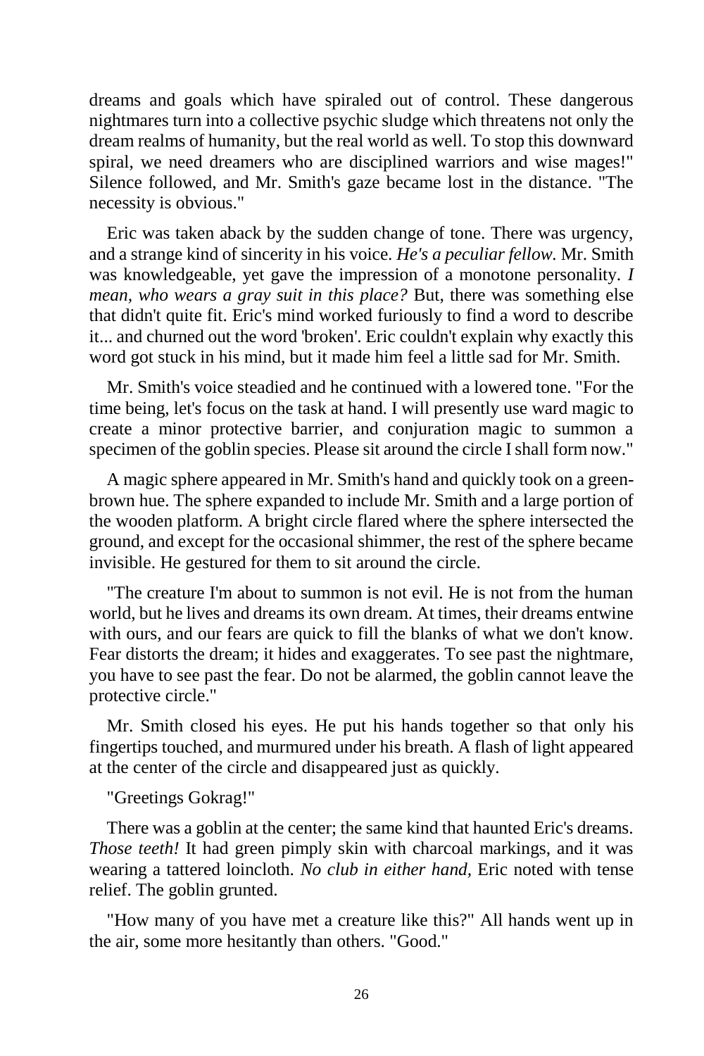dreams and goals which have spiraled out of control. These dangerous nightmares turn into a collective psychic sludge which threatens not only the dream realms of humanity, but the real world as well. To stop this downward spiral, we need dreamers who are disciplined warriors and wise mages!" Silence followed, and Mr. Smith's gaze became lost in the distance. "The necessity is obvious."

Eric was taken aback by the sudden change of tone. There was urgency, and a strange kind of sincerity in his voice. *He's a peculiar fellow.* Mr. Smith was knowledgeable, yet gave the impression of a monotone personality. *I mean, who wears a gray suit in this place?* But, there was something else that didn't quite fit. Eric's mind worked furiously to find a word to describe it... and churned out the word 'broken'. Eric couldn't explain why exactly this word got stuck in his mind, but it made him feel a little sad for Mr. Smith.

Mr. Smith's voice steadied and he continued with a lowered tone. "For the time being, let's focus on the task at hand. I will presently use ward magic to create a minor protective barrier, and conjuration magic to summon a specimen of the goblin species. Please sit around the circle I shall form now."

A magic sphere appeared in Mr. Smith's hand and quickly took on a green-brown hue. The sphere expanded to include Mr. Smith and a large portion of the wooden platform. A bright circle flared where the sphere intersected the ground, and except for the occasional shimmer, the rest of the sphere became invisible. He gestured for them to sit around the circle.

"The creature I'm about to summon is not evil. He is not from the human world, but he lives and dreams its own dream. At times, their dreams entwine with ours, and our fears are quick to fill the blanks of what we don't know. Fear distorts the dream; it hides and exaggerates. To see past the nightmare, you have to see past the fear. Do not be alarmed, the goblin cannot leave the protective circle."

Mr. Smith closed his eyes. He put his hands together so that only his fingertips touched, and murmured under his breath. A flash of light appeared at the center of the circle and disappeared just as quickly.

"Greetings Gokrag!"

There was a goblin at the center; the same kind that haunted Eric's dreams. *Those teeth!* It had green pimply skin with charcoal markings, and it was wearing a tattered loincloth. *No club in either hand,* Eric noted with tense relief. The goblin grunted.

"How many of you have met a creature like this?" All hands went up in the air, some more hesitantly than others. "Good."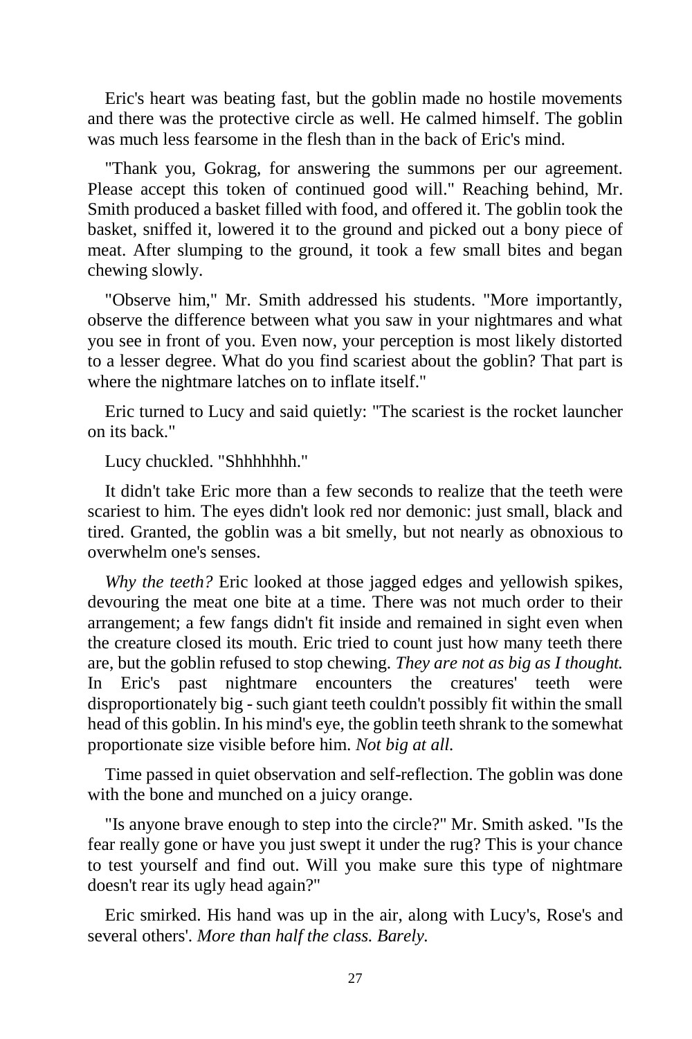Eric's heart was beating fast, but the goblin made no hostile movements and there was the protective circle as well. He calmed himself. The goblin was much less fearsome in the flesh than in the back of Eric's mind.

"Thank you, Gokrag, for answering the summons per our agreement. Please accept this token of continued good will." Reaching behind, Mr. Smith produced a basket filled with food, and offered it. The goblin took the basket, sniffed it, lowered it to the ground and picked out a bony piece of meat. After slumping to the ground, it took a few small bites and began chewing slowly.

"Observe him," Mr. Smith addressed his students. "More importantly, observe the difference between what you saw in your nightmares and what you see in front of you. Even now, your perception is most likely distorted to a lesser degree. What do you find scariest about the goblin? That part is where the nightmare latches on to inflate itself."

Eric turned to Lucy and said quietly: "The scariest is the rocket launcher on its back."

Lucy chuckled. "Shhhhhhh."

It didn't take Eric more than a few seconds to realize that the teeth were scariest to him. The eyes didn't look red nor demonic: just small, black and tired. Granted, the goblin was a bit smelly, but not nearly as obnoxious to overwhelm one's senses.

*Why the teeth?* Eric looked at those jagged edges and yellowish spikes, devouring the meat one bite at a time. There was not much order to their arrangement; a few fangs didn't fit inside and remained in sight even when the creature closed its mouth. Eric tried to count just how many teeth there are, but the goblin refused to stop chewing. *They are not as big as I thought.* In Eric's past nightmare encounters the creatures' teeth were disproportionately big - such giant teeth couldn't possibly fit within the small head of this goblin. In his mind's eye, the goblin teeth shrank to the somewhat proportionate size visible before him. *Not big at all.*

Time passed in quiet observation and self-reflection. The goblin was done with the bone and munched on a juicy orange.

"Is anyone brave enough to step into the circle?" Mr. Smith asked. "Is the fear really gone or have you just swept it under the rug? This is your chance to test yourself and find out. Will you make sure this type of nightmare doesn't rear its ugly head again?"

Eric smirked. His hand was up in the air, along with Lucy's, Rose's and several others'. *More than half the class. Barely.*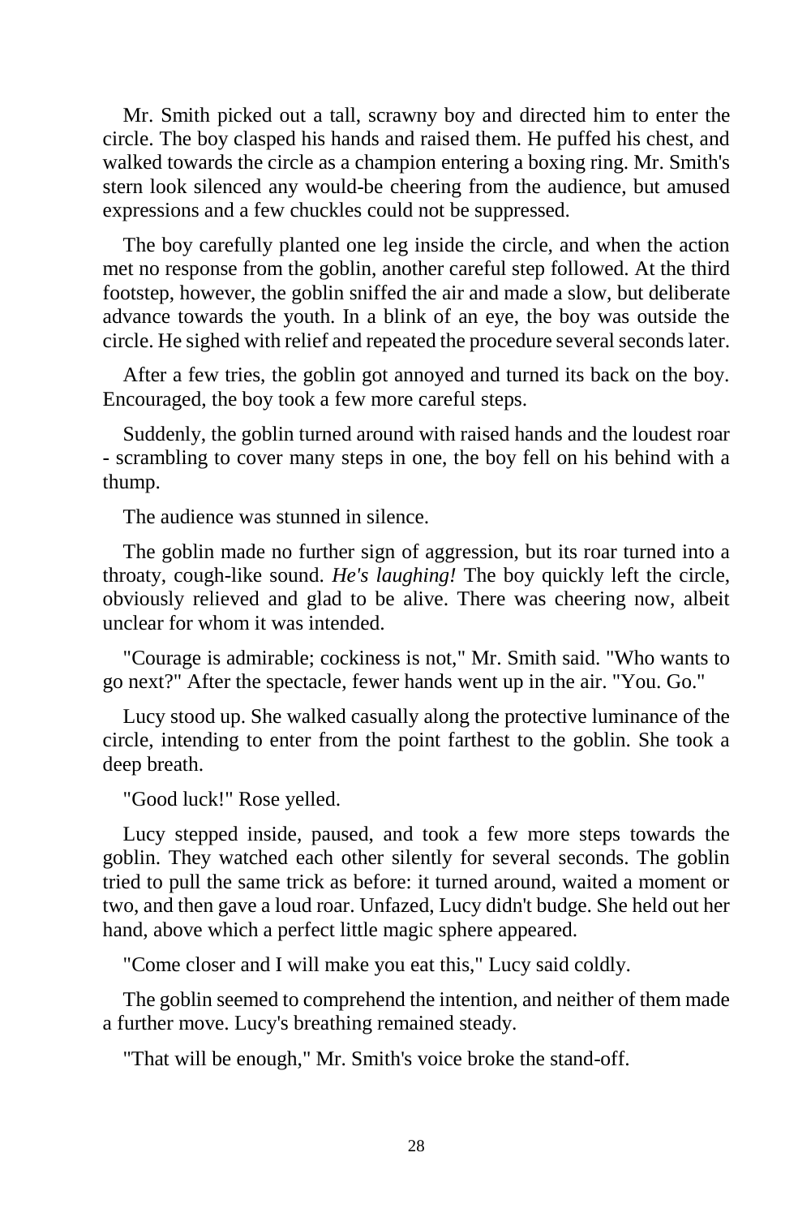Mr. Smith picked out a tall, scrawny boy and directed him to enter the circle. The boy clasped his hands and raised them. He puffed his chest, and walked towards the circle as a champion entering a boxing ring. Mr. Smith's stern look silenced any would-be cheering from the audience, but amused expressions and a few chuckles could not be suppressed.

The boy carefully planted one leg inside the circle, and when the action met no response from the goblin, another careful step followed. At the third footstep, however, the goblin sniffed the air and made a slow, but deliberate advance towards the youth. In a blink of an eye, the boy was outside the circle. He sighed with relief and repeated the procedure several seconds later.

After a few tries, the goblin got annoyed and turned its back on the boy. Encouraged, the boy took a few more careful steps.

Suddenly, the goblin turned around with raised hands and the loudest roar - scrambling to cover many steps in one, the boy fell on his behind with a thump.

The audience was stunned in silence.

The goblin made no further sign of aggression, but its roar turned into a throaty, cough-like sound. *He's laughing!* The boy quickly left the circle, obviously relieved and glad to be alive. There was cheering now, albeit unclear for whom it was intended.

"Courage is admirable; cockiness is not," Mr. Smith said. "Who wants to go next?" After the spectacle, fewer hands went up in the air. "You. Go."

Lucy stood up. She walked casually along the protective luminance of the circle, intending to enter from the point farthest to the goblin. She took a deep breath.

"Good luck!" Rose yelled.

Lucy stepped inside, paused, and took a few more steps towards the goblin. They watched each other silently for several seconds. The goblin tried to pull the same trick as before: it turned around, waited a moment or two, and then gave a loud roar. Unfazed, Lucy didn't budge. She held out her hand, above which a perfect little magic sphere appeared.

"Come closer and I will make you eat this," Lucy said coldly.

The goblin seemed to comprehend the intention, and neither of them made a further move. Lucy's breathing remained steady.

"That will be enough," Mr. Smith's voice broke the stand-off.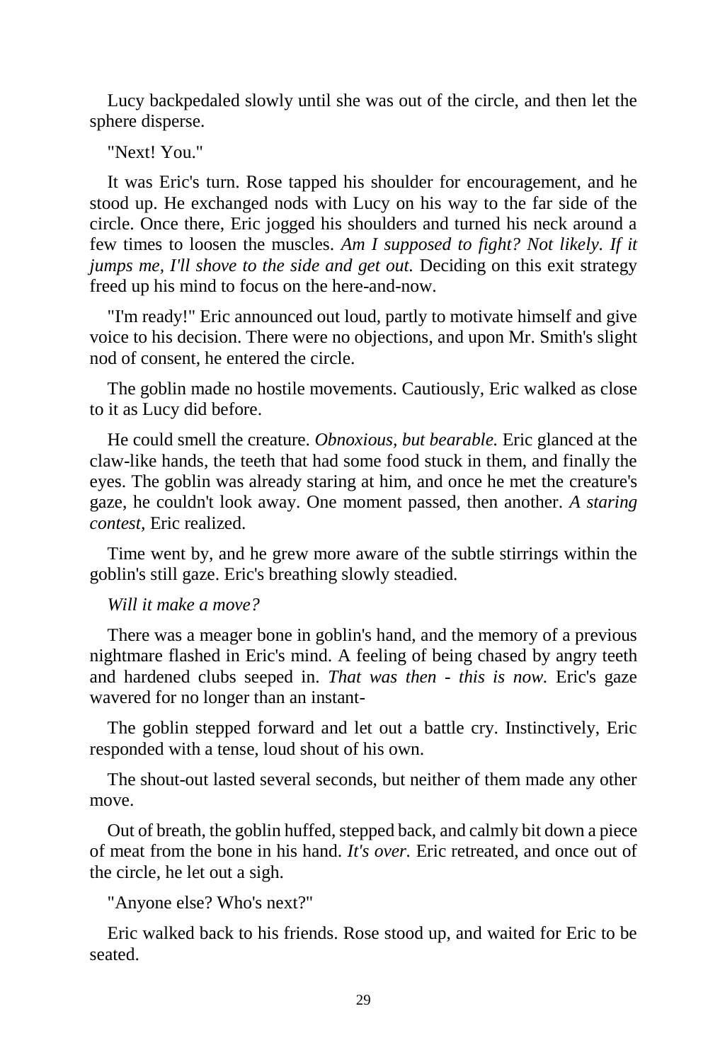Lucy backpedaled slowly until she was out of the circle, and then let the sphere disperse.

"Next! You."

It was Eric's turn. Rose tapped his shoulder for encouragement, and he stood up. He exchanged nods with Lucy on his way to the far side of the circle. Once there, Eric jogged his shoulders and turned his neck around a few times to loosen the muscles. *Am I supposed to fight? Not likely. If it jumps me, I'll shove to the side and get out.* Deciding on this exit strategy freed up his mind to focus on the here-and-now.

"I'm ready!" Eric announced out loud, partly to motivate himself and give voice to his decision. There were no objections, and upon Mr. Smith's slight nod of consent, he entered the circle.

The goblin made no hostile movements. Cautiously, Eric walked as close to it as Lucy did before.

He could smell the creature. *Obnoxious, but bearable.* Eric glanced at the claw-like hands, the teeth that had some food stuck in them, and finally the eyes. The goblin was already staring at him, and once he met the creature's gaze, he couldn't look away. One moment passed, then another. *A staring contest,* Eric realized.

Time went by, and he grew more aware of the subtle stirrings within the goblin's still gaze. Eric's breathing slowly steadied.

*Will it make a move?*

There was a meager bone in goblin's hand, and the memory of a previous nightmare flashed in Eric's mind. A feeling of being chased by angry teeth and hardened clubs seeped in. *That was then - this is now.* Eric's gaze wavered for no longer than an instant-

The goblin stepped forward and let out a battle cry. Instinctively, Eric responded with a tense, loud shout of his own.

The shout-out lasted several seconds, but neither of them made any other move.

Out of breath, the goblin huffed, stepped back, and calmly bit down a piece of meat from the bone in his hand. *It's over.* Eric retreated, and once out of the circle, he let out a sigh.

"Anyone else? Who's next?"

Eric walked back to his friends. Rose stood up, and waited for Eric to be seated.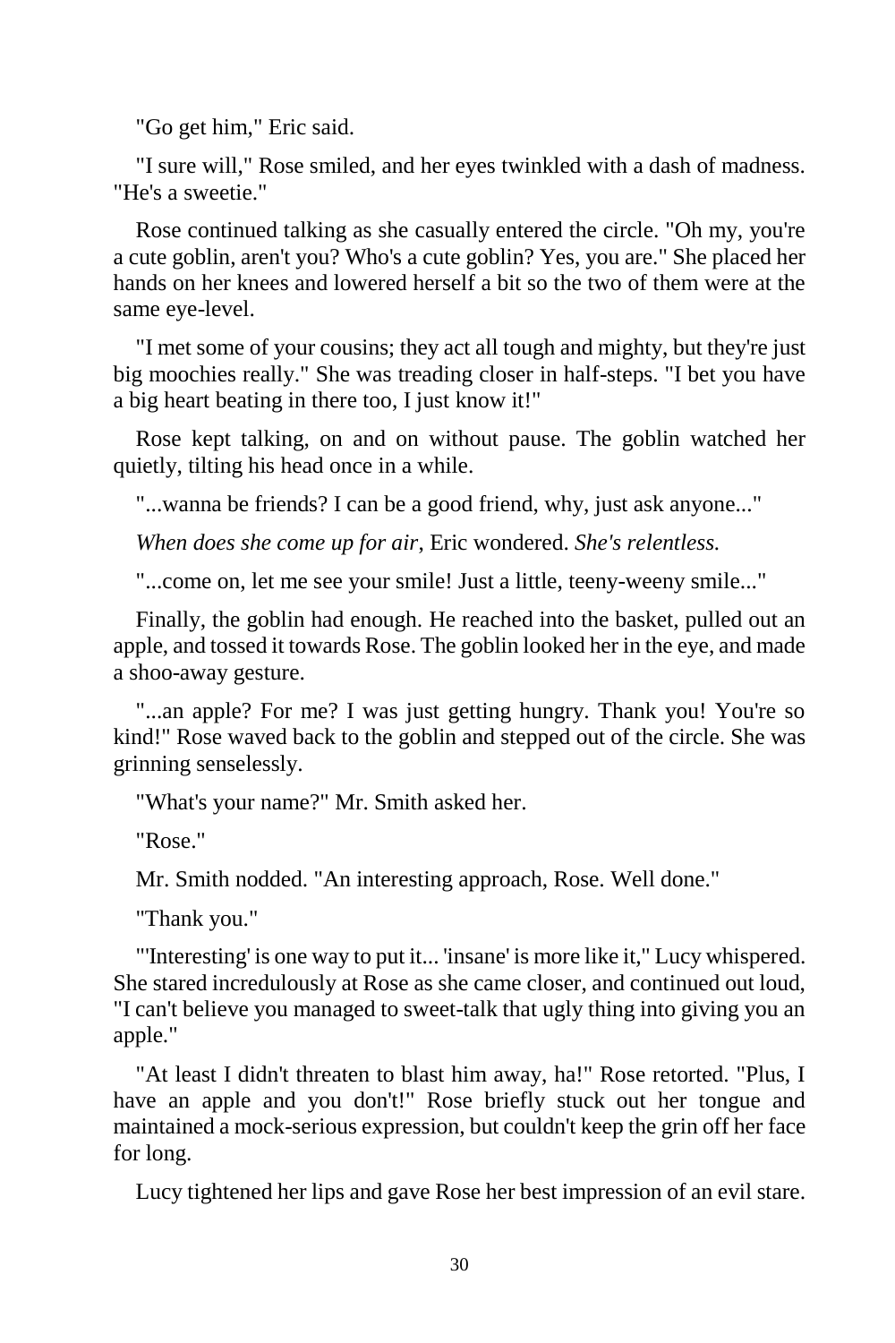"Go get him," Eric said.

"I sure will," Rose smiled, and her eyes twinkled with a dash of madness. "He's a sweetie."

Rose continued talking as she casually entered the circle. "Oh my, you're a cute goblin, aren't you? Who's a cute goblin? Yes, you are." She placed her hands on her knees and lowered herself a bit so the two of them were at the same eye-level.

"I met some of your cousins; they act all tough and mighty, but they're just big moochies really." She was treading closer in half-steps. "I bet you have a big heart beating in there too, I just know it!"

Rose kept talking, on and on without pause. The goblin watched her quietly, tilting his head once in a while.

"...wanna be friends? I can be a good friend, why, just ask anyone..."

*When does she come up for air*, Eric wondered. *She's relentless.*

"...come on, let me see your smile! Just a little, teeny-weeny smile..."

Finally, the goblin had enough. He reached into the basket, pulled out an apple, and tossed it towards Rose. The goblin looked her in the eye, and made a shoo-away gesture.

"...an apple? For me? I was just getting hungry. Thank you! You're so kind!" Rose waved back to the goblin and stepped out of the circle. She was grinning senselessly.

"What's your name?" Mr. Smith asked her.

"Rose."

Mr. Smith nodded. "An interesting approach, Rose. Well done."

"Thank you."

"'Interesting' is one way to put it... 'insane' is more like it," Lucy whispered. She stared incredulously at Rose as she came closer, and continued out loud, "I can't believe you managed to sweet-talk that ugly thing into giving you an apple."

"At least I didn't threaten to blast him away, ha!" Rose retorted. "Plus, I have an apple and you don't!" Rose briefly stuck out her tongue and maintained a mock-serious expression, but couldn't keep the grin off her face for long.

Lucy tightened her lips and gave Rose her best impression of an evil stare.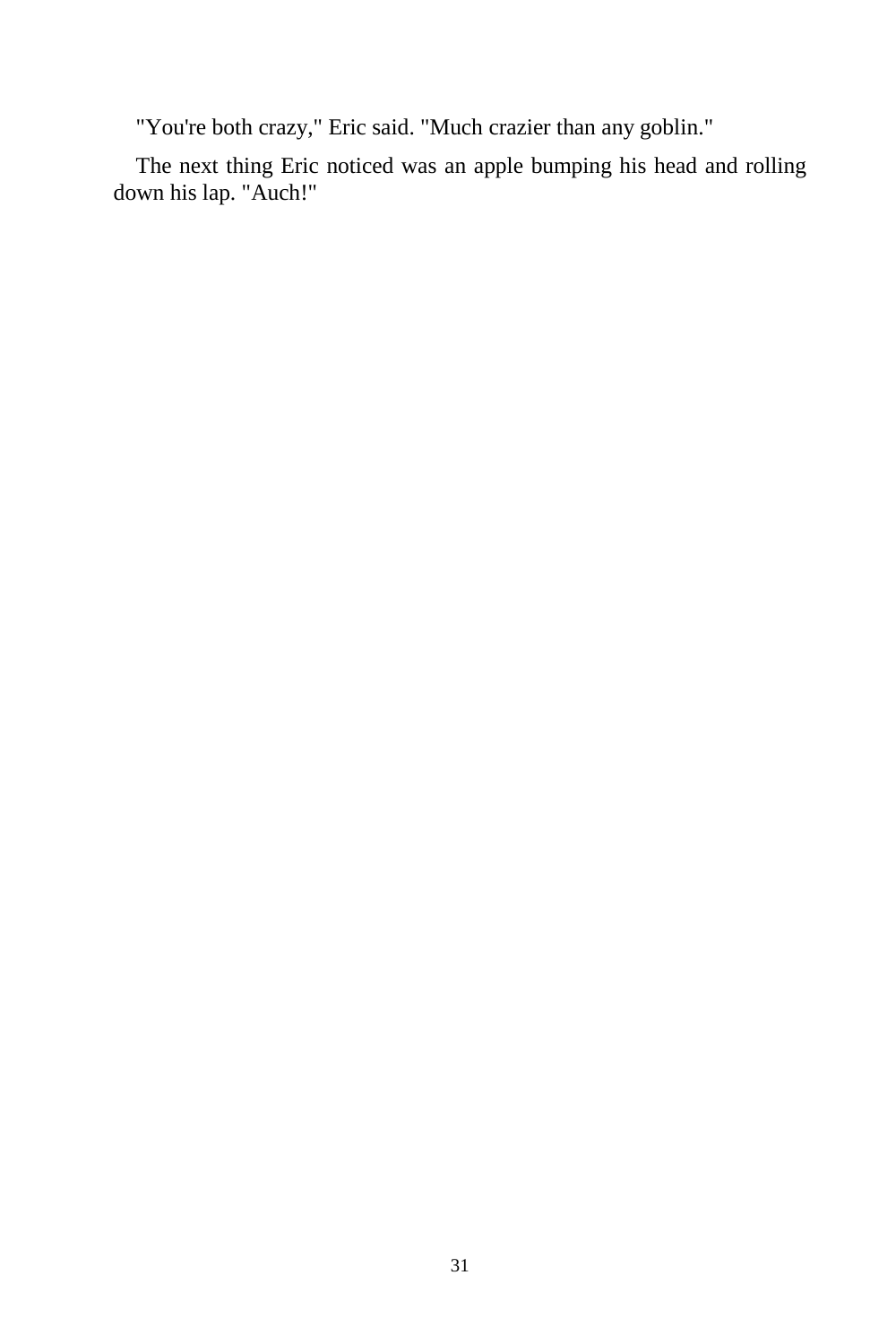"You're both crazy," Eric said. "Much crazier than any goblin."

The next thing Eric noticed was an apple bumping his head and rolling down his lap. "Auch!"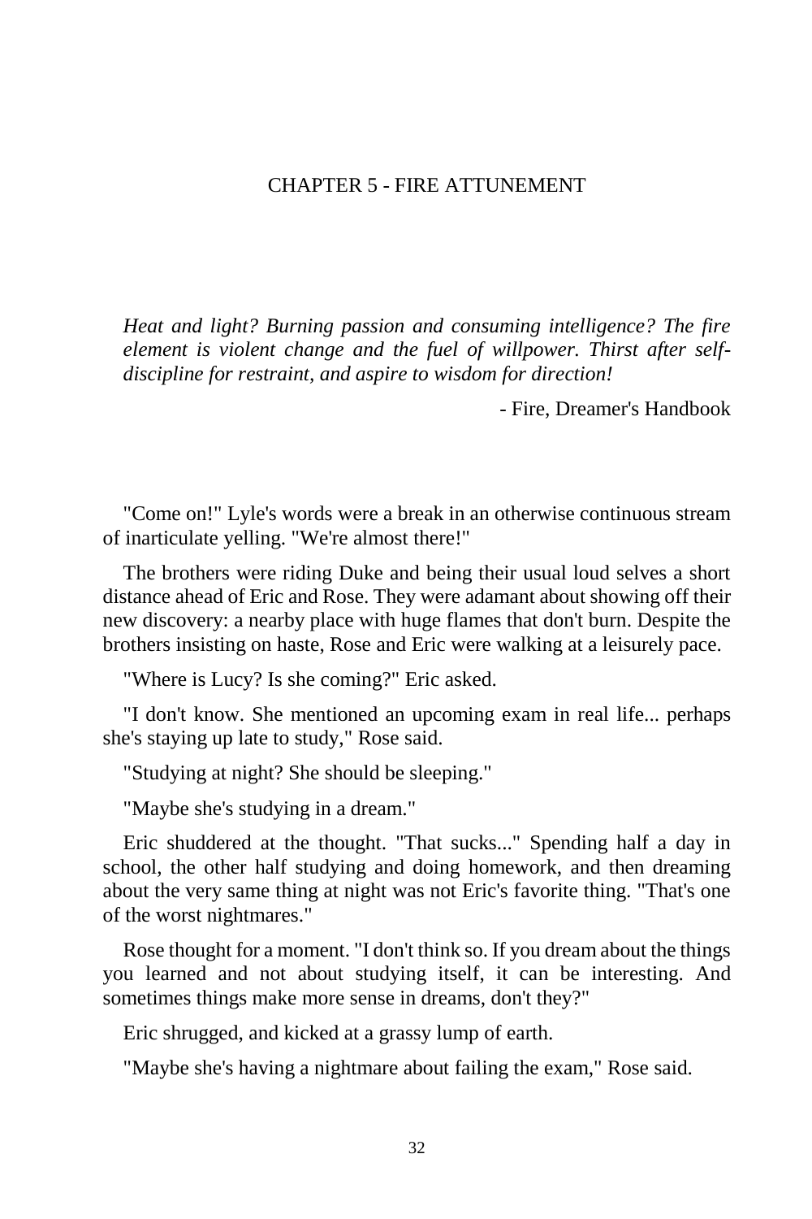# CHAPTER 5 - FIRE ATTUNEMENT

*Heat and light? Burning passion and consuming intelligence? The fire element is violent change and the fuel of willpower. Thirst after self-discipline for restraint, and aspire to wisdom for direction!*

- Fire, Dreamer's Handbook

"Come on!" Lyle's words were a break in an otherwise continuous stream of inarticulate yelling. "We're almost there!"

The brothers were riding Duke and being their usual loud selves a short distance ahead of Eric and Rose. They were adamant about showing off their new discovery: a nearby place with huge flames that don't burn. Despite the brothers insisting on haste, Rose and Eric were walking at a leisurely pace.

"Where is Lucy? Is she coming?" Eric asked.

"I don't know. She mentioned an upcoming exam in real life... perhaps she's staying up late to study," Rose said.

"Studying at night? She should be sleeping."

"Maybe she's studying in a dream."

Eric shuddered at the thought. "That sucks..." Spending half a day in school, the other half studying and doing homework, and then dreaming about the very same thing at night was not Eric's favorite thing. "That's one of the worst nightmares."

Rose thought for a moment. "I don't think so. If you dream about the things you learned and not about studying itself, it can be interesting. And sometimes things make more sense in dreams, don't they?"

Eric shrugged, and kicked at a grassy lump of earth.

"Maybe she's having a nightmare about failing the exam," Rose said.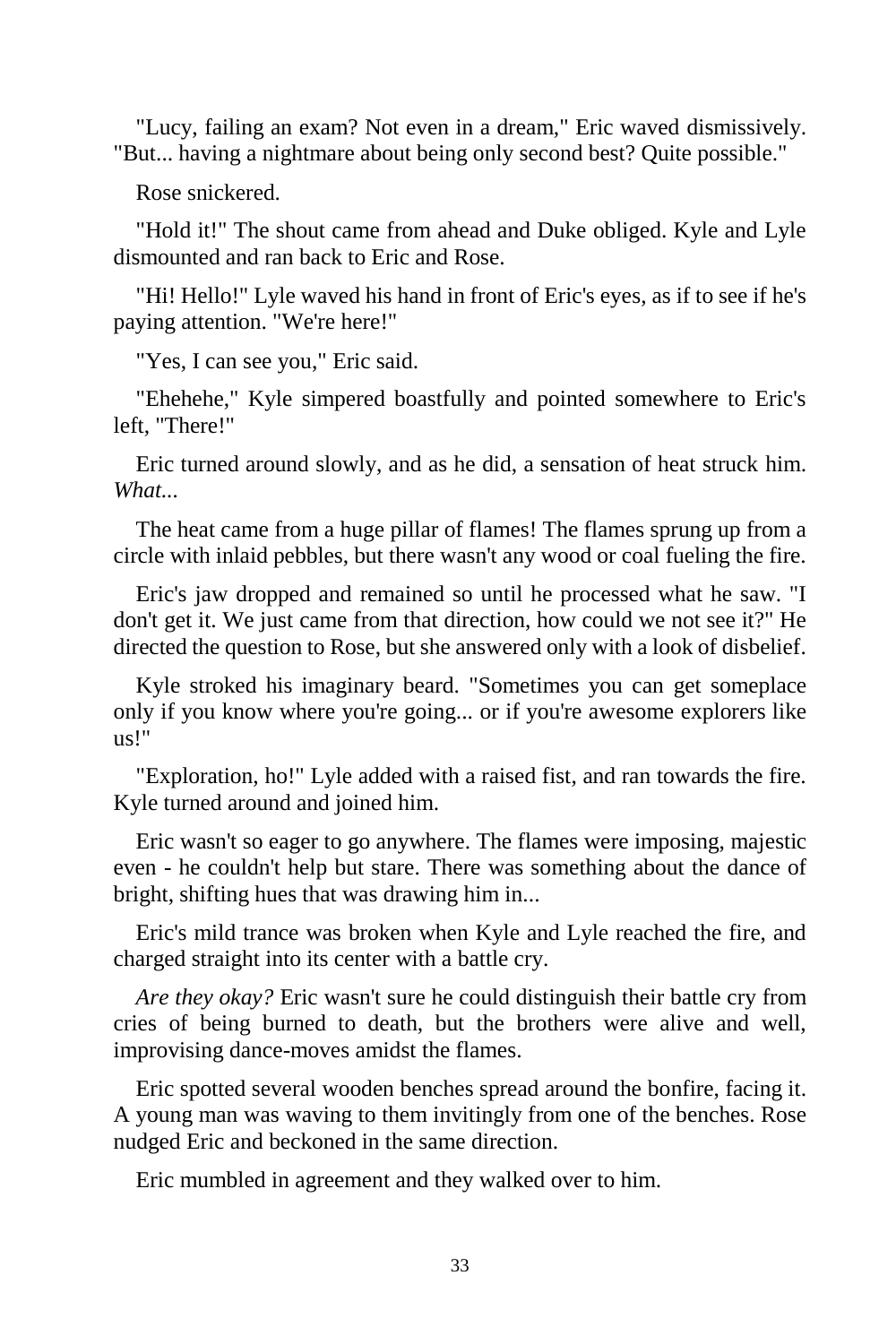"Lucy, failing an exam? Not even in a dream," Eric waved dismissively. "But... having a nightmare about being only second best? Quite possible."

Rose snickered.

"Hold it!" The shout came from ahead and Duke obliged. Kyle and Lyle dismounted and ran back to Eric and Rose.

"Hi! Hello!" Lyle waved his hand in front of Eric's eyes, as if to see if he's paying attention. "We're here!"

"Yes, I can see you," Eric said.

"Ehehehe," Kyle simpered boastfully and pointed somewhere to Eric's left, "There!"

Eric turned around slowly, and as he did, a sensation of heat struck him. *What...*

The heat came from a huge pillar of flames! The flames sprung up from a circle with inlaid pebbles, but there wasn't any wood or coal fueling the fire.

Eric's jaw dropped and remained so until he processed what he saw. "I don't get it. We just came from that direction, how could we not see it?" He directed the question to Rose, but she answered only with a look of disbelief.

Kyle stroked his imaginary beard. "Sometimes you can get someplace only if you know where you're going... or if you're awesome explorers like us!"

"Exploration, ho!" Lyle added with a raised fist, and ran towards the fire. Kyle turned around and joined him.

Eric wasn't so eager to go anywhere. The flames were imposing, majestic even - he couldn't help but stare. There was something about the dance of bright, shifting hues that was drawing him in...

Eric's mild trance was broken when Kyle and Lyle reached the fire, and charged straight into its center with a battle cry.

*Are they okay?* Eric wasn't sure he could distinguish their battle cry from cries of being burned to death, but the brothers were alive and well, improvising dance-moves amidst the flames.

Eric spotted several wooden benches spread around the bonfire, facing it. A young man was waving to them invitingly from one of the benches. Rose nudged Eric and beckoned in the same direction.

Eric mumbled in agreement and they walked over to him.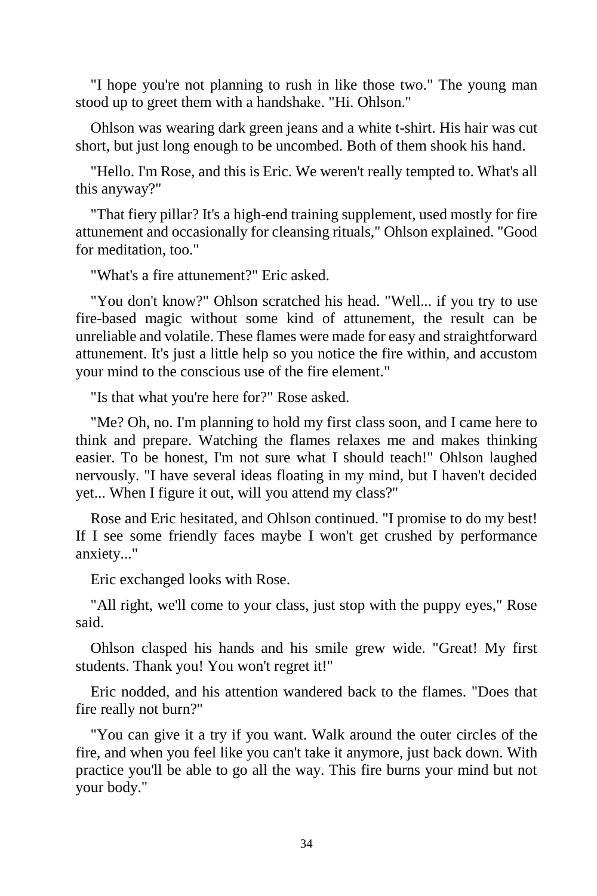"I hope you're not planning to rush in like those two." The young man stood up to greet them with a handshake. "Hi. Ohlson."

Ohlson was wearing dark green jeans and a white t-shirt. His hair was cut short, but just long enough to be uncombed. Both of them shook his hand.

"Hello. I'm Rose, and this is Eric. We weren't really tempted to. What's all this anyway?"

"That fiery pillar? It's a high-end training supplement, used mostly for fire attunement and occasionally for cleansing rituals," Ohlson explained. "Good for meditation, too."

"What's a fire attunement?" Eric asked.

"You don't know?" Ohlson scratched his head. "Well... if you try to use fire-based magic without some kind of attunement, the result can be unreliable and volatile. These flames were made for easy and straightforward attunement. It's just a little help so you notice the fire within, and accustom your mind to the conscious use of the fire element."

"Is that what you're here for?" Rose asked.

"Me? Oh, no. I'm planning to hold my first class soon, and I came here to think and prepare. Watching the flames relaxes me and makes thinking easier. To be honest, I'm not sure what I should teach!" Ohlson laughed nervously. "I have several ideas floating in my mind, but I haven't decided yet... When I figure it out, will you attend my class?"

Rose and Eric hesitated, and Ohlson continued. "I promise to do my best! If I see some friendly faces maybe I won't get crushed by performance anxiety..."

Eric exchanged looks with Rose.

"All right, we'll come to your class, just stop with the puppy eyes," Rose said.

Ohlson clasped his hands and his smile grew wide. "Great! My first students. Thank you! You won't regret it!"

Eric nodded, and his attention wandered back to the flames. "Does that fire really not burn?"

"You can give it a try if you want. Walk around the outer circles of the fire, and when you feel like you can't take it anymore, just back down. With practice you'll be able to go all the way. This fire burns your mind but not your body."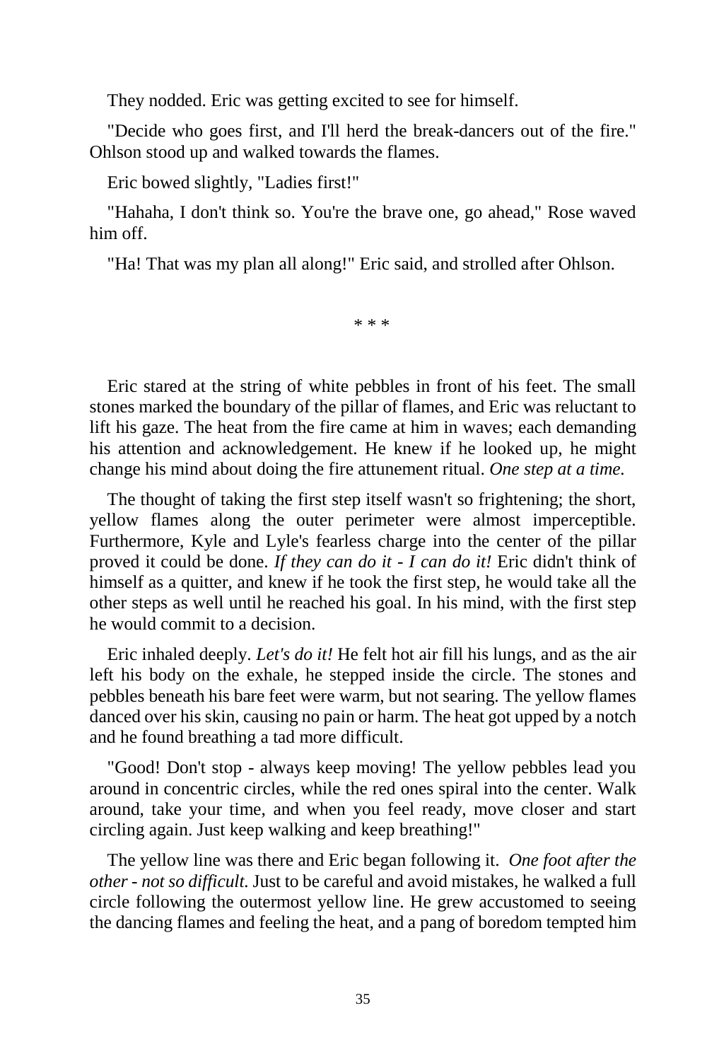They nodded. Eric was getting excited to see for himself.

"Decide who goes first, and I'll herd the break-dancers out of the fire." Ohlson stood up and walked towards the flames.

Eric bowed slightly, "Ladies first!"

"Hahaha, I don't think so. You're the brave one, go ahead," Rose waved him off.

"Ha! That was my plan all along!" Eric said, and strolled after Ohlson.

\* \* \*

Eric stared at the string of white pebbles in front of his feet. The small stones marked the boundary of the pillar of flames, and Eric was reluctant to lift his gaze. The heat from the fire came at him in waves; each demanding his attention and acknowledgement. He knew if he looked up, he might change his mind about doing the fire attunement ritual. *One step at a time.*

The thought of taking the first step itself wasn't so frightening; the short, yellow flames along the outer perimeter were almost imperceptible. Furthermore, Kyle and Lyle's fearless charge into the center of the pillar proved it could be done. *If they can do it - I can do it!* Eric didn't think of himself as a quitter, and knew if he took the first step, he would take all the other steps as well until he reached his goal. In his mind, with the first step he would commit to a decision.

Eric inhaled deeply. *Let's do it!* He felt hot air fill his lungs, and as the air left his body on the exhale, he stepped inside the circle. The stones and pebbles beneath his bare feet were warm, but not searing. The yellow flames danced over his skin, causing no pain or harm. The heat got upped by a notch and he found breathing a tad more difficult.

"Good! Don't stop - always keep moving! The yellow pebbles lead you around in concentric circles, while the red ones spiral into the center. Walk around, take your time, and when you feel ready, move closer and start circling again. Just keep walking and keep breathing!"

The yellow line was there and Eric began following it. *One foot after the other - not so difficult.* Just to be careful and avoid mistakes, he walked a full circle following the outermost yellow line. He grew accustomed to seeing the dancing flames and feeling the heat, and a pang of boredom tempted him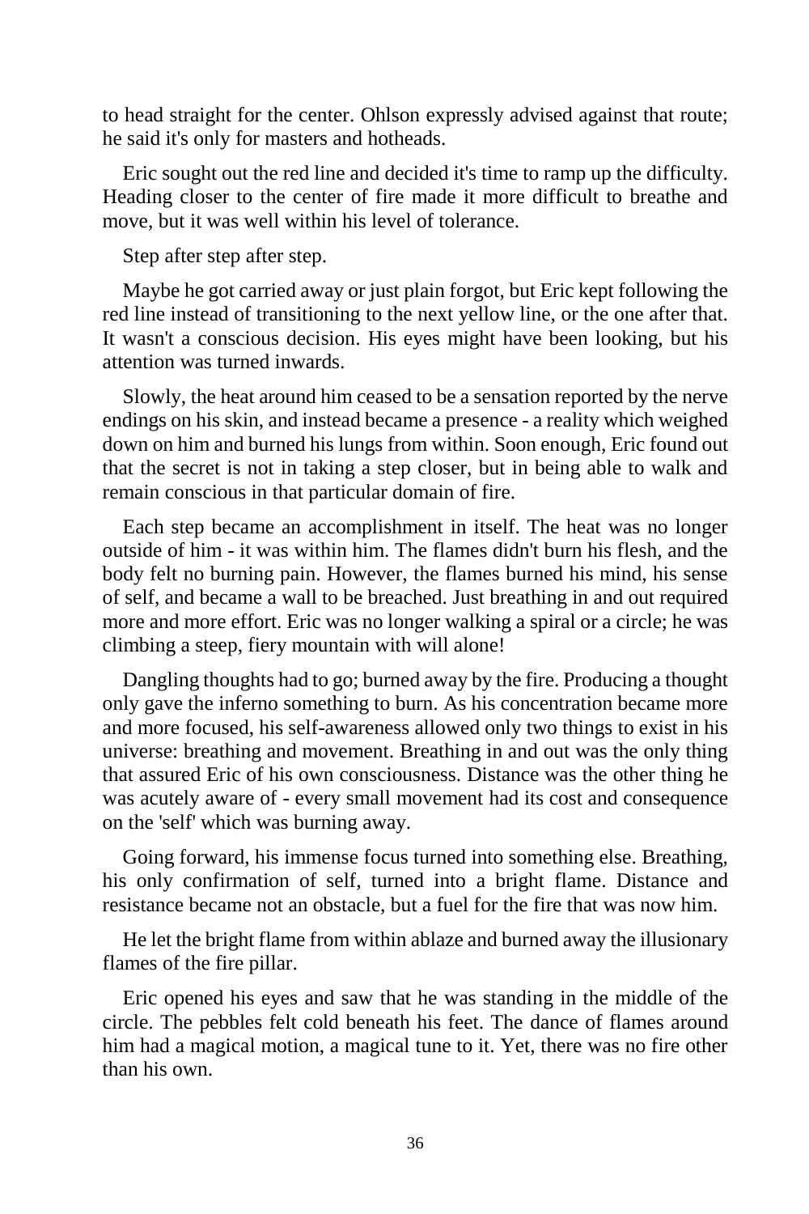to head straight for the center. Ohlson expressly advised against that route; he said it's only for masters and hotheads.

Eric sought out the red line and decided it's time to ramp up the difficulty. Heading closer to the center of fire made it more difficult to breathe and move, but it was well within his level of tolerance.

Step after step after step.

Maybe he got carried away or just plain forgot, but Eric kept following the red line instead of transitioning to the next yellow line, or the one after that. It wasn't a conscious decision. His eyes might have been looking, but his attention was turned inwards.

Slowly, the heat around him ceased to be a sensation reported by the nerve endings on his skin, and instead became a presence - a reality which weighed down on him and burned his lungs from within. Soon enough, Eric found out that the secret is not in taking a step closer, but in being able to walk and remain conscious in that particular domain of fire.

Each step became an accomplishment in itself. The heat was no longer outside of him - it was within him. The flames didn't burn his flesh, and the body felt no burning pain. However, the flames burned his mind, his sense of self, and became a wall to be breached. Just breathing in and out required more and more effort. Eric was no longer walking a spiral or a circle; he was climbing a steep, fiery mountain with will alone!

Dangling thoughts had to go; burned away by the fire. Producing a thought only gave the inferno something to burn. As his concentration became more and more focused, his self-awareness allowed only two things to exist in his universe: breathing and movement. Breathing in and out was the only thing that assured Eric of his own consciousness. Distance was the other thing he was acutely aware of - every small movement had its cost and consequence on the 'self' which was burning away.

Going forward, his immense focus turned into something else. Breathing, his only confirmation of self, turned into a bright flame. Distance and resistance became not an obstacle, but a fuel for the fire that was now him.

He let the bright flame from within ablaze and burned away the illusionary flames of the fire pillar.

Eric opened his eyes and saw that he was standing in the middle of the circle. The pebbles felt cold beneath his feet. The dance of flames around him had a magical motion, a magical tune to it. Yet, there was no fire other than his own.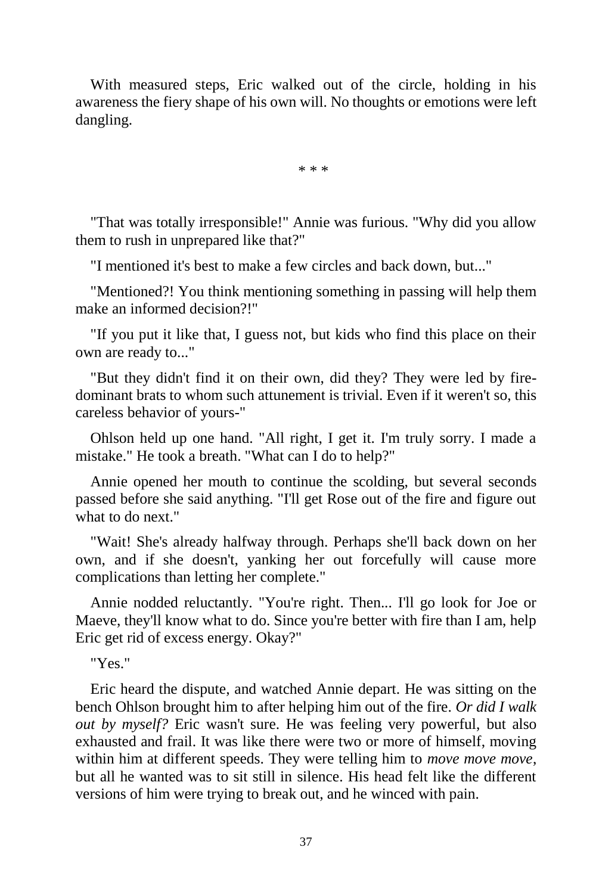With measured steps, Eric walked out of the circle, holding in his awareness the fiery shape of his own will. No thoughts or emotions were left dangling.

\* \* \*

"That was totally irresponsible!" Annie was furious. "Why did you allow them to rush in unprepared like that?"

"I mentioned it's best to make a few circles and back down, but..."

"Mentioned?! You think mentioning something in passing will help them make an informed decision?!"

"If you put it like that, I guess not, but kids who find this place on their own are ready to..."

"But they didn't find it on their own, did they? They were led by fire-dominant brats to whom such attunement is trivial. Even if it weren't so, this careless behavior of yours-"

Ohlson held up one hand. "All right, I get it. I'm truly sorry. I made a mistake." He took a breath. "What can I do to help?"

Annie opened her mouth to continue the scolding, but several seconds passed before she said anything. "I'll get Rose out of the fire and figure out what to do next."

"Wait! She's already halfway through. Perhaps she'll back down on her own, and if she doesn't, yanking her out forcefully will cause more complications than letting her complete."

Annie nodded reluctantly. "You're right. Then... I'll go look for Joe or Maeve, they'll know what to do. Since you're better with fire than I am, help Eric get rid of excess energy. Okay?"

"Yes."

Eric heard the dispute, and watched Annie depart. He was sitting on the bench Ohlson brought him to after helping him out of the fire. *Or did I walk out by myself?* Eric wasn't sure. He was feeling very powerful, but also exhausted and frail. It was like there were two or more of himself, moving within him at different speeds. They were telling him to *move move move*, but all he wanted was to sit still in silence. His head felt like the different versions of him were trying to break out, and he winced with pain.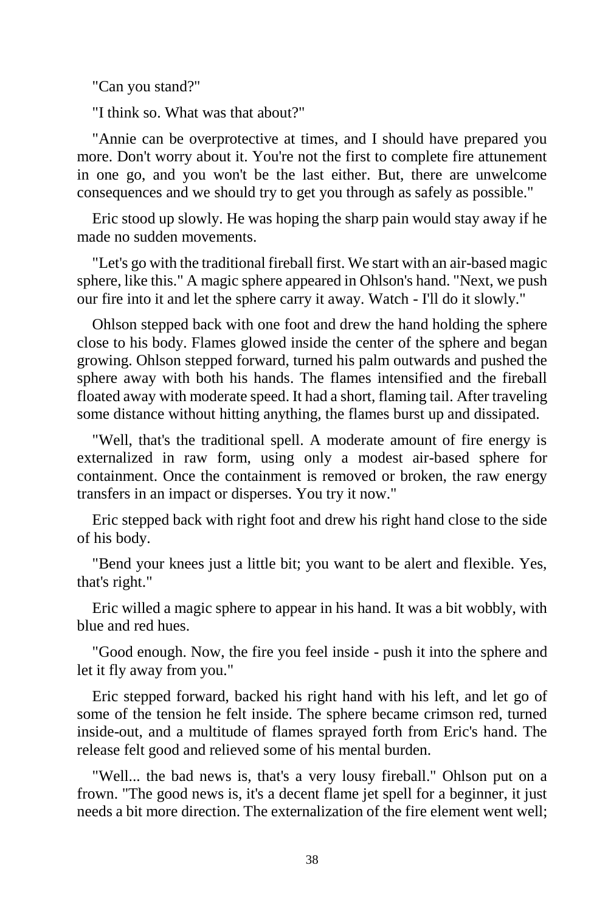"Can you stand?"

"I think so. What was that about?"

"Annie can be overprotective at times, and I should have prepared you more. Don't worry about it. You're not the first to complete fire attunement in one go, and you won't be the last either. But, there are unwelcome consequences and we should try to get you through as safely as possible."

Eric stood up slowly. He was hoping the sharp pain would stay away if he made no sudden movements.

"Let's go with the traditional fireball first. We start with an air-based magic sphere, like this." A magic sphere appeared in Ohlson's hand. "Next, we push our fire into it and let the sphere carry it away. Watch - I'll do it slowly."

Ohlson stepped back with one foot and drew the hand holding the sphere close to his body. Flames glowed inside the center of the sphere and began growing. Ohlson stepped forward, turned his palm outwards and pushed the sphere away with both his hands. The flames intensified and the fireball floated away with moderate speed. It had a short, flaming tail. After traveling some distance without hitting anything, the flames burst up and dissipated.

"Well, that's the traditional spell. A moderate amount of fire energy is externalized in raw form, using only a modest air-based sphere for containment. Once the containment is removed or broken, the raw energy transfers in an impact or disperses. You try it now."

Eric stepped back with right foot and drew his right hand close to the side of his body.

"Bend your knees just a little bit; you want to be alert and flexible. Yes, that's right."

Eric willed a magic sphere to appear in his hand. It was a bit wobbly, with blue and red hues.

"Good enough. Now, the fire you feel inside - push it into the sphere and let it fly away from you."

Eric stepped forward, backed his right hand with his left, and let go of some of the tension he felt inside. The sphere became crimson red, turned inside-out, and a multitude of flames sprayed forth from Eric's hand. The release felt good and relieved some of his mental burden.

"Well... the bad news is, that's a very lousy fireball." Ohlson put on a frown. "The good news is, it's a decent flame jet spell for a beginner, it just needs a bit more direction. The externalization of the fire element went well;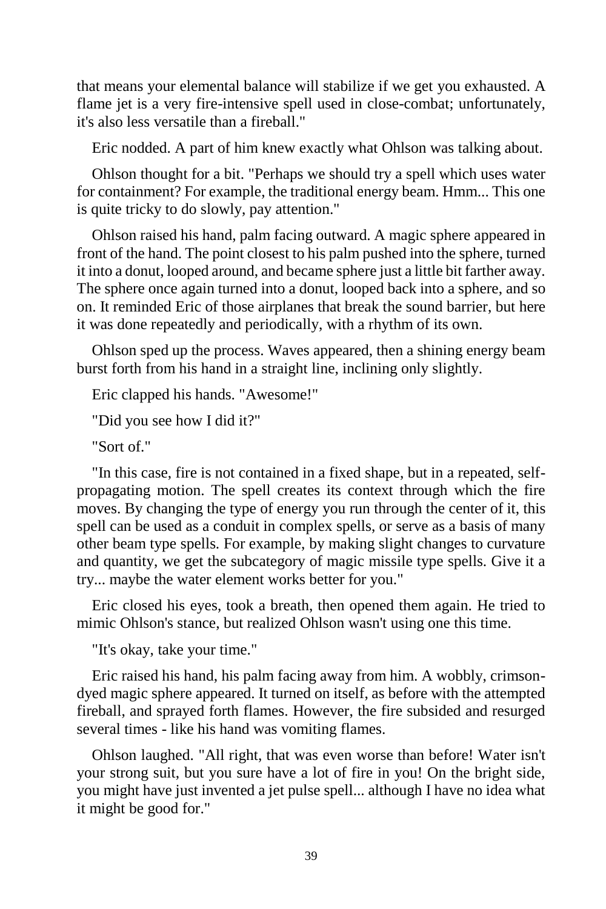that means your elemental balance will stabilize if we get you exhausted. A flame jet is a very fire-intensive spell used in close-combat; unfortunately, it's also less versatile than a fireball."

Eric nodded. A part of him knew exactly what Ohlson was talking about.

Ohlson thought for a bit. "Perhaps we should try a spell which uses water for containment? For example, the traditional energy beam. Hmm... This one is quite tricky to do slowly, pay attention."

Ohlson raised his hand, palm facing outward. A magic sphere appeared in front of the hand. The point closest to his palm pushed into the sphere, turned it into a donut, looped around, and became sphere just a little bit farther away. The sphere once again turned into a donut, looped back into a sphere, and so on. It reminded Eric of those airplanes that break the sound barrier, but here it was done repeatedly and periodically, with a rhythm of its own.

Ohlson sped up the process. Waves appeared, then a shining energy beam burst forth from his hand in a straight line, inclining only slightly.

Eric clapped his hands. "Awesome!"

"Did you see how I did it?"

"Sort of."

"In this case, fire is not contained in a fixed shape, but in a repeated, self-propagating motion. The spell creates its context through which the fire moves. By changing the type of energy you run through the center of it, this spell can be used as a conduit in complex spells, or serve as a basis of many other beam type spells. For example, by making slight changes to curvature and quantity, we get the subcategory of magic missile type spells. Give it a try... maybe the water element works better for you."

Eric closed his eyes, took a breath, then opened them again. He tried to mimic Ohlson's stance, but realized Ohlson wasn't using one this time.

"It's okay, take your time."

Eric raised his hand, his palm facing away from him. A wobbly, crimson-dyed magic sphere appeared. It turned on itself, as before with the attempted fireball, and sprayed forth flames. However, the fire subsided and resurged several times - like his hand was vomiting flames.

Ohlson laughed. "All right, that was even worse than before! Water isn't your strong suit, but you sure have a lot of fire in you! On the bright side, you might have just invented a jet pulse spell... although I have no idea what it might be good for."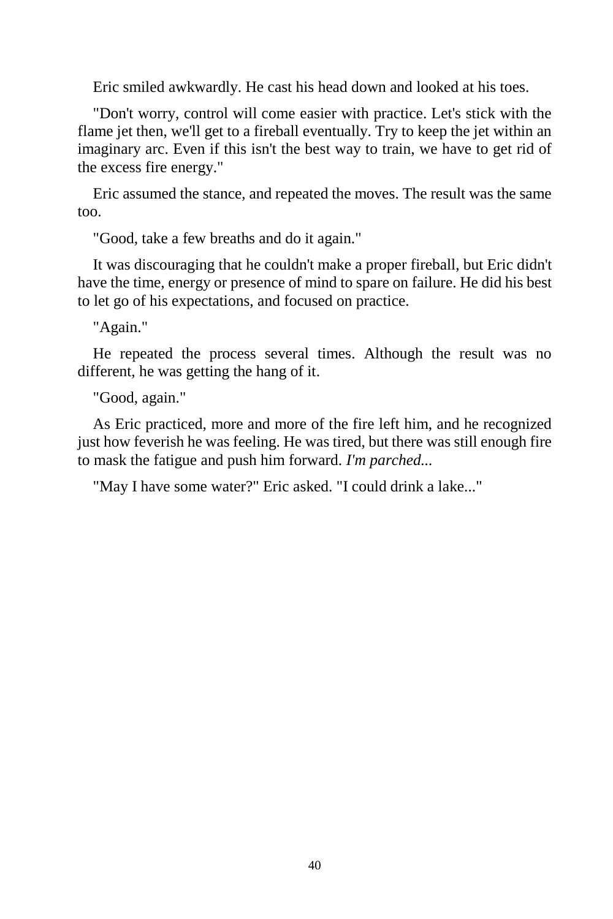Eric smiled awkwardly. He cast his head down and looked at his toes.

"Don't worry, control will come easier with practice. Let's stick with the flame jet then, we'll get to a fireball eventually. Try to keep the jet within an imaginary arc. Even if this isn't the best way to train, we have to get rid of the excess fire energy."

Eric assumed the stance, and repeated the moves. The result was the same too.

"Good, take a few breaths and do it again."

It was discouraging that he couldn't make a proper fireball, but Eric didn't have the time, energy or presence of mind to spare on failure. He did his best to let go of his expectations, and focused on practice.

"Again."

He repeated the process several times. Although the result was no different, he was getting the hang of it.

"Good, again."

As Eric practiced, more and more of the fire left him, and he recognized just how feverish he was feeling. He was tired, but there was still enough fire to mask the fatigue and push him forward. *I'm parched...*

"May I have some water?" Eric asked. "I could drink a lake..."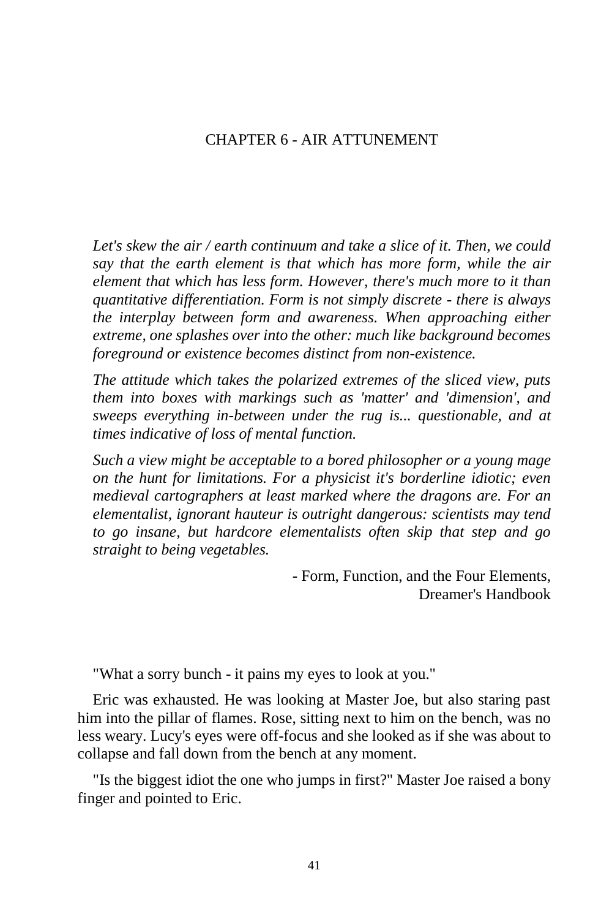# CHAPTER 6 - AIR ATTUNEMENT

*Let's skew the air / earth continuum and take a slice of it. Then, we could say that the earth element is that which has more form, while the air element that which has less form. However, there's much more to it than quantitative differentiation. Form is not simply discrete - there is always the interplay between form and awareness. When approaching either extreme, one splashes over into the other: much like background becomes foreground or existence becomes distinct from non-existence.*

*The attitude which takes the polarized extremes of the sliced view, puts them into boxes with markings such as 'matter' and 'dimension', and sweeps everything in-between under the rug is... questionable, and at times indicative of loss of mental function.*

*Such a view might be acceptable to a bored philosopher or a young mage on the hunt for limitations. For a physicist it's borderline idiotic; even medieval cartographers at least marked where the dragons are. For an elementalist, ignorant hauteur is outright dangerous: scientists may tend to go insane, but hardcore elementalists often skip that step and go straight to being vegetables.*

- Form, Function, and the Four Elements,
Dreamer's Handbook

"What a sorry bunch - it pains my eyes to look at you."

Eric was exhausted. He was looking at Master Joe, but also staring past him into the pillar of flames. Rose, sitting next to him on the bench, was no less weary. Lucy's eyes were off-focus and she looked as if she was about to collapse and fall down from the bench at any moment.

"Is the biggest idiot the one who jumps in first?" Master Joe raised a bony finger and pointed to Eric.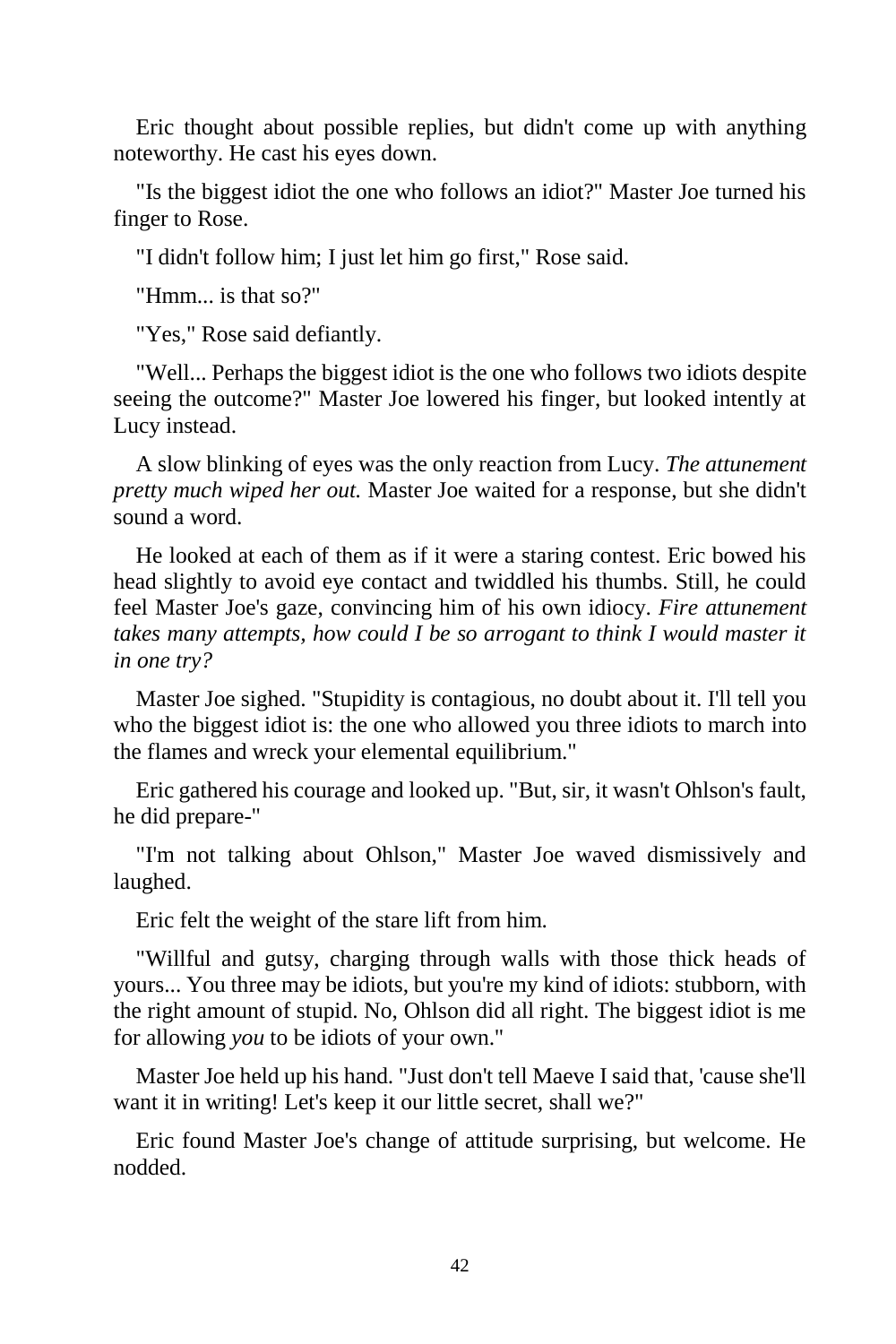Eric thought about possible replies, but didn't come up with anything noteworthy. He cast his eyes down.

"Is the biggest idiot the one who follows an idiot?" Master Joe turned his finger to Rose.

"I didn't follow him; I just let him go first," Rose said.

"Hmm... is that so?"

"Yes," Rose said defiantly.

"Well... Perhaps the biggest idiot is the one who follows two idiots despite seeing the outcome?" Master Joe lowered his finger, but looked intently at Lucy instead.

A slow blinking of eyes was the only reaction from Lucy. *The attunement pretty much wiped her out.* Master Joe waited for a response, but she didn't sound a word.

He looked at each of them as if it were a staring contest. Eric bowed his head slightly to avoid eye contact and twiddled his thumbs. Still, he could feel Master Joe's gaze, convincing him of his own idiocy. *Fire attunement takes many attempts, how could I be so arrogant to think I would master it in one try?*

Master Joe sighed. "Stupidity is contagious, no doubt about it. I'll tell you who the biggest idiot is: the one who allowed you three idiots to march into the flames and wreck your elemental equilibrium."

Eric gathered his courage and looked up. "But, sir, it wasn't Ohlson's fault, he did prepare-"

"I'm not talking about Ohlson," Master Joe waved dismissively and laughed.

Eric felt the weight of the stare lift from him.

"Willful and gutsy, charging through walls with those thick heads of yours... You three may be idiots, but you're my kind of idiots: stubborn, with the right amount of stupid. No, Ohlson did all right. The biggest idiot is me for allowing *you* to be idiots of your own."

Master Joe held up his hand. "Just don't tell Maeve I said that, 'cause she'll want it in writing! Let's keep it our little secret, shall we?"

Eric found Master Joe's change of attitude surprising, but welcome. He nodded.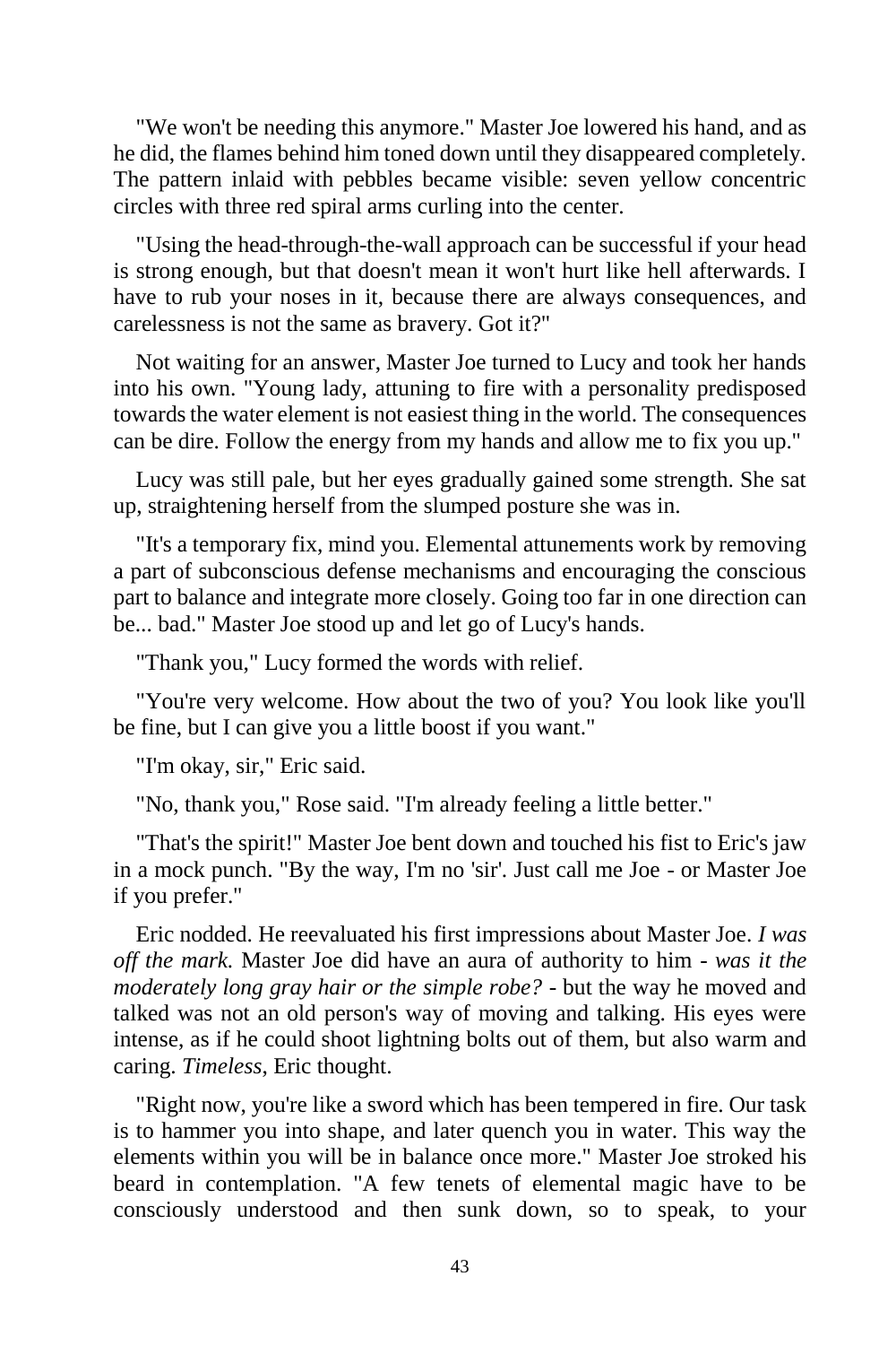"We won't be needing this anymore." Master Joe lowered his hand, and as he did, the flames behind him toned down until they disappeared completely. The pattern inlaid with pebbles became visible: seven yellow concentric circles with three red spiral arms curling into the center.

"Using the head-through-the-wall approach can be successful if your head is strong enough, but that doesn't mean it won't hurt like hell afterwards. I have to rub your noses in it, because there are always consequences, and carelessness is not the same as bravery. Got it?"

Not waiting for an answer, Master Joe turned to Lucy and took her hands into his own. "Young lady, attuning to fire with a personality predisposed towards the water element is not easiest thing in the world. The consequences can be dire. Follow the energy from my hands and allow me to fix you up."

Lucy was still pale, but her eyes gradually gained some strength. She sat up, straightening herself from the slumped posture she was in.

"It's a temporary fix, mind you. Elemental attunements work by removing a part of subconscious defense mechanisms and encouraging the conscious part to balance and integrate more closely. Going too far in one direction can be... bad." Master Joe stood up and let go of Lucy's hands.

"Thank you," Lucy formed the words with relief.

"You're very welcome. How about the two of you? You look like you'll be fine, but I can give you a little boost if you want."

"I'm okay, sir," Eric said.

"No, thank you," Rose said. "I'm already feeling a little better."

"That's the spirit!" Master Joe bent down and touched his fist to Eric's jaw in a mock punch. "By the way, I'm no 'sir'. Just call me Joe - or Master Joe if you prefer."

Eric nodded. He reevaluated his first impressions about Master Joe. *I was off the mark.* Master Joe did have an aura of authority to him - *was it the moderately long gray hair or the simple robe?* - but the way he moved and talked was not an old person's way of moving and talking. His eyes were intense, as if he could shoot lightning bolts out of them, but also warm and caring. *Timeless*, Eric thought.

"Right now, you're like a sword which has been tempered in fire. Our task is to hammer you into shape, and later quench you in water. This way the elements within you will be in balance once more." Master Joe stroked his beard in contemplation. "A few tenets of elemental magic have to be consciously understood and then sunk down, so to speak, to your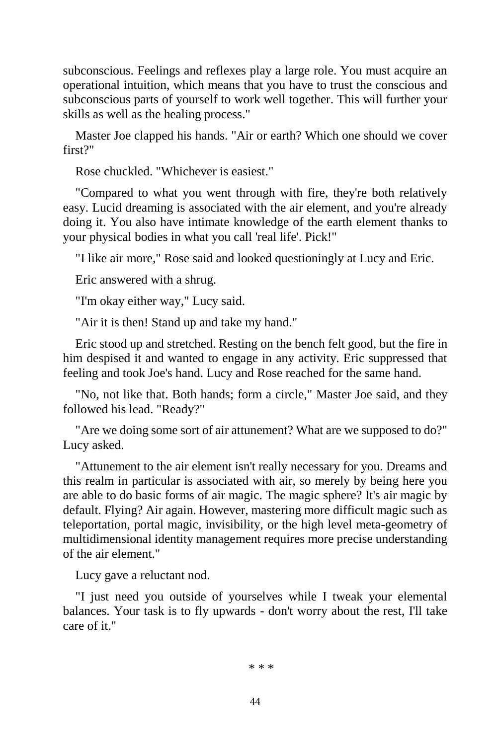subconscious. Feelings and reflexes play a large role. You must acquire an operational intuition, which means that you have to trust the conscious and subconscious parts of yourself to work well together. This will further your skills as well as the healing process."

Master Joe clapped his hands. "Air or earth? Which one should we cover first?"

Rose chuckled. "Whichever is easiest."

"Compared to what you went through with fire, they're both relatively easy. Lucid dreaming is associated with the air element, and you're already doing it. You also have intimate knowledge of the earth element thanks to your physical bodies in what you call 'real life'. Pick!"

"I like air more," Rose said and looked questioningly at Lucy and Eric.

Eric answered with a shrug.

"I'm okay either way," Lucy said.

"Air it is then! Stand up and take my hand."

Eric stood up and stretched. Resting on the bench felt good, but the fire in him despised it and wanted to engage in any activity. Eric suppressed that feeling and took Joe's hand. Lucy and Rose reached for the same hand.

"No, not like that. Both hands; form a circle," Master Joe said, and they followed his lead. "Ready?"

"Are we doing some sort of air attunement? What are we supposed to do?" Lucy asked.

"Attunement to the air element isn't really necessary for you. Dreams and this realm in particular is associated with air, so merely by being here you are able to do basic forms of air magic. The magic sphere? It's air magic by default. Flying? Air again. However, mastering more difficult magic such as teleportation, portal magic, invisibility, or the high level meta-geometry of multidimensional identity management requires more precise understanding of the air element."

Lucy gave a reluctant nod.

"I just need you outside of yourselves while I tweak your elemental balances. Your task is to fly upwards - don't worry about the rest, I'll take care of it."

\* \* \*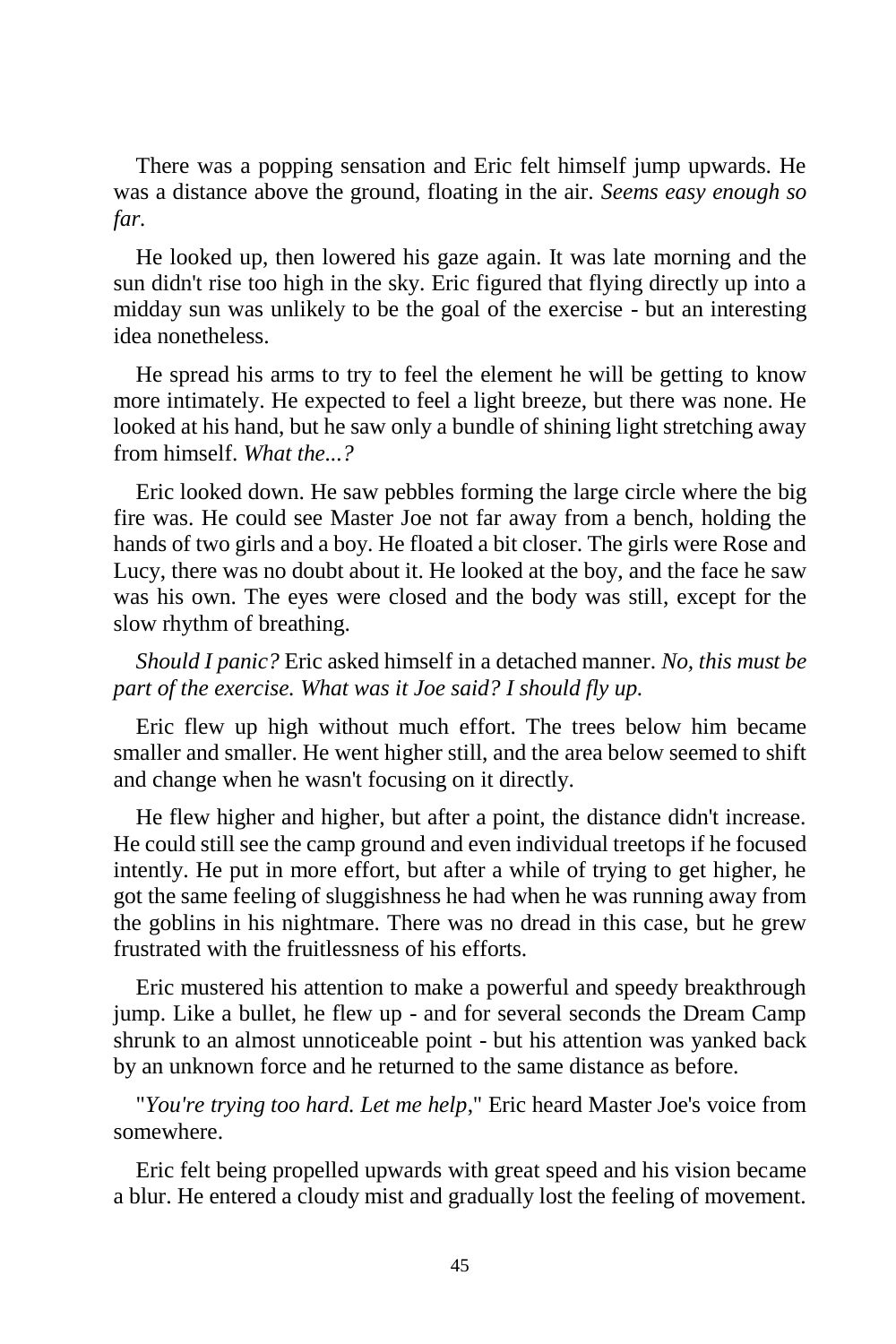There was a popping sensation and Eric felt himself jump upwards. He was a distance above the ground, floating in the air. *Seems easy enough so far.*

He looked up, then lowered his gaze again. It was late morning and the sun didn't rise too high in the sky. Eric figured that flying directly up into a midday sun was unlikely to be the goal of the exercise - but an interesting idea nonetheless.

He spread his arms to try to feel the element he will be getting to know more intimately. He expected to feel a light breeze, but there was none. He looked at his hand, but he saw only a bundle of shining light stretching away from himself. *What the...?*

Eric looked down. He saw pebbles forming the large circle where the big fire was. He could see Master Joe not far away from a bench, holding the hands of two girls and a boy. He floated a bit closer. The girls were Rose and Lucy, there was no doubt about it. He looked at the boy, and the face he saw was his own. The eyes were closed and the body was still, except for the slow rhythm of breathing.

*Should I panic?* Eric asked himself in a detached manner. *No, this must be part of the exercise. What was it Joe said? I should fly up.*

Eric flew up high without much effort. The trees below him became smaller and smaller. He went higher still, and the area below seemed to shift and change when he wasn't focusing on it directly.

He flew higher and higher, but after a point, the distance didn't increase. He could still see the camp ground and even individual treetops if he focused intently. He put in more effort, but after a while of trying to get higher, he got the same feeling of sluggishness he had when he was running away from the goblins in his nightmare. There was no dread in this case, but he grew frustrated with the fruitlessness of his efforts.

Eric mustered his attention to make a powerful and speedy breakthrough jump. Like a bullet, he flew up - and for several seconds the Dream Camp shrunk to an almost unnoticeable point - but his attention was yanked back by an unknown force and he returned to the same distance as before.

"*You're trying too hard. Let me help*," Eric heard Master Joe's voice from somewhere.

Eric felt being propelled upwards with great speed and his vision became a blur. He entered a cloudy mist and gradually lost the feeling of movement.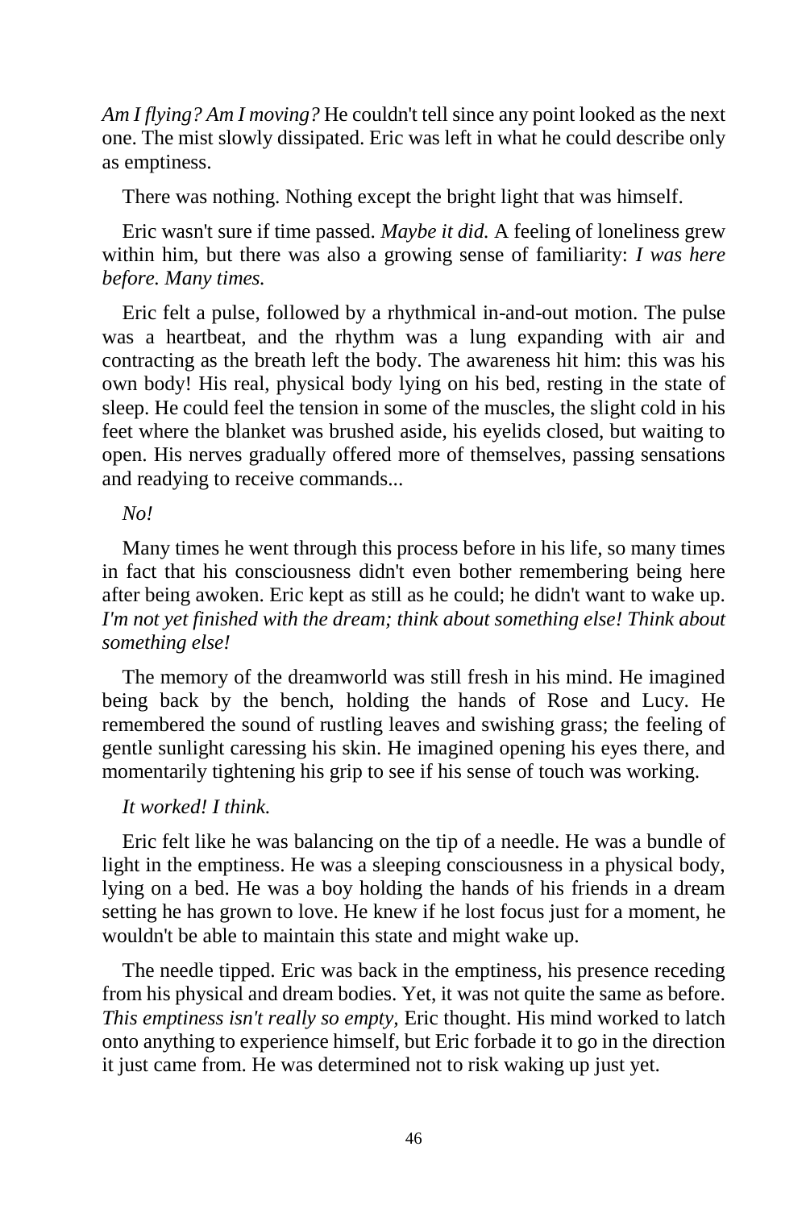*Am I flying? Am I moving?* He couldn't tell since any point looked as the next one. The mist slowly dissipated. Eric was left in what he could describe only as emptiness.

There was nothing. Nothing except the bright light that was himself.

Eric wasn't sure if time passed. *Maybe it did.* A feeling of loneliness grew within him, but there was also a growing sense of familiarity: *I was here before. Many times.*

Eric felt a pulse, followed by a rhythmical in-and-out motion. The pulse was a heartbeat, and the rhythm was a lung expanding with air and contracting as the breath left the body. The awareness hit him: this was his own body! His real, physical body lying on his bed, resting in the state of sleep. He could feel the tension in some of the muscles, the slight cold in his feet where the blanket was brushed aside, his eyelids closed, but waiting to open. His nerves gradually offered more of themselves, passing sensations and readying to receive commands...

*No!*

Many times he went through this process before in his life, so many times in fact that his consciousness didn't even bother remembering being here after being awoken. Eric kept as still as he could; he didn't want to wake up. *I'm not yet finished with the dream; think about something else! Think about something else!*

The memory of the dreamworld was still fresh in his mind. He imagined being back by the bench, holding the hands of Rose and Lucy. He remembered the sound of rustling leaves and swishing grass; the feeling of gentle sunlight caressing his skin. He imagined opening his eyes there, and momentarily tightening his grip to see if his sense of touch was working.

*It worked! I think.*

Eric felt like he was balancing on the tip of a needle. He was a bundle of light in the emptiness. He was a sleeping consciousness in a physical body, lying on a bed. He was a boy holding the hands of his friends in a dream setting he has grown to love. He knew if he lost focus just for a moment, he wouldn't be able to maintain this state and might wake up.

The needle tipped. Eric was back in the emptiness, his presence receding from his physical and dream bodies. Yet, it was not quite the same as before. *This emptiness isn't really so empty,* Eric thought. His mind worked to latch onto anything to experience himself, but Eric forbade it to go in the direction it just came from. He was determined not to risk waking up just yet.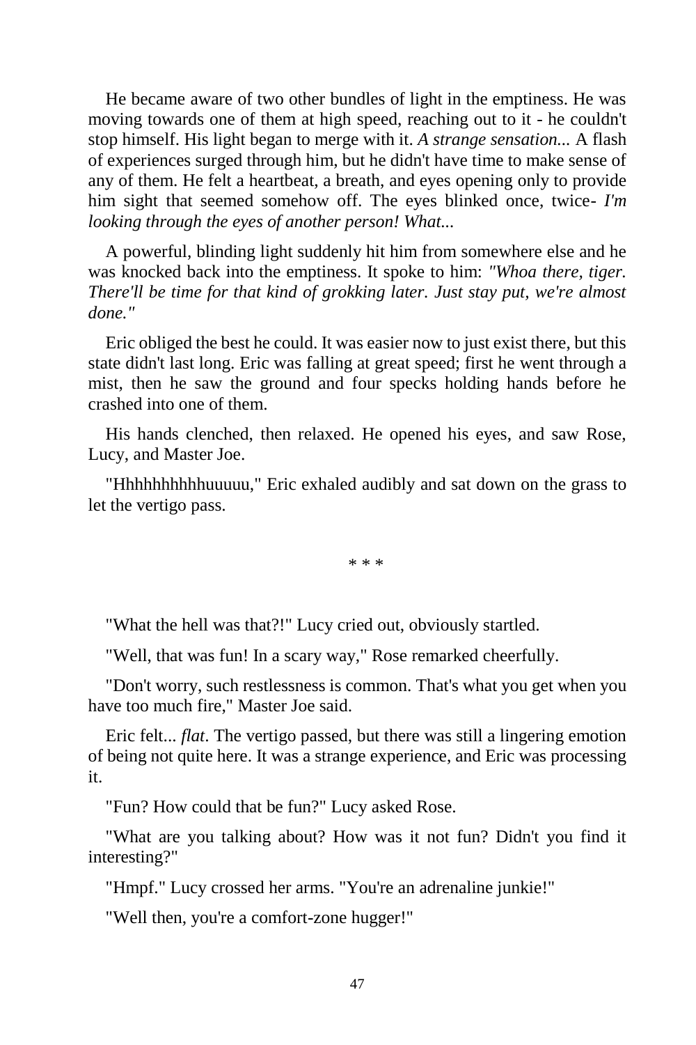He became aware of two other bundles of light in the emptiness. He was moving towards one of them at high speed, reaching out to it - he couldn't stop himself. His light began to merge with it. *A strange sensation...* A flash of experiences surged through him, but he didn't have time to make sense of any of them. He felt a heartbeat, a breath, and eyes opening only to provide him sight that seemed somehow off. The eyes blinked once, twice- *I'm looking through the eyes of another person! What...*

A powerful, blinding light suddenly hit him from somewhere else and he was knocked back into the emptiness. It spoke to him: *"Whoa there, tiger. There'll be time for that kind of grokking later. Just stay put, we're almost done."*

Eric obliged the best he could. It was easier now to just exist there, but this state didn't last long. Eric was falling at great speed; first he went through a mist, then he saw the ground and four specks holding hands before he crashed into one of them.

His hands clenched, then relaxed. He opened his eyes, and saw Rose, Lucy, and Master Joe.

"Hhhhhhhhhhuuuuu," Eric exhaled audibly and sat down on the grass to let the vertigo pass.

\* \* \*

"What the hell was that?!" Lucy cried out, obviously startled.

"Well, that was fun! In a scary way," Rose remarked cheerfully.

"Don't worry, such restlessness is common. That's what you get when you have too much fire," Master Joe said.

Eric felt... *flat*. The vertigo passed, but there was still a lingering emotion of being not quite here. It was a strange experience, and Eric was processing it.

"Fun? How could that be fun?" Lucy asked Rose.

"What are you talking about? How was it not fun? Didn't you find it interesting?"

"Hmpf." Lucy crossed her arms. "You're an adrenaline junkie!"

"Well then, you're a comfort-zone hugger!"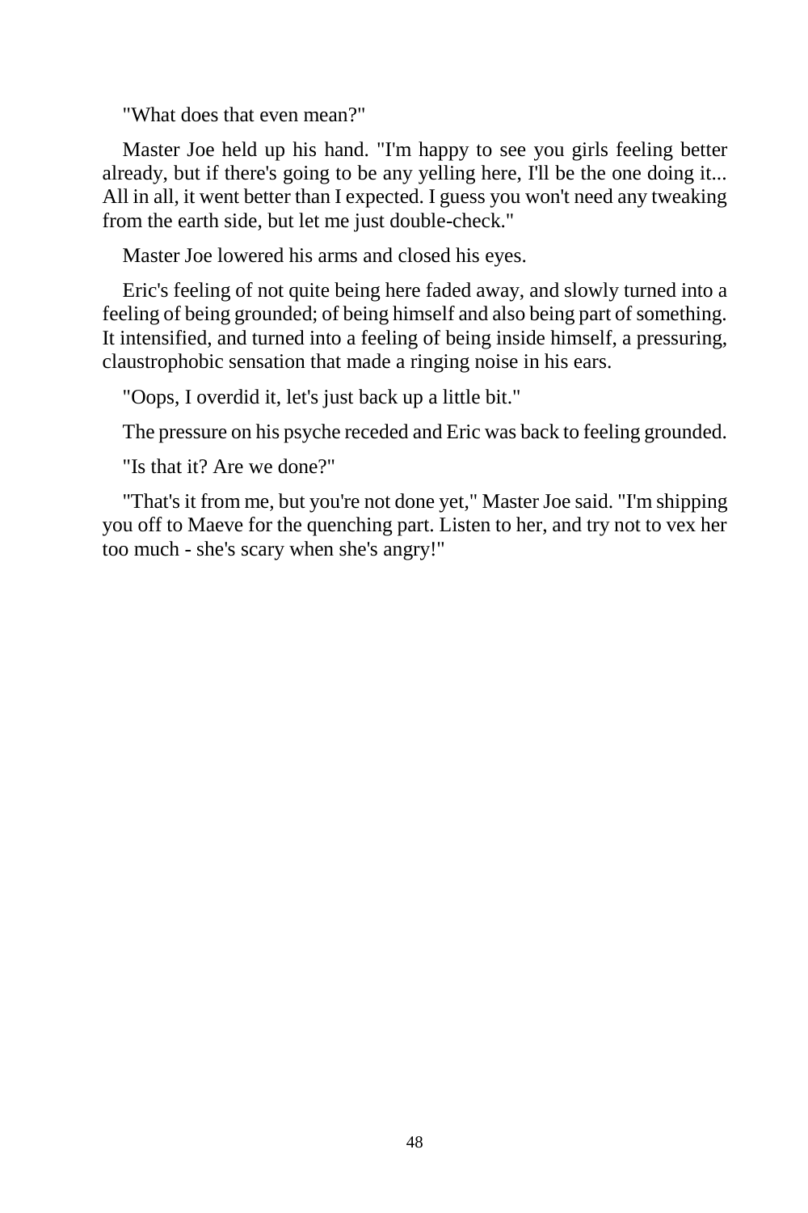"What does that even mean?"

Master Joe held up his hand. "I'm happy to see you girls feeling better already, but if there's going to be any yelling here, I'll be the one doing it... All in all, it went better than I expected. I guess you won't need any tweaking from the earth side, but let me just double-check."

Master Joe lowered his arms and closed his eyes.

Eric's feeling of not quite being here faded away, and slowly turned into a feeling of being grounded; of being himself and also being part of something. It intensified, and turned into a feeling of being inside himself, a pressuring, claustrophobic sensation that made a ringing noise in his ears.

"Oops, I overdid it, let's just back up a little bit."

The pressure on his psyche receded and Eric was back to feeling grounded.

"Is that it? Are we done?"

"That's it from me, but you're not done yet," Master Joe said. "I'm shipping you off to Maeve for the quenching part. Listen to her, and try not to vex her too much - she's scary when she's angry!"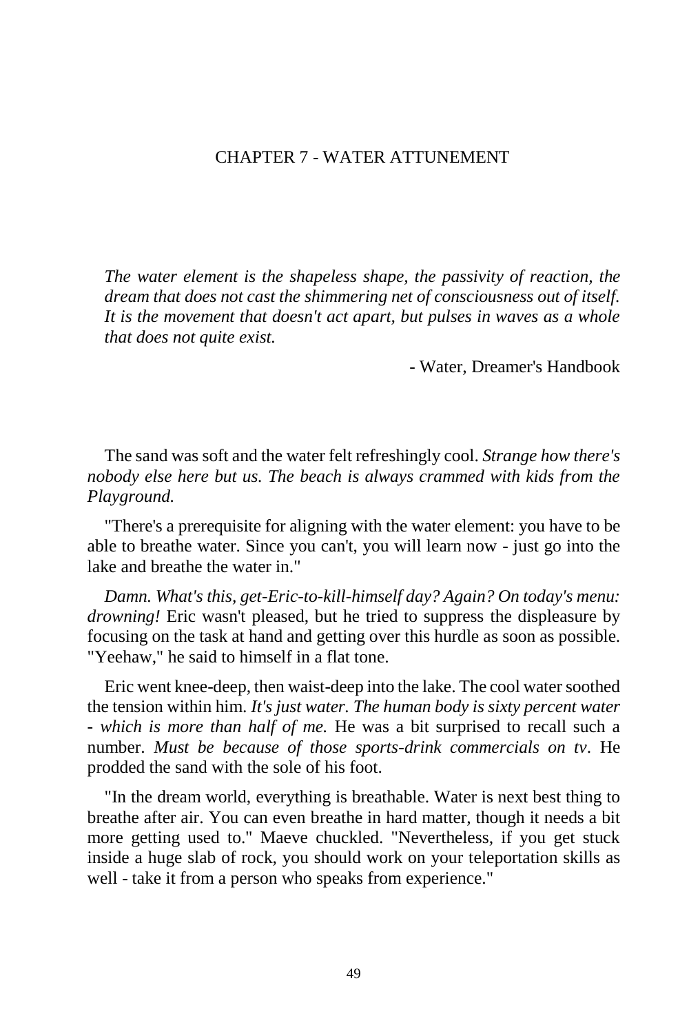# CHAPTER 7 - WATER ATTUNEMENT

*The water element is the shapeless shape, the passivity of reaction, the dream that does not cast the shimmering net of consciousness out of itself. It is the movement that doesn't act apart, but pulses in waves as a whole that does not quite exist.*

- Water, Dreamer's Handbook

The sand was soft and the water felt refreshingly cool. *Strange how there's nobody else here but us. The beach is always crammed with kids from the Playground.*

"There's a prerequisite for aligning with the water element: you have to be able to breathe water. Since you can't, you will learn now - just go into the lake and breathe the water in."

*Damn. What's this, get-Eric-to-kill-himself day? Again? On today's menu: drowning!* Eric wasn't pleased, but he tried to suppress the displeasure by focusing on the task at hand and getting over this hurdle as soon as possible. "Yeehaw," he said to himself in a flat tone.

Eric went knee-deep, then waist-deep into the lake. The cool water soothed the tension within him. *It's just water. The human body is sixty percent water - which is more than half of me.* He was a bit surprised to recall such a number. *Must be because of those sports-drink commercials on tv*. He prodded the sand with the sole of his foot.

"In the dream world, everything is breathable. Water is next best thing to breathe after air. You can even breathe in hard matter, though it needs a bit more getting used to." Maeve chuckled. "Nevertheless, if you get stuck inside a huge slab of rock, you should work on your teleportation skills as well - take it from a person who speaks from experience."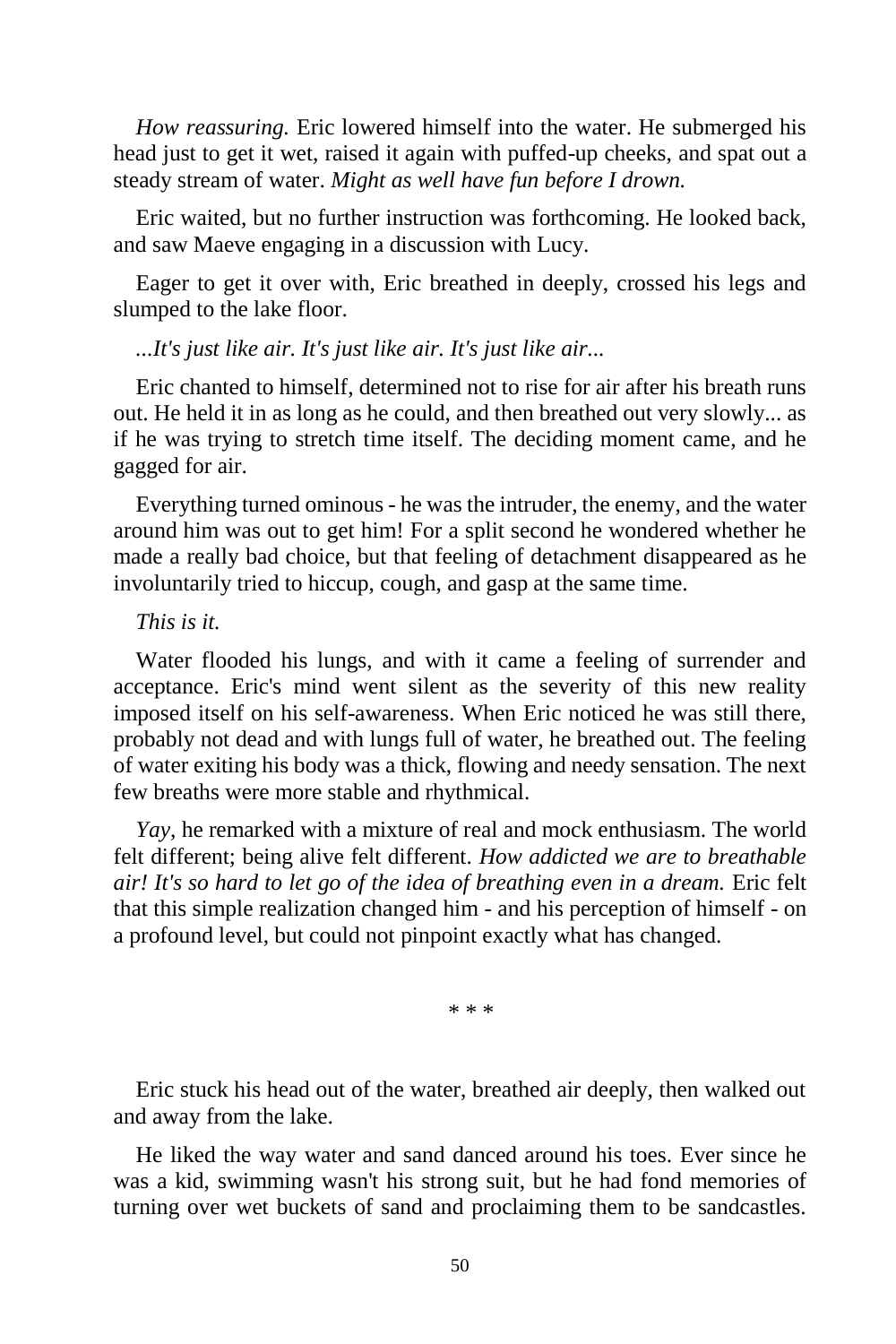*How reassuring.* Eric lowered himself into the water. He submerged his head just to get it wet, raised it again with puffed-up cheeks, and spat out a steady stream of water. *Might as well have fun before I drown.*

Eric waited, but no further instruction was forthcoming. He looked back, and saw Maeve engaging in a discussion with Lucy.

Eager to get it over with, Eric breathed in deeply, crossed his legs and slumped to the lake floor.

*...It's just like air. It's just like air. It's just like air...*

Eric chanted to himself, determined not to rise for air after his breath runs out. He held it in as long as he could, and then breathed out very slowly... as if he was trying to stretch time itself. The deciding moment came, and he gagged for air.

Everything turned ominous - he was the intruder, the enemy, and the water around him was out to get him! For a split second he wondered whether he made a really bad choice, but that feeling of detachment disappeared as he involuntarily tried to hiccup, cough, and gasp at the same time.

*This is it.*

Water flooded his lungs, and with it came a feeling of surrender and acceptance. Eric's mind went silent as the severity of this new reality imposed itself on his self-awareness. When Eric noticed he was still there, probably not dead and with lungs full of water, he breathed out. The feeling of water exiting his body was a thick, flowing and needy sensation. The next few breaths were more stable and rhythmical.

*Yay*, he remarked with a mixture of real and mock enthusiasm. The world felt different; being alive felt different. *How addicted we are to breathable air! It's so hard to let go of the idea of breathing even in a dream.* Eric felt that this simple realization changed him - and his perception of himself - on a profound level, but could not pinpoint exactly what has changed.

* * *

Eric stuck his head out of the water, breathed air deeply, then walked out and away from the lake.

He liked the way water and sand danced around his toes. Ever since he was a kid, swimming wasn't his strong suit, but he had fond memories of turning over wet buckets of sand and proclaiming them to be sandcastles.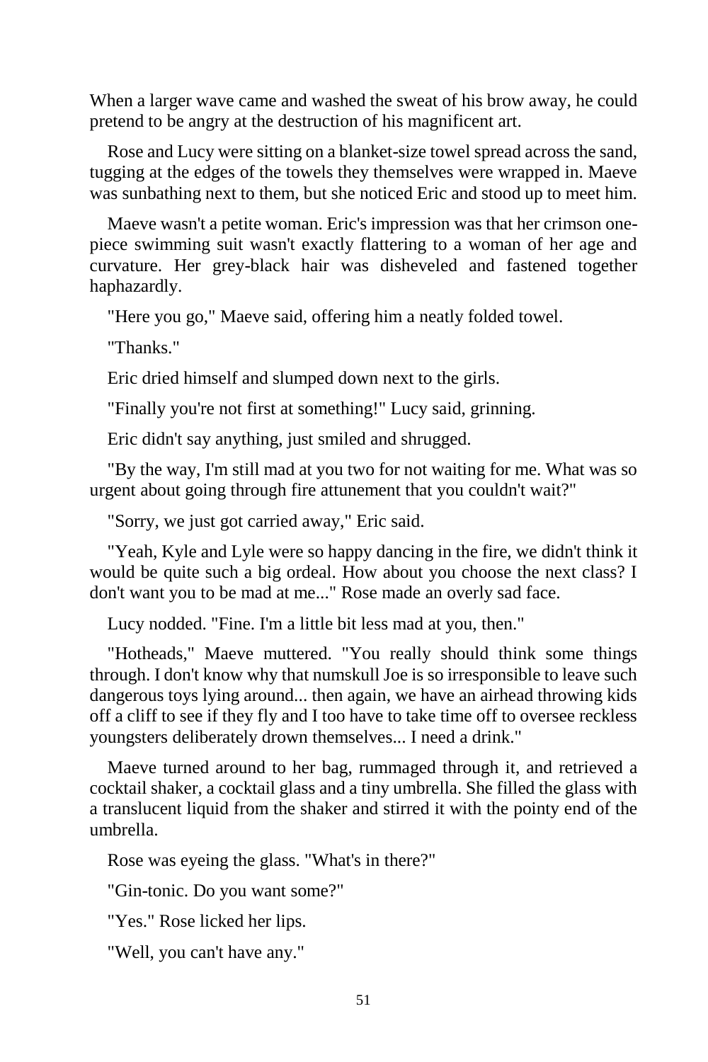When a larger wave came and washed the sweat of his brow away, he could pretend to be angry at the destruction of his magnificent art.

Rose and Lucy were sitting on a blanket-size towel spread across the sand, tugging at the edges of the towels they themselves were wrapped in. Maeve was sunbathing next to them, but she noticed Eric and stood up to meet him.

Maeve wasn't a petite woman. Eric's impression was that her crimson one-piece swimming suit wasn't exactly flattering to a woman of her age and curvature. Her grey-black hair was disheveled and fastened together haphazardly.

"Here you go," Maeve said, offering him a neatly folded towel.

"Thanks."

Eric dried himself and slumped down next to the girls.

"Finally you're not first at something!" Lucy said, grinning.

Eric didn't say anything, just smiled and shrugged.

"By the way, I'm still mad at you two for not waiting for me. What was so urgent about going through fire attunement that you couldn't wait?"

"Sorry, we just got carried away," Eric said.

"Yeah, Kyle and Lyle were so happy dancing in the fire, we didn't think it would be quite such a big ordeal. How about you choose the next class? I don't want you to be mad at me..." Rose made an overly sad face.

Lucy nodded. "Fine. I'm a little bit less mad at you, then."

"Hotheads," Maeve muttered. "You really should think some things through. I don't know why that numskull Joe is so irresponsible to leave such dangerous toys lying around... then again, we have an airhead throwing kids off a cliff to see if they fly and I too have to take time off to oversee reckless youngsters deliberately drown themselves... I need a drink."

Maeve turned around to her bag, rummaged through it, and retrieved a cocktail shaker, a cocktail glass and a tiny umbrella. She filled the glass with a translucent liquid from the shaker and stirred it with the pointy end of the umbrella.

Rose was eyeing the glass. "What's in there?"

"Gin-tonic. Do you want some?"

"Yes." Rose licked her lips.

"Well, you can't have any."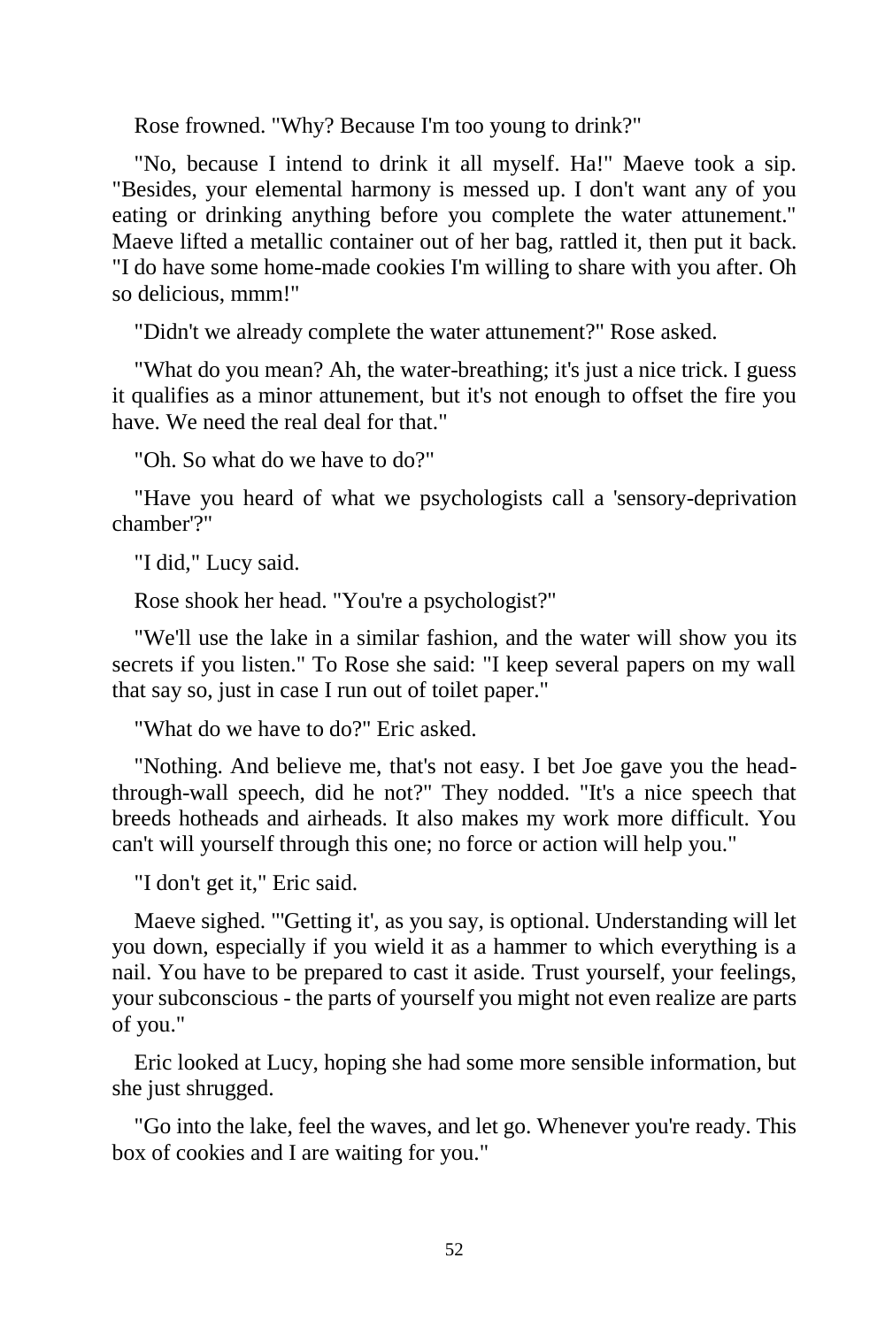Rose frowned. "Why? Because I'm too young to drink?"

"No, because I intend to drink it all myself. Ha!" Maeve took a sip. "Besides, your elemental harmony is messed up. I don't want any of you eating or drinking anything before you complete the water attunement." Maeve lifted a metallic container out of her bag, rattled it, then put it back. "I do have some home-made cookies I'm willing to share with you after. Oh so delicious, mmm!"

"Didn't we already complete the water attunement?" Rose asked.

"What do you mean? Ah, the water-breathing; it's just a nice trick. I guess it qualifies as a minor attunement, but it's not enough to offset the fire you have. We need the real deal for that."

"Oh. So what do we have to do?"

"Have you heard of what we psychologists call a 'sensory-deprivation chamber'?"

"I did," Lucy said.

Rose shook her head. "You're a psychologist?"

"We'll use the lake in a similar fashion, and the water will show you its secrets if you listen." To Rose she said: "I keep several papers on my wall that say so, just in case I run out of toilet paper."

"What do we have to do?" Eric asked.

"Nothing. And believe me, that's not easy. I bet Joe gave you the head-through-wall speech, did he not?" They nodded. "It's a nice speech that breeds hotheads and airheads. It also makes my work more difficult. You can't will yourself through this one; no force or action will help you."

"I don't get it," Eric said.

Maeve sighed. "'Getting it', as you say, is optional. Understanding will let you down, especially if you wield it as a hammer to which everything is a nail. You have to be prepared to cast it aside. Trust yourself, your feelings, your subconscious - the parts of yourself you might not even realize are parts of you."

Eric looked at Lucy, hoping she had some more sensible information, but she just shrugged.

"Go into the lake, feel the waves, and let go. Whenever you're ready. This box of cookies and I are waiting for you."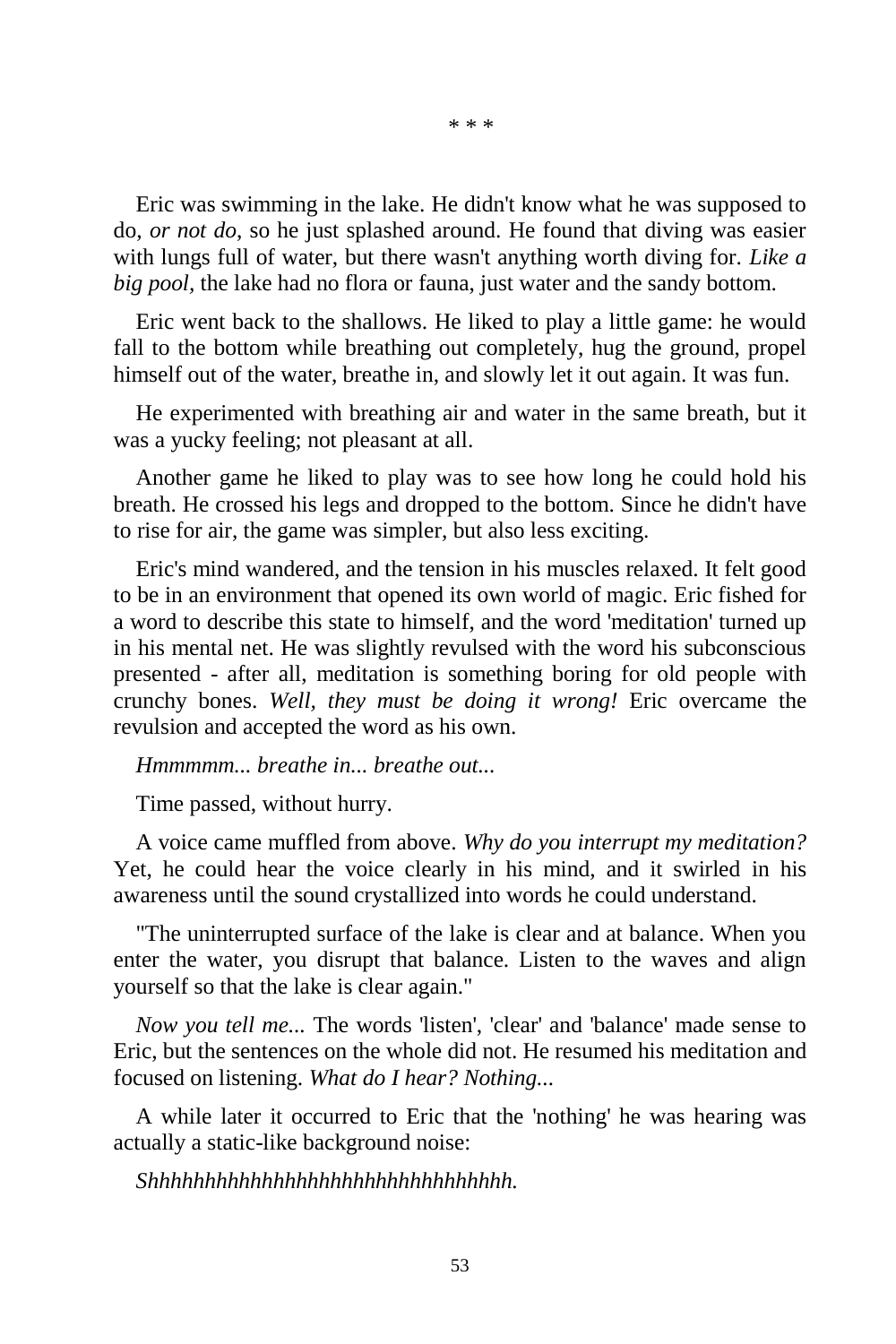\* \* \*

Eric was swimming in the lake. He didn't know what he was supposed to do, *or not do*, so he just splashed around. He found that diving was easier with lungs full of water, but there wasn't anything worth diving for. *Like a big pool*, the lake had no flora or fauna, just water and the sandy bottom.

Eric went back to the shallows. He liked to play a little game: he would fall to the bottom while breathing out completely, hug the ground, propel himself out of the water, breathe in, and slowly let it out again. It was fun.

He experimented with breathing air and water in the same breath, but it was a yucky feeling; not pleasant at all.

Another game he liked to play was to see how long he could hold his breath. He crossed his legs and dropped to the bottom. Since he didn't have to rise for air, the game was simpler, but also less exciting.

Eric's mind wandered, and the tension in his muscles relaxed. It felt good to be in an environment that opened its own world of magic. Eric fished for a word to describe this state to himself, and the word 'meditation' turned up in his mental net. He was slightly revulsed with the word his subconscious presented - after all, meditation is something boring for old people with crunchy bones. *Well, they must be doing it wrong!* Eric overcame the revulsion and accepted the word as his own.

*Hmmmmm... breathe in... breathe out...*

Time passed, without hurry.

A voice came muffled from above. *Why do you interrupt my meditation?* Yet, he could hear the voice clearly in his mind, and it swirled in his awareness until the sound crystallized into words he could understand.

"The uninterrupted surface of the lake is clear and at balance. When you enter the water, you disrupt that balance. Listen to the waves and align yourself so that the lake is clear again."

*Now you tell me...* The words 'listen', 'clear' and 'balance' made sense to Eric, but the sentences on the whole did not. He resumed his meditation and focused on listening. *What do I hear? Nothing...*

A while later it occurred to Eric that the 'nothing' he was hearing was actually a static-like background noise:

*Shhhhhhhhhhhhhhhhhhhhhhhhhhhhhhhhh.*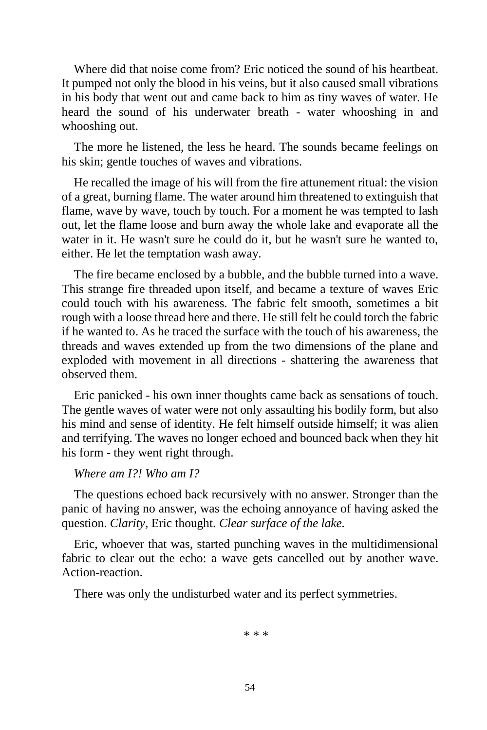Where did that noise come from? Eric noticed the sound of his heartbeat. It pumped not only the blood in his veins, but it also caused small vibrations in his body that went out and came back to him as tiny waves of water. He heard the sound of his underwater breath - water whooshing in and whooshing out.

The more he listened, the less he heard. The sounds became feelings on his skin; gentle touches of waves and vibrations.

He recalled the image of his will from the fire attunement ritual: the vision of a great, burning flame. The water around him threatened to extinguish that flame, wave by wave, touch by touch. For a moment he was tempted to lash out, let the flame loose and burn away the whole lake and evaporate all the water in it. He wasn't sure he could do it, but he wasn't sure he wanted to, either. He let the temptation wash away.

The fire became enclosed by a bubble, and the bubble turned into a wave. This strange fire threaded upon itself, and became a texture of waves Eric could touch with his awareness. The fabric felt smooth, sometimes a bit rough with a loose thread here and there. He still felt he could torch the fabric if he wanted to. As he traced the surface with the touch of his awareness, the threads and waves extended up from the two dimensions of the plane and exploded with movement in all directions - shattering the awareness that observed them.

Eric panicked - his own inner thoughts came back as sensations of touch. The gentle waves of water were not only assaulting his bodily form, but also his mind and sense of identity. He felt himself outside himself; it was alien and terrifying. The waves no longer echoed and bounced back when they hit his form - they went right through.

*Where am I?! Who am I?*

The questions echoed back recursively with no answer. Stronger than the panic of having no answer, was the echoing annoyance of having asked the question. *Clarity,* Eric thought. *Clear surface of the lake.*

Eric, whoever that was, started punching waves in the multidimensional fabric to clear out the echo: a wave gets cancelled out by another wave. Action-reaction.

There was only the undisturbed water and its perfect symmetries.

* * *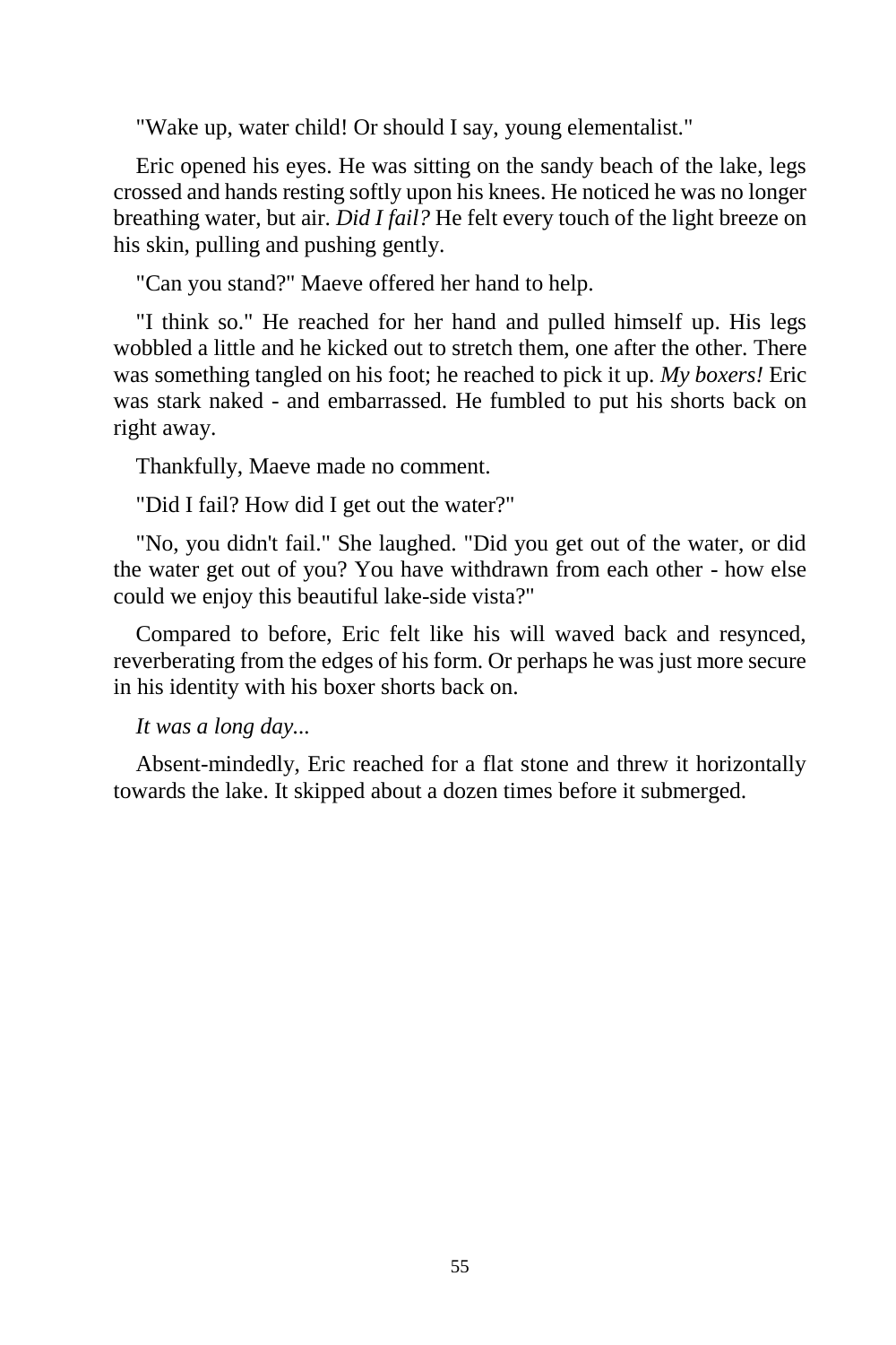"Wake up, water child! Or should I say, young elementalist."

Eric opened his eyes. He was sitting on the sandy beach of the lake, legs crossed and hands resting softly upon his knees. He noticed he was no longer breathing water, but air. *Did I fail?* He felt every touch of the light breeze on his skin, pulling and pushing gently.

"Can you stand?" Maeve offered her hand to help.

"I think so." He reached for her hand and pulled himself up. His legs wobbled a little and he kicked out to stretch them, one after the other. There was something tangled on his foot; he reached to pick it up. *My boxers!* Eric was stark naked - and embarrassed. He fumbled to put his shorts back on right away.

Thankfully, Maeve made no comment.

"Did I fail? How did I get out the water?"

"No, you didn't fail." She laughed. "Did you get out of the water, or did the water get out of you? You have withdrawn from each other - how else could we enjoy this beautiful lake-side vista?"

Compared to before, Eric felt like his will waved back and resynced, reverberating from the edges of his form. Or perhaps he was just more secure in his identity with his boxer shorts back on.

*It was a long day...*

Absent-mindedly, Eric reached for a flat stone and threw it horizontally towards the lake. It skipped about a dozen times before it submerged.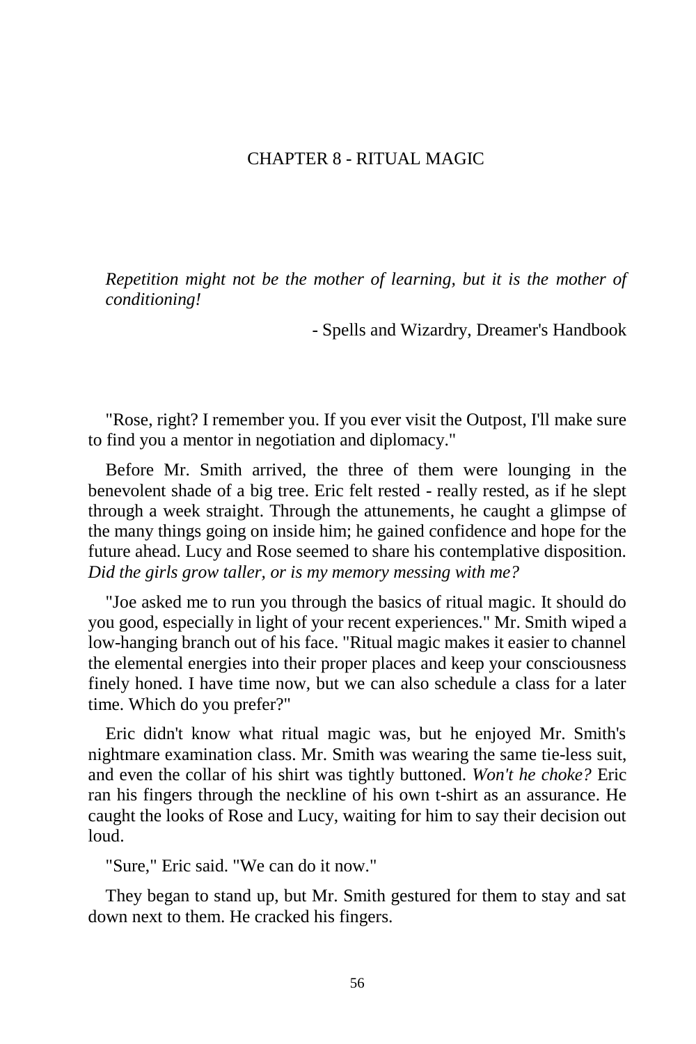# CHAPTER 8 - RITUAL MAGIC

*Repetition might not be the mother of learning, but it is the mother of conditioning!*

- Spells and Wizardry, Dreamer's Handbook

"Rose, right? I remember you. If you ever visit the Outpost, I'll make sure to find you a mentor in negotiation and diplomacy."

Before Mr. Smith arrived, the three of them were lounging in the benevolent shade of a big tree. Eric felt rested - really rested, as if he slept through a week straight. Through the attunements, he caught a glimpse of the many things going on inside him; he gained confidence and hope for the future ahead. Lucy and Rose seemed to share his contemplative disposition. *Did the girls grow taller, or is my memory messing with me?*

"Joe asked me to run you through the basics of ritual magic. It should do you good, especially in light of your recent experiences." Mr. Smith wiped a low-hanging branch out of his face. "Ritual magic makes it easier to channel the elemental energies into their proper places and keep your consciousness finely honed. I have time now, but we can also schedule a class for a later time. Which do you prefer?"

Eric didn't know what ritual magic was, but he enjoyed Mr. Smith's nightmare examination class. Mr. Smith was wearing the same tie-less suit, and even the collar of his shirt was tightly buttoned. *Won't he choke?* Eric ran his fingers through the neckline of his own t-shirt as an assurance. He caught the looks of Rose and Lucy, waiting for him to say their decision out loud.

"Sure," Eric said. "We can do it now."

They began to stand up, but Mr. Smith gestured for them to stay and sat down next to them. He cracked his fingers.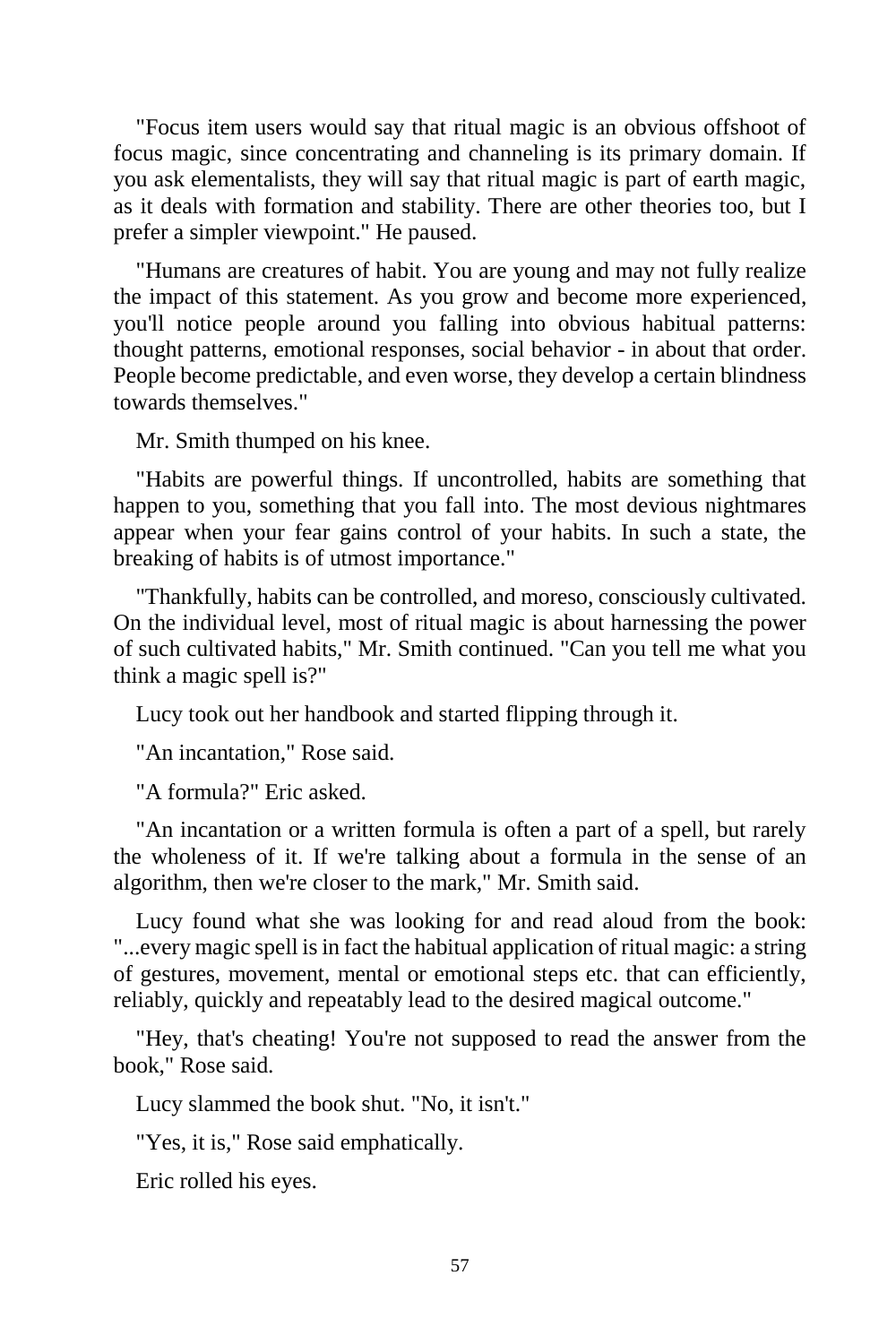"Focus item users would say that ritual magic is an obvious offshoot of focus magic, since concentrating and channeling is its primary domain. If you ask elementalists, they will say that ritual magic is part of earth magic, as it deals with formation and stability. There are other theories too, but I prefer a simpler viewpoint." He paused.

"Humans are creatures of habit. You are young and may not fully realize the impact of this statement. As you grow and become more experienced, you'll notice people around you falling into obvious habitual patterns: thought patterns, emotional responses, social behavior - in about that order. People become predictable, and even worse, they develop a certain blindness towards themselves."

Mr. Smith thumped on his knee.

"Habits are powerful things. If uncontrolled, habits are something that happen to you, something that you fall into. The most devious nightmares appear when your fear gains control of your habits. In such a state, the breaking of habits is of utmost importance."

"Thankfully, habits can be controlled, and moreso, consciously cultivated. On the individual level, most of ritual magic is about harnessing the power of such cultivated habits," Mr. Smith continued. "Can you tell me what you think a magic spell is?"

Lucy took out her handbook and started flipping through it.

"An incantation," Rose said.

"A formula?" Eric asked.

"An incantation or a written formula is often a part of a spell, but rarely the wholeness of it. If we're talking about a formula in the sense of an algorithm, then we're closer to the mark," Mr. Smith said.

Lucy found what she was looking for and read aloud from the book: "...every magic spell is in fact the habitual application of ritual magic: a string of gestures, movement, mental or emotional steps etc. that can efficiently, reliably, quickly and repeatably lead to the desired magical outcome."

"Hey, that's cheating! You're not supposed to read the answer from the book," Rose said.

Lucy slammed the book shut. "No, it isn't."

"Yes, it is," Rose said emphatically.

Eric rolled his eyes.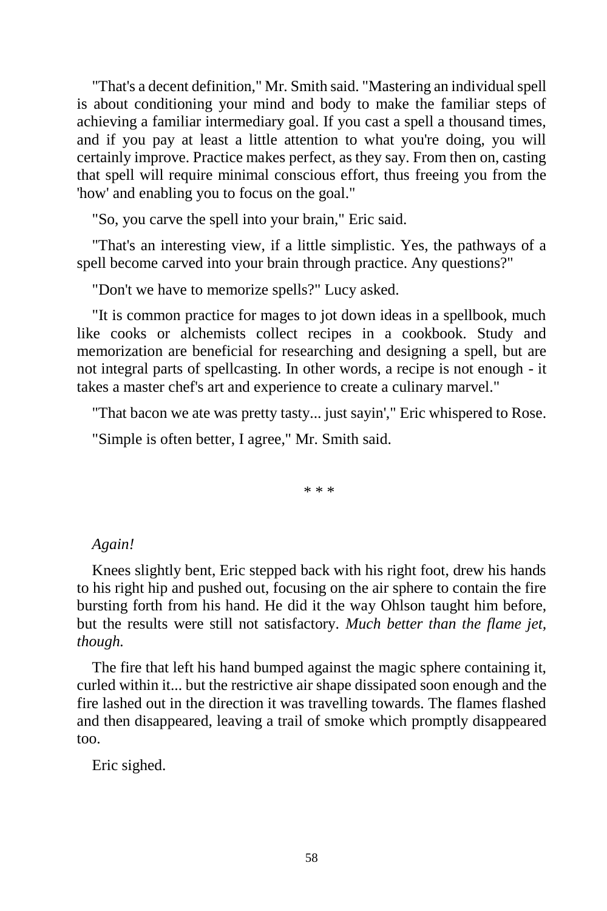"That's a decent definition," Mr. Smith said. "Mastering an individual spell is about conditioning your mind and body to make the familiar steps of achieving a familiar intermediary goal. If you cast a spell a thousand times, and if you pay at least a little attention to what you're doing, you will certainly improve. Practice makes perfect, as they say. From then on, casting that spell will require minimal conscious effort, thus freeing you from the 'how' and enabling you to focus on the goal."

"So, you carve the spell into your brain," Eric said.

"That's an interesting view, if a little simplistic. Yes, the pathways of a spell become carved into your brain through practice. Any questions?"

"Don't we have to memorize spells?" Lucy asked.

"It is common practice for mages to jot down ideas in a spellbook, much like cooks or alchemists collect recipes in a cookbook. Study and memorization are beneficial for researching and designing a spell, but are not integral parts of spellcasting. In other words, a recipe is not enough - it takes a master chef's art and experience to create a culinary marvel."

"That bacon we ate was pretty tasty... just sayin'," Eric whispered to Rose.

"Simple is often better, I agree," Mr. Smith said.

\* \* \*

*Again!*

Knees slightly bent, Eric stepped back with his right foot, drew his hands to his right hip and pushed out, focusing on the air sphere to contain the fire bursting forth from his hand. He did it the way Ohlson taught him before, but the results were still not satisfactory. *Much better than the flame jet, though.*

The fire that left his hand bumped against the magic sphere containing it, curled within it... but the restrictive air shape dissipated soon enough and the fire lashed out in the direction it was travelling towards. The flames flashed and then disappeared, leaving a trail of smoke which promptly disappeared too.

Eric sighed.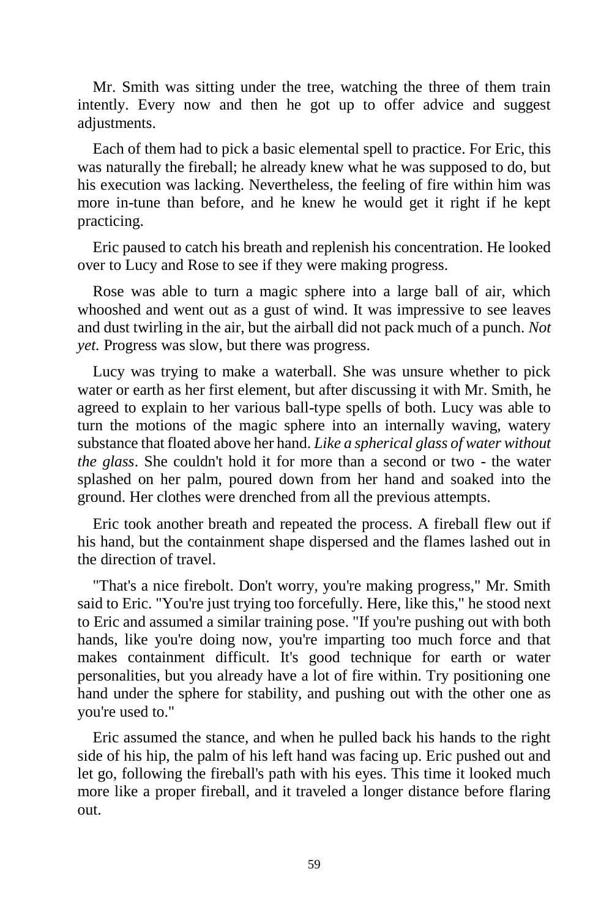Mr. Smith was sitting under the tree, watching the three of them train intently. Every now and then he got up to offer advice and suggest adjustments.

Each of them had to pick a basic elemental spell to practice. For Eric, this was naturally the fireball; he already knew what he was supposed to do, but his execution was lacking. Nevertheless, the feeling of fire within him was more in-tune than before, and he knew he would get it right if he kept practicing.

Eric paused to catch his breath and replenish his concentration. He looked over to Lucy and Rose to see if they were making progress.

Rose was able to turn a magic sphere into a large ball of air, which whooshed and went out as a gust of wind. It was impressive to see leaves and dust twirling in the air, but the airball did not pack much of a punch. *Not yet.* Progress was slow, but there was progress.

Lucy was trying to make a waterball. She was unsure whether to pick water or earth as her first element, but after discussing it with Mr. Smith, he agreed to explain to her various ball-type spells of both. Lucy was able to turn the motions of the magic sphere into an internally waving, watery substance that floated above her hand. *Like a spherical glass of water without the glass*. She couldn't hold it for more than a second or two - the water splashed on her palm, poured down from her hand and soaked into the ground. Her clothes were drenched from all the previous attempts.

Eric took another breath and repeated the process. A fireball flew out if his hand, but the containment shape dispersed and the flames lashed out in the direction of travel.

"That's a nice firebolt. Don't worry, you're making progress," Mr. Smith said to Eric. "You're just trying too forcefully. Here, like this," he stood next to Eric and assumed a similar training pose. "If you're pushing out with both hands, like you're doing now, you're imparting too much force and that makes containment difficult. It's good technique for earth or water personalities, but you already have a lot of fire within. Try positioning one hand under the sphere for stability, and pushing out with the other one as you're used to."

Eric assumed the stance, and when he pulled back his hands to the right side of his hip, the palm of his left hand was facing up. Eric pushed out and let go, following the fireball's path with his eyes. This time it looked much more like a proper fireball, and it traveled a longer distance before flaring out.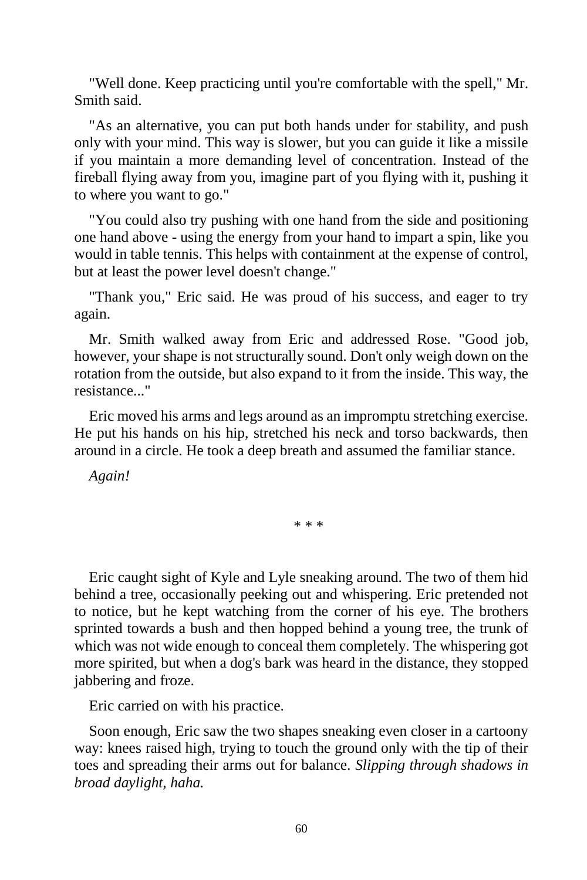"Well done. Keep practicing until you're comfortable with the spell," Mr. Smith said.

"As an alternative, you can put both hands under for stability, and push only with your mind. This way is slower, but you can guide it like a missile if you maintain a more demanding level of concentration. Instead of the fireball flying away from you, imagine part of you flying with it, pushing it to where you want to go."

"You could also try pushing with one hand from the side and positioning one hand above - using the energy from your hand to impart a spin, like you would in table tennis. This helps with containment at the expense of control, but at least the power level doesn't change."

"Thank you," Eric said. He was proud of his success, and eager to try again.

Mr. Smith walked away from Eric and addressed Rose. "Good job, however, your shape is not structurally sound. Don't only weigh down on the rotation from the outside, but also expand to it from the inside. This way, the resistance..."

Eric moved his arms and legs around as an impromptu stretching exercise. He put his hands on his hip, stretched his neck and torso backwards, then around in a circle. He took a deep breath and assumed the familiar stance.

*Again!*

\* \* \*

Eric caught sight of Kyle and Lyle sneaking around. The two of them hid behind a tree, occasionally peeking out and whispering. Eric pretended not to notice, but he kept watching from the corner of his eye. The brothers sprinted towards a bush and then hopped behind a young tree, the trunk of which was not wide enough to conceal them completely. The whispering got more spirited, but when a dog's bark was heard in the distance, they stopped jabbering and froze.

Eric carried on with his practice.

Soon enough, Eric saw the two shapes sneaking even closer in a cartoony way: knees raised high, trying to touch the ground only with the tip of their toes and spreading their arms out for balance. *Slipping through shadows in broad daylight, haha.*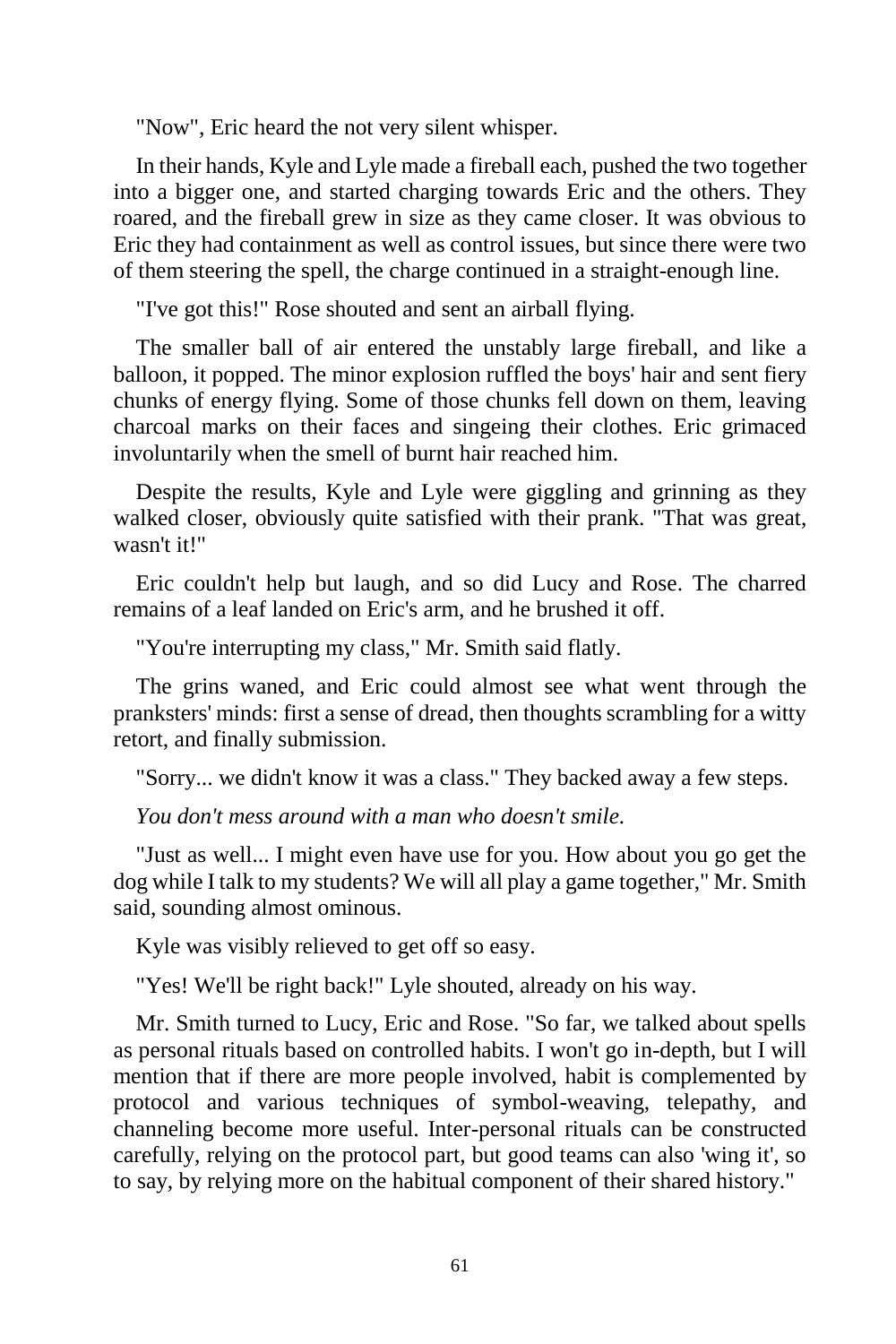"Now", Eric heard the not very silent whisper.

In their hands, Kyle and Lyle made a fireball each, pushed the two together into a bigger one, and started charging towards Eric and the others. They roared, and the fireball grew in size as they came closer. It was obvious to Eric they had containment as well as control issues, but since there were two of them steering the spell, the charge continued in a straight-enough line.

"I've got this!" Rose shouted and sent an airball flying.

The smaller ball of air entered the unstably large fireball, and like a balloon, it popped. The minor explosion ruffled the boys' hair and sent fiery chunks of energy flying. Some of those chunks fell down on them, leaving charcoal marks on their faces and singeing their clothes. Eric grimaced involuntarily when the smell of burnt hair reached him.

Despite the results, Kyle and Lyle were giggling and grinning as they walked closer, obviously quite satisfied with their prank. "That was great, wasn't it!"

Eric couldn't help but laugh, and so did Lucy and Rose. The charred remains of a leaf landed on Eric's arm, and he brushed it off.

"You're interrupting my class," Mr. Smith said flatly.

The grins waned, and Eric could almost see what went through the pranksters' minds: first a sense of dread, then thoughts scrambling for a witty retort, and finally submission.

"Sorry... we didn't know it was a class." They backed away a few steps.

*You don't mess around with a man who doesn't smile.*

"Just as well... I might even have use for you. How about you go get the dog while I talk to my students? We will all play a game together," Mr. Smith said, sounding almost ominous.

Kyle was visibly relieved to get off so easy.

"Yes! We'll be right back!" Lyle shouted, already on his way.

Mr. Smith turned to Lucy, Eric and Rose. "So far, we talked about spells as personal rituals based on controlled habits. I won't go in-depth, but I will mention that if there are more people involved, habit is complemented by protocol and various techniques of symbol-weaving, telepathy, and channeling become more useful. Inter-personal rituals can be constructed carefully, relying on the protocol part, but good teams can also 'wing it', so to say, by relying more on the habitual component of their shared history."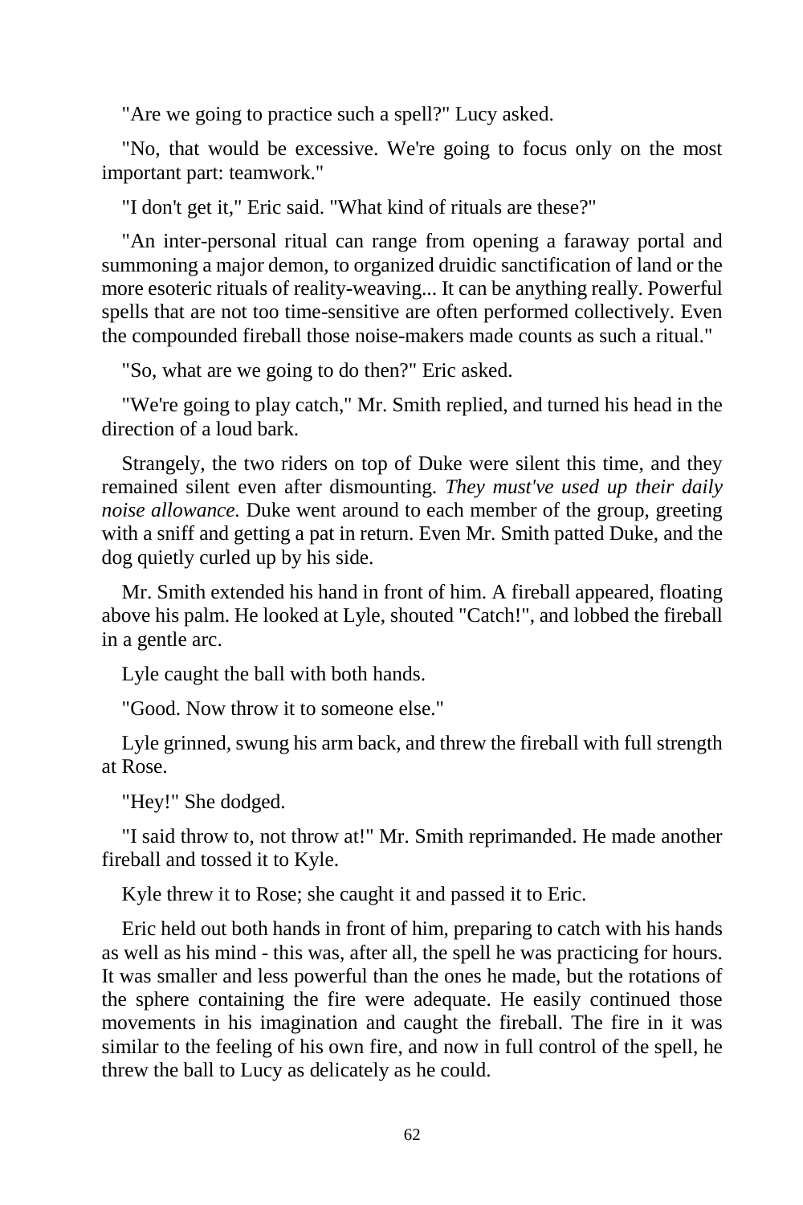"Are we going to practice such a spell?" Lucy asked.

"No, that would be excessive. We're going to focus only on the most important part: teamwork."

"I don't get it," Eric said. "What kind of rituals are these?"

"An inter-personal ritual can range from opening a faraway portal and summoning a major demon, to organized druidic sanctification of land or the more esoteric rituals of reality-weaving... It can be anything really. Powerful spells that are not too time-sensitive are often performed collectively. Even the compounded fireball those noise-makers made counts as such a ritual."

"So, what are we going to do then?" Eric asked.

"We're going to play catch," Mr. Smith replied, and turned his head in the direction of a loud bark.

Strangely, the two riders on top of Duke were silent this time, and they remained silent even after dismounting. *They must've used up their daily noise allowance.* Duke went around to each member of the group, greeting with a sniff and getting a pat in return. Even Mr. Smith patted Duke, and the dog quietly curled up by his side.

Mr. Smith extended his hand in front of him. A fireball appeared, floating above his palm. He looked at Lyle, shouted "Catch!", and lobbed the fireball in a gentle arc.

Lyle caught the ball with both hands.

"Good. Now throw it to someone else."

Lyle grinned, swung his arm back, and threw the fireball with full strength at Rose.

"Hey!" She dodged.

"I said throw to, not throw at!" Mr. Smith reprimanded. He made another fireball and tossed it to Kyle.

Kyle threw it to Rose; she caught it and passed it to Eric.

Eric held out both hands in front of him, preparing to catch with his hands as well as his mind - this was, after all, the spell he was practicing for hours. It was smaller and less powerful than the ones he made, but the rotations of the sphere containing the fire were adequate. He easily continued those movements in his imagination and caught the fireball. The fire in it was similar to the feeling of his own fire, and now in full control of the spell, he threw the ball to Lucy as delicately as he could.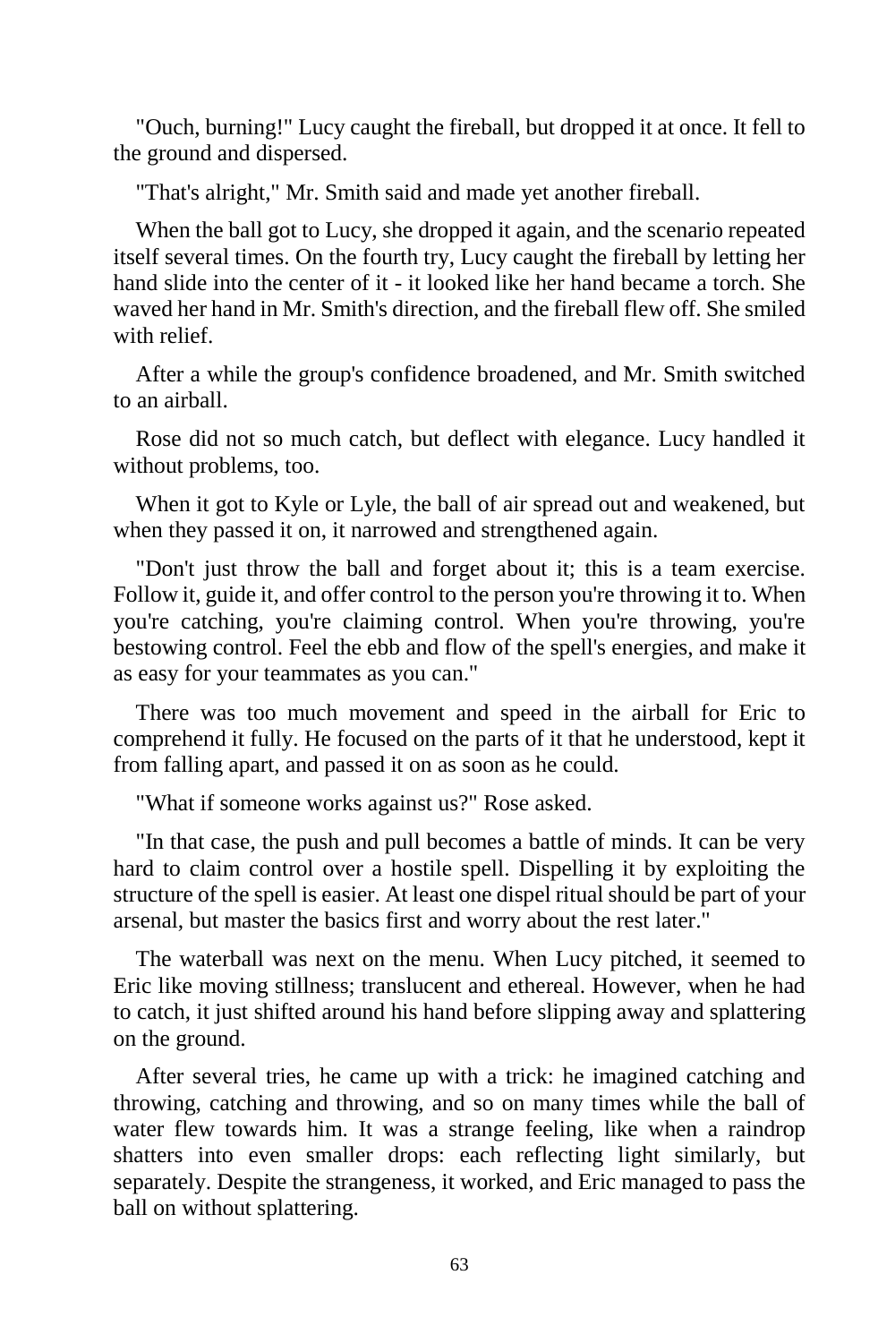"Ouch, burning!" Lucy caught the fireball, but dropped it at once. It fell to the ground and dispersed.

"That's alright," Mr. Smith said and made yet another fireball.

When the ball got to Lucy, she dropped it again, and the scenario repeated itself several times. On the fourth try, Lucy caught the fireball by letting her hand slide into the center of it - it looked like her hand became a torch. She waved her hand in Mr. Smith's direction, and the fireball flew off. She smiled with relief.

After a while the group's confidence broadened, and Mr. Smith switched to an airball.

Rose did not so much catch, but deflect with elegance. Lucy handled it without problems, too.

When it got to Kyle or Lyle, the ball of air spread out and weakened, but when they passed it on, it narrowed and strengthened again.

"Don't just throw the ball and forget about it; this is a team exercise. Follow it, guide it, and offer control to the person you're throwing it to. When you're catching, you're claiming control. When you're throwing, you're bestowing control. Feel the ebb and flow of the spell's energies, and make it as easy for your teammates as you can."

There was too much movement and speed in the airball for Eric to comprehend it fully. He focused on the parts of it that he understood, kept it from falling apart, and passed it on as soon as he could.

"What if someone works against us?" Rose asked.

"In that case, the push and pull becomes a battle of minds. It can be very hard to claim control over a hostile spell. Dispelling it by exploiting the structure of the spell is easier. At least one dispel ritual should be part of your arsenal, but master the basics first and worry about the rest later."

The waterball was next on the menu. When Lucy pitched, it seemed to Eric like moving stillness; translucent and ethereal. However, when he had to catch, it just shifted around his hand before slipping away and splattering on the ground.

After several tries, he came up with a trick: he imagined catching and throwing, catching and throwing, and so on many times while the ball of water flew towards him. It was a strange feeling, like when a raindrop shatters into even smaller drops: each reflecting light similarly, but separately. Despite the strangeness, it worked, and Eric managed to pass the ball on without splattering.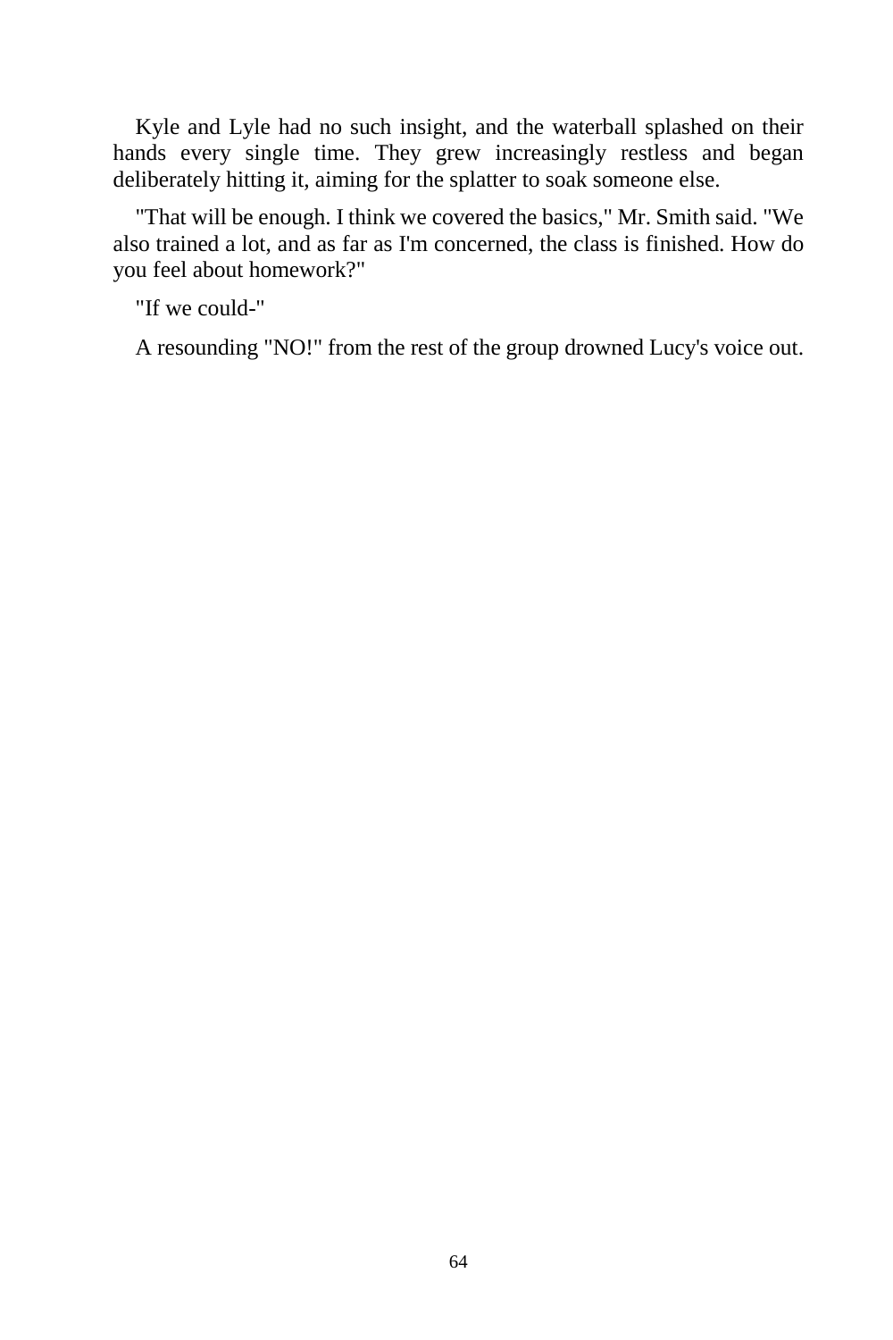Kyle and Lyle had no such insight, and the waterball splashed on their hands every single time. They grew increasingly restless and began deliberately hitting it, aiming for the splatter to soak someone else.

"That will be enough. I think we covered the basics," Mr. Smith said. "We also trained a lot, and as far as I'm concerned, the class is finished. How do you feel about homework?"

"If we could-"

A resounding "NO!" from the rest of the group drowned Lucy's voice out.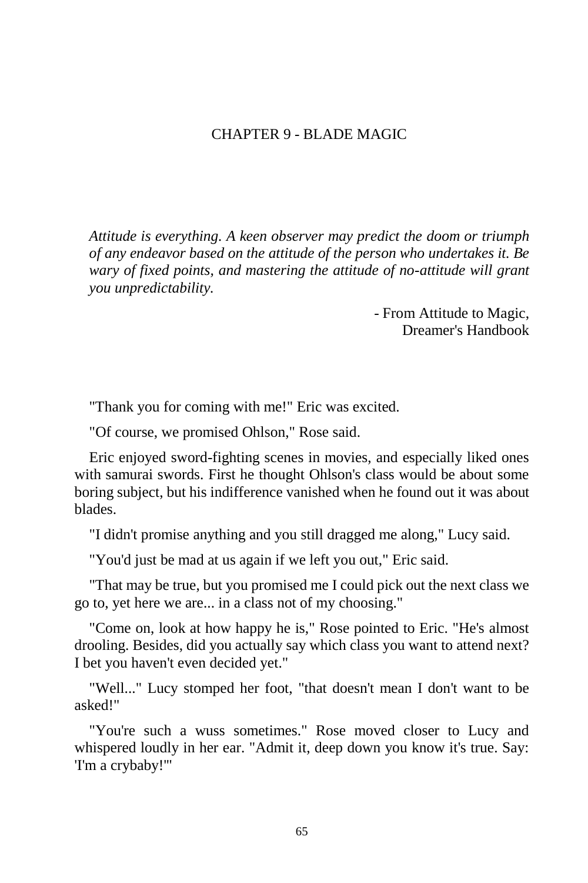# CHAPTER 9 - BLADE MAGIC

*Attitude is everything. A keen observer may predict the doom or triumph of any endeavor based on the attitude of the person who undertakes it. Be wary of fixed points, and mastering the attitude of no-attitude will grant you unpredictability.*

- From Attitude to Magic,
Dreamer's Handbook

"Thank you for coming with me!" Eric was excited.

"Of course, we promised Ohlson," Rose said.

Eric enjoyed sword-fighting scenes in movies, and especially liked ones with samurai swords. First he thought Ohlson's class would be about some boring subject, but his indifference vanished when he found out it was about blades.

"I didn't promise anything and you still dragged me along," Lucy said.

"You'd just be mad at us again if we left you out," Eric said.

"That may be true, but you promised me I could pick out the next class we go to, yet here we are... in a class not of my choosing."

"Come on, look at how happy he is," Rose pointed to Eric. "He's almost drooling. Besides, did you actually say which class you want to attend next? I bet you haven't even decided yet."

"Well..." Lucy stomped her foot, "that doesn't mean I don't want to be asked!"

"You're such a wuss sometimes." Rose moved closer to Lucy and whispered loudly in her ear. "Admit it, deep down you know it's true. Say: 'I'm a crybaby!'"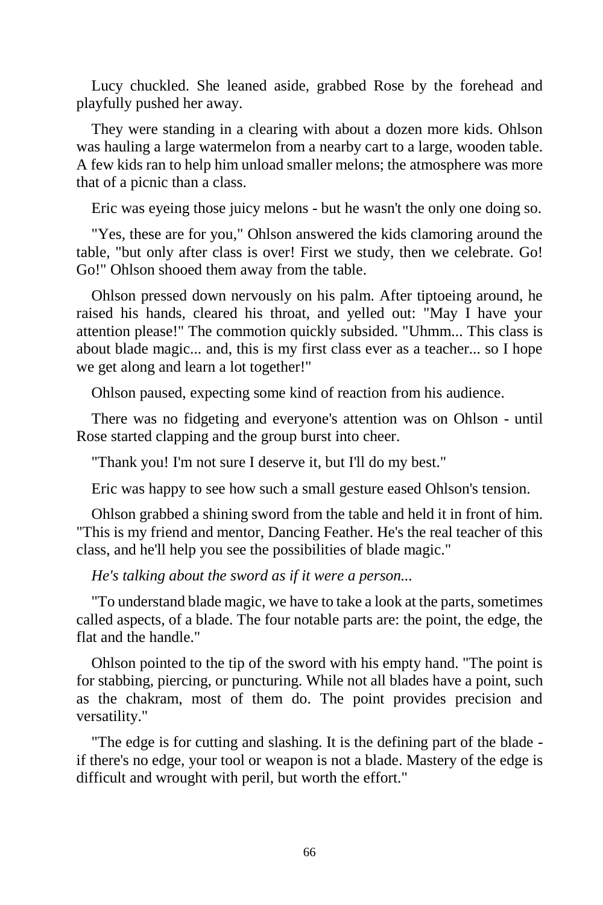Lucy chuckled. She leaned aside, grabbed Rose by the forehead and playfully pushed her away.

They were standing in a clearing with about a dozen more kids. Ohlson was hauling a large watermelon from a nearby cart to a large, wooden table. A few kids ran to help him unload smaller melons; the atmosphere was more that of a picnic than a class.

Eric was eyeing those juicy melons - but he wasn't the only one doing so.

"Yes, these are for you," Ohlson answered the kids clamoring around the table, "but only after class is over! First we study, then we celebrate. Go! Go!" Ohlson shooed them away from the table.

Ohlson pressed down nervously on his palm. After tiptoeing around, he raised his hands, cleared his throat, and yelled out: "May I have your attention please!" The commotion quickly subsided. "Uhmm... This class is about blade magic... and, this is my first class ever as a teacher... so I hope we get along and learn a lot together!"

Ohlson paused, expecting some kind of reaction from his audience.

There was no fidgeting and everyone's attention was on Ohlson - until Rose started clapping and the group burst into cheer.

"Thank you! I'm not sure I deserve it, but I'll do my best."

Eric was happy to see how such a small gesture eased Ohlson's tension.

Ohlson grabbed a shining sword from the table and held it in front of him. "This is my friend and mentor, Dancing Feather. He's the real teacher of this class, and he'll help you see the possibilities of blade magic."

*He's talking about the sword as if it were a person...*

"To understand blade magic, we have to take a look at the parts, sometimes called aspects, of a blade. The four notable parts are: the point, the edge, the flat and the handle."

Ohlson pointed to the tip of the sword with his empty hand. "The point is for stabbing, piercing, or puncturing. While not all blades have a point, such as the chakram, most of them do. The point provides precision and versatility."

"The edge is for cutting and slashing. It is the defining part of the blade - if there's no edge, your tool or weapon is not a blade. Mastery of the edge is difficult and wrought with peril, but worth the effort."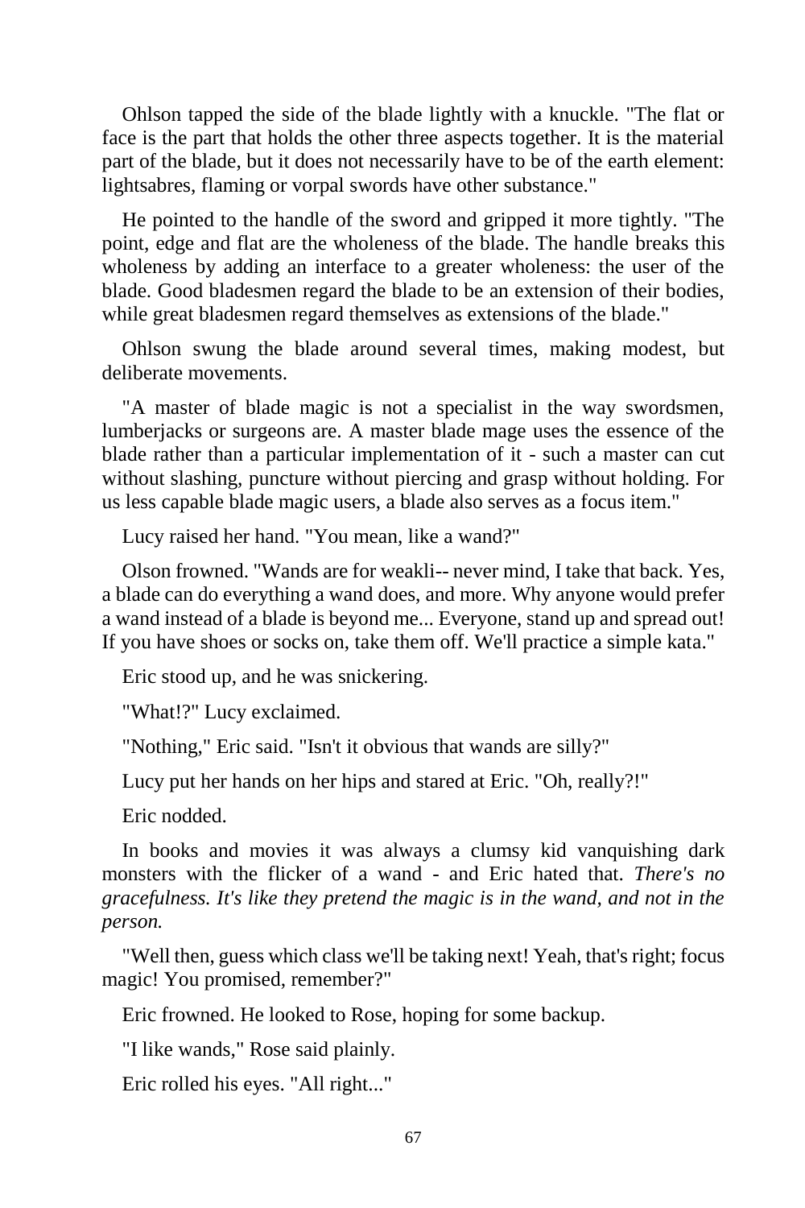Ohlson tapped the side of the blade lightly with a knuckle. "The flat or face is the part that holds the other three aspects together. It is the material part of the blade, but it does not necessarily have to be of the earth element: lightsabres, flaming or vorpal swords have other substance."

He pointed to the handle of the sword and gripped it more tightly. "The point, edge and flat are the wholeness of the blade. The handle breaks this wholeness by adding an interface to a greater wholeness: the user of the blade. Good bladesmen regard the blade to be an extension of their bodies, while great bladesmen regard themselves as extensions of the blade."

Ohlson swung the blade around several times, making modest, but deliberate movements.

"A master of blade magic is not a specialist in the way swordsmen, lumberjacks or surgeons are. A master blade mage uses the essence of the blade rather than a particular implementation of it - such a master can cut without slashing, puncture without piercing and grasp without holding. For us less capable blade magic users, a blade also serves as a focus item."

Lucy raised her hand. "You mean, like a wand?"

Olson frowned. "Wands are for weakli-- never mind, I take that back. Yes, a blade can do everything a wand does, and more. Why anyone would prefer a wand instead of a blade is beyond me... Everyone, stand up and spread out! If you have shoes or socks on, take them off. We'll practice a simple kata."

Eric stood up, and he was snickering.

"What!?" Lucy exclaimed.

"Nothing," Eric said. "Isn't it obvious that wands are silly?"

Lucy put her hands on her hips and stared at Eric. "Oh, really?!"

Eric nodded.

In books and movies it was always a clumsy kid vanquishing dark monsters with the flicker of a wand - and Eric hated that. *There's no gracefulness. It's like they pretend the magic is in the wand, and not in the person.*

"Well then, guess which class we'll be taking next! Yeah, that's right; focus magic! You promised, remember?"

Eric frowned. He looked to Rose, hoping for some backup.

"I like wands," Rose said plainly.

Eric rolled his eyes. "All right..."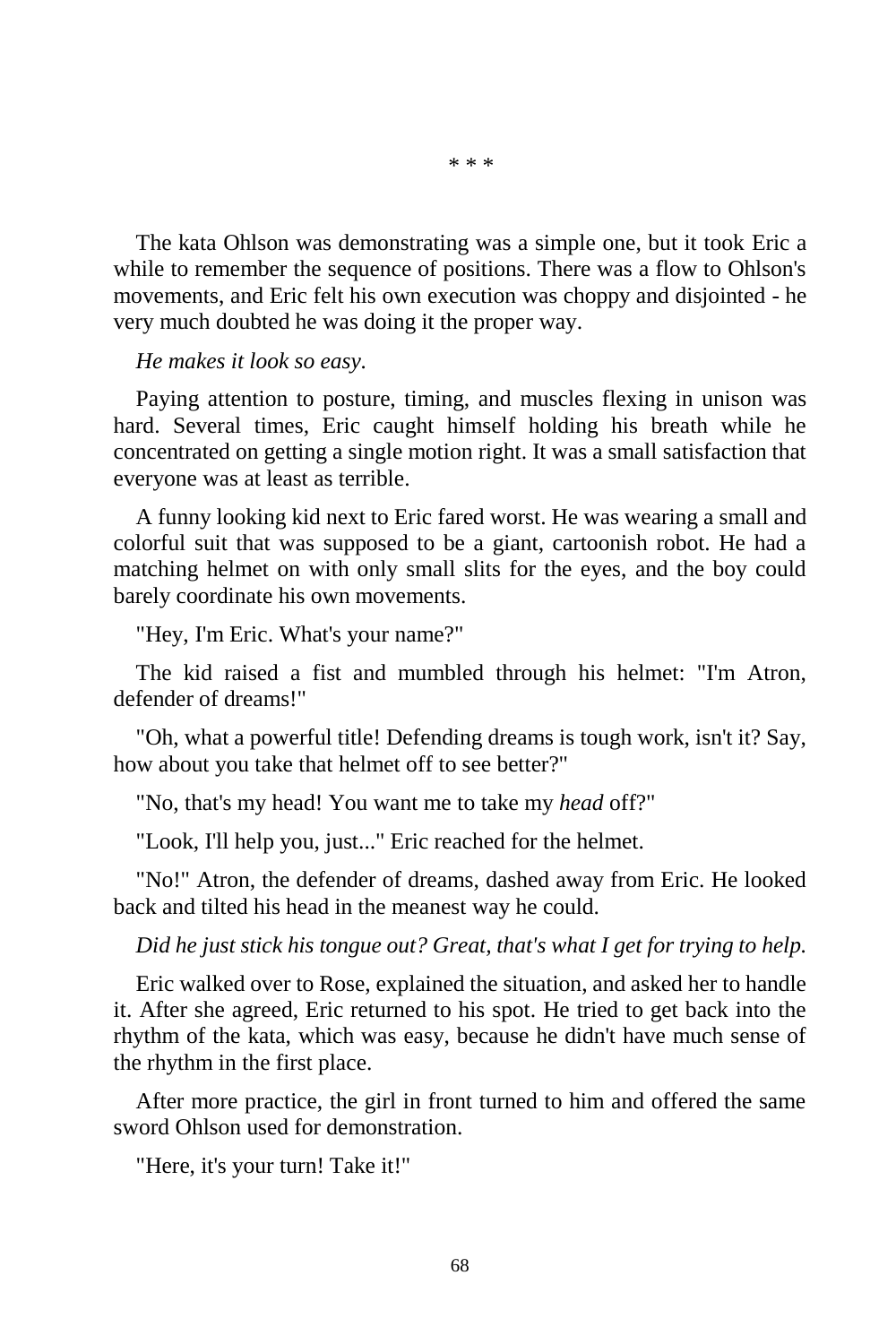\* \* \*

The kata Ohlson was demonstrating was a simple one, but it took Eric a while to remember the sequence of positions. There was a flow to Ohlson's movements, and Eric felt his own execution was choppy and disjointed - he very much doubted he was doing it the proper way.

*He makes it look so easy.*

Paying attention to posture, timing, and muscles flexing in unison was hard. Several times, Eric caught himself holding his breath while he concentrated on getting a single motion right. It was a small satisfaction that everyone was at least as terrible.

A funny looking kid next to Eric fared worst. He was wearing a small and colorful suit that was supposed to be a giant, cartoonish robot. He had a matching helmet on with only small slits for the eyes, and the boy could barely coordinate his own movements.

"Hey, I'm Eric. What's your name?"

The kid raised a fist and mumbled through his helmet: "I'm Atron, defender of dreams!"

"Oh, what a powerful title! Defending dreams is tough work, isn't it? Say, how about you take that helmet off to see better?"

"No, that's my head! You want me to take my *head* off?"

"Look, I'll help you, just..." Eric reached for the helmet.

"No!" Atron, the defender of dreams, dashed away from Eric. He looked back and tilted his head in the meanest way he could.

*Did he just stick his tongue out? Great, that's what I get for trying to help.*

Eric walked over to Rose, explained the situation, and asked her to handle it. After she agreed, Eric returned to his spot. He tried to get back into the rhythm of the kata, which was easy, because he didn't have much sense of the rhythm in the first place.

After more practice, the girl in front turned to him and offered the same sword Ohlson used for demonstration.

"Here, it's your turn! Take it!"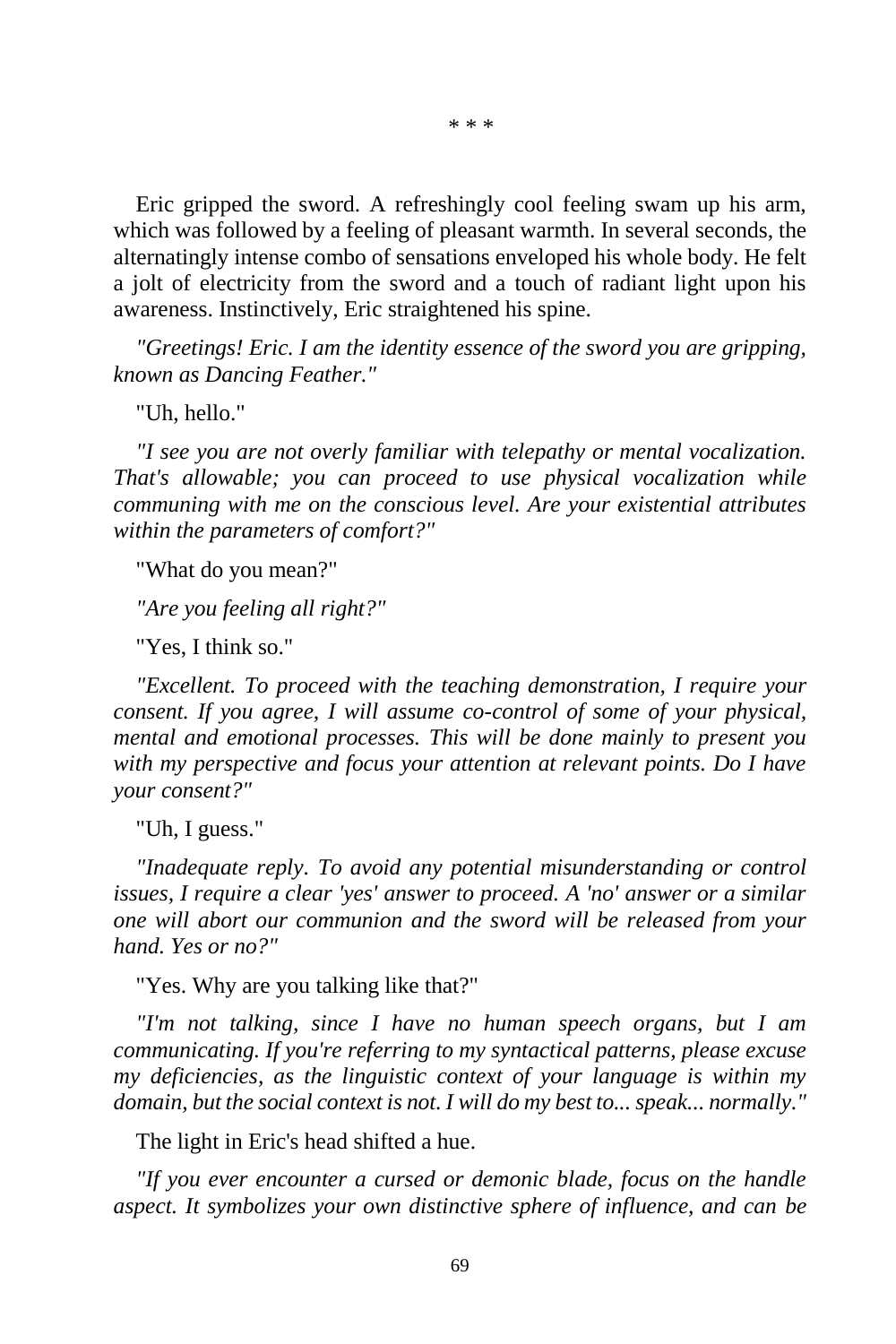\* \* \*

Eric gripped the sword. A refreshingly cool feeling swam up his arm, which was followed by a feeling of pleasant warmth. In several seconds, the alternatingly intense combo of sensations enveloped his whole body. He felt a jolt of electricity from the sword and a touch of radiant light upon his awareness. Instinctively, Eric straightened his spine.

*"Greetings! Eric. I am the identity essence of the sword you are gripping, known as Dancing Feather."*

"Uh, hello."

*"I see you are not overly familiar with telepathy or mental vocalization. That's allowable; you can proceed to use physical vocalization while communing with me on the conscious level. Are your existential attributes within the parameters of comfort?"*

"What do you mean?"

*"Are you feeling all right?"*

"Yes, I think so."

*"Excellent. To proceed with the teaching demonstration, I require your consent. If you agree, I will assume co-control of some of your physical, mental and emotional processes. This will be done mainly to present you with my perspective and focus your attention at relevant points. Do I have your consent?"*

"Uh, I guess."

*"Inadequate reply. To avoid any potential misunderstanding or control issues, I require a clear 'yes' answer to proceed. A 'no' answer or a similar one will abort our communion and the sword will be released from your hand. Yes or no?"*

"Yes. Why are you talking like that?"

*"I'm not talking, since I have no human speech organs, but I am communicating. If you're referring to my syntactical patterns, please excuse my deficiencies, as the linguistic context of your language is within my domain, but the social context is not. I will do my best to... speak... normally."*

The light in Eric's head shifted a hue.

*"If you ever encounter a cursed or demonic blade, focus on the handle aspect. It symbolizes your own distinctive sphere of influence, and can be*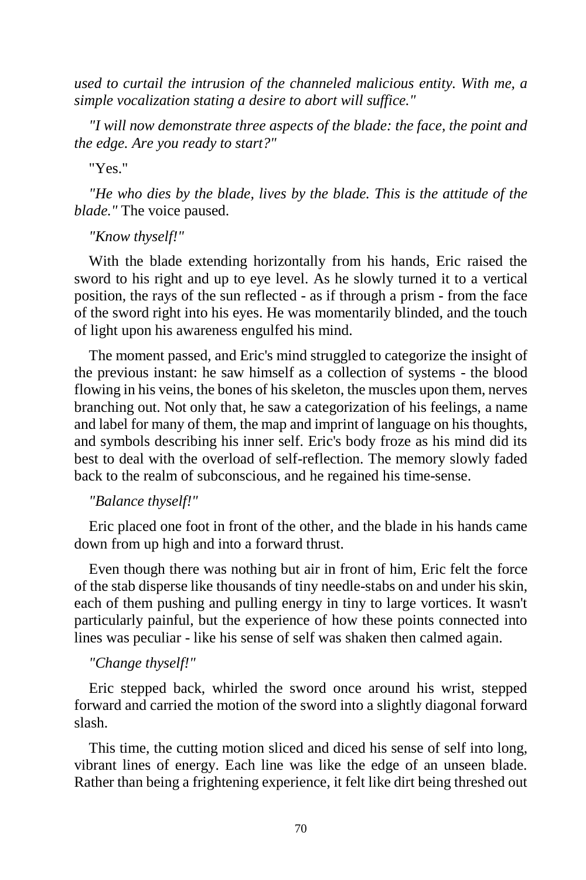*used to curtail the intrusion of the channeled malicious entity. With me, a simple vocalization stating a desire to abort will suffice."*

*"I will now demonstrate three aspects of the blade: the face, the point and the edge. Are you ready to start?"*

"Yes."

*"He who dies by the blade, lives by the blade. This is the attitude of the blade."* The voice paused.

*"Know thyself!"*

With the blade extending horizontally from his hands, Eric raised the sword to his right and up to eye level. As he slowly turned it to a vertical position, the rays of the sun reflected - as if through a prism - from the face of the sword right into his eyes. He was momentarily blinded, and the touch of light upon his awareness engulfed his mind.

The moment passed, and Eric's mind struggled to categorize the insight of the previous instant: he saw himself as a collection of systems - the blood flowing in his veins, the bones of his skeleton, the muscles upon them, nerves branching out. Not only that, he saw a categorization of his feelings, a name and label for many of them, the map and imprint of language on his thoughts, and symbols describing his inner self. Eric's body froze as his mind did its best to deal with the overload of self-reflection. The memory slowly faded back to the realm of subconscious, and he regained his time-sense.

*"Balance thyself!"*

Eric placed one foot in front of the other, and the blade in his hands came down from up high and into a forward thrust.

Even though there was nothing but air in front of him, Eric felt the force of the stab disperse like thousands of tiny needle-stabs on and under his skin, each of them pushing and pulling energy in tiny to large vortices. It wasn't particularly painful, but the experience of how these points connected into lines was peculiar - like his sense of self was shaken then calmed again.

*"Change thyself!"*

Eric stepped back, whirled the sword once around his wrist, stepped forward and carried the motion of the sword into a slightly diagonal forward slash.

This time, the cutting motion sliced and diced his sense of self into long, vibrant lines of energy. Each line was like the edge of an unseen blade. Rather than being a frightening experience, it felt like dirt being threshed out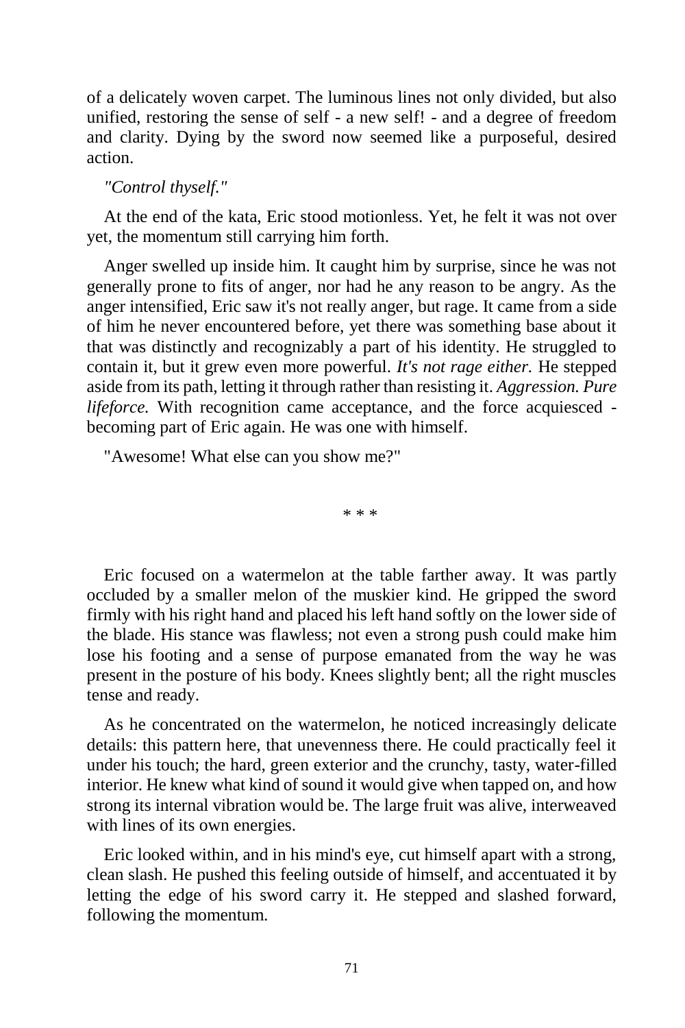of a delicately woven carpet. The luminous lines not only divided, but also unified, restoring the sense of self - a new self! - and a degree of freedom and clarity. Dying by the sword now seemed like a purposeful, desired action.

*"Control thyself."*

At the end of the kata, Eric stood motionless. Yet, he felt it was not over yet, the momentum still carrying him forth.

Anger swelled up inside him. It caught him by surprise, since he was not generally prone to fits of anger, nor had he any reason to be angry. As the anger intensified, Eric saw it's not really anger, but rage. It came from a side of him he never encountered before, yet there was something base about it that was distinctly and recognizably a part of his identity. He struggled to contain it, but it grew even more powerful. *It's not rage either.* He stepped aside from its path, letting it through rather than resisting it. *Aggression. Pure lifeforce.* With recognition came acceptance, and the force acquiesced - becoming part of Eric again. He was one with himself.

"Awesome! What else can you show me?"

\* \* \*

Eric focused on a watermelon at the table farther away. It was partly occluded by a smaller melon of the muskier kind. He gripped the sword firmly with his right hand and placed his left hand softly on the lower side of the blade. His stance was flawless; not even a strong push could make him lose his footing and a sense of purpose emanated from the way he was present in the posture of his body. Knees slightly bent; all the right muscles tense and ready.

As he concentrated on the watermelon, he noticed increasingly delicate details: this pattern here, that unevenness there. He could practically feel it under his touch; the hard, green exterior and the crunchy, tasty, water-filled interior. He knew what kind of sound it would give when tapped on, and how strong its internal vibration would be. The large fruit was alive, interweaved with lines of its own energies.

Eric looked within, and in his mind's eye, cut himself apart with a strong, clean slash. He pushed this feeling outside of himself, and accentuated it by letting the edge of his sword carry it. He stepped and slashed forward, following the momentum.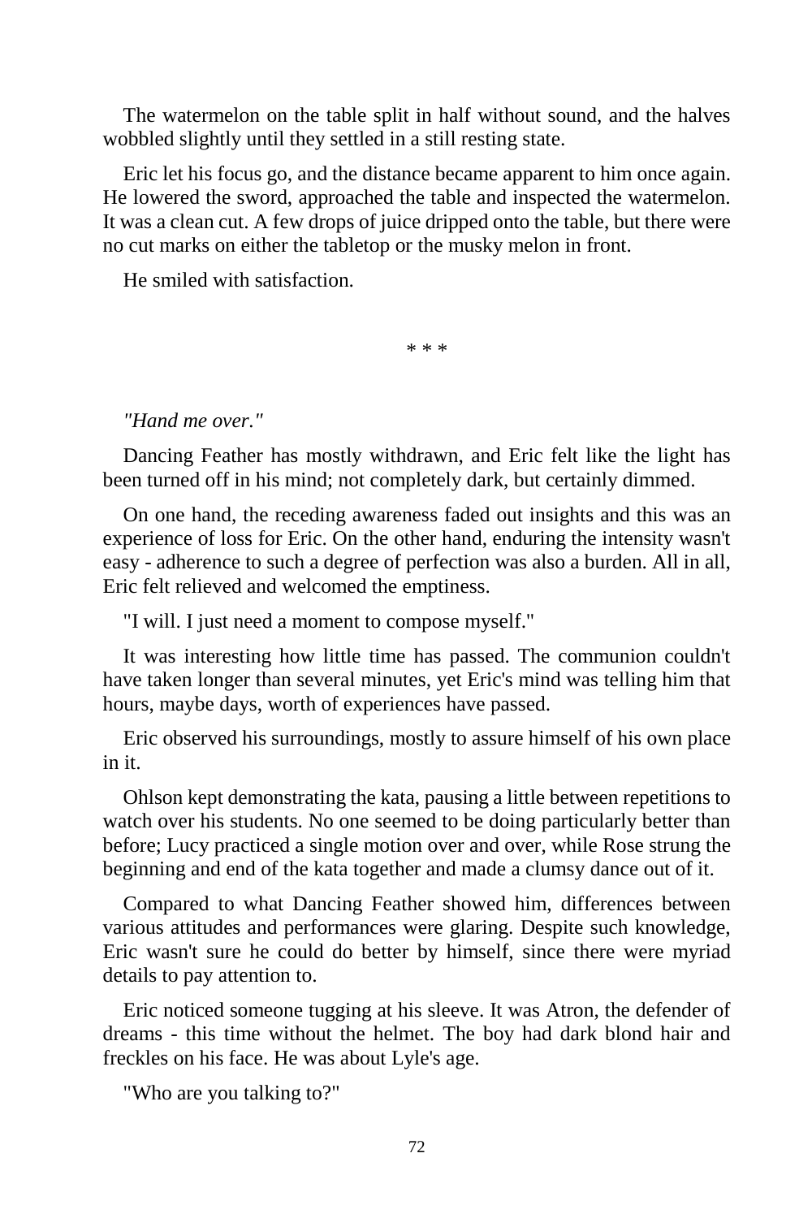The watermelon on the table split in half without sound, and the halves wobbled slightly until they settled in a still resting state.

Eric let his focus go, and the distance became apparent to him once again. He lowered the sword, approached the table and inspected the watermelon. It was a clean cut. A few drops of juice dripped onto the table, but there were no cut marks on either the tabletop or the musky melon in front.

He smiled with satisfaction.

* * *

*"Hand me over."*

Dancing Feather has mostly withdrawn, and Eric felt like the light has been turned off in his mind; not completely dark, but certainly dimmed.

On one hand, the receding awareness faded out insights and this was an experience of loss for Eric. On the other hand, enduring the intensity wasn't easy - adherence to such a degree of perfection was also a burden. All in all, Eric felt relieved and welcomed the emptiness.

"I will. I just need a moment to compose myself."

It was interesting how little time has passed. The communion couldn't have taken longer than several minutes, yet Eric's mind was telling him that hours, maybe days, worth of experiences have passed.

Eric observed his surroundings, mostly to assure himself of his own place in it.

Ohlson kept demonstrating the kata, pausing a little between repetitions to watch over his students. No one seemed to be doing particularly better than before; Lucy practiced a single motion over and over, while Rose strung the beginning and end of the kata together and made a clumsy dance out of it.

Compared to what Dancing Feather showed him, differences between various attitudes and performances were glaring. Despite such knowledge, Eric wasn't sure he could do better by himself, since there were myriad details to pay attention to.

Eric noticed someone tugging at his sleeve. It was Atron, the defender of dreams - this time without the helmet. The boy had dark blond hair and freckles on his face. He was about Lyle's age.

"Who are you talking to?"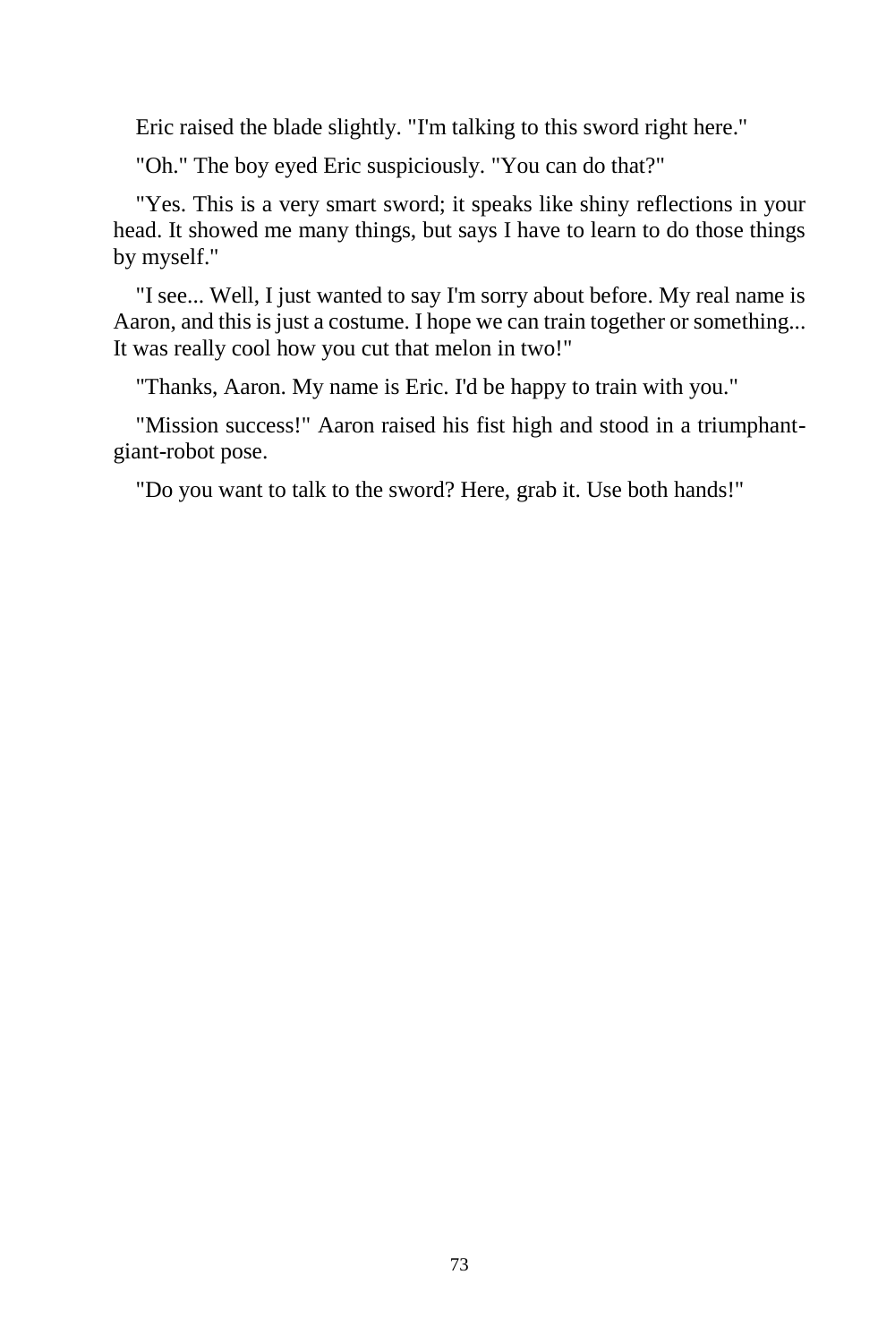Eric raised the blade slightly. "I'm talking to this sword right here."

"Oh." The boy eyed Eric suspiciously. "You can do that?"

"Yes. This is a very smart sword; it speaks like shiny reflections in your head. It showed me many things, but says I have to learn to do those things by myself."

"I see... Well, I just wanted to say I'm sorry about before. My real name is Aaron, and this is just a costume. I hope we can train together or something... It was really cool how you cut that melon in two!"

"Thanks, Aaron. My name is Eric. I'd be happy to train with you."

"Mission success!" Aaron raised his fist high and stood in a triumphant-giant-robot pose.

"Do you want to talk to the sword? Here, grab it. Use both hands!"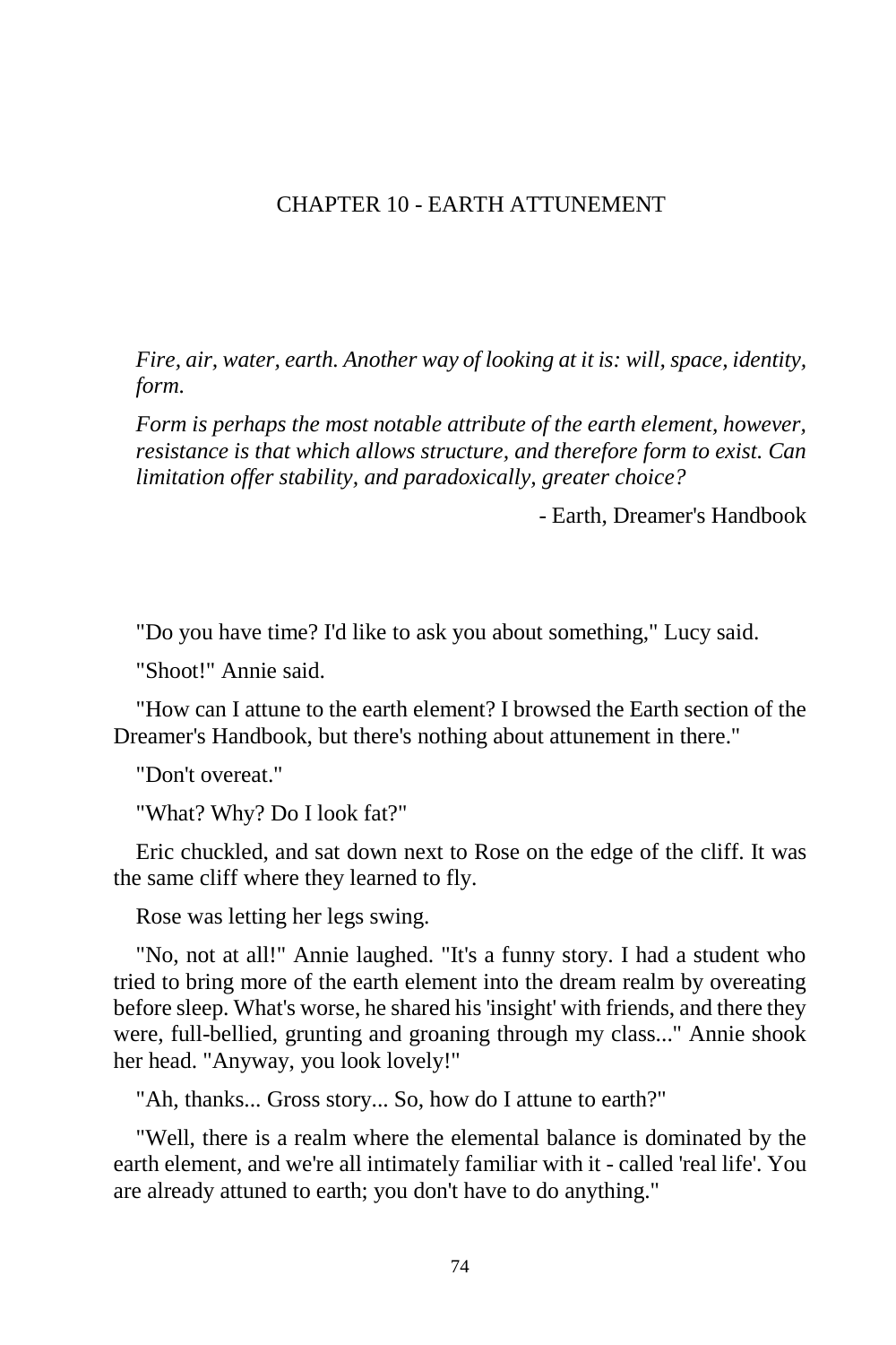# CHAPTER 10 - EARTH ATTUNEMENT

> *Fire, air, water, earth. Another way of looking at it is: will, space, identity, form.*
>
> *Form is perhaps the most notable attribute of the earth element, however, resistance is that which allows structure, and therefore form to exist. Can limitation offer stability, and paradoxically, greater choice?*
>
> \- Earth, Dreamer's Handbook

"Do you have time? I'd like to ask you about something," Lucy said.

"Shoot!" Annie said.

"How can I attune to the earth element? I browsed the Earth section of the Dreamer's Handbook, but there's nothing about attunement in there."

"Don't overeat."

"What? Why? Do I look fat?"

Eric chuckled, and sat down next to Rose on the edge of the cliff. It was the same cliff where they learned to fly.

Rose was letting her legs swing.

"No, not at all!" Annie laughed. "It's a funny story. I had a student who tried to bring more of the earth element into the dream realm by overeating before sleep. What's worse, he shared his 'insight' with friends, and there they were, full-bellied, grunting and groaning through my class..." Annie shook her head. "Anyway, you look lovely!"

"Ah, thanks... Gross story... So, how do I attune to earth?"

"Well, there is a realm where the elemental balance is dominated by the earth element, and we're all intimately familiar with it - called 'real life'. You are already attuned to earth; you don't have to do anything."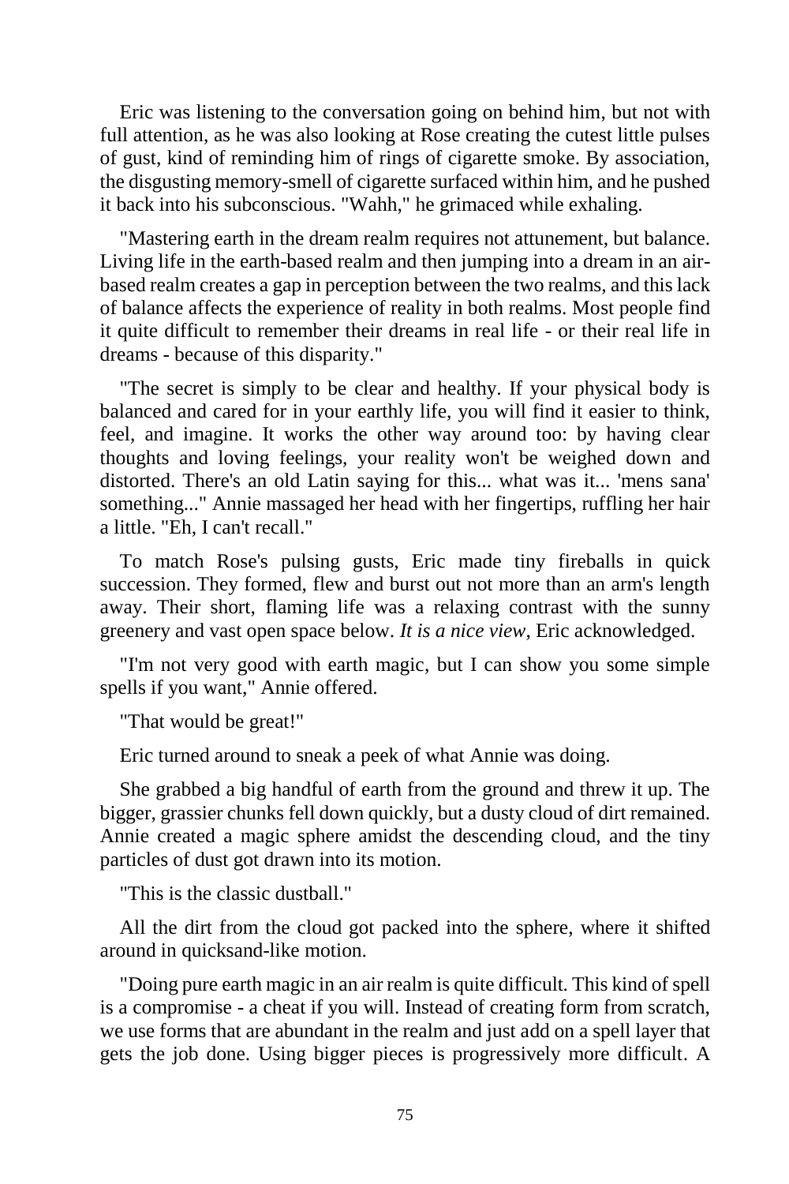Eric was listening to the conversation going on behind him, but not with full attention, as he was also looking at Rose creating the cutest little pulses of gust, kind of reminding him of rings of cigarette smoke. By association, the disgusting memory-smell of cigarette surfaced within him, and he pushed it back into his subconscious. "Wahh," he grimaced while exhaling.

"Mastering earth in the dream realm requires not attunement, but balance. Living life in the earth-based realm and then jumping into a dream in an air-based realm creates a gap in perception between the two realms, and this lack of balance affects the experience of reality in both realms. Most people find it quite difficult to remember their dreams in real life - or their real life in dreams - because of this disparity."

"The secret is simply to be clear and healthy. If your physical body is balanced and cared for in your earthly life, you will find it easier to think, feel, and imagine. It works the other way around too: by having clear thoughts and loving feelings, your reality won't be weighed down and distorted. There's an old Latin saying for this... what was it... 'mens sana' something..." Annie massaged her head with her fingertips, ruffling her hair a little. "Eh, I can't recall."

To match Rose's pulsing gusts, Eric made tiny fireballs in quick succession. They formed, flew and burst out not more than an arm's length away. Their short, flaming life was a relaxing contrast with the sunny greenery and vast open space below. *It is a nice view*, Eric acknowledged.

"I'm not very good with earth magic, but I can show you some simple spells if you want," Annie offered.

"That would be great!"

Eric turned around to sneak a peek of what Annie was doing.

She grabbed a big handful of earth from the ground and threw it up. The bigger, grassier chunks fell down quickly, but a dusty cloud of dirt remained. Annie created a magic sphere amidst the descending cloud, and the tiny particles of dust got drawn into its motion.

"This is the classic dustball."

All the dirt from the cloud got packed into the sphere, where it shifted around in quicksand-like motion.

"Doing pure earth magic in an air realm is quite difficult. This kind of spell is a compromise - a cheat if you will. Instead of creating form from scratch, we use forms that are abundant in the realm and just add on a spell layer that gets the job done. Using bigger pieces is progressively more difficult. A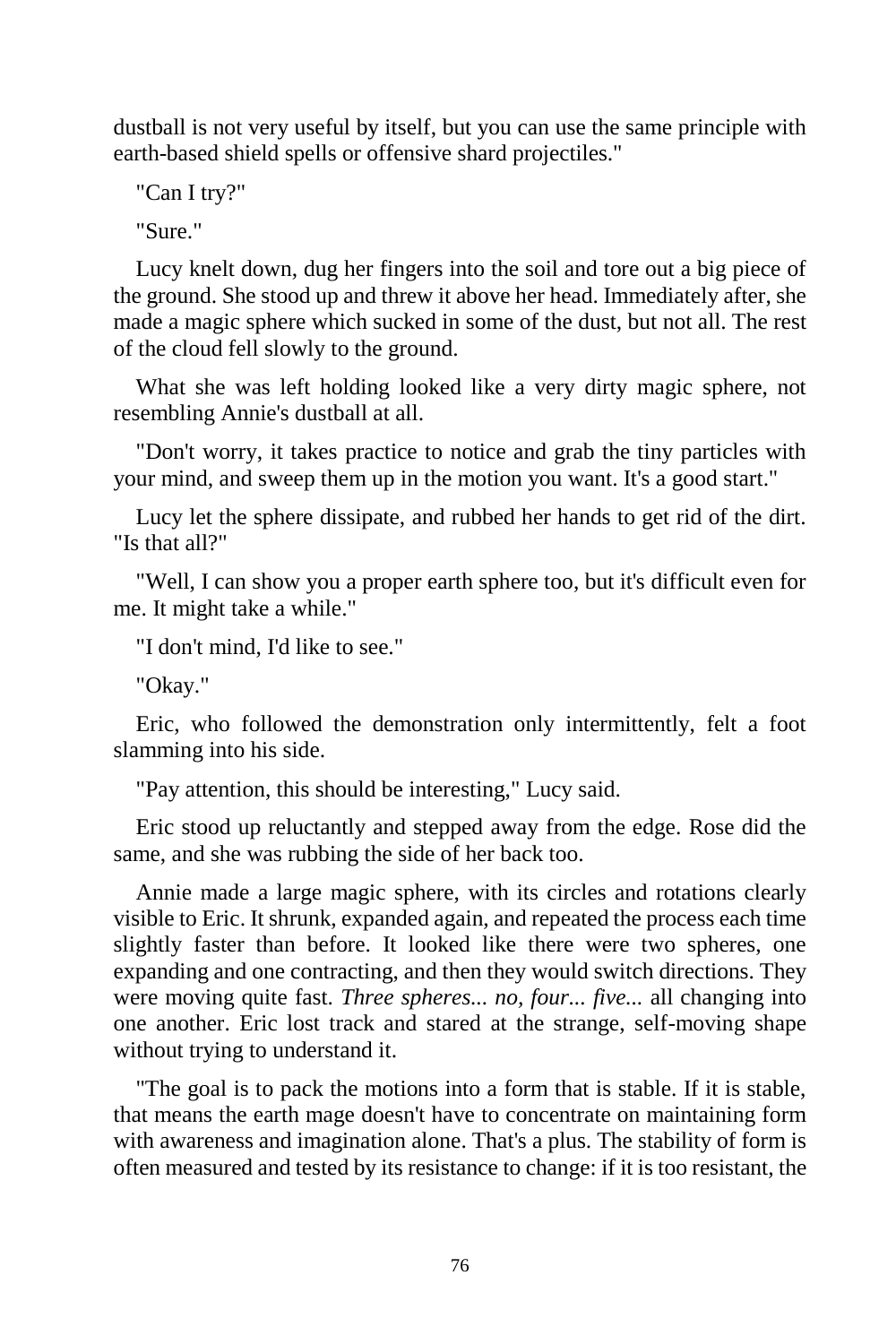dustball is not very useful by itself, but you can use the same principle with earth-based shield spells or offensive shard projectiles."

"Can I try?"

"Sure."

Lucy knelt down, dug her fingers into the soil and tore out a big piece of the ground. She stood up and threw it above her head. Immediately after, she made a magic sphere which sucked in some of the dust, but not all. The rest of the cloud fell slowly to the ground.

What she was left holding looked like a very dirty magic sphere, not resembling Annie's dustball at all.

"Don't worry, it takes practice to notice and grab the tiny particles with your mind, and sweep them up in the motion you want. It's a good start."

Lucy let the sphere dissipate, and rubbed her hands to get rid of the dirt. "Is that all?"

"Well, I can show you a proper earth sphere too, but it's difficult even for me. It might take a while."

"I don't mind, I'd like to see."

"Okay."

Eric, who followed the demonstration only intermittently, felt a foot slamming into his side.

"Pay attention, this should be interesting," Lucy said.

Eric stood up reluctantly and stepped away from the edge. Rose did the same, and she was rubbing the side of her back too.

Annie made a large magic sphere, with its circles and rotations clearly visible to Eric. It shrunk, expanded again, and repeated the process each time slightly faster than before. It looked like there were two spheres, one expanding and one contracting, and then they would switch directions. They were moving quite fast. *Three spheres... no, four... five...* all changing into one another. Eric lost track and stared at the strange, self-moving shape without trying to understand it.

"The goal is to pack the motions into a form that is stable. If it is stable, that means the earth mage doesn't have to concentrate on maintaining form with awareness and imagination alone. That's a plus. The stability of form is often measured and tested by its resistance to change: if it is too resistant, the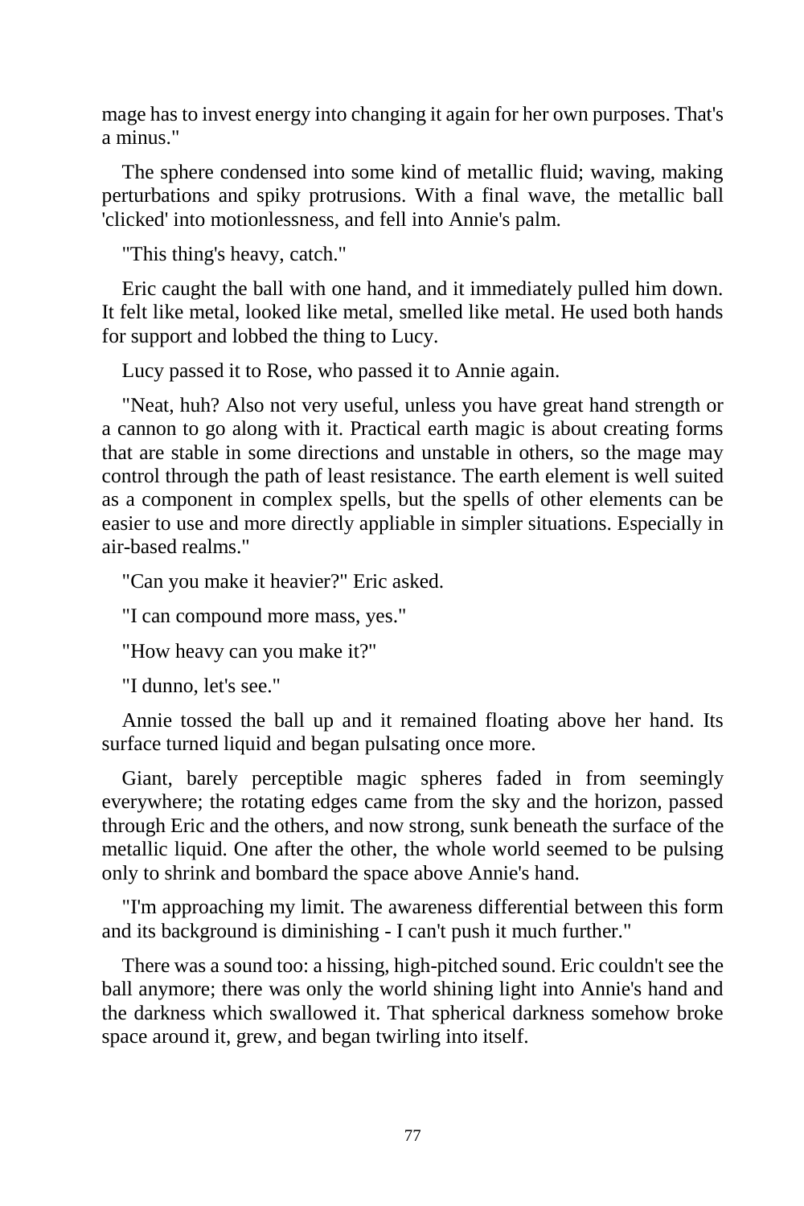mage has to invest energy into changing it again for her own purposes. That's a minus."

The sphere condensed into some kind of metallic fluid; waving, making perturbations and spiky protrusions. With a final wave, the metallic ball 'clicked' into motionlessness, and fell into Annie's palm.

"This thing's heavy, catch."

Eric caught the ball with one hand, and it immediately pulled him down. It felt like metal, looked like metal, smelled like metal. He used both hands for support and lobbed the thing to Lucy.

Lucy passed it to Rose, who passed it to Annie again.

"Neat, huh? Also not very useful, unless you have great hand strength or a cannon to go along with it. Practical earth magic is about creating forms that are stable in some directions and unstable in others, so the mage may control through the path of least resistance. The earth element is well suited as a component in complex spells, but the spells of other elements can be easier to use and more directly appliable in simpler situations. Especially in air-based realms."

"Can you make it heavier?" Eric asked.

"I can compound more mass, yes."

"How heavy can you make it?"

"I dunno, let's see."

Annie tossed the ball up and it remained floating above her hand. Its surface turned liquid and began pulsating once more.

Giant, barely perceptible magic spheres faded in from seemingly everywhere; the rotating edges came from the sky and the horizon, passed through Eric and the others, and now strong, sunk beneath the surface of the metallic liquid. One after the other, the whole world seemed to be pulsing only to shrink and bombard the space above Annie's hand.

"I'm approaching my limit. The awareness differential between this form and its background is diminishing - I can't push it much further."

There was a sound too: a hissing, high-pitched sound. Eric couldn't see the ball anymore; there was only the world shining light into Annie's hand and the darkness which swallowed it. That spherical darkness somehow broke space around it, grew, and began twirling into itself.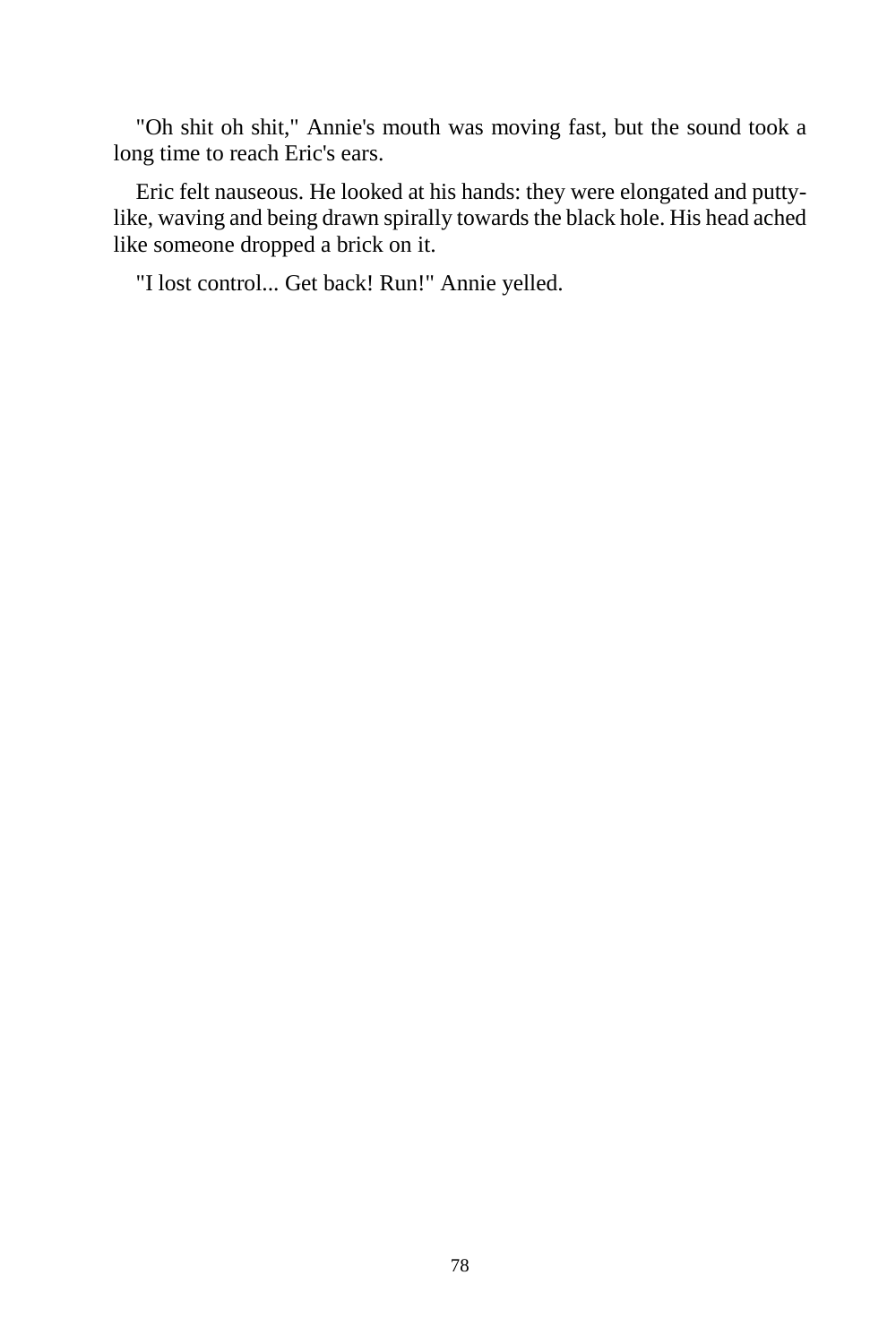"Oh shit oh shit," Annie's mouth was moving fast, but the sound took a long time to reach Eric's ears.

Eric felt nauseous. He looked at his hands: they were elongated and putty-like, waving and being drawn spirally towards the black hole. His head ached like someone dropped a brick on it.

"I lost control... Get back! Run!" Annie yelled.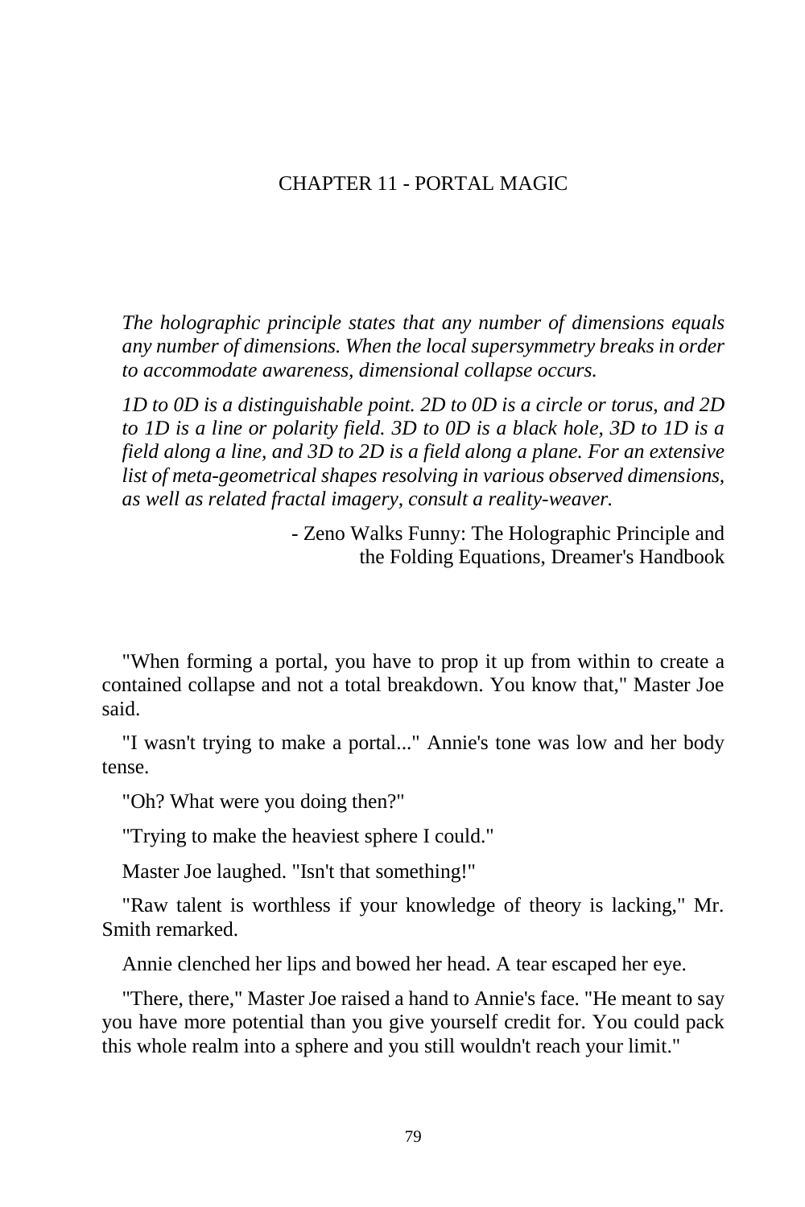# CHAPTER 11 - PORTAL MAGIC

*The holographic principle states that any number of dimensions equals any number of dimensions. When the local supersymmetry breaks in order to accommodate awareness, dimensional collapse occurs.*

*1D to 0D is a distinguishable point. 2D to 0D is a circle or torus, and 2D to 1D is a line or polarity field. 3D to 0D is a black hole, 3D to 1D is a field along a line, and 3D to 2D is a field along a plane. For an extensive list of meta-geometrical shapes resolving in various observed dimensions, as well as related fractal imagery, consult a reality-weaver.*

- Zeno Walks Funny: The Holographic Principle and the Folding Equations, Dreamer's Handbook

"When forming a portal, you have to prop it up from within to create a contained collapse and not a total breakdown. You know that," Master Joe said.

"I wasn't trying to make a portal..." Annie's tone was low and her body tense.

"Oh? What were you doing then?"

"Trying to make the heaviest sphere I could."

Master Joe laughed. "Isn't that something!"

"Raw talent is worthless if your knowledge of theory is lacking," Mr. Smith remarked.

Annie clenched her lips and bowed her head. A tear escaped her eye.

"There, there," Master Joe raised a hand to Annie's face. "He meant to say you have more potential than you give yourself credit for. You could pack this whole realm into a sphere and you still wouldn't reach your limit."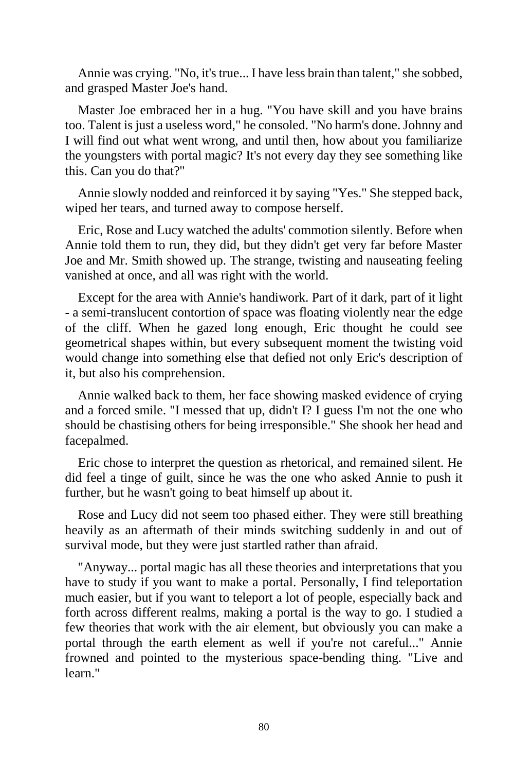Annie was crying. "No, it's true... I have less brain than talent," she sobbed, and grasped Master Joe's hand.

Master Joe embraced her in a hug. "You have skill and you have brains too. Talent is just a useless word," he consoled. "No harm's done. Johnny and I will find out what went wrong, and until then, how about you familiarize the youngsters with portal magic? It's not every day they see something like this. Can you do that?"

Annie slowly nodded and reinforced it by saying "Yes." She stepped back, wiped her tears, and turned away to compose herself.

Eric, Rose and Lucy watched the adults' commotion silently. Before when Annie told them to run, they did, but they didn't get very far before Master Joe and Mr. Smith showed up. The strange, twisting and nauseating feeling vanished at once, and all was right with the world.

Except for the area with Annie's handiwork. Part of it dark, part of it light - a semi-translucent contortion of space was floating violently near the edge of the cliff. When he gazed long enough, Eric thought he could see geometrical shapes within, but every subsequent moment the twisting void would change into something else that defied not only Eric's description of it, but also his comprehension.

Annie walked back to them, her face showing masked evidence of crying and a forced smile. "I messed that up, didn't I? I guess I'm not the one who should be chastising others for being irresponsible." She shook her head and facepalmed.

Eric chose to interpret the question as rhetorical, and remained silent. He did feel a tinge of guilt, since he was the one who asked Annie to push it further, but he wasn't going to beat himself up about it.

Rose and Lucy did not seem too phased either. They were still breathing heavily as an aftermath of their minds switching suddenly in and out of survival mode, but they were just startled rather than afraid.

"Anyway... portal magic has all these theories and interpretations that you have to study if you want to make a portal. Personally, I find teleportation much easier, but if you want to teleport a lot of people, especially back and forth across different realms, making a portal is the way to go. I studied a few theories that work with the air element, but obviously you can make a portal through the earth element as well if you're not careful..." Annie frowned and pointed to the mysterious space-bending thing. "Live and learn."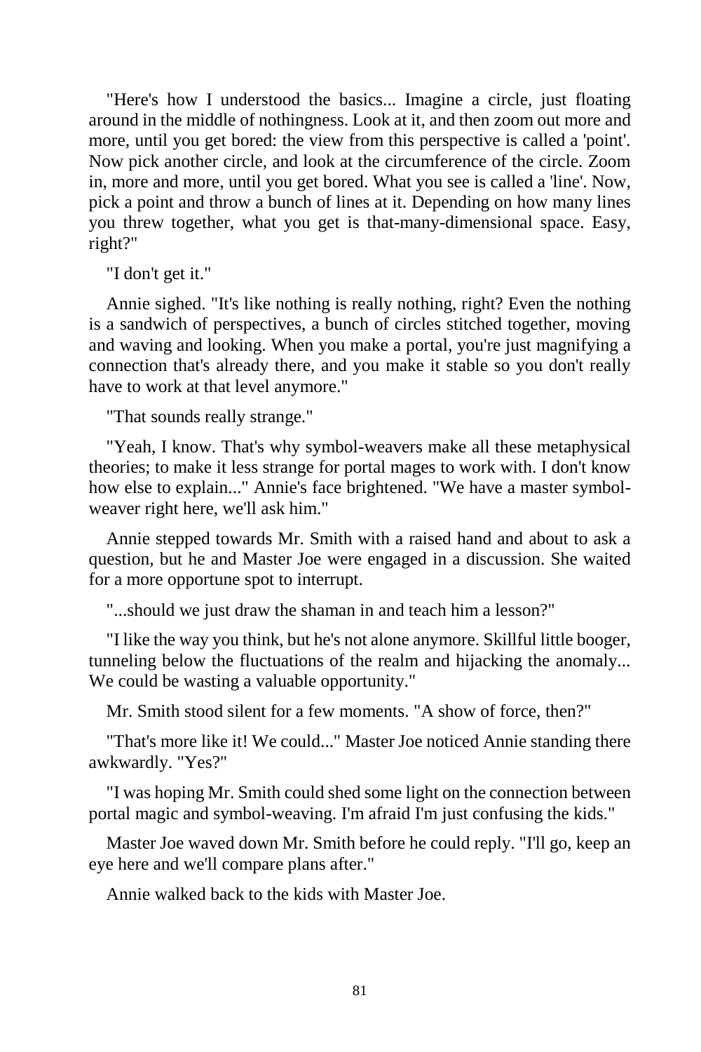"Here's how I understood the basics... Imagine a circle, just floating around in the middle of nothingness. Look at it, and then zoom out more and more, until you get bored: the view from this perspective is called a 'point'. Now pick another circle, and look at the circumference of the circle. Zoom in, more and more, until you get bored. What you see is called a 'line'. Now, pick a point and throw a bunch of lines at it. Depending on how many lines you threw together, what you get is that-many-dimensional space. Easy, right?"

"I don't get it."

Annie sighed. "It's like nothing is really nothing, right? Even the nothing is a sandwich of perspectives, a bunch of circles stitched together, moving and waving and looking. When you make a portal, you're just magnifying a connection that's already there, and you make it stable so you don't really have to work at that level anymore."

"That sounds really strange."

"Yeah, I know. That's why symbol-weavers make all these metaphysical theories; to make it less strange for portal mages to work with. I don't know how else to explain..." Annie's face brightened. "We have a master symbol-weaver right here, we'll ask him."

Annie stepped towards Mr. Smith with a raised hand and about to ask a question, but he and Master Joe were engaged in a discussion. She waited for a more opportune spot to interrupt.

"...should we just draw the shaman in and teach him a lesson?"

"I like the way you think, but he's not alone anymore. Skillful little booger, tunneling below the fluctuations of the realm and hijacking the anomaly... We could be wasting a valuable opportunity."

Mr. Smith stood silent for a few moments. "A show of force, then?"

"That's more like it! We could..." Master Joe noticed Annie standing there awkwardly. "Yes?"

"I was hoping Mr. Smith could shed some light on the connection between portal magic and symbol-weaving. I'm afraid I'm just confusing the kids."

Master Joe waved down Mr. Smith before he could reply. "I'll go, keep an eye here and we'll compare plans after."

Annie walked back to the kids with Master Joe.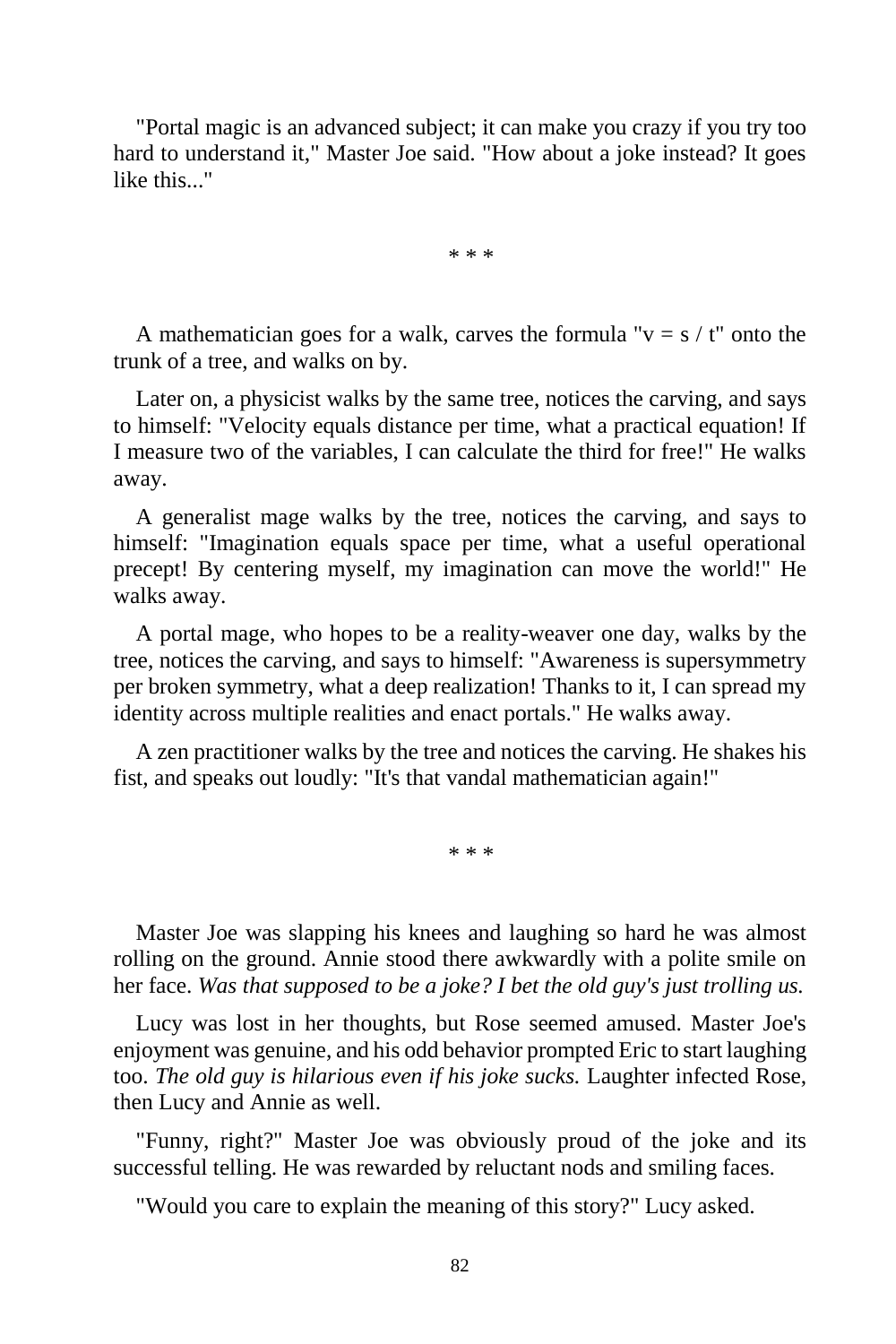"Portal magic is an advanced subject; it can make you crazy if you try too hard to understand it," Master Joe said. "How about a joke instead? It goes like this..."

\* \* \*

A mathematician goes for a walk, carves the formula "$v = s / t$" onto the trunk of a tree, and walks on by.

Later on, a physicist walks by the same tree, notices the carving, and says to himself: "Velocity equals distance per time, what a practical equation! If I measure two of the variables, I can calculate the third for free!" He walks away.

A generalist mage walks by the tree, notices the carving, and says to himself: "Imagination equals space per time, what a useful operational precept! By centering myself, my imagination can move the world!" He walks away.

A portal mage, who hopes to be a reality-weaver one day, walks by the tree, notices the carving, and says to himself: "Awareness is supersymmetry per broken symmetry, what a deep realization! Thanks to it, I can spread my identity across multiple realities and enact portals." He walks away.

A zen practitioner walks by the tree and notices the carving. He shakes his fist, and speaks out loudly: "It's that vandal mathematician again!"

\* \* \*

Master Joe was slapping his knees and laughing so hard he was almost rolling on the ground. Annie stood there awkwardly with a polite smile on her face. *Was that supposed to be a joke? I bet the old guy's just trolling us.*

Lucy was lost in her thoughts, but Rose seemed amused. Master Joe's enjoyment was genuine, and his odd behavior prompted Eric to start laughing too. *The old guy is hilarious even if his joke sucks.* Laughter infected Rose, then Lucy and Annie as well.

"Funny, right?" Master Joe was obviously proud of the joke and its successful telling. He was rewarded by reluctant nods and smiling faces.

"Would you care to explain the meaning of this story?" Lucy asked.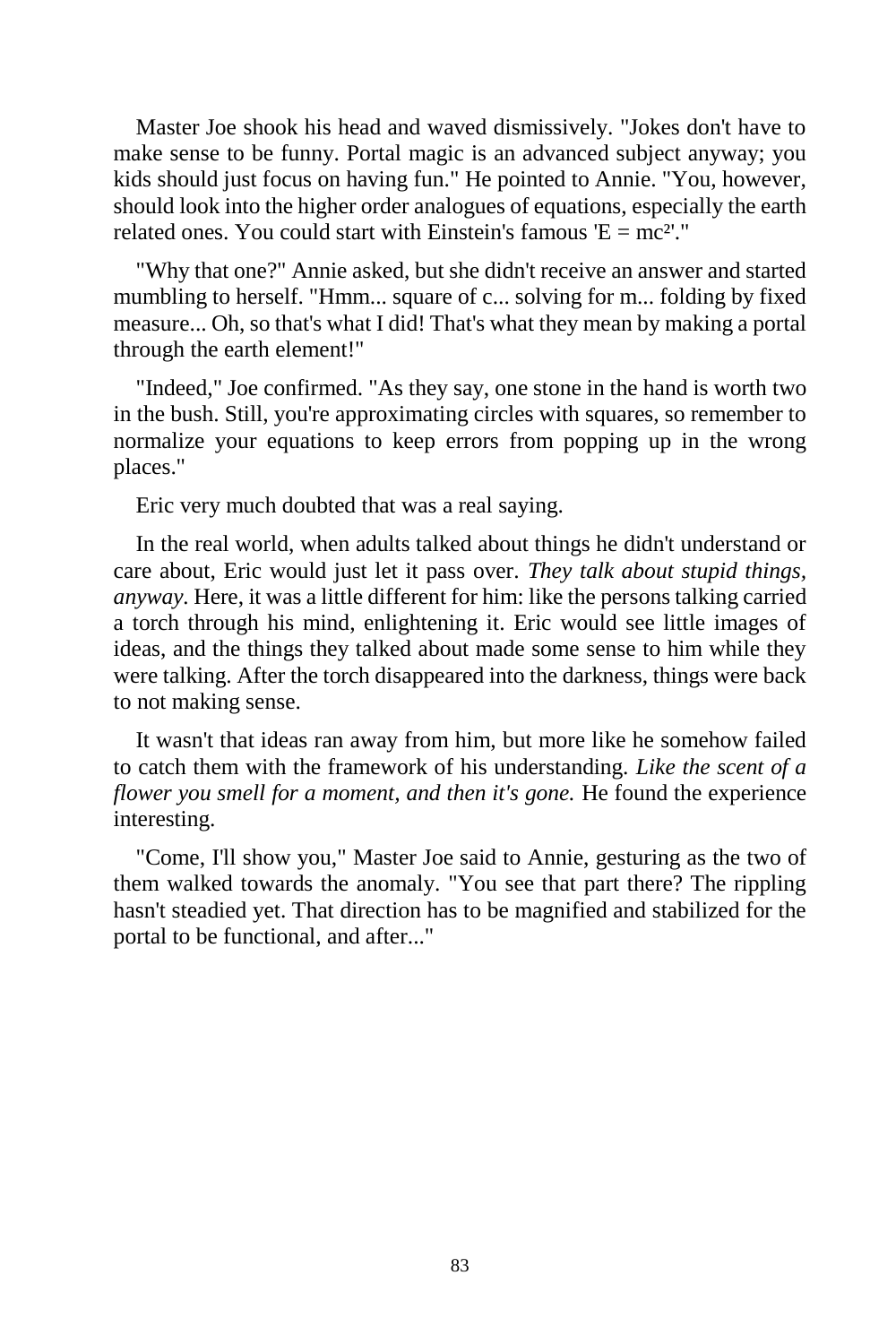Master Joe shook his head and waved dismissively. "Jokes don't have to make sense to be funny. Portal magic is an advanced subject anyway; you kids should just focus on having fun." He pointed to Annie. "You, however, should look into the higher order analogues of equations, especially the earth related ones. You could start with Einstein's famous '$E = mc^{2}$'."

"Why that one?" Annie asked, but she didn't receive an answer and started mumbling to herself. "Hmm... square of c... solving for m... folding by fixed measure... Oh, so that's what I did! That's what they mean by making a portal through the earth element!"

"Indeed," Joe confirmed. "As they say, one stone in the hand is worth two in the bush. Still, you're approximating circles with squares, so remember to normalize your equations to keep errors from popping up in the wrong places."

Eric very much doubted that was a real saying.

In the real world, when adults talked about things he didn't understand or care about, Eric would just let it pass over. *They talk about stupid things, anyway*. Here, it was a little different for him: like the persons talking carried a torch through his mind, enlightening it. Eric would see little images of ideas, and the things they talked about made some sense to him while they were talking. After the torch disappeared into the darkness, things were back to not making sense.

It wasn't that ideas ran away from him, but more like he somehow failed to catch them with the framework of his understanding. *Like the scent of a flower you smell for a moment, and then it's gone.* He found the experience interesting.

"Come, I'll show you," Master Joe said to Annie, gesturing as the two of them walked towards the anomaly. "You see that part there? The rippling hasn't steadied yet. That direction has to be magnified and stabilized for the portal to be functional, and after..."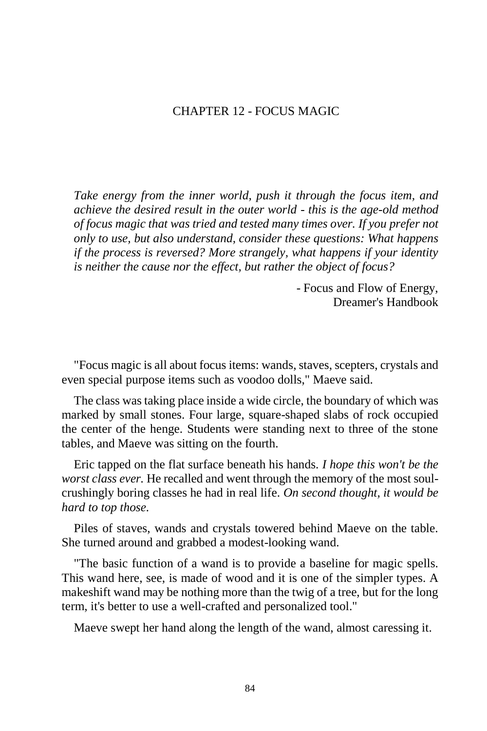# CHAPTER 12 - FOCUS MAGIC

*Take energy from the inner world, push it through the focus item, and achieve the desired result in the outer world - this is the age-old method of focus magic that was tried and tested many times over. If you prefer not only to use, but also understand, consider these questions: What happens if the process is reversed? More strangely, what happens if your identity is neither the cause nor the effect, but rather the object of focus?*

- Focus and Flow of Energy,
Dreamer's Handbook

"Focus magic is all about focus items: wands, staves, scepters, crystals and even special purpose items such as voodoo dolls," Maeve said.

The class was taking place inside a wide circle, the boundary of which was marked by small stones. Four large, square-shaped slabs of rock occupied the center of the henge. Students were standing next to three of the stone tables, and Maeve was sitting on the fourth.

Eric tapped on the flat surface beneath his hands. *I hope this won't be the worst class ever.* He recalled and went through the memory of the most soul-crushingly boring classes he had in real life. *On second thought, it would be hard to top those.*

Piles of staves, wands and crystals towered behind Maeve on the table. She turned around and grabbed a modest-looking wand.

"The basic function of a wand is to provide a baseline for magic spells. This wand here, see, is made of wood and it is one of the simpler types. A makeshift wand may be nothing more than the twig of a tree, but for the long term, it's better to use a well-crafted and personalized tool."

Maeve swept her hand along the length of the wand, almost caressing it.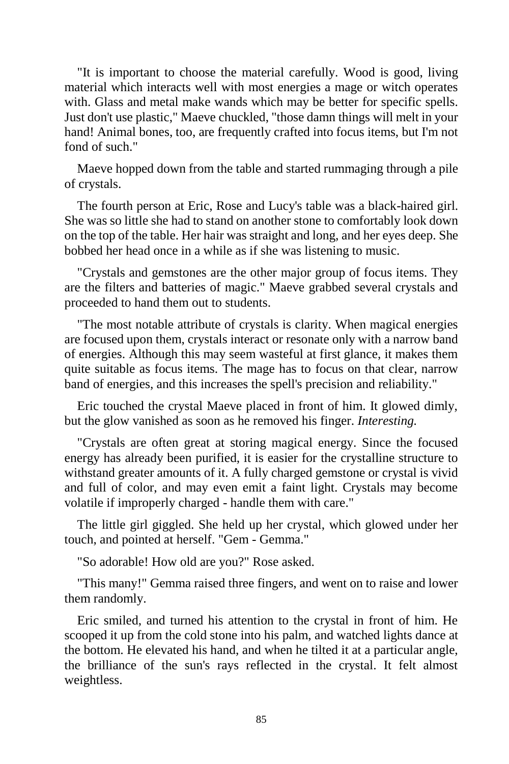"It is important to choose the material carefully. Wood is good, living material which interacts well with most energies a mage or witch operates with. Glass and metal make wands which may be better for specific spells. Just don't use plastic," Maeve chuckled, "those damn things will melt in your hand! Animal bones, too, are frequently crafted into focus items, but I'm not fond of such."

Maeve hopped down from the table and started rummaging through a pile of crystals.

The fourth person at Eric, Rose and Lucy's table was a black-haired girl. She was so little she had to stand on another stone to comfortably look down on the top of the table. Her hair was straight and long, and her eyes deep. She bobbed her head once in a while as if she was listening to music.

"Crystals and gemstones are the other major group of focus items. They are the filters and batteries of magic." Maeve grabbed several crystals and proceeded to hand them out to students.

"The most notable attribute of crystals is clarity. When magical energies are focused upon them, crystals interact or resonate only with a narrow band of energies. Although this may seem wasteful at first glance, it makes them quite suitable as focus items. The mage has to focus on that clear, narrow band of energies, and this increases the spell's precision and reliability."

Eric touched the crystal Maeve placed in front of him. It glowed dimly, but the glow vanished as soon as he removed his finger. *Interesting.*

"Crystals are often great at storing magical energy. Since the focused energy has already been purified, it is easier for the crystalline structure to withstand greater amounts of it. A fully charged gemstone or crystal is vivid and full of color, and may even emit a faint light. Crystals may become volatile if improperly charged - handle them with care."

The little girl giggled. She held up her crystal, which glowed under her touch, and pointed at herself. "Gem - Gemma."

"So adorable! How old are you?" Rose asked.

"This many!" Gemma raised three fingers, and went on to raise and lower them randomly.

Eric smiled, and turned his attention to the crystal in front of him. He scooped it up from the cold stone into his palm, and watched lights dance at the bottom. He elevated his hand, and when he tilted it at a particular angle, the brilliance of the sun's rays reflected in the crystal. It felt almost weightless.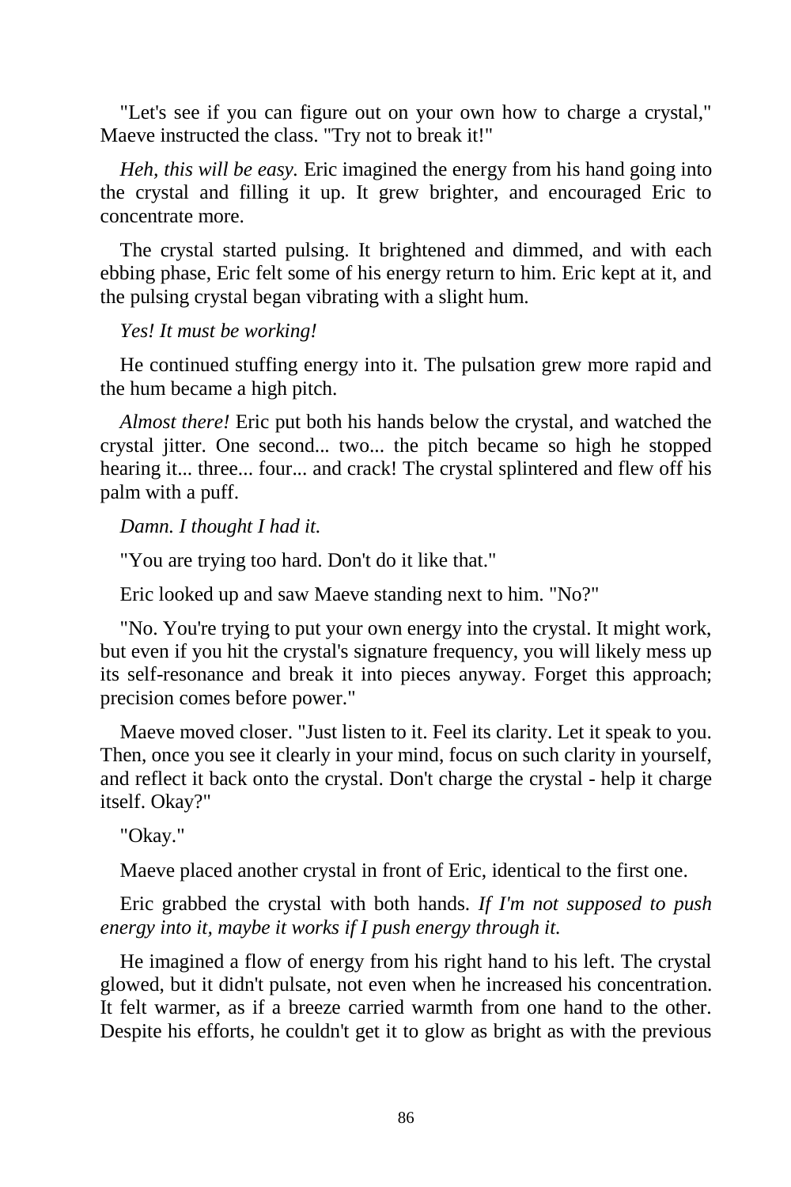"Let's see if you can figure out on your own how to charge a crystal," Maeve instructed the class. "Try not to break it!"

*Heh, this will be easy.* Eric imagined the energy from his hand going into the crystal and filling it up. It grew brighter, and encouraged Eric to concentrate more.

The crystal started pulsing. It brightened and dimmed, and with each ebbing phase, Eric felt some of his energy return to him. Eric kept at it, and the pulsing crystal began vibrating with a slight hum.

*Yes! It must be working!*

He continued stuffing energy into it. The pulsation grew more rapid and the hum became a high pitch.

*Almost there!* Eric put both his hands below the crystal, and watched the crystal jitter. One second... two... the pitch became so high he stopped hearing it... three... four... and crack! The crystal splintered and flew off his palm with a puff.

*Damn. I thought I had it.*

"You are trying too hard. Don't do it like that."

Eric looked up and saw Maeve standing next to him. "No?"

"No. You're trying to put your own energy into the crystal. It might work, but even if you hit the crystal's signature frequency, you will likely mess up its self-resonance and break it into pieces anyway. Forget this approach; precision comes before power."

Maeve moved closer. "Just listen to it. Feel its clarity. Let it speak to you. Then, once you see it clearly in your mind, focus on such clarity in yourself, and reflect it back onto the crystal. Don't charge the crystal - help it charge itself. Okay?"

"Okay."

Maeve placed another crystal in front of Eric, identical to the first one.

Eric grabbed the crystal with both hands. *If I'm not supposed to push energy into it, maybe it works if I push energy through it.*

He imagined a flow of energy from his right hand to his left. The crystal glowed, but it didn't pulsate, not even when he increased his concentration. It felt warmer, as if a breeze carried warmth from one hand to the other. Despite his efforts, he couldn't get it to glow as bright as with the previous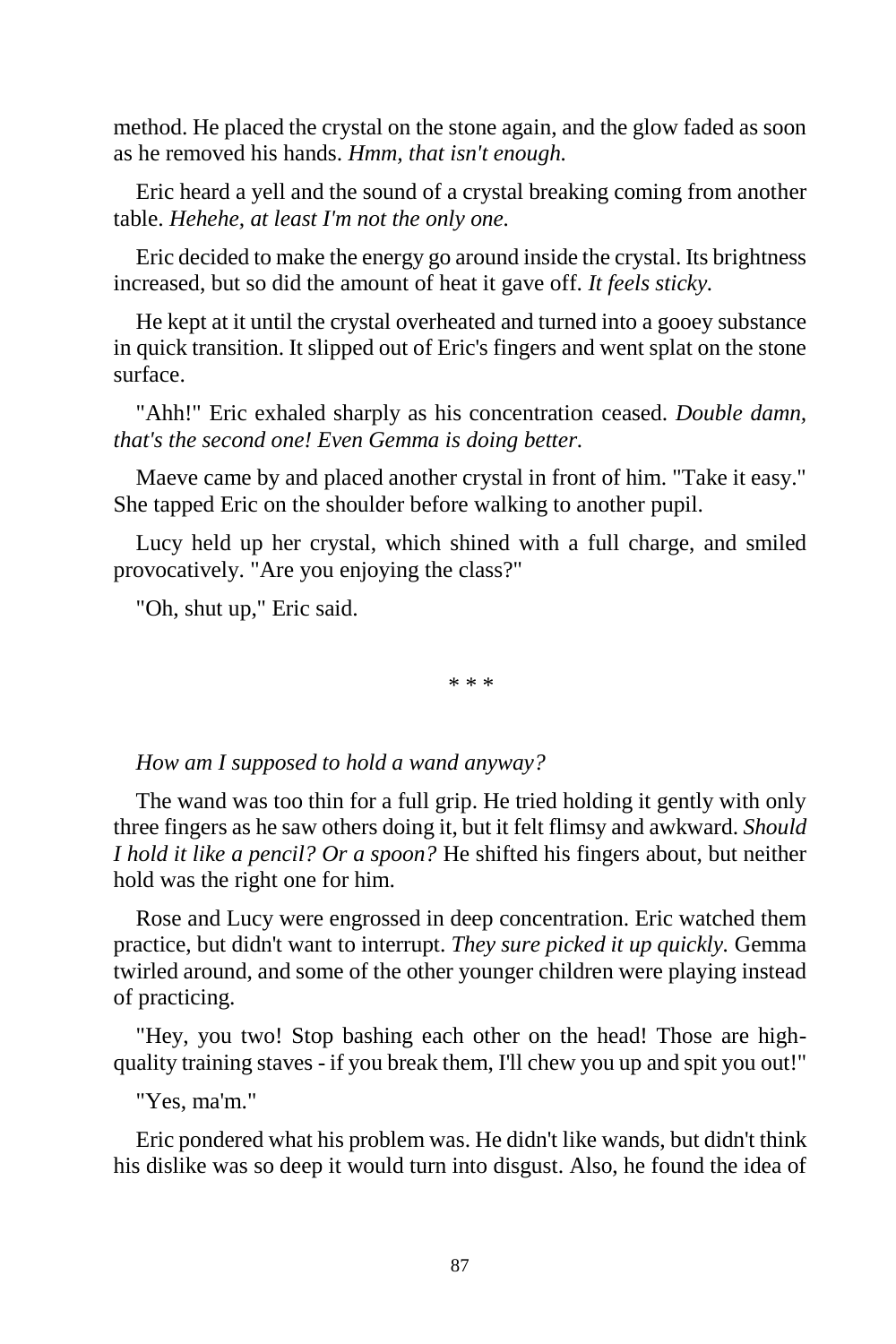method. He placed the crystal on the stone again, and the glow faded as soon as he removed his hands. *Hmm, that isn't enough.*

Eric heard a yell and the sound of a crystal breaking coming from another table. *Hehehe, at least I'm not the only one.*

Eric decided to make the energy go around inside the crystal. Its brightness increased, but so did the amount of heat it gave off. *It feels sticky.*

He kept at it until the crystal overheated and turned into a gooey substance in quick transition. It slipped out of Eric's fingers and went splat on the stone surface.

"Ahh!" Eric exhaled sharply as his concentration ceased. *Double damn, that's the second one! Even Gemma is doing better.*

Maeve came by and placed another crystal in front of him. "Take it easy." She tapped Eric on the shoulder before walking to another pupil.

Lucy held up her crystal, which shined with a full charge, and smiled provocatively. "Are you enjoying the class?"

"Oh, shut up," Eric said.

* * *

*How am I supposed to hold a wand anyway?*

The wand was too thin for a full grip. He tried holding it gently with only three fingers as he saw others doing it, but it felt flimsy and awkward. *Should I hold it like a pencil? Or a spoon?* He shifted his fingers about, but neither hold was the right one for him.

Rose and Lucy were engrossed in deep concentration. Eric watched them practice, but didn't want to interrupt. *They sure picked it up quickly.* Gemma twirled around, and some of the other younger children were playing instead of practicing.

"Hey, you two! Stop bashing each other on the head! Those are high-quality training staves - if you break them, I'll chew you up and spit you out!"

"Yes, ma'm."

Eric pondered what his problem was. He didn't like wands, but didn't think his dislike was so deep it would turn into disgust. Also, he found the idea of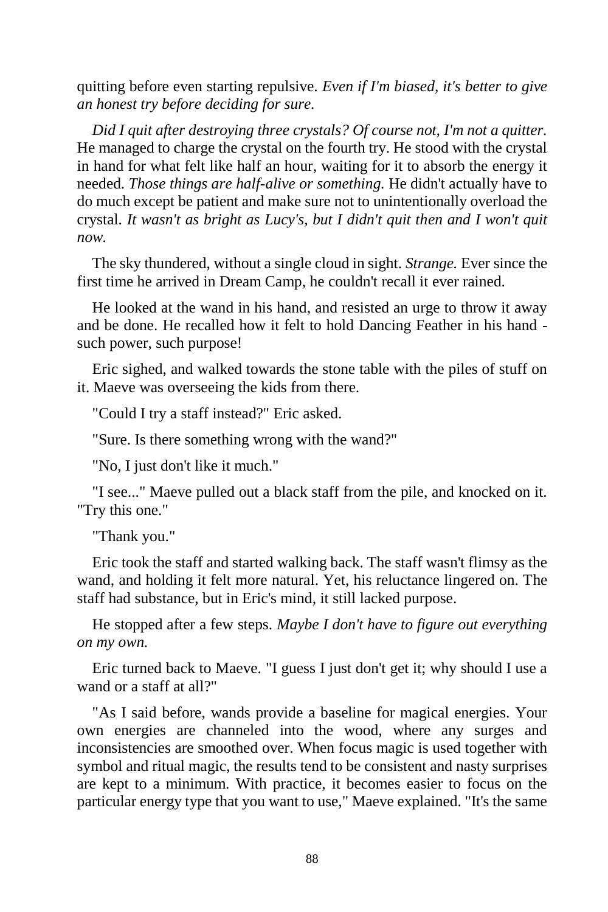quitting before even starting repulsive. *Even if I'm biased, it's better to give an honest try before deciding for sure.*

*Did I quit after destroying three crystals? Of course not, I'm not a quitter.* He managed to charge the crystal on the fourth try. He stood with the crystal in hand for what felt like half an hour, waiting for it to absorb the energy it needed. *Those things are half-alive or something.* He didn't actually have to do much except be patient and make sure not to unintentionally overload the crystal. *It wasn't as bright as Lucy's, but I didn't quit then and I won't quit now.*

The sky thundered, without a single cloud in sight. *Strange.* Ever since the first time he arrived in Dream Camp, he couldn't recall it ever rained.

He looked at the wand in his hand, and resisted an urge to throw it away and be done. He recalled how it felt to hold Dancing Feather in his hand - such power, such purpose!

Eric sighed, and walked towards the stone table with the piles of stuff on it. Maeve was overseeing the kids from there.

"Could I try a staff instead?" Eric asked.

"Sure. Is there something wrong with the wand?"

"No, I just don't like it much."

"I see..." Maeve pulled out a black staff from the pile, and knocked on it. "Try this one."

"Thank you."

Eric took the staff and started walking back. The staff wasn't flimsy as the wand, and holding it felt more natural. Yet, his reluctance lingered on. The staff had substance, but in Eric's mind, it still lacked purpose.

He stopped after a few steps. *Maybe I don't have to figure out everything on my own.*

Eric turned back to Maeve. "I guess I just don't get it; why should I use a wand or a staff at all?"

"As I said before, wands provide a baseline for magical energies. Your own energies are channeled into the wood, where any surges and inconsistencies are smoothed over. When focus magic is used together with symbol and ritual magic, the results tend to be consistent and nasty surprises are kept to a minimum. With practice, it becomes easier to focus on the particular energy type that you want to use," Maeve explained. "It's the same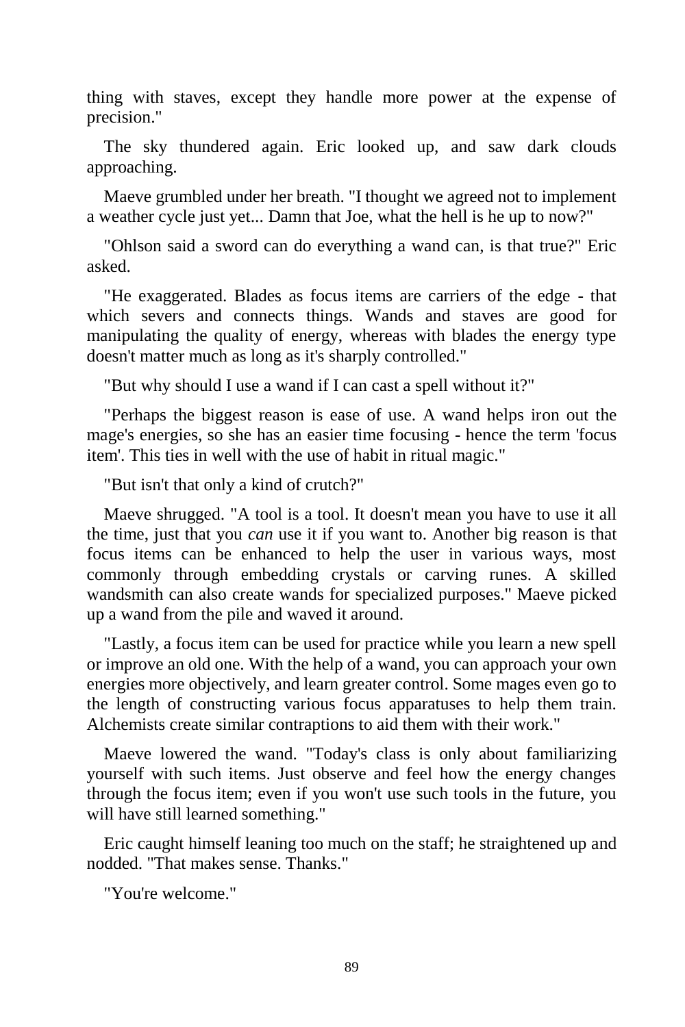thing with staves, except they handle more power at the expense of precision."

The sky thundered again. Eric looked up, and saw dark clouds approaching.

Maeve grumbled under her breath. "I thought we agreed not to implement a weather cycle just yet... Damn that Joe, what the hell is he up to now?"

"Ohlson said a sword can do everything a wand can, is that true?" Eric asked.

"He exaggerated. Blades as focus items are carriers of the edge - that which severs and connects things. Wands and staves are good for manipulating the quality of energy, whereas with blades the energy type doesn't matter much as long as it's sharply controlled."

"But why should I use a wand if I can cast a spell without it?"

"Perhaps the biggest reason is ease of use. A wand helps iron out the mage's energies, so she has an easier time focusing - hence the term 'focus item'. This ties in well with the use of habit in ritual magic."

"But isn't that only a kind of crutch?"

Maeve shrugged. "A tool is a tool. It doesn't mean you have to use it all the time, just that you *can* use it if you want to. Another big reason is that focus items can be enhanced to help the user in various ways, most commonly through embedding crystals or carving runes. A skilled wandsmith can also create wands for specialized purposes." Maeve picked up a wand from the pile and waved it around.

"Lastly, a focus item can be used for practice while you learn a new spell or improve an old one. With the help of a wand, you can approach your own energies more objectively, and learn greater control. Some mages even go to the length of constructing various focus apparatuses to help them train. Alchemists create similar contraptions to aid them with their work."

Maeve lowered the wand. "Today's class is only about familiarizing yourself with such items. Just observe and feel how the energy changes through the focus item; even if you won't use such tools in the future, you will have still learned something."

Eric caught himself leaning too much on the staff; he straightened up and nodded. "That makes sense. Thanks."

"You're welcome."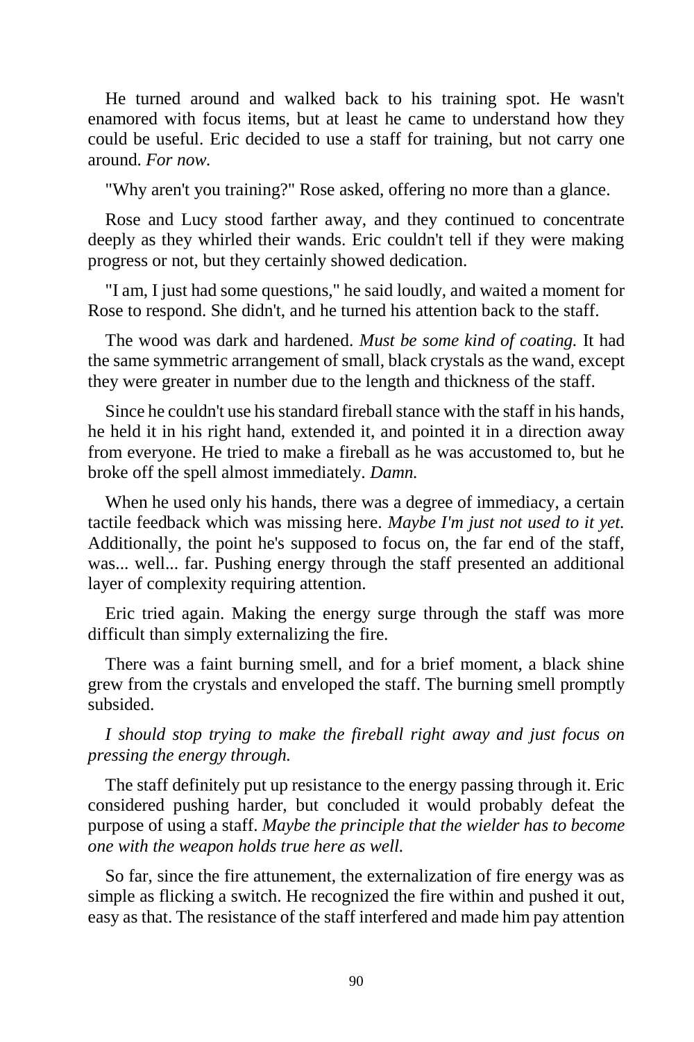He turned around and walked back to his training spot. He wasn't enamored with focus items, but at least he came to understand how they could be useful. Eric decided to use a staff for training, but not carry one around. *For now.*

"Why aren't you training?" Rose asked, offering no more than a glance.

Rose and Lucy stood farther away, and they continued to concentrate deeply as they whirled their wands. Eric couldn't tell if they were making progress or not, but they certainly showed dedication.

"I am, I just had some questions," he said loudly, and waited a moment for Rose to respond. She didn't, and he turned his attention back to the staff.

The wood was dark and hardened. *Must be some kind of coating.* It had the same symmetric arrangement of small, black crystals as the wand, except they were greater in number due to the length and thickness of the staff.

Since he couldn't use his standard fireball stance with the staff in his hands, he held it in his right hand, extended it, and pointed it in a direction away from everyone. He tried to make a fireball as he was accustomed to, but he broke off the spell almost immediately. *Damn.*

When he used only his hands, there was a degree of immediacy, a certain tactile feedback which was missing here. *Maybe I'm just not used to it yet.* Additionally, the point he's supposed to focus on, the far end of the staff, was... well... far. Pushing energy through the staff presented an additional layer of complexity requiring attention.

Eric tried again. Making the energy surge through the staff was more difficult than simply externalizing the fire.

There was a faint burning smell, and for a brief moment, a black shine grew from the crystals and enveloped the staff. The burning smell promptly subsided.

*I should stop trying to make the fireball right away and just focus on pressing the energy through.*

The staff definitely put up resistance to the energy passing through it. Eric considered pushing harder, but concluded it would probably defeat the purpose of using a staff. *Maybe the principle that the wielder has to become one with the weapon holds true here as well.*

So far, since the fire attunement, the externalization of fire energy was as simple as flicking a switch. He recognized the fire within and pushed it out, easy as that. The resistance of the staff interfered and made him pay attention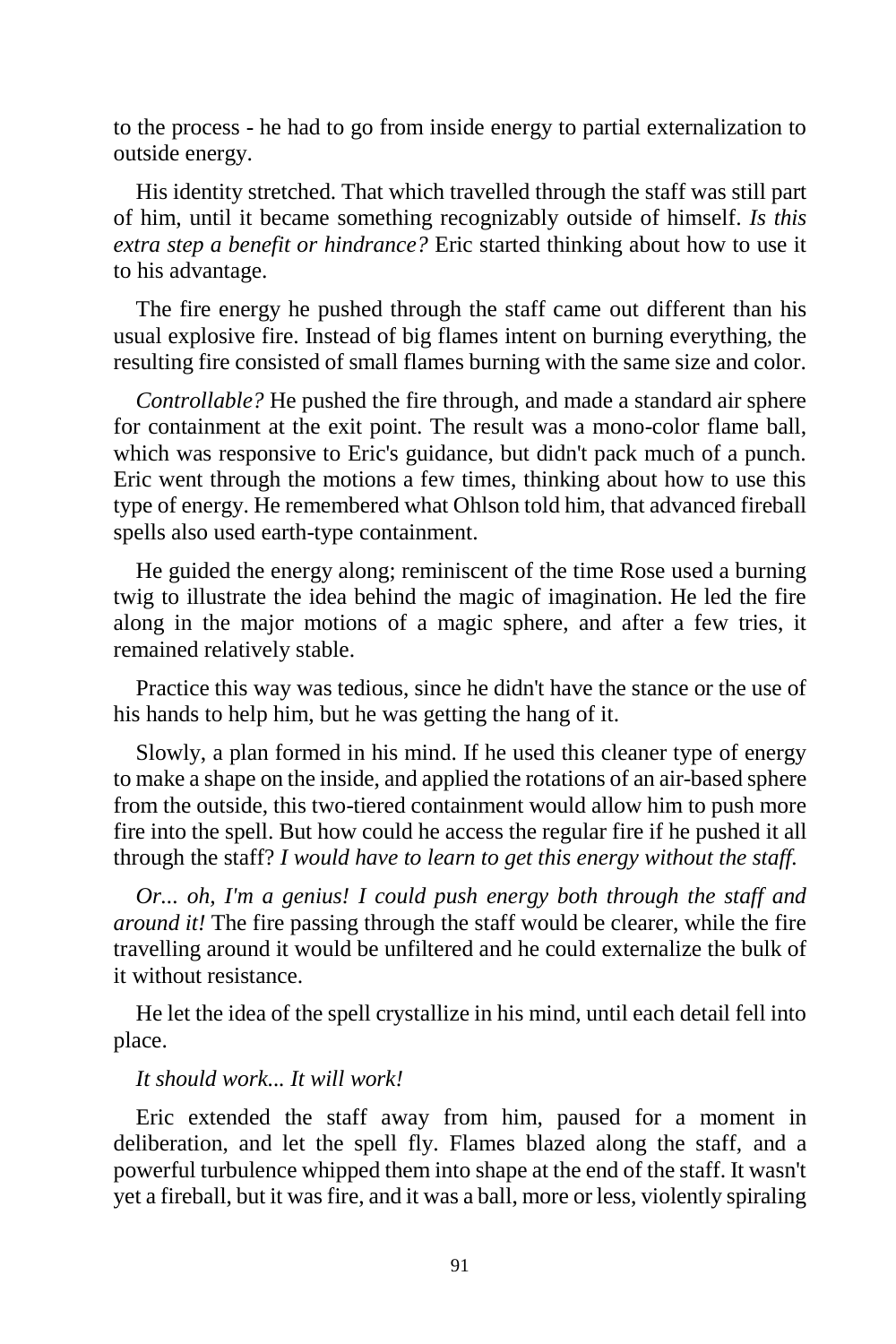to the process - he had to go from inside energy to partial externalization to outside energy.

His identity stretched. That which travelled through the staff was still part of him, until it became something recognizably outside of himself. *Is this extra step a benefit or hindrance?* Eric started thinking about how to use it to his advantage.

The fire energy he pushed through the staff came out different than his usual explosive fire. Instead of big flames intent on burning everything, the resulting fire consisted of small flames burning with the same size and color.

*Controllable?* He pushed the fire through, and made a standard air sphere for containment at the exit point. The result was a mono-color flame ball, which was responsive to Eric's guidance, but didn't pack much of a punch. Eric went through the motions a few times, thinking about how to use this type of energy. He remembered what Ohlson told him, that advanced fireball spells also used earth-type containment.

He guided the energy along; reminiscent of the time Rose used a burning twig to illustrate the idea behind the magic of imagination. He led the fire along in the major motions of a magic sphere, and after a few tries, it remained relatively stable.

Practice this way was tedious, since he didn't have the stance or the use of his hands to help him, but he was getting the hang of it.

Slowly, a plan formed in his mind. If he used this cleaner type of energy to make a shape on the inside, and applied the rotations of an air-based sphere from the outside, this two-tiered containment would allow him to push more fire into the spell. But how could he access the regular fire if he pushed it all through the staff? *I would have to learn to get this energy without the staff.*

*Or... oh, I'm a genius! I could push energy both through the staff and around it!* The fire passing through the staff would be clearer, while the fire travelling around it would be unfiltered and he could externalize the bulk of it without resistance.

He let the idea of the spell crystallize in his mind, until each detail fell into place.

*It should work... It will work!*

Eric extended the staff away from him, paused for a moment in deliberation, and let the spell fly. Flames blazed along the staff, and a powerful turbulence whipped them into shape at the end of the staff. It wasn't yet a fireball, but it was fire, and it was a ball, more or less, violently spiraling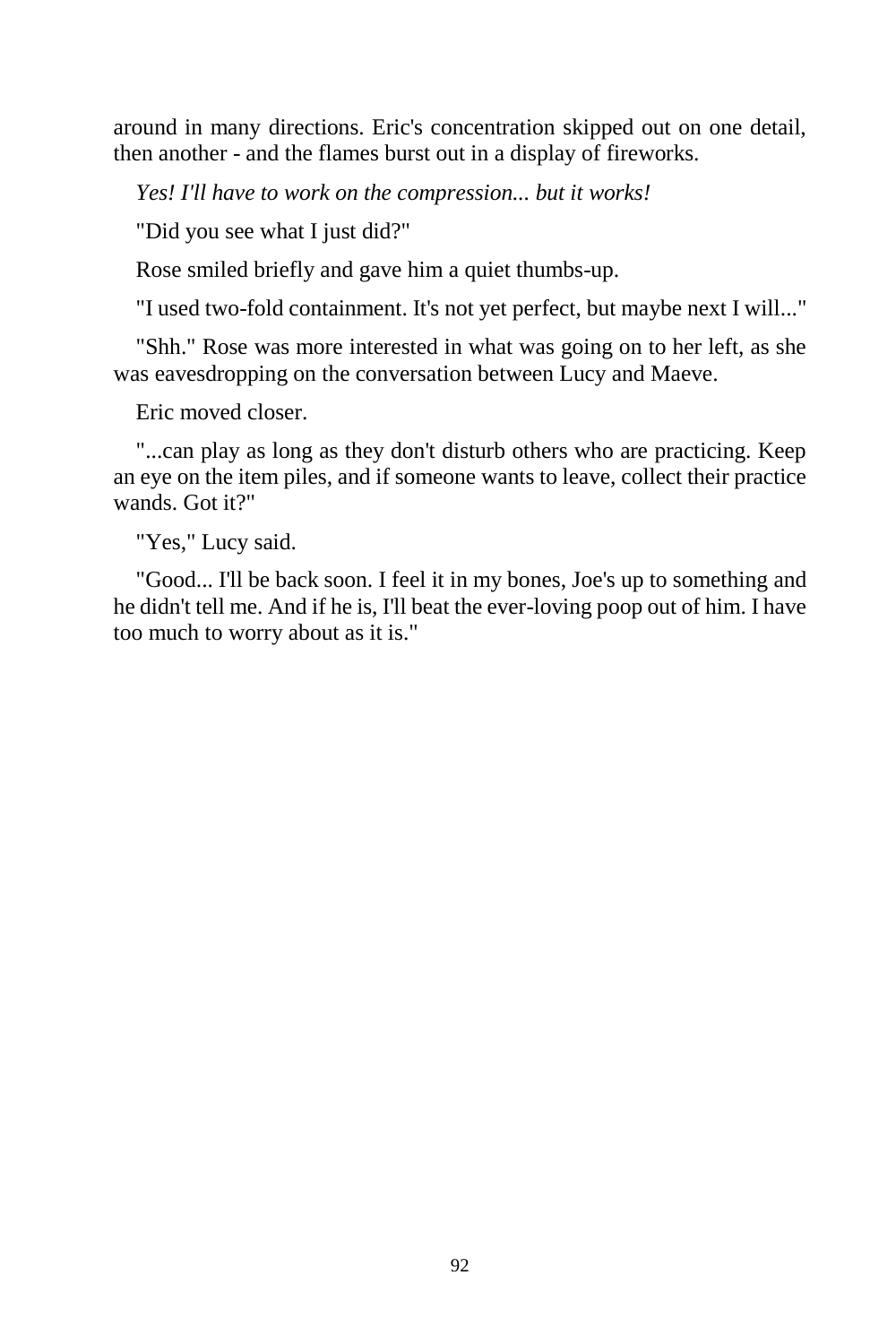around in many directions. Eric's concentration skipped out on one detail, then another - and the flames burst out in a display of fireworks.

*Yes! I'll have to work on the compression... but it works!*

"Did you see what I just did?"

Rose smiled briefly and gave him a quiet thumbs-up.

"I used two-fold containment. It's not yet perfect, but maybe next I will..."

"Shh." Rose was more interested in what was going on to her left, as she was eavesdropping on the conversation between Lucy and Maeve.

Eric moved closer.

"...can play as long as they don't disturb others who are practicing. Keep an eye on the item piles, and if someone wants to leave, collect their practice wands. Got it?"

"Yes," Lucy said.

"Good... I'll be back soon. I feel it in my bones, Joe's up to something and he didn't tell me. And if he is, I'll beat the ever-loving poop out of him. I have too much to worry about as it is."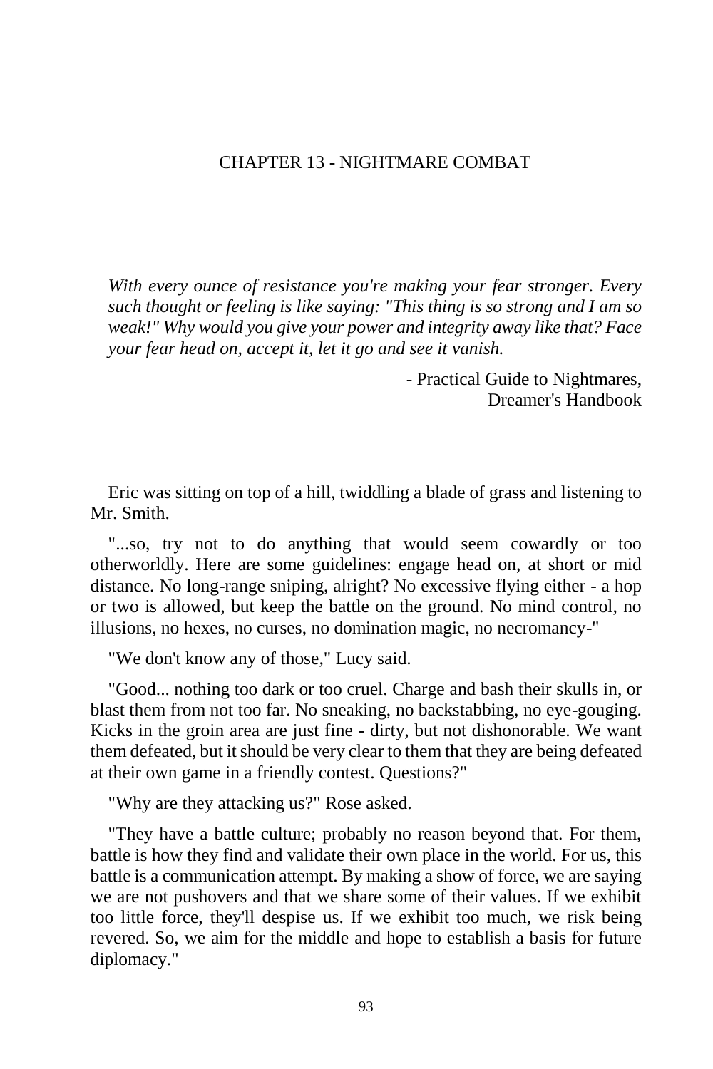# CHAPTER 13 - NIGHTMARE COMBAT

*With every ounce of resistance you're making your fear stronger. Every such thought or feeling is like saying: "This thing is so strong and I am so weak!" Why would you give your power and integrity away like that? Face your fear head on, accept it, let it go and see it vanish.*

- Practical Guide to Nightmares,
Dreamer's Handbook

Eric was sitting on top of a hill, twiddling a blade of grass and listening to Mr. Smith.

"...so, try not to do anything that would seem cowardly or too otherworldly. Here are some guidelines: engage head on, at short or mid distance. No long-range sniping, alright? No excessive flying either - a hop or two is allowed, but keep the battle on the ground. No mind control, no illusions, no hexes, no curses, no domination magic, no necromancy-"

"We don't know any of those," Lucy said.

"Good... nothing too dark or too cruel. Charge and bash their skulls in, or blast them from not too far. No sneaking, no backstabbing, no eye-gouging. Kicks in the groin area are just fine - dirty, but not dishonorable. We want them defeated, but it should be very clear to them that they are being defeated at their own game in a friendly contest. Questions?"

"Why are they attacking us?" Rose asked.

"They have a battle culture; probably no reason beyond that. For them, battle is how they find and validate their own place in the world. For us, this battle is a communication attempt. By making a show of force, we are saying we are not pushovers and that we share some of their values. If we exhibit too little force, they'll despise us. If we exhibit too much, we risk being revered. So, we aim for the middle and hope to establish a basis for future diplomacy."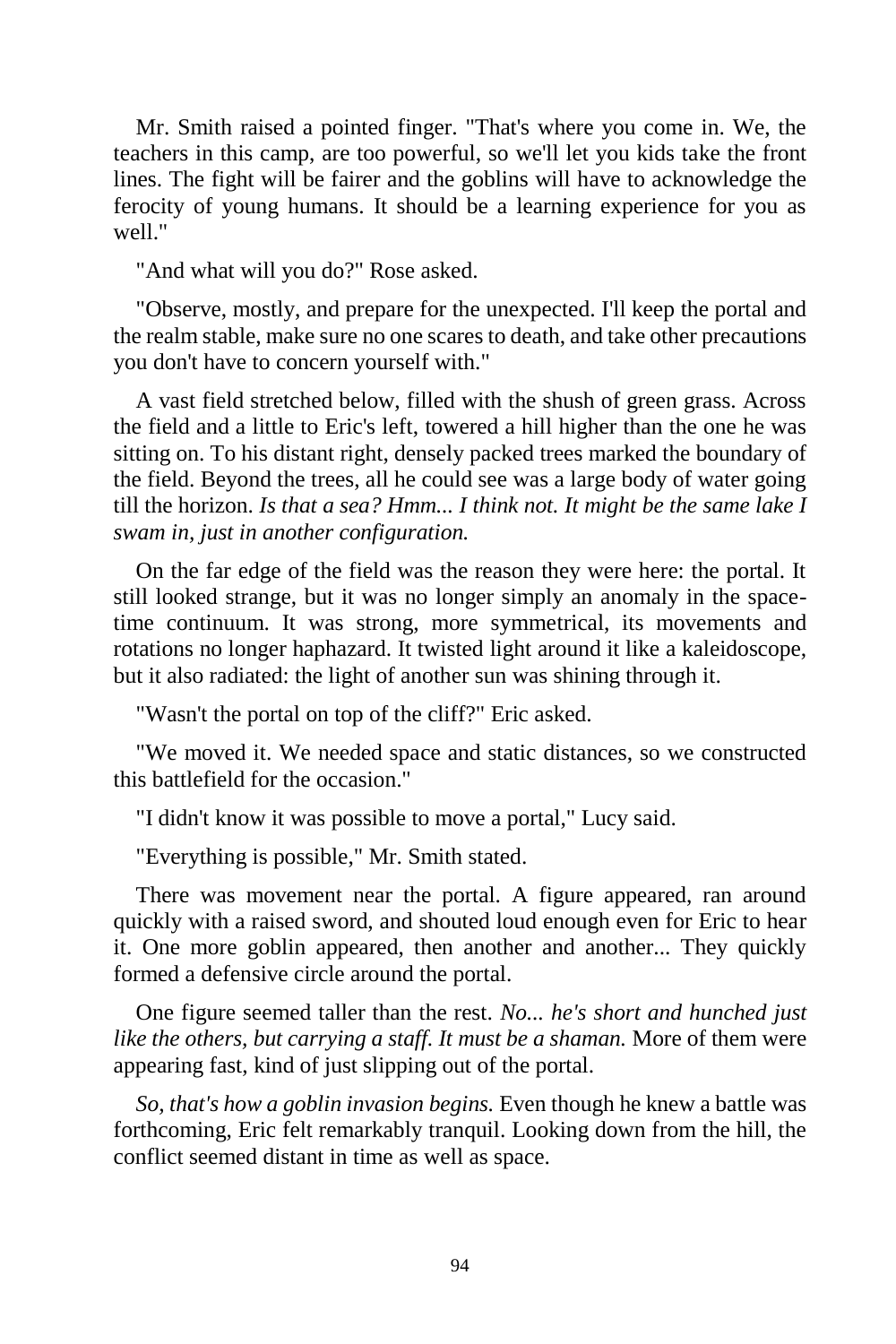Mr. Smith raised a pointed finger. "That's where you come in. We, the teachers in this camp, are too powerful, so we'll let you kids take the front lines. The fight will be fairer and the goblins will have to acknowledge the ferocity of young humans. It should be a learning experience for you as well."

"And what will you do?" Rose asked.

"Observe, mostly, and prepare for the unexpected. I'll keep the portal and the realm stable, make sure no one scares to death, and take other precautions you don't have to concern yourself with."

A vast field stretched below, filled with the shush of green grass. Across the field and a little to Eric's left, towered a hill higher than the one he was sitting on. To his distant right, densely packed trees marked the boundary of the field. Beyond the trees, all he could see was a large body of water going till the horizon. *Is that a sea? Hmm... I think not. It might be the same lake I swam in, just in another configuration.*

On the far edge of the field was the reason they were here: the portal. It still looked strange, but it was no longer simply an anomaly in the space-time continuum. It was strong, more symmetrical, its movements and rotations no longer haphazard. It twisted light around it like a kaleidoscope, but it also radiated: the light of another sun was shining through it.

"Wasn't the portal on top of the cliff?" Eric asked.

"We moved it. We needed space and static distances, so we constructed this battlefield for the occasion."

"I didn't know it was possible to move a portal," Lucy said.

"Everything is possible," Mr. Smith stated.

There was movement near the portal. A figure appeared, ran around quickly with a raised sword, and shouted loud enough even for Eric to hear it. One more goblin appeared, then another and another... They quickly formed a defensive circle around the portal.

One figure seemed taller than the rest. *No... he's short and hunched just like the others, but carrying a staff. It must be a shaman.* More of them were appearing fast, kind of just slipping out of the portal.

*So, that's how a goblin invasion begins.* Even though he knew a battle was forthcoming, Eric felt remarkably tranquil. Looking down from the hill, the conflict seemed distant in time as well as space.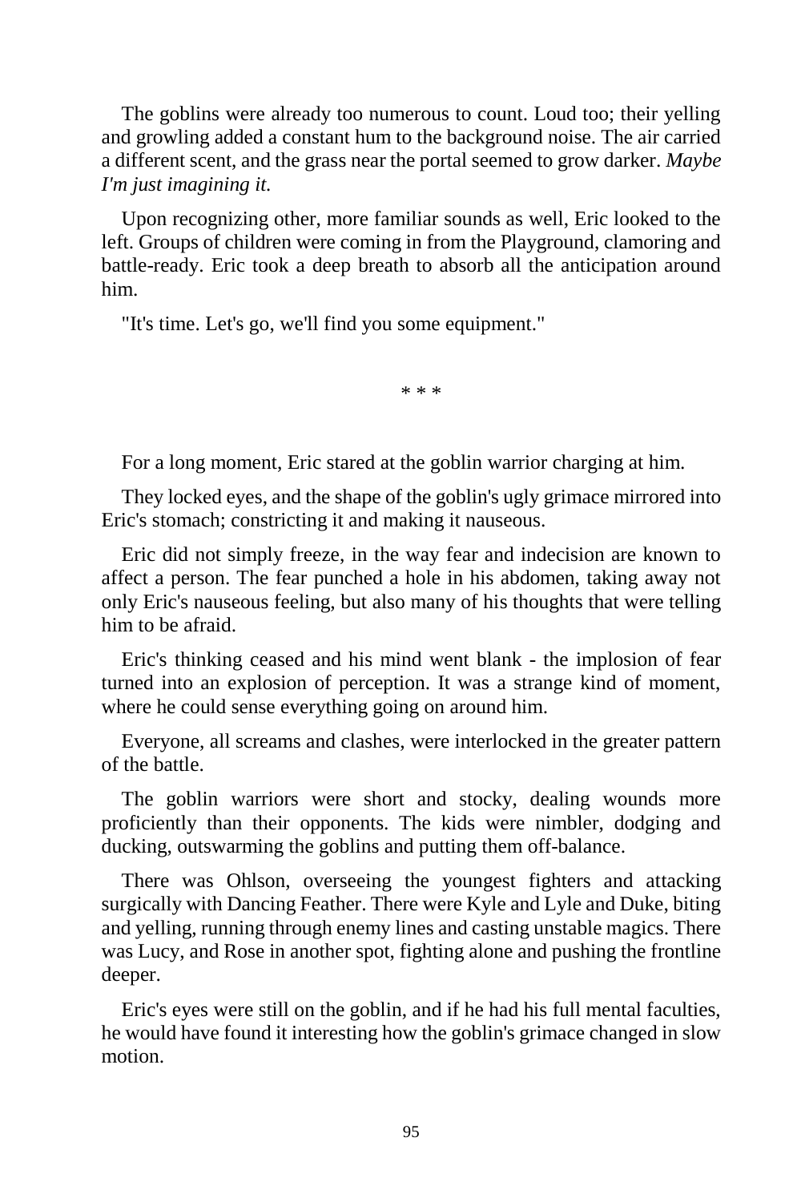The goblins were already too numerous to count. Loud too; their yelling and growling added a constant hum to the background noise. The air carried a different scent, and the grass near the portal seemed to grow darker. *Maybe I'm just imagining it.*

Upon recognizing other, more familiar sounds as well, Eric looked to the left. Groups of children were coming in from the Playground, clamoring and battle-ready. Eric took a deep breath to absorb all the anticipation around him.

"It's time. Let's go, we'll find you some equipment."

\* \* \*

For a long moment, Eric stared at the goblin warrior charging at him.

They locked eyes, and the shape of the goblin's ugly grimace mirrored into Eric's stomach; constricting it and making it nauseous.

Eric did not simply freeze, in the way fear and indecision are known to affect a person. The fear punched a hole in his abdomen, taking away not only Eric's nauseous feeling, but also many of his thoughts that were telling him to be afraid.

Eric's thinking ceased and his mind went blank - the implosion of fear turned into an explosion of perception. It was a strange kind of moment, where he could sense everything going on around him.

Everyone, all screams and clashes, were interlocked in the greater pattern of the battle.

The goblin warriors were short and stocky, dealing wounds more proficiently than their opponents. The kids were nimbler, dodging and ducking, outswarming the goblins and putting them off-balance.

There was Ohlson, overseeing the youngest fighters and attacking surgically with Dancing Feather. There were Kyle and Lyle and Duke, biting and yelling, running through enemy lines and casting unstable magics. There was Lucy, and Rose in another spot, fighting alone and pushing the frontline deeper.

Eric's eyes were still on the goblin, and if he had his full mental faculties, he would have found it interesting how the goblin's grimace changed in slow motion.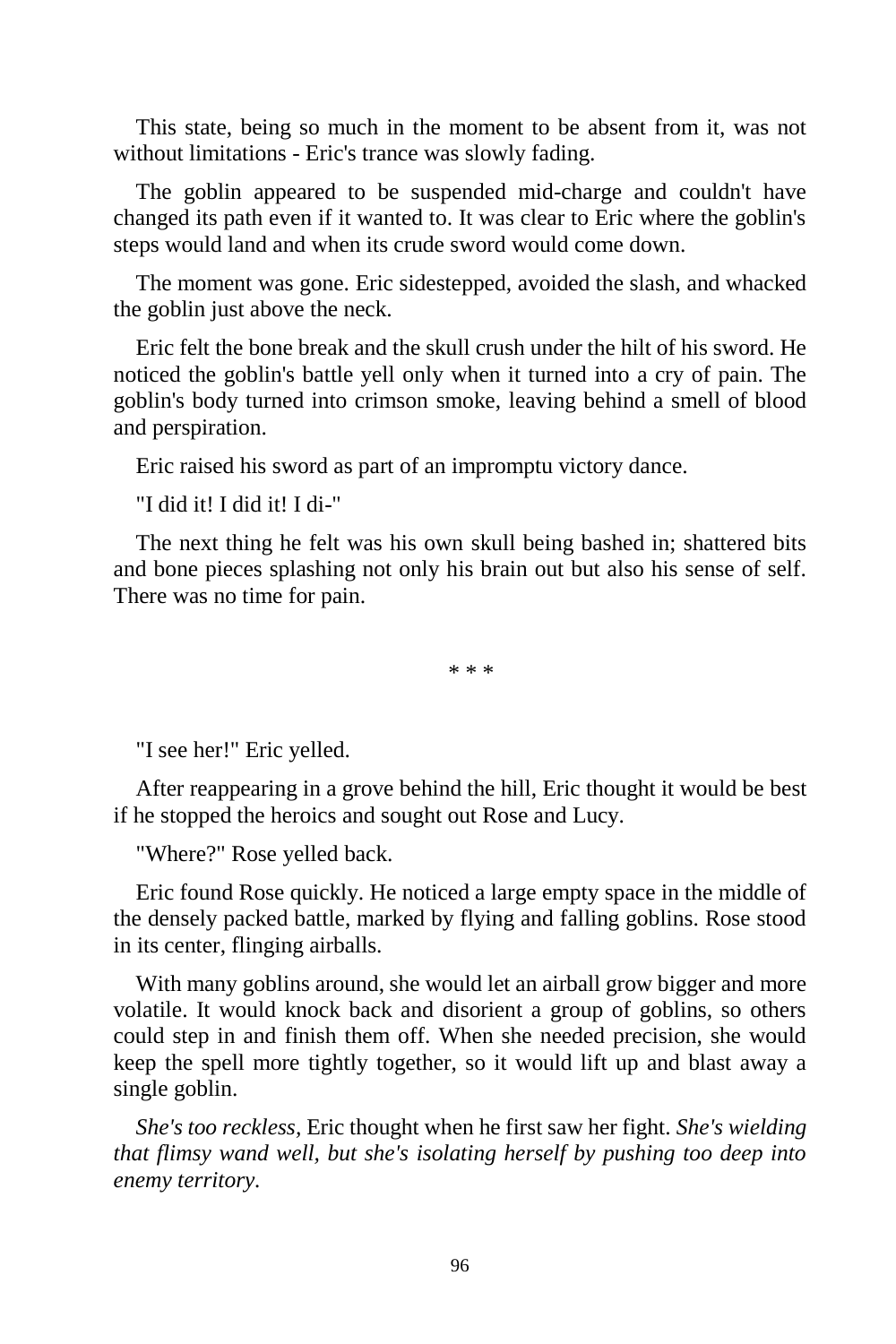This state, being so much in the moment to be absent from it, was not without limitations - Eric's trance was slowly fading.

The goblin appeared to be suspended mid-charge and couldn't have changed its path even if it wanted to. It was clear to Eric where the goblin's steps would land and when its crude sword would come down.

The moment was gone. Eric sidestepped, avoided the slash, and whacked the goblin just above the neck.

Eric felt the bone break and the skull crush under the hilt of his sword. He noticed the goblin's battle yell only when it turned into a cry of pain. The goblin's body turned into crimson smoke, leaving behind a smell of blood and perspiration.

Eric raised his sword as part of an impromptu victory dance.

"I did it! I did it! I di-"

The next thing he felt was his own skull being bashed in; shattered bits and bone pieces splashing not only his brain out but also his sense of self. There was no time for pain.

\* \* \*

"I see her!" Eric yelled.

After reappearing in a grove behind the hill, Eric thought it would be best if he stopped the heroics and sought out Rose and Lucy.

"Where?" Rose yelled back.

Eric found Rose quickly. He noticed a large empty space in the middle of the densely packed battle, marked by flying and falling goblins. Rose stood in its center, flinging airballs.

With many goblins around, she would let an airball grow bigger and more volatile. It would knock back and disorient a group of goblins, so others could step in and finish them off. When she needed precision, she would keep the spell more tightly together, so it would lift up and blast away a single goblin.

*She's too reckless*, Eric thought when he first saw her fight. *She's wielding that flimsy wand well, but she's isolating herself by pushing too deep into enemy territory.*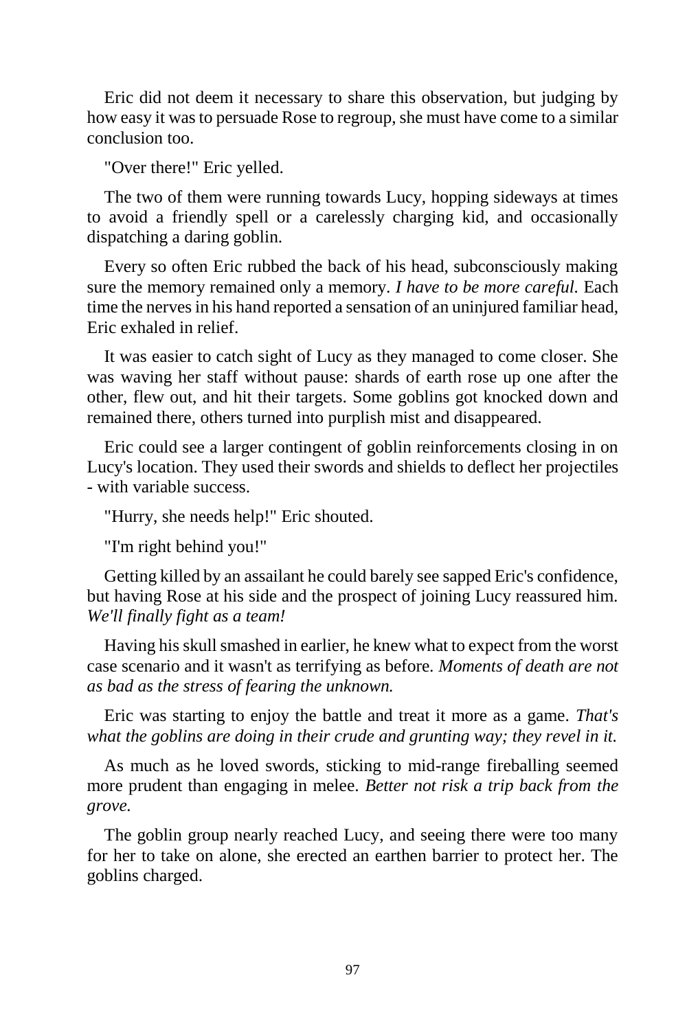Eric did not deem it necessary to share this observation, but judging by how easy it was to persuade Rose to regroup, she must have come to a similar conclusion too.

"Over there!" Eric yelled.

The two of them were running towards Lucy, hopping sideways at times to avoid a friendly spell or a carelessly charging kid, and occasionally dispatching a daring goblin.

Every so often Eric rubbed the back of his head, subconsciously making sure the memory remained only a memory. *I have to be more careful.* Each time the nerves in his hand reported a sensation of an uninjured familiar head, Eric exhaled in relief.

It was easier to catch sight of Lucy as they managed to come closer. She was waving her staff without pause: shards of earth rose up one after the other, flew out, and hit their targets. Some goblins got knocked down and remained there, others turned into purplish mist and disappeared.

Eric could see a larger contingent of goblin reinforcements closing in on Lucy's location. They used their swords and shields to deflect her projectiles - with variable success.

"Hurry, she needs help!" Eric shouted.

"I'm right behind you!"

Getting killed by an assailant he could barely see sapped Eric's confidence, but having Rose at his side and the prospect of joining Lucy reassured him. *We'll finally fight as a team!*

Having his skull smashed in earlier, he knew what to expect from the worst case scenario and it wasn't as terrifying as before. *Moments of death are not as bad as the stress of fearing the unknown.*

Eric was starting to enjoy the battle and treat it more as a game. *That's what the goblins are doing in their crude and grunting way; they revel in it.*

As much as he loved swords, sticking to mid-range fireballing seemed more prudent than engaging in melee. *Better not risk a trip back from the grove.*

The goblin group nearly reached Lucy, and seeing there were too many for her to take on alone, she erected an earthen barrier to protect her. The goblins charged.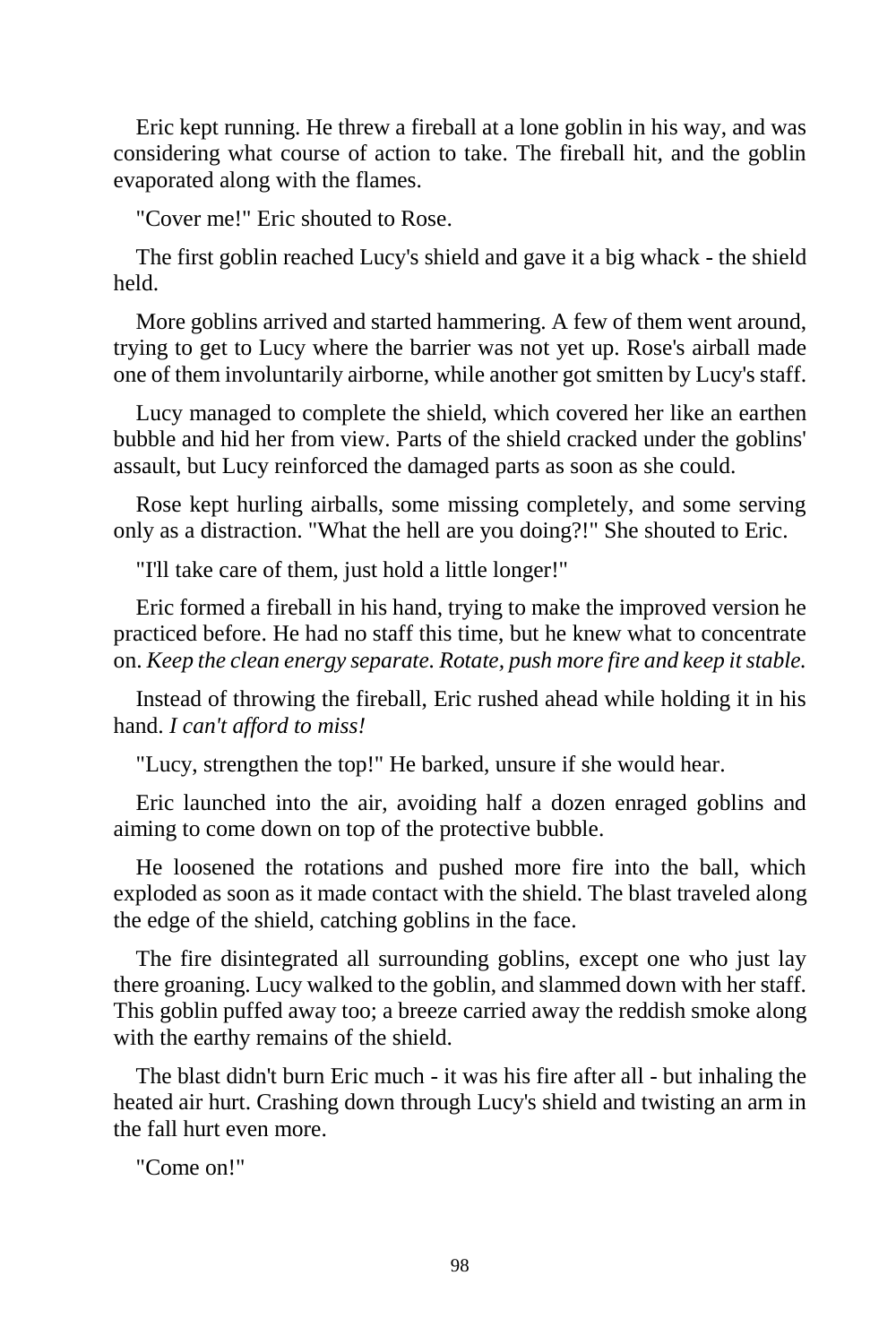Eric kept running. He threw a fireball at a lone goblin in his way, and was considering what course of action to take. The fireball hit, and the goblin evaporated along with the flames.

"Cover me!" Eric shouted to Rose.

The first goblin reached Lucy's shield and gave it a big whack - the shield held.

More goblins arrived and started hammering. A few of them went around, trying to get to Lucy where the barrier was not yet up. Rose's airball made one of them involuntarily airborne, while another got smitten by Lucy's staff.

Lucy managed to complete the shield, which covered her like an earthen bubble and hid her from view. Parts of the shield cracked under the goblins' assault, but Lucy reinforced the damaged parts as soon as she could.

Rose kept hurling airballs, some missing completely, and some serving only as a distraction. "What the hell are you doing?!" She shouted to Eric.

"I'll take care of them, just hold a little longer!"

Eric formed a fireball in his hand, trying to make the improved version he practiced before. He had no staff this time, but he knew what to concentrate on. *Keep the clean energy separate. Rotate, push more fire and keep it stable.*

Instead of throwing the fireball, Eric rushed ahead while holding it in his hand. *I can't afford to miss!*

"Lucy, strengthen the top!" He barked, unsure if she would hear.

Eric launched into the air, avoiding half a dozen enraged goblins and aiming to come down on top of the protective bubble.

He loosened the rotations and pushed more fire into the ball, which exploded as soon as it made contact with the shield. The blast traveled along the edge of the shield, catching goblins in the face.

The fire disintegrated all surrounding goblins, except one who just lay there groaning. Lucy walked to the goblin, and slammed down with her staff. This goblin puffed away too; a breeze carried away the reddish smoke along with the earthy remains of the shield.

The blast didn't burn Eric much - it was his fire after all - but inhaling the heated air hurt. Crashing down through Lucy's shield and twisting an arm in the fall hurt even more.

"Come on!"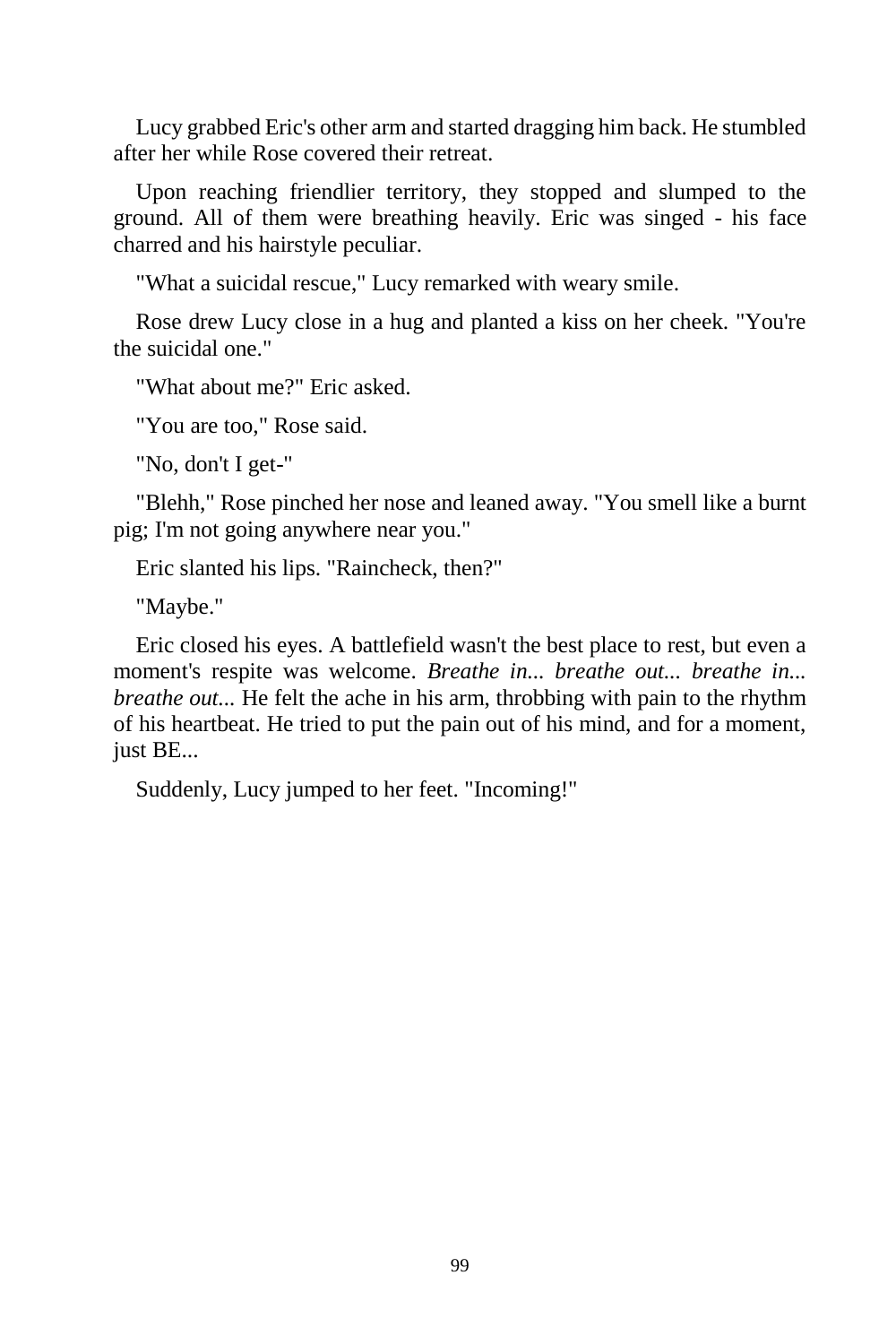Lucy grabbed Eric's other arm and started dragging him back. He stumbled after her while Rose covered their retreat.

Upon reaching friendlier territory, they stopped and slumped to the ground. All of them were breathing heavily. Eric was singed - his face charred and his hairstyle peculiar.

"What a suicidal rescue," Lucy remarked with weary smile.

Rose drew Lucy close in a hug and planted a kiss on her cheek. "You're the suicidal one."

"What about me?" Eric asked.

"You are too," Rose said.

"No, don't I get-"

"Blehh," Rose pinched her nose and leaned away. "You smell like a burnt pig; I'm not going anywhere near you."

Eric slanted his lips. "Raincheck, then?"

"Maybe."

Eric closed his eyes. A battlefield wasn't the best place to rest, but even a moment's respite was welcome. *Breathe in... breathe out... breathe in... breathe out...* He felt the ache in his arm, throbbing with pain to the rhythm of his heartbeat. He tried to put the pain out of his mind, and for a moment, just BE...

Suddenly, Lucy jumped to her feet. "Incoming!"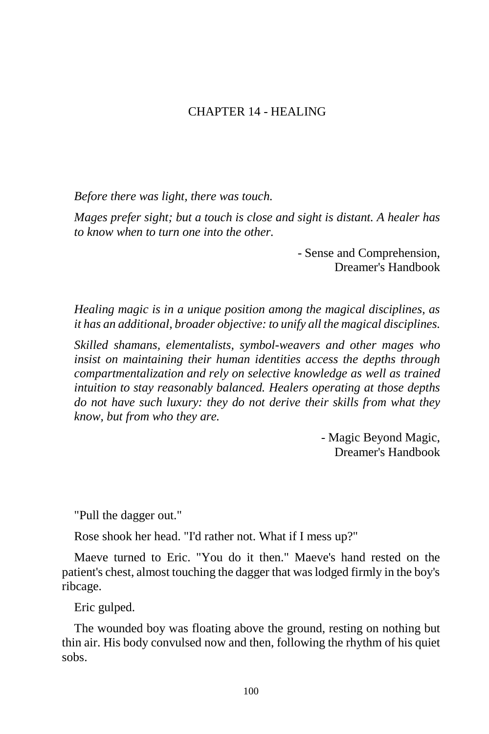# CHAPTER 14 - HEALING

*Before there was light, there was touch.*

*Mages prefer sight; but a touch is close and sight is distant. A healer has to know when to turn one into the other.*

- Sense and Comprehension, Dreamer's Handbook

*Healing magic is in a unique position among the magical disciplines, as it has an additional, broader objective: to unify all the magical disciplines.*

*Skilled shamans, elementalists, symbol-weavers and other mages who insist on maintaining their human identities access the depths through compartmentalization and rely on selective knowledge as well as trained intuition to stay reasonably balanced. Healers operating at those depths do not have such luxury: they do not derive their skills from what they know, but from who they are.*

- Magic Beyond Magic, Dreamer's Handbook

"Pull the dagger out."

Rose shook her head. "I'd rather not. What if I mess up?"

Maeve turned to Eric. "You do it then." Maeve's hand rested on the patient's chest, almost touching the dagger that was lodged firmly in the boy's ribcage.

Eric gulped.

The wounded boy was floating above the ground, resting on nothing but thin air. His body convulsed now and then, following the rhythm of his quiet sobs.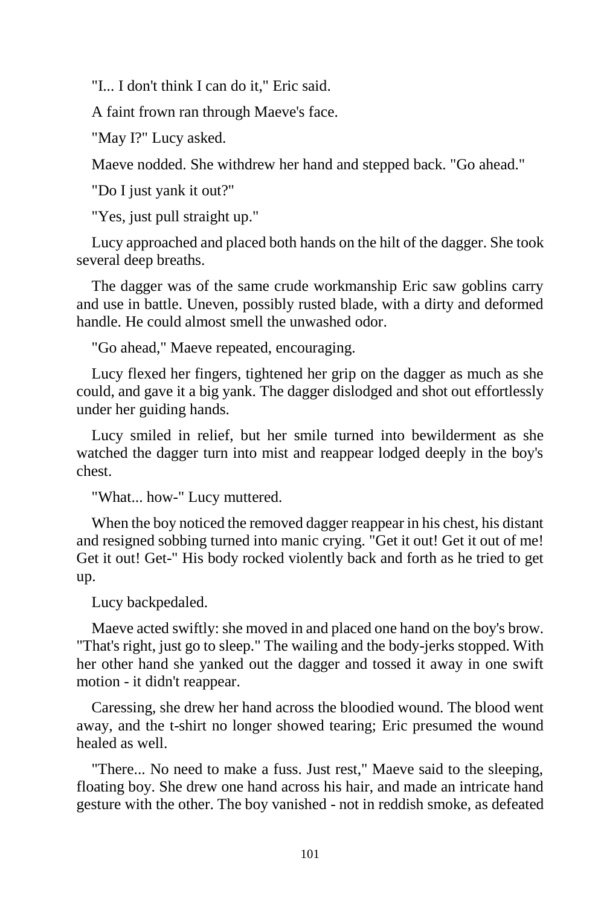"I... I don't think I can do it," Eric said.

A faint frown ran through Maeve's face.

"May I?" Lucy asked.

Maeve nodded. She withdrew her hand and stepped back. "Go ahead."

"Do I just yank it out?"

"Yes, just pull straight up."

Lucy approached and placed both hands on the hilt of the dagger. She took several deep breaths.

The dagger was of the same crude workmanship Eric saw goblins carry and use in battle. Uneven, possibly rusted blade, with a dirty and deformed handle. He could almost smell the unwashed odor.

"Go ahead," Maeve repeated, encouraging.

Lucy flexed her fingers, tightened her grip on the dagger as much as she could, and gave it a big yank. The dagger dislodged and shot out effortlessly under her guiding hands.

Lucy smiled in relief, but her smile turned into bewilderment as she watched the dagger turn into mist and reappear lodged deeply in the boy's chest.

"What... how-" Lucy muttered.

When the boy noticed the removed dagger reappear in his chest, his distant and resigned sobbing turned into manic crying. "Get it out! Get it out of me! Get it out! Get-" His body rocked violently back and forth as he tried to get up.

Lucy backpedaled.

Maeve acted swiftly: she moved in and placed one hand on the boy's brow. "That's right, just go to sleep." The wailing and the body-jerks stopped. With her other hand she yanked out the dagger and tossed it away in one swift motion - it didn't reappear.

Caressing, she drew her hand across the bloodied wound. The blood went away, and the t-shirt no longer showed tearing; Eric presumed the wound healed as well.

"There... No need to make a fuss. Just rest," Maeve said to the sleeping, floating boy. She drew one hand across his hair, and made an intricate hand gesture with the other. The boy vanished - not in reddish smoke, as defeated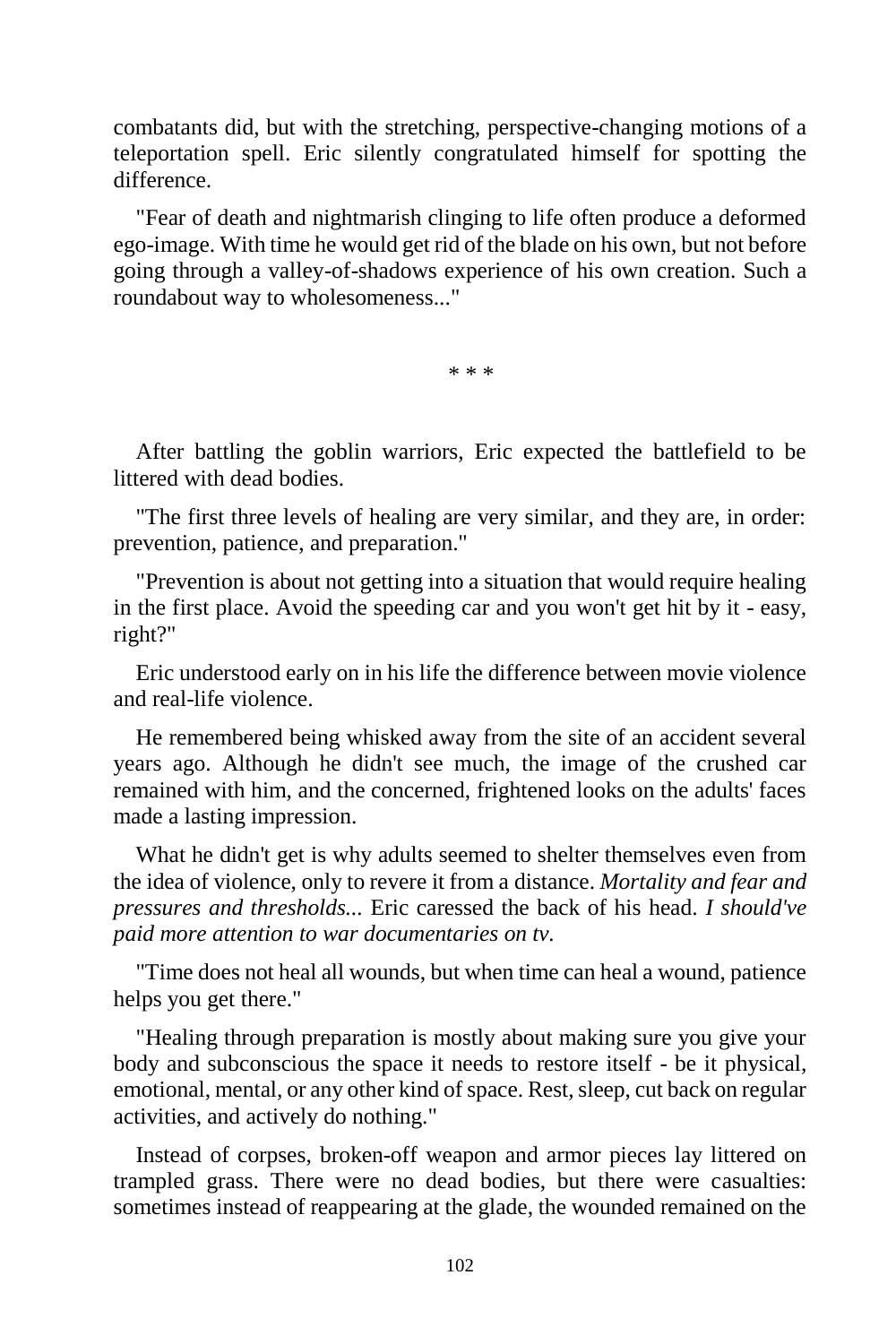combatants did, but with the stretching, perspective-changing motions of a teleportation spell. Eric silently congratulated himself for spotting the difference.

"Fear of death and nightmarish clinging to life often produce a deformed ego-image. With time he would get rid of the blade on his own, but not before going through a valley-of-shadows experience of his own creation. Such a roundabout way to wholesomeness..."

\* \* \*

After battling the goblin warriors, Eric expected the battlefield to be littered with dead bodies.

"The first three levels of healing are very similar, and they are, in order: prevention, patience, and preparation."

"Prevention is about not getting into a situation that would require healing in the first place. Avoid the speeding car and you won't get hit by it - easy, right?"

Eric understood early on in his life the difference between movie violence and real-life violence.

He remembered being whisked away from the site of an accident several years ago. Although he didn't see much, the image of the crushed car remained with him, and the concerned, frightened looks on the adults' faces made a lasting impression.

What he didn't get is why adults seemed to shelter themselves even from the idea of violence, only to revere it from a distance. *Mortality and fear and pressures and thresholds...* Eric caressed the back of his head. *I should've paid more attention to war documentaries on tv.*

"Time does not heal all wounds, but when time can heal a wound, patience helps you get there."

"Healing through preparation is mostly about making sure you give your body and subconscious the space it needs to restore itself - be it physical, emotional, mental, or any other kind of space. Rest, sleep, cut back on regular activities, and actively do nothing."

Instead of corpses, broken-off weapon and armor pieces lay littered on trampled grass. There were no dead bodies, but there were casualties: sometimes instead of reappearing at the glade, the wounded remained on the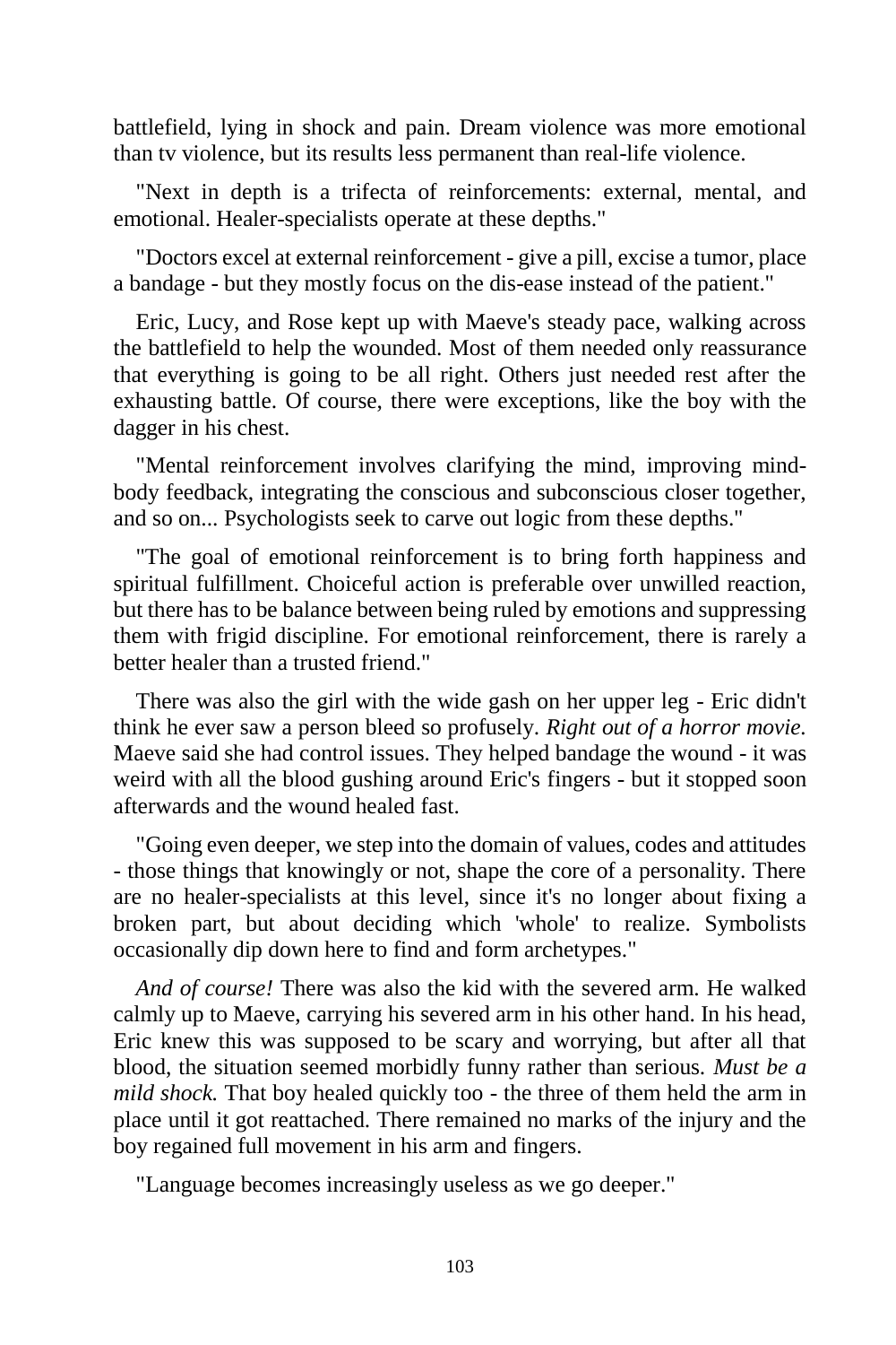battlefield, lying in shock and pain. Dream violence was more emotional than tv violence, but its results less permanent than real-life violence.

"Next in depth is a trifecta of reinforcements: external, mental, and emotional. Healer-specialists operate at these depths."

"Doctors excel at external reinforcement - give a pill, excise a tumor, place a bandage - but they mostly focus on the dis-ease instead of the patient."

Eric, Lucy, and Rose kept up with Maeve's steady pace, walking across the battlefield to help the wounded. Most of them needed only reassurance that everything is going to be all right. Others just needed rest after the exhausting battle. Of course, there were exceptions, like the boy with the dagger in his chest.

"Mental reinforcement involves clarifying the mind, improving mind-body feedback, integrating the conscious and subconscious closer together, and so on... Psychologists seek to carve out logic from these depths."

"The goal of emotional reinforcement is to bring forth happiness and spiritual fulfillment. Choiceful action is preferable over unwilled reaction, but there has to be balance between being ruled by emotions and suppressing them with frigid discipline. For emotional reinforcement, there is rarely a better healer than a trusted friend."

There was also the girl with the wide gash on her upper leg - Eric didn't think he ever saw a person bleed so profusely. *Right out of a horror movie.* Maeve said she had control issues. They helped bandage the wound - it was weird with all the blood gushing around Eric's fingers - but it stopped soon afterwards and the wound healed fast.

"Going even deeper, we step into the domain of values, codes and attitudes - those things that knowingly or not, shape the core of a personality. There are no healer-specialists at this level, since it's no longer about fixing a broken part, but about deciding which 'whole' to realize. Symbolists occasionally dip down here to find and form archetypes."

*And of course!* There was also the kid with the severed arm. He walked calmly up to Maeve, carrying his severed arm in his other hand. In his head, Eric knew this was supposed to be scary and worrying, but after all that blood, the situation seemed morbidly funny rather than serious. *Must be a mild shock.* That boy healed quickly too - the three of them held the arm in place until it got reattached. There remained no marks of the injury and the boy regained full movement in his arm and fingers.

"Language becomes increasingly useless as we go deeper."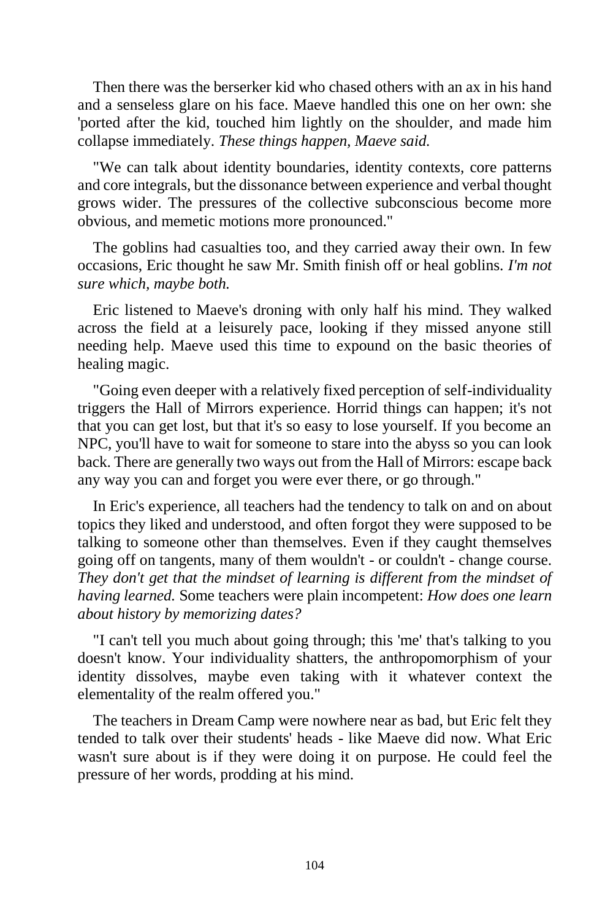Then there was the berserker kid who chased others with an ax in his hand and a senseless glare on his face. Maeve handled this one on her own: she 'ported after the kid, touched him lightly on the shoulder, and made him collapse immediately. *These things happen, Maeve said.*

"We can talk about identity boundaries, identity contexts, core patterns and core integrals, but the dissonance between experience and verbal thought grows wider. The pressures of the collective subconscious become more obvious, and memetic motions more pronounced."

The goblins had casualties too, and they carried away their own. In few occasions, Eric thought he saw Mr. Smith finish off or heal goblins. *I'm not sure which, maybe both.*

Eric listened to Maeve's droning with only half his mind. They walked across the field at a leisurely pace, looking if they missed anyone still needing help. Maeve used this time to expound on the basic theories of healing magic.

"Going even deeper with a relatively fixed perception of self-individuality triggers the Hall of Mirrors experience. Horrid things can happen; it's not that you can get lost, but that it's so easy to lose yourself. If you become an NPC, you'll have to wait for someone to stare into the abyss so you can look back. There are generally two ways out from the Hall of Mirrors: escape back any way you can and forget you were ever there, or go through."

In Eric's experience, all teachers had the tendency to talk on and on about topics they liked and understood, and often forgot they were supposed to be talking to someone other than themselves. Even if they caught themselves going off on tangents, many of them wouldn't - or couldn't - change course. *They don't get that the mindset of learning is different from the mindset of having learned.* Some teachers were plain incompetent: *How does one learn about history by memorizing dates?*

"I can't tell you much about going through; this 'me' that's talking to you doesn't know. Your individuality shatters, the anthropomorphism of your identity dissolves, maybe even taking with it whatever context the elementality of the realm offered you."

The teachers in Dream Camp were nowhere near as bad, but Eric felt they tended to talk over their students' heads - like Maeve did now. What Eric wasn't sure about is if they were doing it on purpose. He could feel the pressure of her words, prodding at his mind.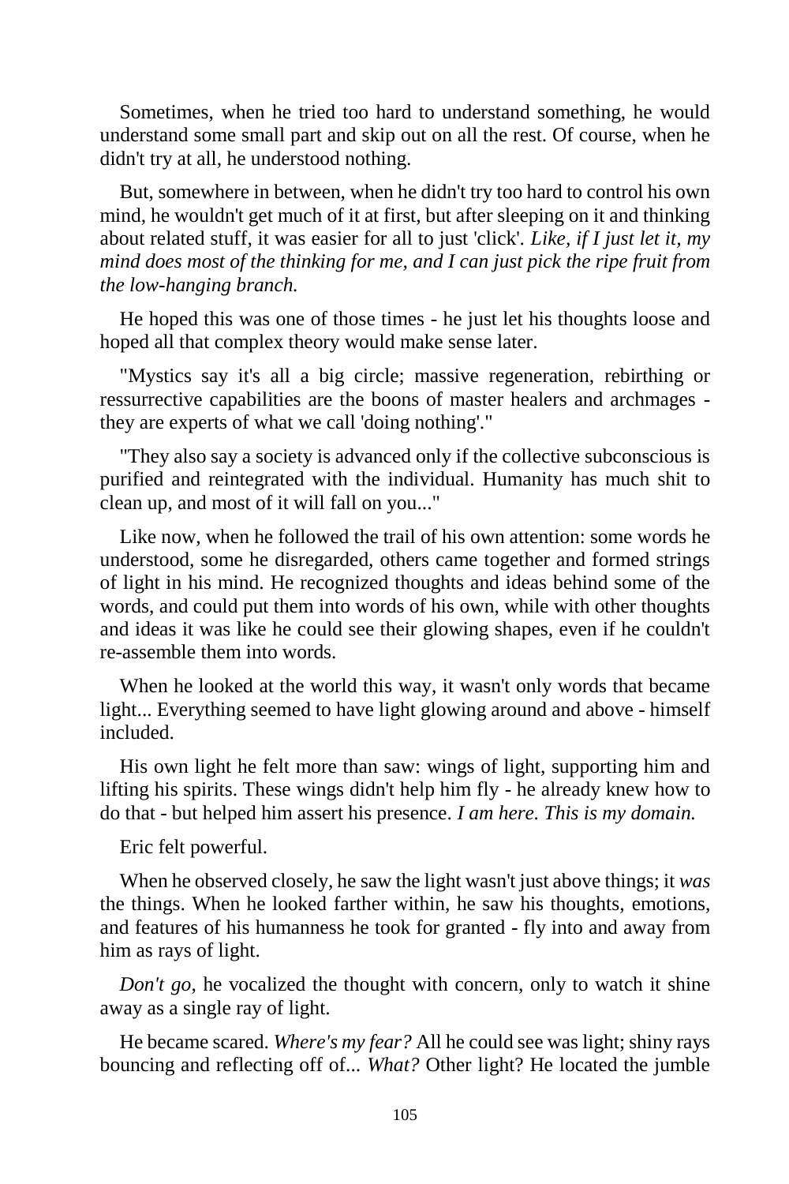Sometimes, when he tried too hard to understand something, he would understand some small part and skip out on all the rest. Of course, when he didn't try at all, he understood nothing.

But, somewhere in between, when he didn't try too hard to control his own mind, he wouldn't get much of it at first, but after sleeping on it and thinking about related stuff, it was easier for all to just 'click'. *Like, if I just let it, my mind does most of the thinking for me, and I can just pick the ripe fruit from the low-hanging branch.*

He hoped this was one of those times - he just let his thoughts loose and hoped all that complex theory would make sense later.

"Mystics say it's all a big circle; massive regeneration, rebirthing or ressurrective capabilities are the boons of master healers and archmages - they are experts of what we call 'doing nothing'."

"They also say a society is advanced only if the collective subconscious is purified and reintegrated with the individual. Humanity has much shit to clean up, and most of it will fall on you..."

Like now, when he followed the trail of his own attention: some words he understood, some he disregarded, others came together and formed strings of light in his mind. He recognized thoughts and ideas behind some of the words, and could put them into words of his own, while with other thoughts and ideas it was like he could see their glowing shapes, even if he couldn't re-assemble them into words.

When he looked at the world this way, it wasn't only words that became light... Everything seemed to have light glowing around and above - himself included.

His own light he felt more than saw: wings of light, supporting him and lifting his spirits. These wings didn't help him fly - he already knew how to do that - but helped him assert his presence. *I am here. This is my domain.*

Eric felt powerful.

When he observed closely, he saw the light wasn't just above things; it *was* the things. When he looked farther within, he saw his thoughts, emotions, and features of his humanness he took for granted - fly into and away from him as rays of light.

*Don't go*, he vocalized the thought with concern, only to watch it shine away as a single ray of light.

He became scared. *Where's my fear?* All he could see was light; shiny rays bouncing and reflecting off of... *What?* Other light? He located the jumble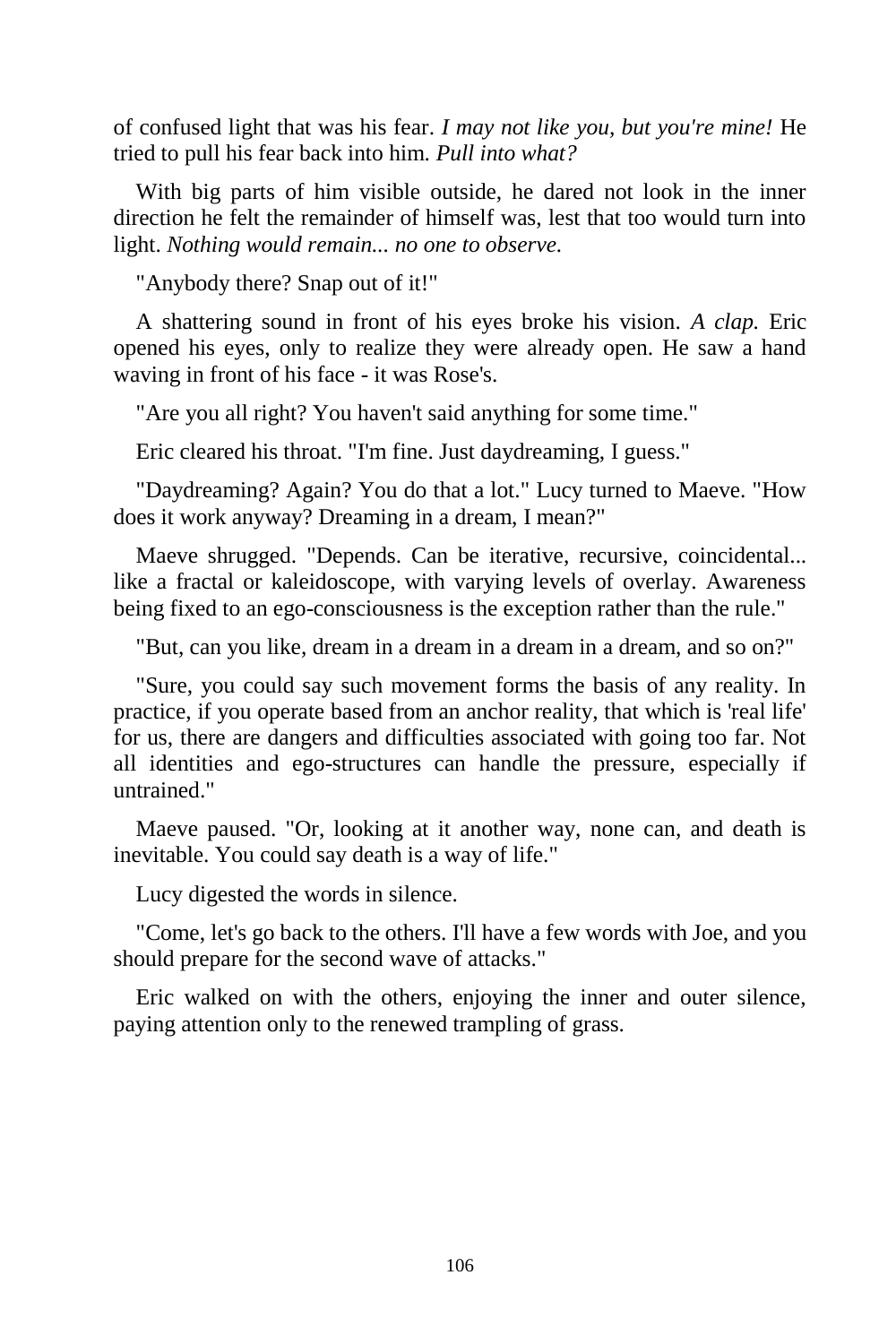of confused light that was his fear. *I may not like you, but you're mine!* He tried to pull his fear back into him. *Pull into what?*

With big parts of him visible outside, he dared not look in the inner direction he felt the remainder of himself was, lest that too would turn into light. *Nothing would remain... no one to observe.*

"Anybody there? Snap out of it!"

A shattering sound in front of his eyes broke his vision. *A clap.* Eric opened his eyes, only to realize they were already open. He saw a hand waving in front of his face - it was Rose's.

"Are you all right? You haven't said anything for some time."

Eric cleared his throat. "I'm fine. Just daydreaming, I guess."

"Daydreaming? Again? You do that a lot." Lucy turned to Maeve. "How does it work anyway? Dreaming in a dream, I mean?"

Maeve shrugged. "Depends. Can be iterative, recursive, coincidental... like a fractal or kaleidoscope, with varying levels of overlay. Awareness being fixed to an ego-consciousness is the exception rather than the rule."

"But, can you like, dream in a dream in a dream in a dream, and so on?"

"Sure, you could say such movement forms the basis of any reality. In practice, if you operate based from an anchor reality, that which is 'real life' for us, there are dangers and difficulties associated with going too far. Not all identities and ego-structures can handle the pressure, especially if untrained."

Maeve paused. "Or, looking at it another way, none can, and death is inevitable. You could say death is a way of life."

Lucy digested the words in silence.

"Come, let's go back to the others. I'll have a few words with Joe, and you should prepare for the second wave of attacks."

Eric walked on with the others, enjoying the inner and outer silence, paying attention only to the renewed trampling of grass.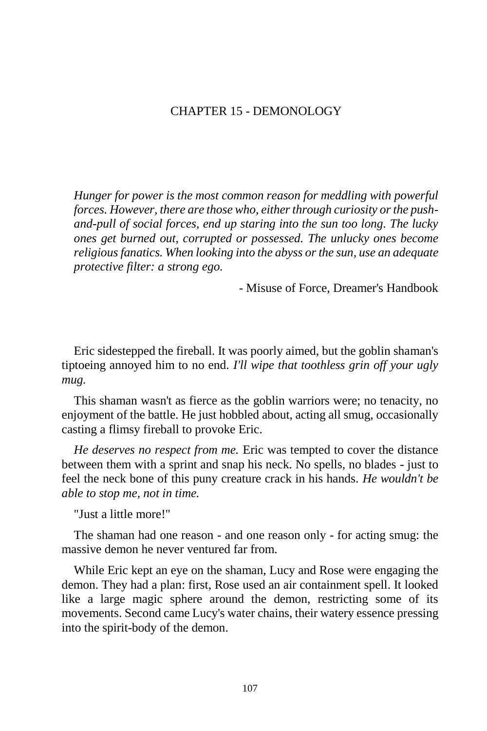# CHAPTER 15 - DEMONOLOGY

> *Hunger for power is the most common reason for meddling with powerful forces. However, there are those who, either through curiosity or the push-and-pull of social forces, end up staring into the sun too long. The lucky ones get burned out, corrupted or possessed. The unlucky ones become religious fanatics. When looking into the abyss or the sun, use an adequate protective filter: a strong ego.*
>
> - Misuse of Force, Dreamer's Handbook

Eric sidestepped the fireball. It was poorly aimed, but the goblin shaman's tiptoeing annoyed him to no end. *I'll wipe that toothless grin off your ugly mug.*

This shaman wasn't as fierce as the goblin warriors were; no tenacity, no enjoyment of the battle. He just hobbled about, acting all smug, occasionally casting a flimsy fireball to provoke Eric.

*He deserves no respect from me.* Eric was tempted to cover the distance between them with a sprint and snap his neck. No spells, no blades - just to feel the neck bone of this puny creature crack in his hands. *He wouldn't be able to stop me, not in time.*

"Just a little more!"

The shaman had one reason - and one reason only - for acting smug: the massive demon he never ventured far from.

While Eric kept an eye on the shaman, Lucy and Rose were engaging the demon. They had a plan: first, Rose used an air containment spell. It looked like a large magic sphere around the demon, restricting some of its movements. Second came Lucy's water chains, their watery essence pressing into the spirit-body of the demon.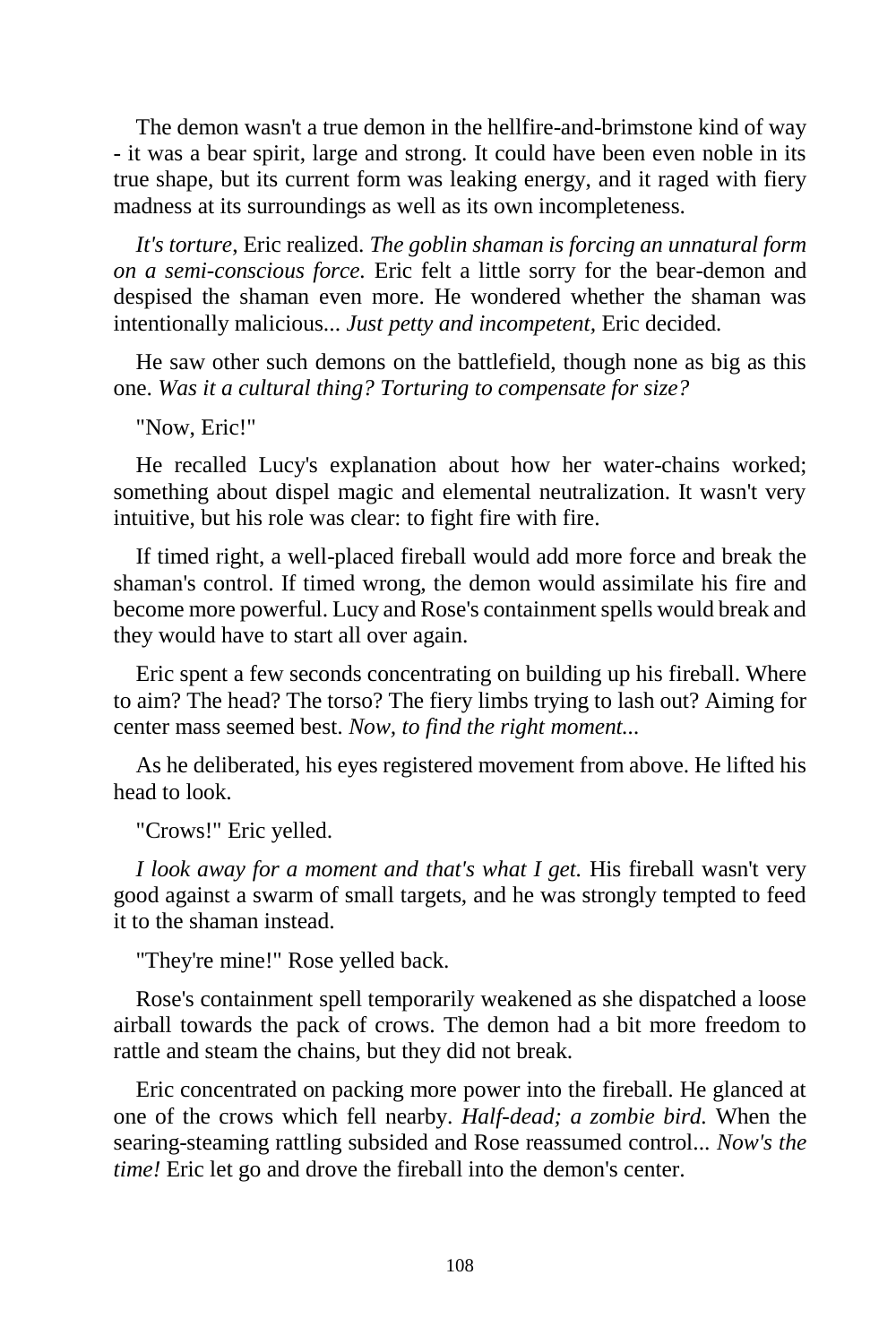The demon wasn't a true demon in the hellfire-and-brimstone kind of way - it was a bear spirit, large and strong. It could have been even noble in its true shape, but its current form was leaking energy, and it raged with fiery madness at its surroundings as well as its own incompleteness.

*It's torture,* Eric realized. *The goblin shaman is forcing an unnatural form on a semi-conscious force.* Eric felt a little sorry for the bear-demon and despised the shaman even more. He wondered whether the shaman was intentionally malicious... *Just petty and incompetent,* Eric decided.

He saw other such demons on the battlefield, though none as big as this one. *Was it a cultural thing? Torturing to compensate for size?*

"Now, Eric!"

He recalled Lucy's explanation about how her water-chains worked; something about dispel magic and elemental neutralization. It wasn't very intuitive, but his role was clear: to fight fire with fire.

If timed right, a well-placed fireball would add more force and break the shaman's control. If timed wrong, the demon would assimilate his fire and become more powerful. Lucy and Rose's containment spells would break and they would have to start all over again.

Eric spent a few seconds concentrating on building up his fireball. Where to aim? The head? The torso? The fiery limbs trying to lash out? Aiming for center mass seemed best. *Now, to find the right moment...*

As he deliberated, his eyes registered movement from above. He lifted his head to look.

"Crows!" Eric yelled.

*I look away for a moment and that's what I get.* His fireball wasn't very good against a swarm of small targets, and he was strongly tempted to feed it to the shaman instead.

"They're mine!" Rose yelled back.

Rose's containment spell temporarily weakened as she dispatched a loose airball towards the pack of crows. The demon had a bit more freedom to rattle and steam the chains, but they did not break.

Eric concentrated on packing more power into the fireball. He glanced at one of the crows which fell nearby. *Half-dead; a zombie bird.* When the searing-steaming rattling subsided and Rose reassumed control... *Now's the time!* Eric let go and drove the fireball into the demon's center.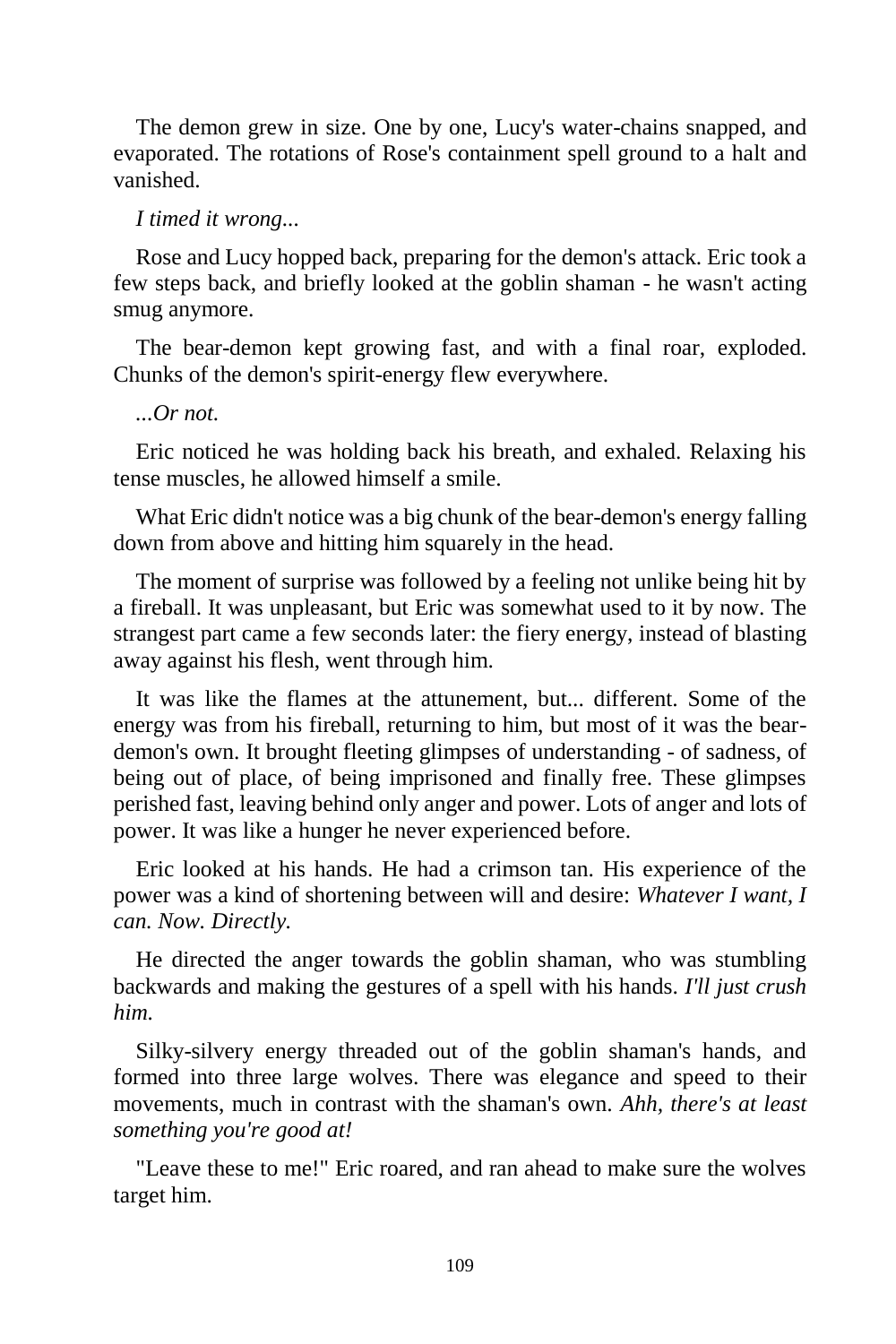The demon grew in size. One by one, Lucy's water-chains snapped, and evaporated. The rotations of Rose's containment spell ground to a halt and vanished.

*I timed it wrong...*

Rose and Lucy hopped back, preparing for the demon's attack. Eric took a few steps back, and briefly looked at the goblin shaman - he wasn't acting smug anymore.

The bear-demon kept growing fast, and with a final roar, exploded. Chunks of the demon's spirit-energy flew everywhere.

*...Or not.*

Eric noticed he was holding back his breath, and exhaled. Relaxing his tense muscles, he allowed himself a smile.

What Eric didn't notice was a big chunk of the bear-demon's energy falling down from above and hitting him squarely in the head.

The moment of surprise was followed by a feeling not unlike being hit by a fireball. It was unpleasant, but Eric was somewhat used to it by now. The strangest part came a few seconds later: the fiery energy, instead of blasting away against his flesh, went through him.

It was like the flames at the attunement, but... different. Some of the energy was from his fireball, returning to him, but most of it was the bear-demon's own. It brought fleeting glimpses of understanding - of sadness, of being out of place, of being imprisoned and finally free. These glimpses perished fast, leaving behind only anger and power. Lots of anger and lots of power. It was like a hunger he never experienced before.

Eric looked at his hands. He had a crimson tan. His experience of the power was a kind of shortening between will and desire: *Whatever I want, I can. Now. Directly.*

He directed the anger towards the goblin shaman, who was stumbling backwards and making the gestures of a spell with his hands. *I'll just crush him.*

Silky-silvery energy threaded out of the goblin shaman's hands, and formed into three large wolves. There was elegance and speed to their movements, much in contrast with the shaman's own. *Ahh, there's at least something you're good at!*

"Leave these to me!" Eric roared, and ran ahead to make sure the wolves target him.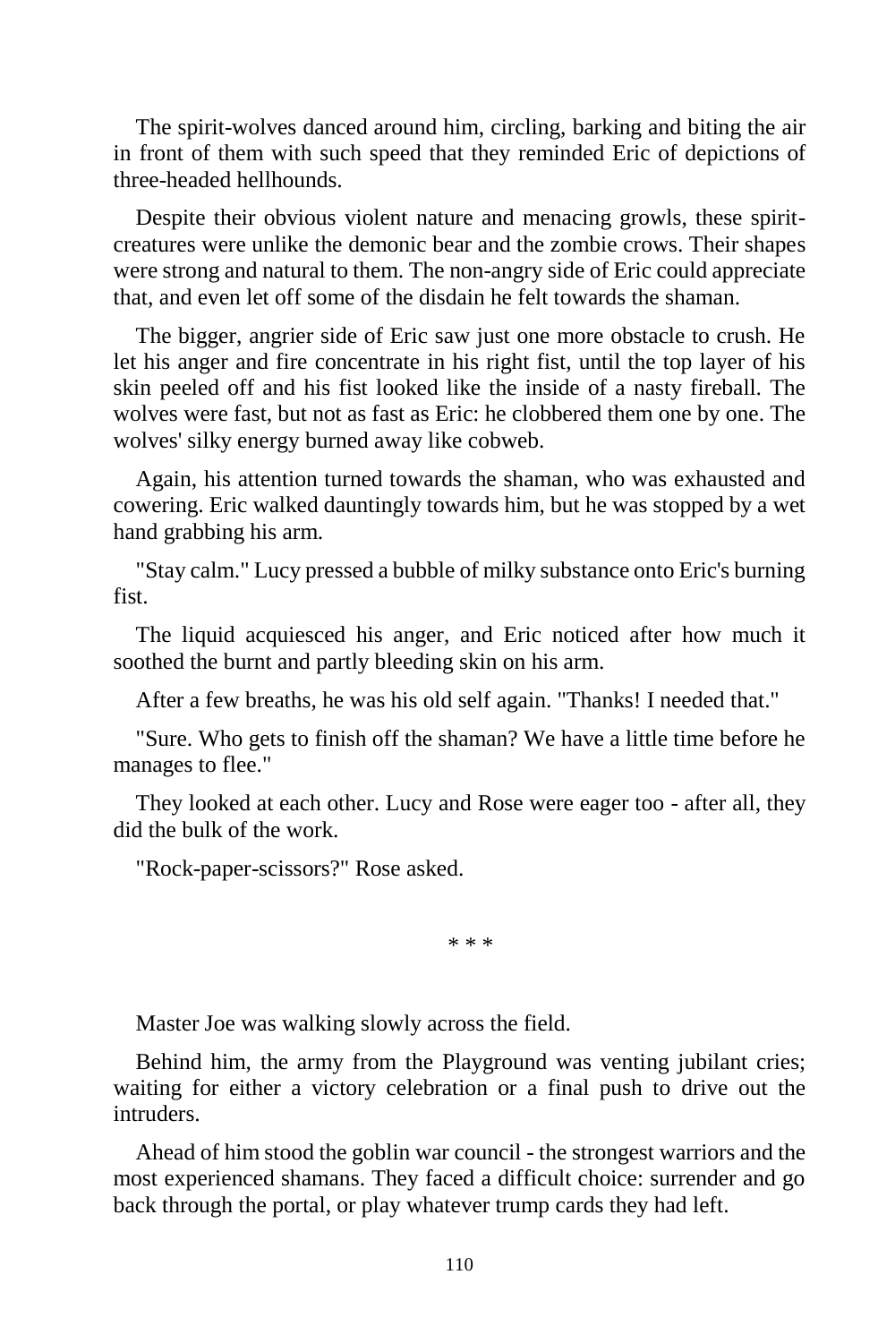The spirit-wolves danced around him, circling, barking and biting the air in front of them with such speed that they reminded Eric of depictions of three-headed hellhounds.

Despite their obvious violent nature and menacing growls, these spirit-creatures were unlike the demonic bear and the zombie crows. Their shapes were strong and natural to them. The non-angry side of Eric could appreciate that, and even let off some of the disdain he felt towards the shaman.

The bigger, angrier side of Eric saw just one more obstacle to crush. He let his anger and fire concentrate in his right fist, until the top layer of his skin peeled off and his fist looked like the inside of a nasty fireball. The wolves were fast, but not as fast as Eric: he clobbered them one by one. The wolves' silky energy burned away like cobweb.

Again, his attention turned towards the shaman, who was exhausted and cowering. Eric walked dauntingly towards him, but he was stopped by a wet hand grabbing his arm.

"Stay calm." Lucy pressed a bubble of milky substance onto Eric's burning fist.

The liquid acquiesced his anger, and Eric noticed after how much it soothed the burnt and partly bleeding skin on his arm.

After a few breaths, he was his old self again. "Thanks! I needed that."

"Sure. Who gets to finish off the shaman? We have a little time before he manages to flee."

They looked at each other. Lucy and Rose were eager too - after all, they did the bulk of the work.

"Rock-paper-scissors?" Rose asked.

\* \* \*

Master Joe was walking slowly across the field.

Behind him, the army from the Playground was venting jubilant cries; waiting for either a victory celebration or a final push to drive out the intruders.

Ahead of him stood the goblin war council - the strongest warriors and the most experienced shamans. They faced a difficult choice: surrender and go back through the portal, or play whatever trump cards they had left.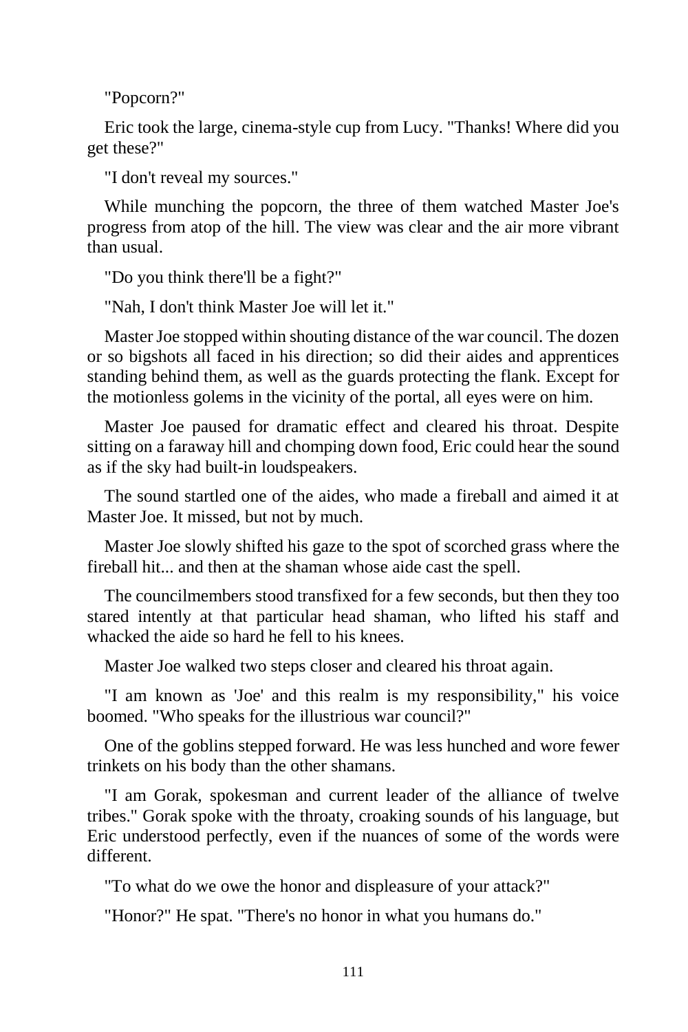"Popcorn?"

Eric took the large, cinema-style cup from Lucy. "Thanks! Where did you get these?"

"I don't reveal my sources."

While munching the popcorn, the three of them watched Master Joe's progress from atop of the hill. The view was clear and the air more vibrant than usual.

"Do you think there'll be a fight?"

"Nah, I don't think Master Joe will let it."

Master Joe stopped within shouting distance of the war council. The dozen or so bigshots all faced in his direction; so did their aides and apprentices standing behind them, as well as the guards protecting the flank. Except for the motionless golems in the vicinity of the portal, all eyes were on him.

Master Joe paused for dramatic effect and cleared his throat. Despite sitting on a faraway hill and chomping down food, Eric could hear the sound as if the sky had built-in loudspeakers.

The sound startled one of the aides, who made a fireball and aimed it at Master Joe. It missed, but not by much.

Master Joe slowly shifted his gaze to the spot of scorched grass where the fireball hit... and then at the shaman whose aide cast the spell.

The councilmembers stood transfixed for a few seconds, but then they too stared intently at that particular head shaman, who lifted his staff and whacked the aide so hard he fell to his knees.

Master Joe walked two steps closer and cleared his throat again.

"I am known as 'Joe' and this realm is my responsibility," his voice boomed. "Who speaks for the illustrious war council?"

One of the goblins stepped forward. He was less hunched and wore fewer trinkets on his body than the other shamans.

"I am Gorak, spokesman and current leader of the alliance of twelve tribes." Gorak spoke with the throaty, croaking sounds of his language, but Eric understood perfectly, even if the nuances of some of the words were different.

"To what do we owe the honor and displeasure of your attack?"

"Honor?" He spat. "There's no honor in what you humans do."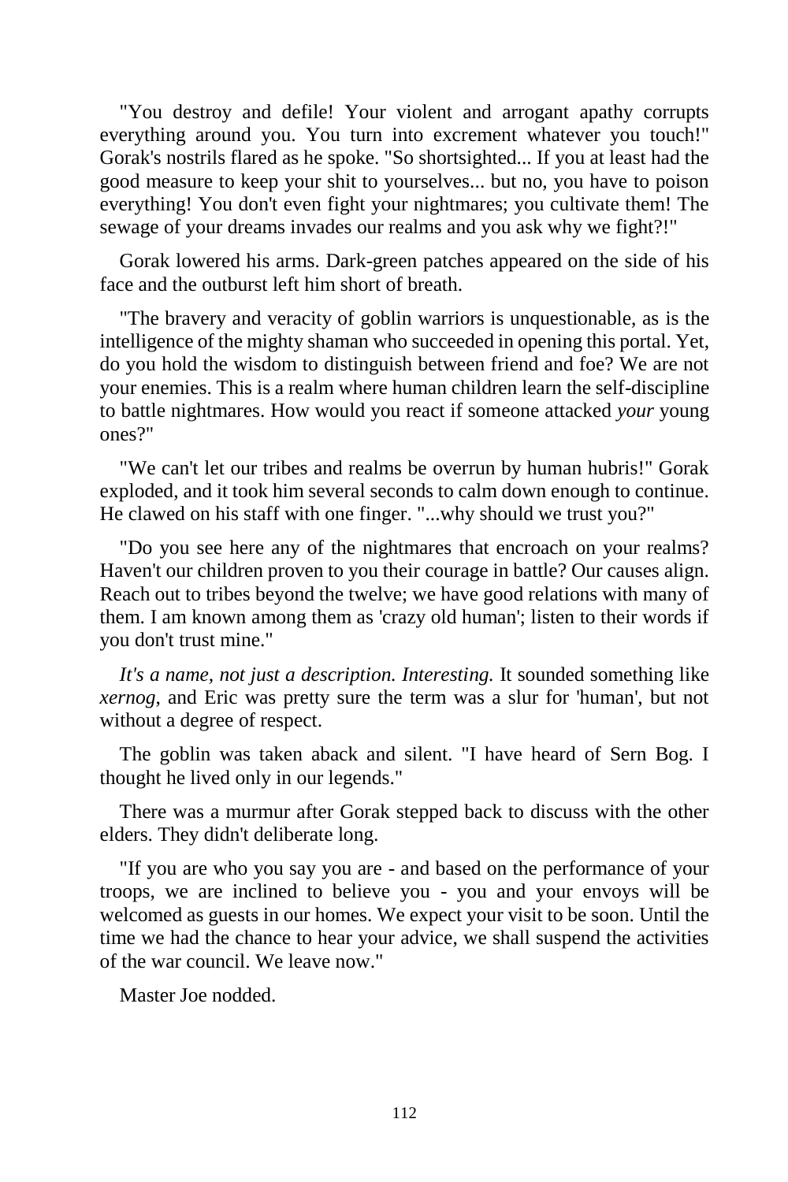"You destroy and defile! Your violent and arrogant apathy corrupts everything around you. You turn into excrement whatever you touch!" Gorak's nostrils flared as he spoke. "So shortsighted... If you at least had the good measure to keep your shit to yourselves... but no, you have to poison everything! You don't even fight your nightmares; you cultivate them! The sewage of your dreams invades our realms and you ask why we fight?!"

Gorak lowered his arms. Dark-green patches appeared on the side of his face and the outburst left him short of breath.

"The bravery and veracity of goblin warriors is unquestionable, as is the intelligence of the mighty shaman who succeeded in opening this portal. Yet, do you hold the wisdom to distinguish between friend and foe? We are not your enemies. This is a realm where human children learn the self-discipline to battle nightmares. How would you react if someone attacked *your* young ones?"

"We can't let our tribes and realms be overrun by human hubris!" Gorak exploded, and it took him several seconds to calm down enough to continue. He clawed on his staff with one finger. "...why should we trust you?"

"Do you see here any of the nightmares that encroach on your realms? Haven't our children proven to you their courage in battle? Our causes align. Reach out to tribes beyond the twelve; we have good relations with many of them. I am known among them as 'crazy old human'; listen to their words if you don't trust mine."

*It's a name, not just a description. Interesting.* It sounded something like *xernog*, and Eric was pretty sure the term was a slur for 'human', but not without a degree of respect.

The goblin was taken aback and silent. "I have heard of Sern Bog. I thought he lived only in our legends."

There was a murmur after Gorak stepped back to discuss with the other elders. They didn't deliberate long.

"If you are who you say you are - and based on the performance of your troops, we are inclined to believe you - you and your envoys will be welcomed as guests in our homes. We expect your visit to be soon. Until the time we had the chance to hear your advice, we shall suspend the activities of the war council. We leave now."

Master Joe nodded.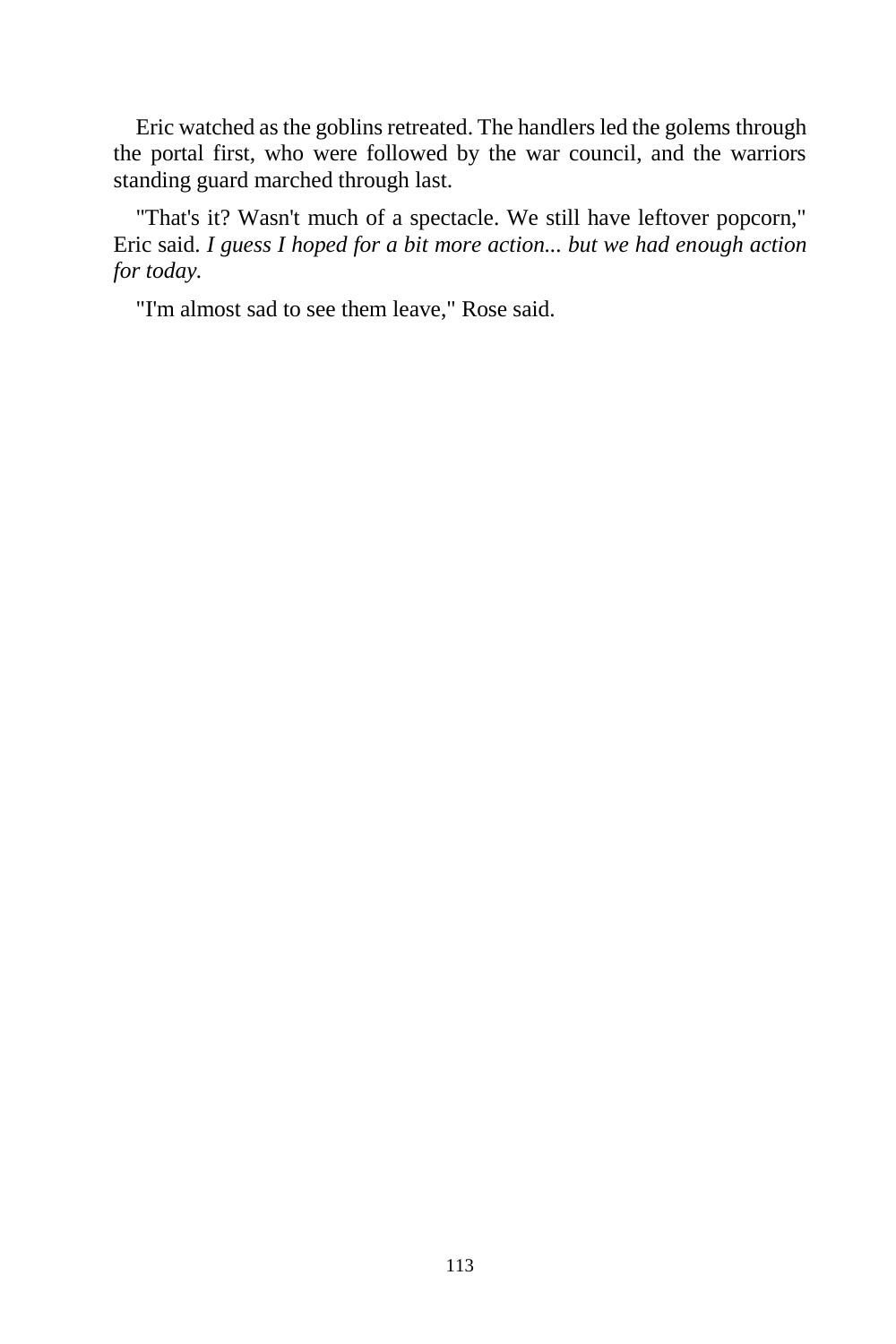Eric watched as the goblins retreated. The handlers led the golems through the portal first, who were followed by the war council, and the warriors standing guard marched through last.

"That's it? Wasn't much of a spectacle. We still have leftover popcorn," Eric said. *I guess I hoped for a bit more action... but we had enough action for today.*

"I'm almost sad to see them leave," Rose said.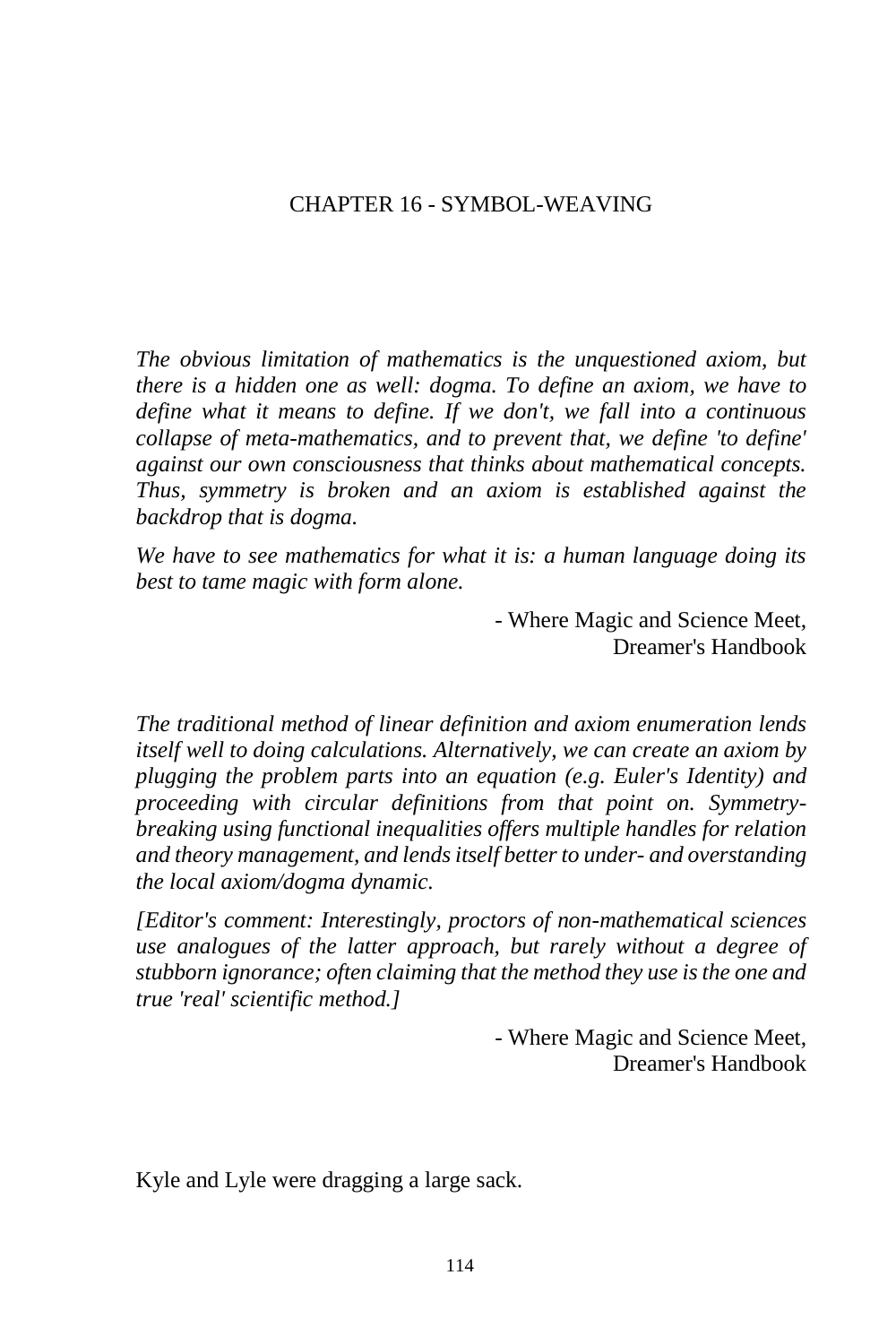## CHAPTER 16 - SYMBOL-WEAVING

*The obvious limitation of mathematics is the unquestioned axiom, but there is a hidden one as well: dogma. To define an axiom, we have to define what it means to define. If we don't, we fall into a continuous collapse of meta-mathematics, and to prevent that, we define 'to define' against our own consciousness that thinks about mathematical concepts. Thus, symmetry is broken and an axiom is established against the backdrop that is dogma.*

*We have to see mathematics for what it is: a human language doing its best to tame magic with form alone.*

- Where Magic and Science Meet,
Dreamer's Handbook

*The traditional method of linear definition and axiom enumeration lends itself well to doing calculations. Alternatively, we can create an axiom by plugging the problem parts into an equation (e.g. Euler's Identity) and proceeding with circular definitions from that point on. Symmetry-breaking using functional inequalities offers multiple handles for relation and theory management, and lends itself better to under- and overstanding the local axiom/dogma dynamic.*

*[Editor's comment: Interestingly, proctors of non-mathematical sciences use analogues of the latter approach, but rarely without a degree of stubborn ignorance; often claiming that the method they use is the one and true 'real' scientific method.]*

- Where Magic and Science Meet,
Dreamer's Handbook

Kyle and Lyle were dragging a large sack.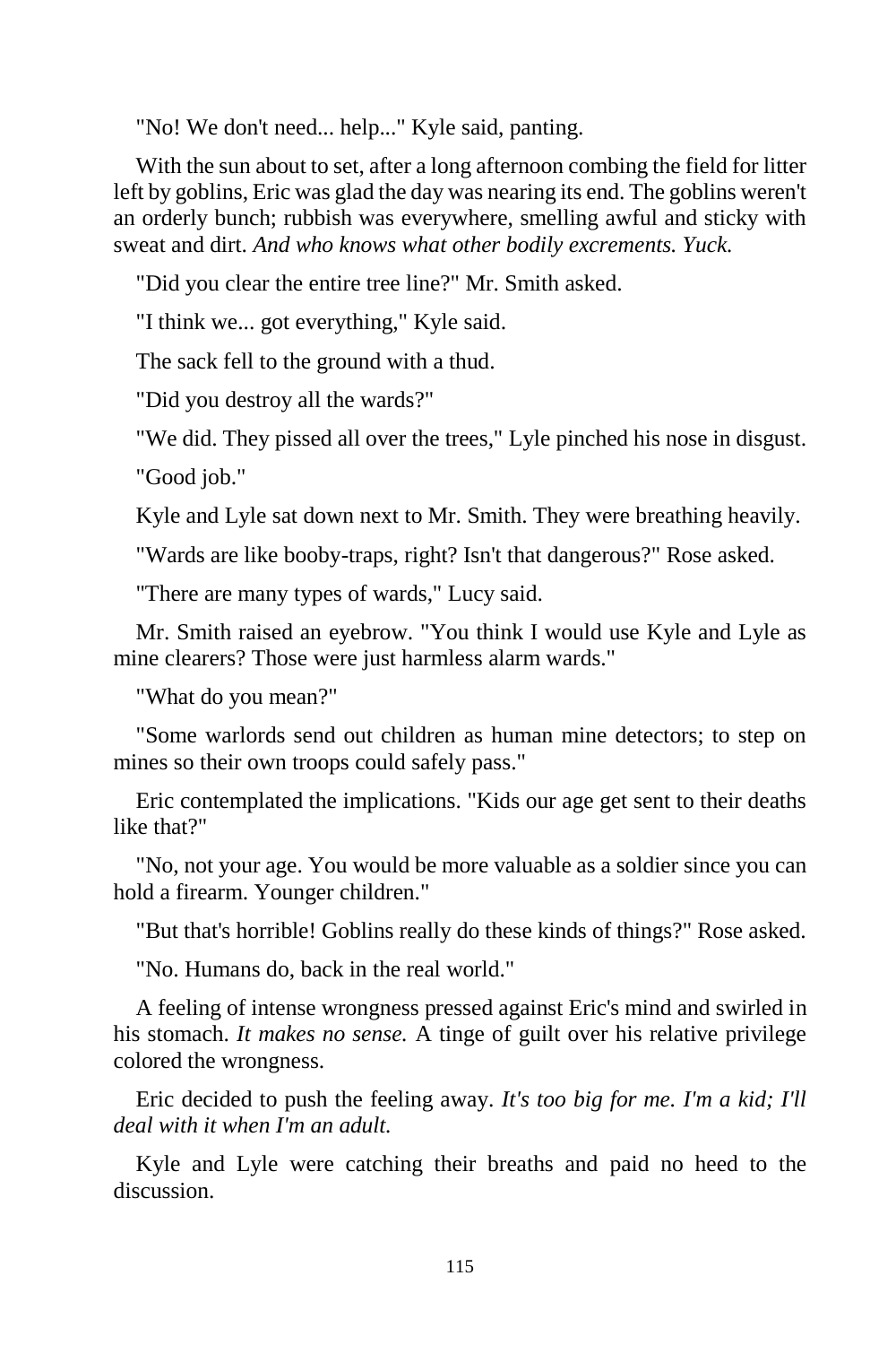"No! We don't need... help..." Kyle said, panting.

With the sun about to set, after a long afternoon combing the field for litter left by goblins, Eric was glad the day was nearing its end. The goblins weren't an orderly bunch; rubbish was everywhere, smelling awful and sticky with sweat and dirt. *And who knows what other bodily excrements. Yuck.*

"Did you clear the entire tree line?" Mr. Smith asked.

"I think we... got everything," Kyle said.

The sack fell to the ground with a thud.

"Did you destroy all the wards?"

"We did. They pissed all over the trees," Lyle pinched his nose in disgust.

"Good job."

Kyle and Lyle sat down next to Mr. Smith. They were breathing heavily.

"Wards are like booby-traps, right? Isn't that dangerous?" Rose asked.

"There are many types of wards," Lucy said.

Mr. Smith raised an eyebrow. "You think I would use Kyle and Lyle as mine clearers? Those were just harmless alarm wards."

"What do you mean?"

"Some warlords send out children as human mine detectors; to step on mines so their own troops could safely pass."

Eric contemplated the implications. "Kids our age get sent to their deaths like that?"

"No, not your age. You would be more valuable as a soldier since you can hold a firearm. Younger children."

"But that's horrible! Goblins really do these kinds of things?" Rose asked.

"No. Humans do, back in the real world."

A feeling of intense wrongness pressed against Eric's mind and swirled in his stomach. *It makes no sense.* A tinge of guilt over his relative privilege colored the wrongness.

Eric decided to push the feeling away. *It's too big for me. I'm a kid; I'll deal with it when I'm an adult.*

Kyle and Lyle were catching their breaths and paid no heed to the discussion.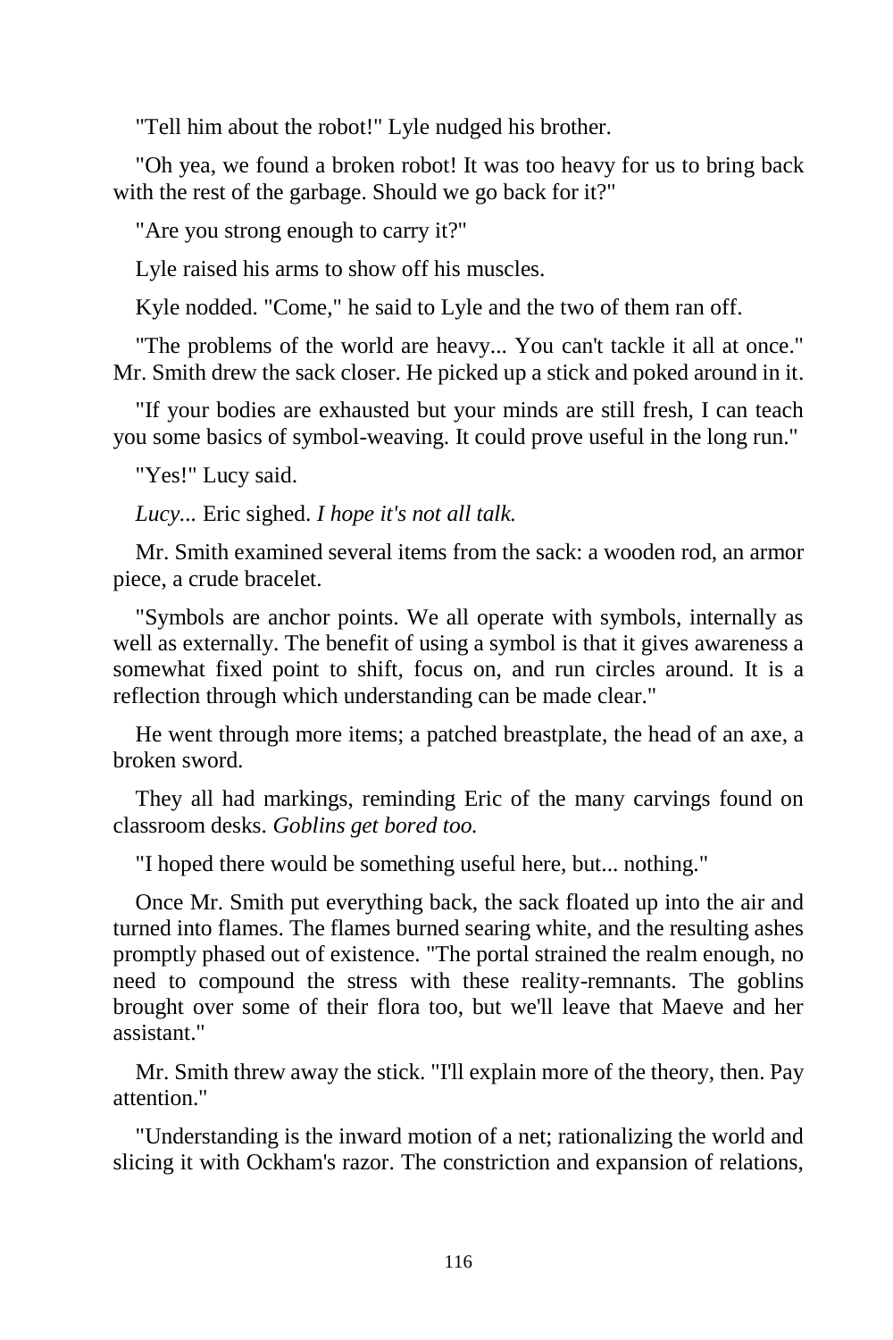"Tell him about the robot!" Lyle nudged his brother.

"Oh yea, we found a broken robot! It was too heavy for us to bring back with the rest of the garbage. Should we go back for it?"

"Are you strong enough to carry it?"

Lyle raised his arms to show off his muscles.

Kyle nodded. "Come," he said to Lyle and the two of them ran off.

"The problems of the world are heavy... You can't tackle it all at once." Mr. Smith drew the sack closer. He picked up a stick and poked around in it.

"If your bodies are exhausted but your minds are still fresh, I can teach you some basics of symbol-weaving. It could prove useful in the long run."

"Yes!" Lucy said.

*Lucy...* Eric sighed. *I hope it's not all talk.*

Mr. Smith examined several items from the sack: a wooden rod, an armor piece, a crude bracelet.

"Symbols are anchor points. We all operate with symbols, internally as well as externally. The benefit of using a symbol is that it gives awareness a somewhat fixed point to shift, focus on, and run circles around. It is a reflection through which understanding can be made clear."

He went through more items; a patched breastplate, the head of an axe, a broken sword.

They all had markings, reminding Eric of the many carvings found on classroom desks. *Goblins get bored too.*

"I hoped there would be something useful here, but... nothing."

Once Mr. Smith put everything back, the sack floated up into the air and turned into flames. The flames burned searing white, and the resulting ashes promptly phased out of existence. "The portal strained the realm enough, no need to compound the stress with these reality-remnants. The goblins brought over some of their flora too, but we'll leave that Maeve and her assistant."

Mr. Smith threw away the stick. "I'll explain more of the theory, then. Pay attention."

"Understanding is the inward motion of a net; rationalizing the world and slicing it with Ockham's razor. The constriction and expansion of relations,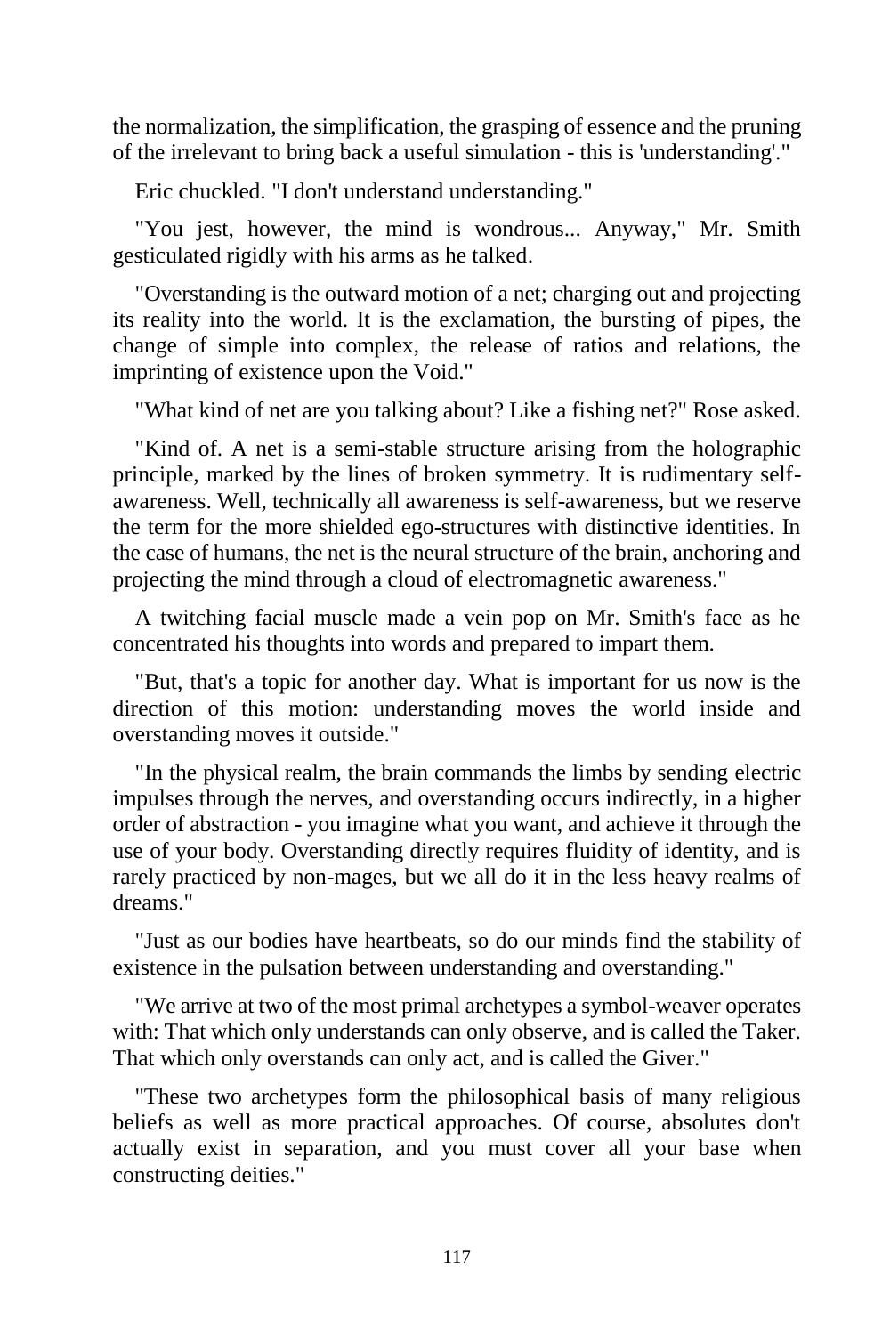the normalization, the simplification, the grasping of essence and the pruning of the irrelevant to bring back a useful simulation - this is 'understanding'."

Eric chuckled. "I don't understand understanding."

"You jest, however, the mind is wondrous... Anyway," Mr. Smith gesticulated rigidly with his arms as he talked.

"Overstanding is the outward motion of a net; charging out and projecting its reality into the world. It is the exclamation, the bursting of pipes, the change of simple into complex, the release of ratios and relations, the imprinting of existence upon the Void."

"What kind of net are you talking about? Like a fishing net?" Rose asked.

"Kind of. A net is a semi-stable structure arising from the holographic principle, marked by the lines of broken symmetry. It is rudimentary self-awareness. Well, technically all awareness is self-awareness, but we reserve the term for the more shielded ego-structures with distinctive identities. In the case of humans, the net is the neural structure of the brain, anchoring and projecting the mind through a cloud of electromagnetic awareness."

A twitching facial muscle made a vein pop on Mr. Smith's face as he concentrated his thoughts into words and prepared to impart them.

"But, that's a topic for another day. What is important for us now is the direction of this motion: understanding moves the world inside and overstanding moves it outside."

"In the physical realm, the brain commands the limbs by sending electric impulses through the nerves, and overstanding occurs indirectly, in a higher order of abstraction - you imagine what you want, and achieve it through the use of your body. Overstanding directly requires fluidity of identity, and is rarely practiced by non-mages, but we all do it in the less heavy realms of dreams."

"Just as our bodies have heartbeats, so do our minds find the stability of existence in the pulsation between understanding and overstanding."

"We arrive at two of the most primal archetypes a symbol-weaver operates with: That which only understands can only observe, and is called the Taker. That which only overstands can only act, and is called the Giver."

"These two archetypes form the philosophical basis of many religious beliefs as well as more practical approaches. Of course, absolutes don't actually exist in separation, and you must cover all your base when constructing deities."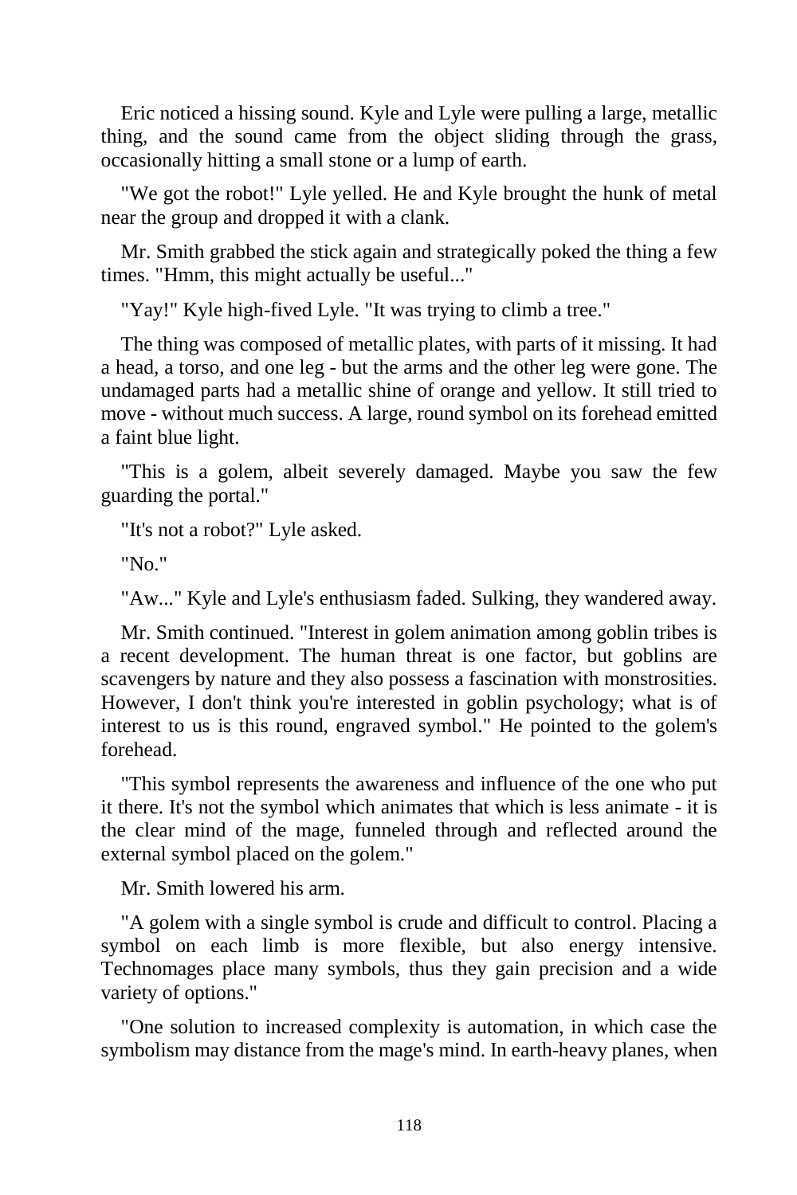Eric noticed a hissing sound. Kyle and Lyle were pulling a large, metallic thing, and the sound came from the object sliding through the grass, occasionally hitting a small stone or a lump of earth.

"We got the robot!" Lyle yelled. He and Kyle brought the hunk of metal near the group and dropped it with a clank.

Mr. Smith grabbed the stick again and strategically poked the thing a few times. "Hmm, this might actually be useful..."

"Yay!" Kyle high-fived Lyle. "It was trying to climb a tree."

The thing was composed of metallic plates, with parts of it missing. It had a head, a torso, and one leg - but the arms and the other leg were gone. The undamaged parts had a metallic shine of orange and yellow. It still tried to move - without much success. A large, round symbol on its forehead emitted a faint blue light.

"This is a golem, albeit severely damaged. Maybe you saw the few guarding the portal."

"It's not a robot?" Lyle asked.

"No."

"Aw..." Kyle and Lyle's enthusiasm faded. Sulking, they wandered away.

Mr. Smith continued. "Interest in golem animation among goblin tribes is a recent development. The human threat is one factor, but goblins are scavengers by nature and they also possess a fascination with monstrosities. However, I don't think you're interested in goblin psychology; what is of interest to us is this round, engraved symbol." He pointed to the golem's forehead.

"This symbol represents the awareness and influence of the one who put it there. It's not the symbol which animates that which is less animate - it is the clear mind of the mage, funneled through and reflected around the external symbol placed on the golem."

Mr. Smith lowered his arm.

"A golem with a single symbol is crude and difficult to control. Placing a symbol on each limb is more flexible, but also energy intensive. Technomages place many symbols, thus they gain precision and a wide variety of options."

"One solution to increased complexity is automation, in which case the symbolism may distance from the mage's mind. In earth-heavy planes, when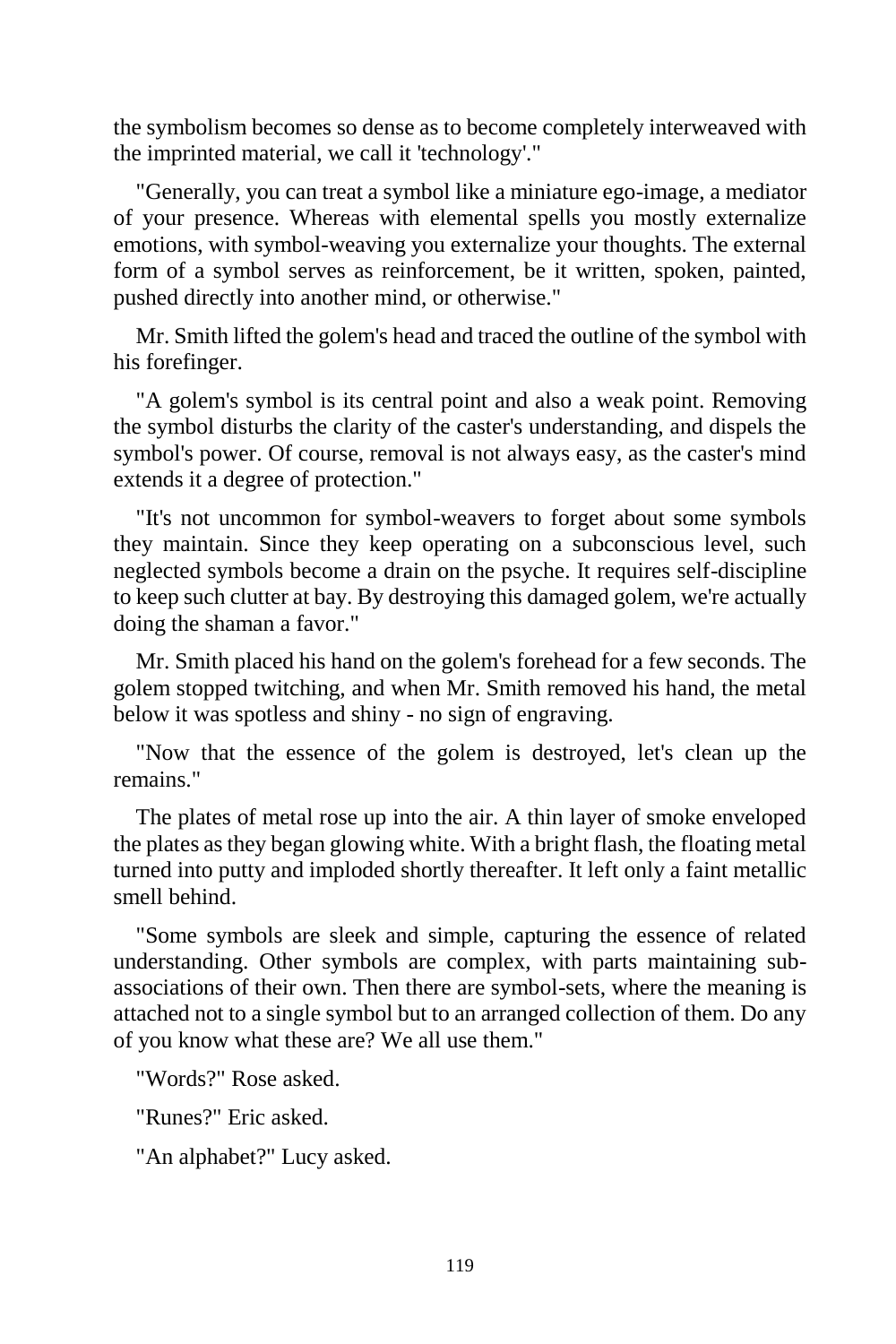the symbolism becomes so dense as to become completely interweaved with the imprinted material, we call it 'technology'."

"Generally, you can treat a symbol like a miniature ego-image, a mediator of your presence. Whereas with elemental spells you mostly externalize emotions, with symbol-weaving you externalize your thoughts. The external form of a symbol serves as reinforcement, be it written, spoken, painted, pushed directly into another mind, or otherwise."

Mr. Smith lifted the golem's head and traced the outline of the symbol with his forefinger.

"A golem's symbol is its central point and also a weak point. Removing the symbol disturbs the clarity of the caster's understanding, and dispels the symbol's power. Of course, removal is not always easy, as the caster's mind extends it a degree of protection."

"It's not uncommon for symbol-weavers to forget about some symbols they maintain. Since they keep operating on a subconscious level, such neglected symbols become a drain on the psyche. It requires self-discipline to keep such clutter at bay. By destroying this damaged golem, we're actually doing the shaman a favor."

Mr. Smith placed his hand on the golem's forehead for a few seconds. The golem stopped twitching, and when Mr. Smith removed his hand, the metal below it was spotless and shiny - no sign of engraving.

"Now that the essence of the golem is destroyed, let's clean up the remains."

The plates of metal rose up into the air. A thin layer of smoke enveloped the plates as they began glowing white. With a bright flash, the floating metal turned into putty and imploded shortly thereafter. It left only a faint metallic smell behind.

"Some symbols are sleek and simple, capturing the essence of related understanding. Other symbols are complex, with parts maintaining sub-associations of their own. Then there are symbol-sets, where the meaning is attached not to a single symbol but to an arranged collection of them. Do any of you know what these are? We all use them."

"Words?" Rose asked.

"Runes?" Eric asked.

"An alphabet?" Lucy asked.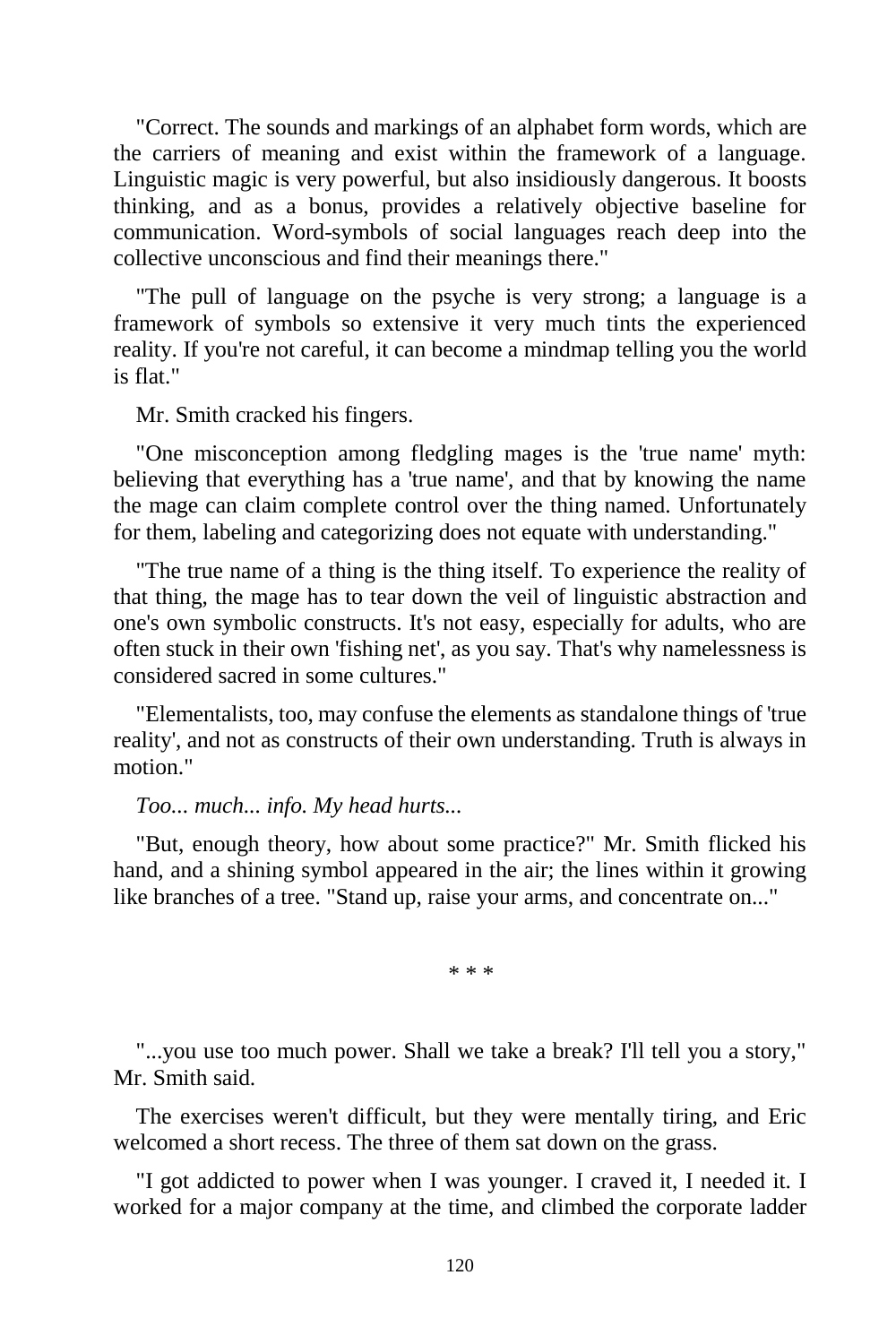"Correct. The sounds and markings of an alphabet form words, which are the carriers of meaning and exist within the framework of a language. Linguistic magic is very powerful, but also insidiously dangerous. It boosts thinking, and as a bonus, provides a relatively objective baseline for communication. Word-symbols of social languages reach deep into the collective unconscious and find their meanings there."

"The pull of language on the psyche is very strong; a language is a framework of symbols so extensive it very much tints the experienced reality. If you're not careful, it can become a mindmap telling you the world is flat."

Mr. Smith cracked his fingers.

"One misconception among fledgling mages is the 'true name' myth: believing that everything has a 'true name', and that by knowing the name the mage can claim complete control over the thing named. Unfortunately for them, labeling and categorizing does not equate with understanding."

"The true name of a thing is the thing itself. To experience the reality of that thing, the mage has to tear down the veil of linguistic abstraction and one's own symbolic constructs. It's not easy, especially for adults, who are often stuck in their own 'fishing net', as you say. That's why namelessness is considered sacred in some cultures."

"Elementalists, too, may confuse the elements as standalone things of 'true reality', and not as constructs of their own understanding. Truth is always in motion."

*Too... much... info. My head hurts...*

"But, enough theory, how about some practice?" Mr. Smith flicked his hand, and a shining symbol appeared in the air; the lines within it growing like branches of a tree. "Stand up, raise your arms, and concentrate on..."

\* \* \*

"...you use too much power. Shall we take a break? I'll tell you a story," Mr. Smith said.

The exercises weren't difficult, but they were mentally tiring, and Eric welcomed a short recess. The three of them sat down on the grass.

"I got addicted to power when I was younger. I craved it, I needed it. I worked for a major company at the time, and climbed the corporate ladder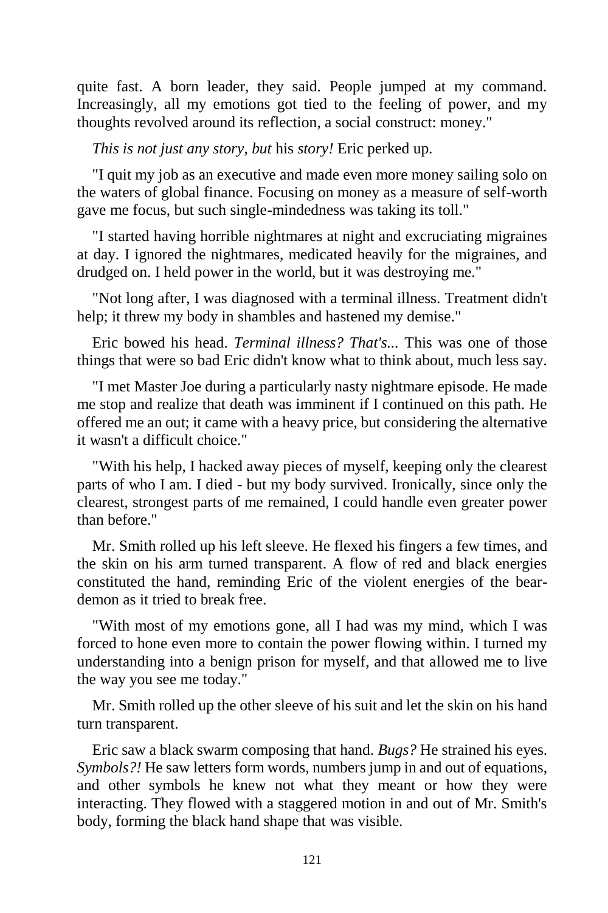quite fast. A born leader, they said. People jumped at my command. Increasingly, all my emotions got tied to the feeling of power, and my thoughts revolved around its reflection, a social construct: money."

*This is not just any story, but* his *story!* Eric perked up.

"I quit my job as an executive and made even more money sailing solo on the waters of global finance. Focusing on money as a measure of self-worth gave me focus, but such single-mindedness was taking its toll."

"I started having horrible nightmares at night and excruciating migraines at day. I ignored the nightmares, medicated heavily for the migraines, and drudged on. I held power in the world, but it was destroying me."

"Not long after, I was diagnosed with a terminal illness. Treatment didn't help; it threw my body in shambles and hastened my demise."

Eric bowed his head. *Terminal illness? That's...* This was one of those things that were so bad Eric didn't know what to think about, much less say.

"I met Master Joe during a particularly nasty nightmare episode. He made me stop and realize that death was imminent if I continued on this path. He offered me an out; it came with a heavy price, but considering the alternative it wasn't a difficult choice."

"With his help, I hacked away pieces of myself, keeping only the clearest parts of who I am. I died - but my body survived. Ironically, since only the clearest, strongest parts of me remained, I could handle even greater power than before."

Mr. Smith rolled up his left sleeve. He flexed his fingers a few times, and the skin on his arm turned transparent. A flow of red and black energies constituted the hand, reminding Eric of the violent energies of the bear-demon as it tried to break free.

"With most of my emotions gone, all I had was my mind, which I was forced to hone even more to contain the power flowing within. I turned my understanding into a benign prison for myself, and that allowed me to live the way you see me today."

Mr. Smith rolled up the other sleeve of his suit and let the skin on his hand turn transparent.

Eric saw a black swarm composing that hand. *Bugs?* He strained his eyes. *Symbols?!* He saw letters form words, numbers jump in and out of equations, and other symbols he knew not what they meant or how they were interacting. They flowed with a staggered motion in and out of Mr. Smith's body, forming the black hand shape that was visible.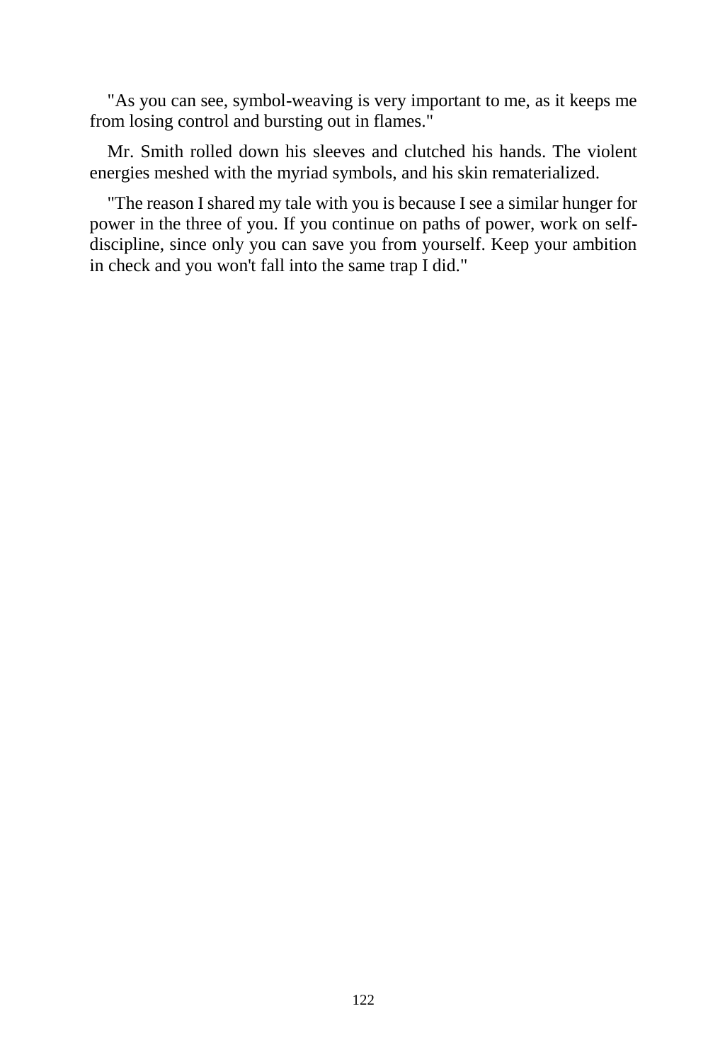"As you can see, symbol-weaving is very important to me, as it keeps me from losing control and bursting out in flames."

Mr. Smith rolled down his sleeves and clutched his hands. The violent energies meshed with the myriad symbols, and his skin rematerialized.

"The reason I shared my tale with you is because I see a similar hunger for power in the three of you. If you continue on paths of power, work on self-discipline, since only you can save you from yourself. Keep your ambition in check and you won't fall into the same trap I did."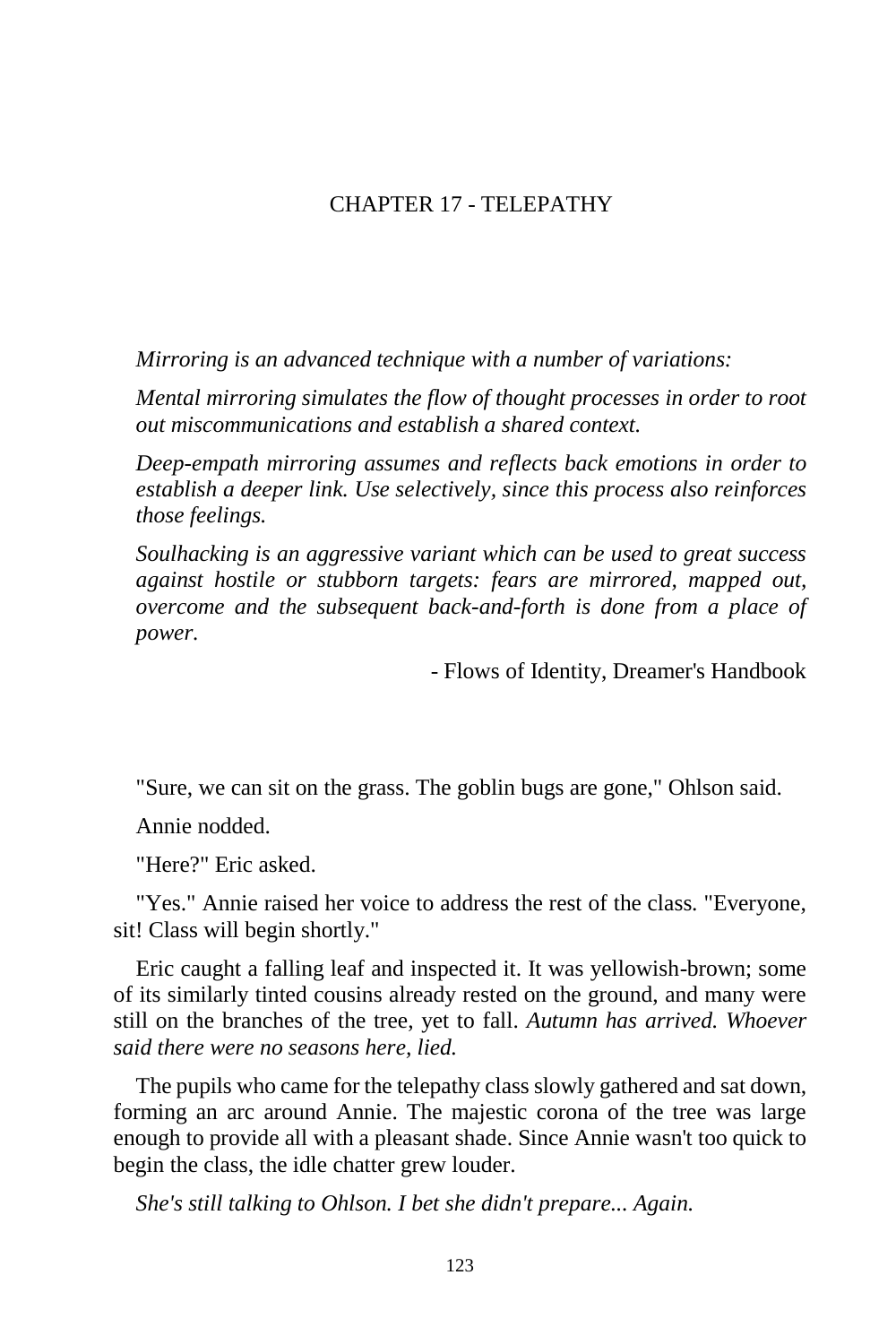# CHAPTER 17 - TELEPATHY

*Mirroring is an advanced technique with a number of variations:*

*Mental mirroring simulates the flow of thought processes in order to root out miscommunications and establish a shared context.*

*Deep-empath mirroring assumes and reflects back emotions in order to establish a deeper link. Use selectively, since this process also reinforces those feelings.*

*Soulhacking is an aggressive variant which can be used to great success against hostile or stubborn targets: fears are mirrored, mapped out, overcome and the subsequent back-and-forth is done from a place of power.*

- Flows of Identity, Dreamer's Handbook

"Sure, we can sit on the grass. The goblin bugs are gone," Ohlson said.

Annie nodded.

"Here?" Eric asked.

"Yes." Annie raised her voice to address the rest of the class. "Everyone, sit! Class will begin shortly."

Eric caught a falling leaf and inspected it. It was yellowish-brown; some of its similarly tinted cousins already rested on the ground, and many were still on the branches of the tree, yet to fall. *Autumn has arrived. Whoever said there were no seasons here, lied.*

The pupils who came for the telepathy class slowly gathered and sat down, forming an arc around Annie. The majestic corona of the tree was large enough to provide all with a pleasant shade. Since Annie wasn't too quick to begin the class, the idle chatter grew louder.

*She's still talking to Ohlson. I bet she didn't prepare... Again.*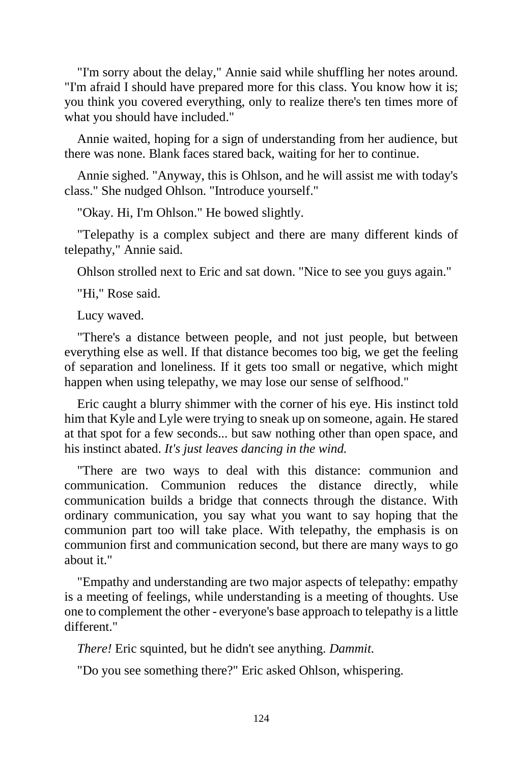"I'm sorry about the delay," Annie said while shuffling her notes around. "I'm afraid I should have prepared more for this class. You know how it is; you think you covered everything, only to realize there's ten times more of what you should have included."

Annie waited, hoping for a sign of understanding from her audience, but there was none. Blank faces stared back, waiting for her to continue.

Annie sighed. "Anyway, this is Ohlson, and he will assist me with today's class." She nudged Ohlson. "Introduce yourself."

"Okay. Hi, I'm Ohlson." He bowed slightly.

"Telepathy is a complex subject and there are many different kinds of telepathy," Annie said.

Ohlson strolled next to Eric and sat down. "Nice to see you guys again."

"Hi," Rose said.

Lucy waved.

"There's a distance between people, and not just people, but between everything else as well. If that distance becomes too big, we get the feeling of separation and loneliness. If it gets too small or negative, which might happen when using telepathy, we may lose our sense of selfhood."

Eric caught a blurry shimmer with the corner of his eye. His instinct told him that Kyle and Lyle were trying to sneak up on someone, again. He stared at that spot for a few seconds... but saw nothing other than open space, and his instinct abated. *It's just leaves dancing in the wind.*

"There are two ways to deal with this distance: communion and communication. Communion reduces the distance directly, while communication builds a bridge that connects through the distance. With ordinary communication, you say what you want to say hoping that the communion part too will take place. With telepathy, the emphasis is on communion first and communication second, but there are many ways to go about it."

"Empathy and understanding are two major aspects of telepathy: empathy is a meeting of feelings, while understanding is a meeting of thoughts. Use one to complement the other - everyone's base approach to telepathy is a little different."

*There!* Eric squinted, but he didn't see anything. *Dammit.*

"Do you see something there?" Eric asked Ohlson, whispering.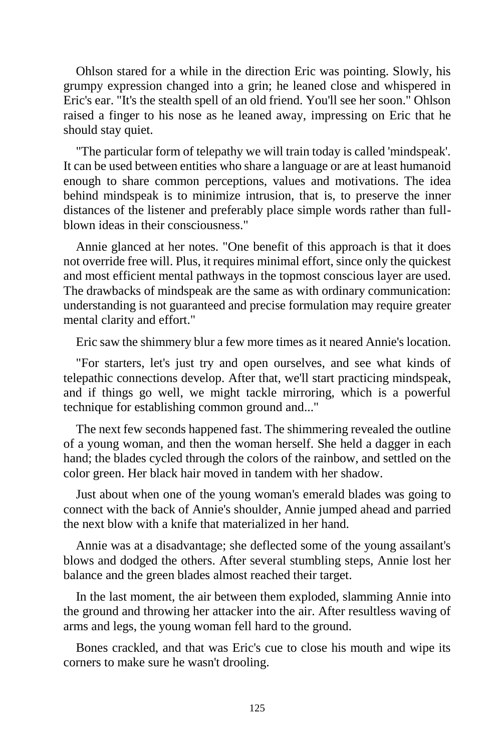Ohlson stared for a while in the direction Eric was pointing. Slowly, his grumpy expression changed into a grin; he leaned close and whispered in Eric's ear. "It's the stealth spell of an old friend. You'll see her soon." Ohlson raised a finger to his nose as he leaned away, impressing on Eric that he should stay quiet.

"The particular form of telepathy we will train today is called 'mindspeak'. It can be used between entities who share a language or are at least humanoid enough to share common perceptions, values and motivations. The idea behind mindspeak is to minimize intrusion, that is, to preserve the inner distances of the listener and preferably place simple words rather than full-blown ideas in their consciousness."

Annie glanced at her notes. "One benefit of this approach is that it does not override free will. Plus, it requires minimal effort, since only the quickest and most efficient mental pathways in the topmost conscious layer are used. The drawbacks of mindspeak are the same as with ordinary communication: understanding is not guaranteed and precise formulation may require greater mental clarity and effort."

Eric saw the shimmery blur a few more times as it neared Annie's location.

"For starters, let's just try and open ourselves, and see what kinds of telepathic connections develop. After that, we'll start practicing mindspeak, and if things go well, we might tackle mirroring, which is a powerful technique for establishing common ground and..."

The next few seconds happened fast. The shimmering revealed the outline of a young woman, and then the woman herself. She held a dagger in each hand; the blades cycled through the colors of the rainbow, and settled on the color green. Her black hair moved in tandem with her shadow.

Just about when one of the young woman's emerald blades was going to connect with the back of Annie's shoulder, Annie jumped ahead and parried the next blow with a knife that materialized in her hand.

Annie was at a disadvantage; she deflected some of the young assailant's blows and dodged the others. After several stumbling steps, Annie lost her balance and the green blades almost reached their target.

In the last moment, the air between them exploded, slamming Annie into the ground and throwing her attacker into the air. After resultless waving of arms and legs, the young woman fell hard to the ground.

Bones crackled, and that was Eric's cue to close his mouth and wipe its corners to make sure he wasn't drooling.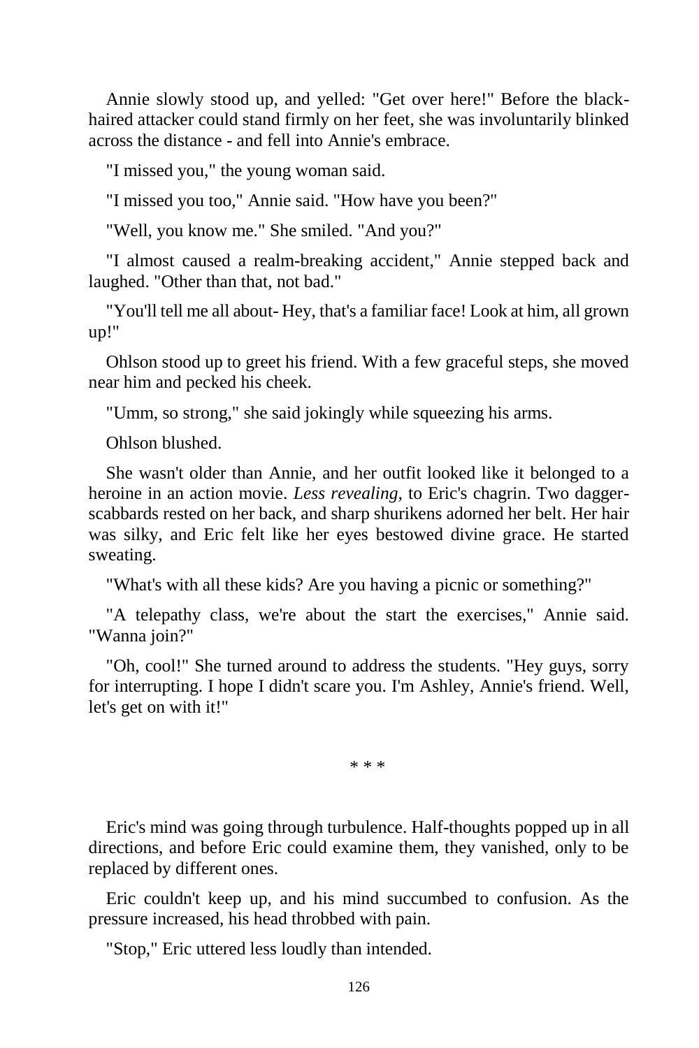Annie slowly stood up, and yelled: "Get over here!" Before the black-haired attacker could stand firmly on her feet, she was involuntarily blinked across the distance - and fell into Annie's embrace.

"I missed you," the young woman said.

"I missed you too," Annie said. "How have you been?"

"Well, you know me." She smiled. "And you?"

"I almost caused a realm-breaking accident," Annie stepped back and laughed. "Other than that, not bad."

"You'll tell me all about- Hey, that's a familiar face! Look at him, all grown up!"

Ohlson stood up to greet his friend. With a few graceful steps, she moved near him and pecked his cheek.

"Umm, so strong," she said jokingly while squeezing his arms.

Ohlson blushed.

She wasn't older than Annie, and her outfit looked like it belonged to a heroine in an action movie. *Less revealing,* to Eric's chagrin. Two dagger-scabbards rested on her back, and sharp shurikens adorned her belt. Her hair was silky, and Eric felt like her eyes bestowed divine grace. He started sweating.

"What's with all these kids? Are you having a picnic or something?"

"A telepathy class, we're about the start the exercises," Annie said. "Wanna join?"

"Oh, cool!" She turned around to address the students. "Hey guys, sorry for interrupting. I hope I didn't scare you. I'm Ashley, Annie's friend. Well, let's get on with it!"

\* \* \*

Eric's mind was going through turbulence. Half-thoughts popped up in all directions, and before Eric could examine them, they vanished, only to be replaced by different ones.

Eric couldn't keep up, and his mind succumbed to confusion. As the pressure increased, his head throbbed with pain.

"Stop," Eric uttered less loudly than intended.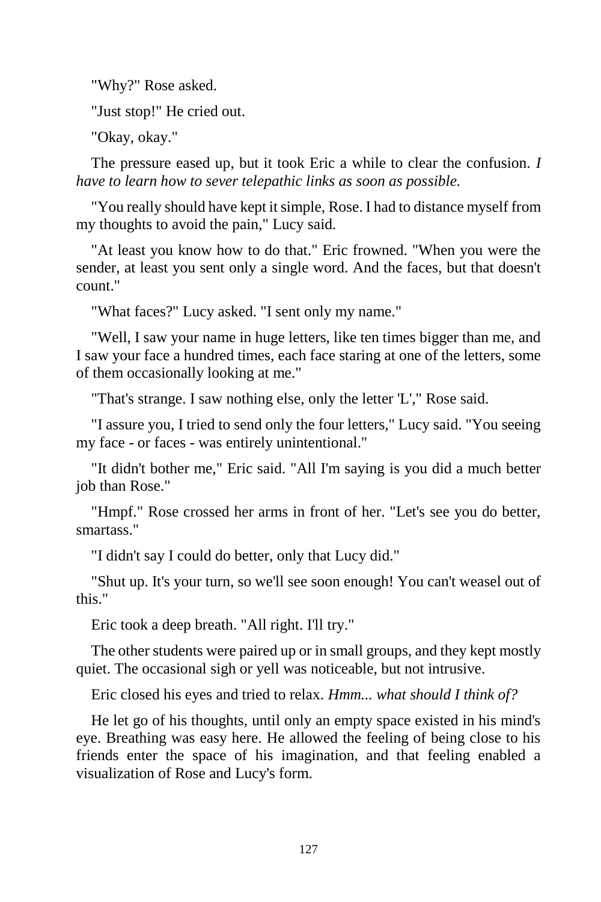"Why?" Rose asked.

"Just stop!" He cried out.

"Okay, okay."

The pressure eased up, but it took Eric a while to clear the confusion. *I have to learn how to sever telepathic links as soon as possible.*

"You really should have kept it simple, Rose. I had to distance myself from my thoughts to avoid the pain," Lucy said.

"At least you know how to do that." Eric frowned. "When you were the sender, at least you sent only a single word. And the faces, but that doesn't count."

"What faces?" Lucy asked. "I sent only my name."

"Well, I saw your name in huge letters, like ten times bigger than me, and I saw your face a hundred times, each face staring at one of the letters, some of them occasionally looking at me."

"That's strange. I saw nothing else, only the letter 'L'," Rose said.

"I assure you, I tried to send only the four letters," Lucy said. "You seeing my face - or faces - was entirely unintentional."

"It didn't bother me," Eric said. "All I'm saying is you did a much better job than Rose."

"Hmpf." Rose crossed her arms in front of her. "Let's see you do better, smartass."

"I didn't say I could do better, only that Lucy did."

"Shut up. It's your turn, so we'll see soon enough! You can't weasel out of this."

Eric took a deep breath. "All right. I'll try."

The other students were paired up or in small groups, and they kept mostly quiet. The occasional sigh or yell was noticeable, but not intrusive.

Eric closed his eyes and tried to relax. *Hmm... what should I think of?*

He let go of his thoughts, until only an empty space existed in his mind's eye. Breathing was easy here. He allowed the feeling of being close to his friends enter the space of his imagination, and that feeling enabled a visualization of Rose and Lucy's form.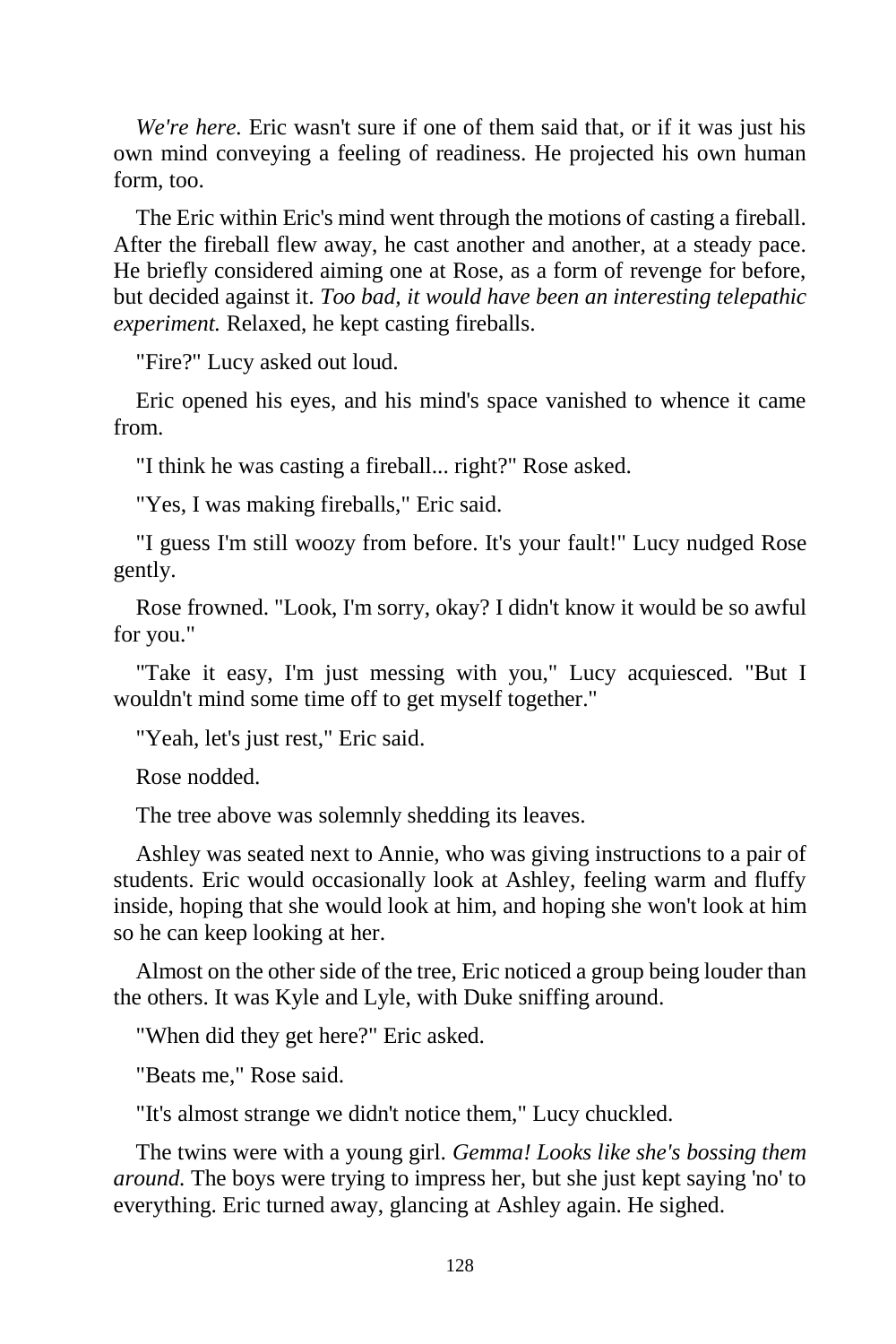*We're here.* Eric wasn't sure if one of them said that, or if it was just his own mind conveying a feeling of readiness. He projected his own human form, too.

The Eric within Eric's mind went through the motions of casting a fireball. After the fireball flew away, he cast another and another, at a steady pace. He briefly considered aiming one at Rose, as a form of revenge for before, but decided against it. *Too bad, it would have been an interesting telepathic experiment.* Relaxed, he kept casting fireballs.

"Fire?" Lucy asked out loud.

Eric opened his eyes, and his mind's space vanished to whence it came from.

"I think he was casting a fireball... right?" Rose asked.

"Yes, I was making fireballs," Eric said.

"I guess I'm still woozy from before. It's your fault!" Lucy nudged Rose gently.

Rose frowned. "Look, I'm sorry, okay? I didn't know it would be so awful for you."

"Take it easy, I'm just messing with you," Lucy acquiesced. "But I wouldn't mind some time off to get myself together."

"Yeah, let's just rest," Eric said.

Rose nodded.

The tree above was solemnly shedding its leaves.

Ashley was seated next to Annie, who was giving instructions to a pair of students. Eric would occasionally look at Ashley, feeling warm and fluffy inside, hoping that she would look at him, and hoping she won't look at him so he can keep looking at her.

Almost on the other side of the tree, Eric noticed a group being louder than the others. It was Kyle and Lyle, with Duke sniffing around.

"When did they get here?" Eric asked.

"Beats me," Rose said.

"It's almost strange we didn't notice them," Lucy chuckled.

The twins were with a young girl. *Gemma! Looks like she's bossing them around.* The boys were trying to impress her, but she just kept saying 'no' to everything. Eric turned away, glancing at Ashley again. He sighed.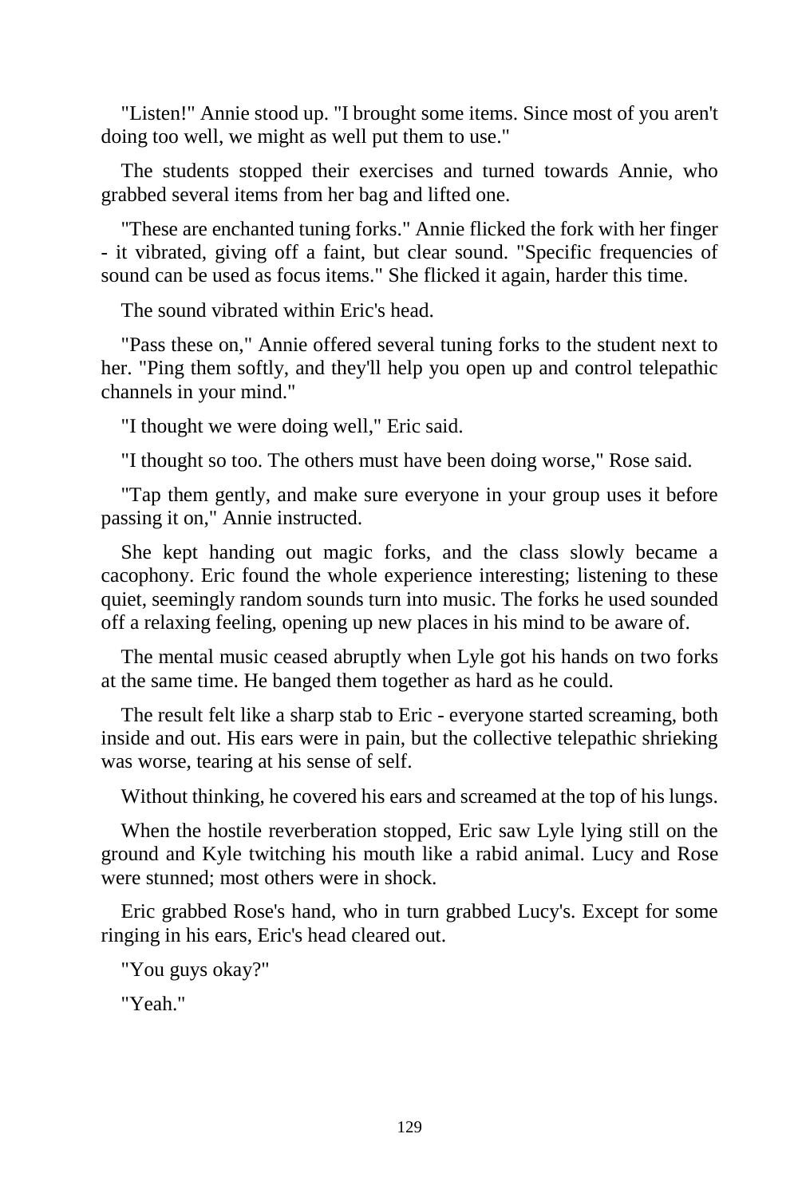"Listen!" Annie stood up. "I brought some items. Since most of you aren't doing too well, we might as well put them to use."

The students stopped their exercises and turned towards Annie, who grabbed several items from her bag and lifted one.

"These are enchanted tuning forks." Annie flicked the fork with her finger - it vibrated, giving off a faint, but clear sound. "Specific frequencies of sound can be used as focus items." She flicked it again, harder this time.

The sound vibrated within Eric's head.

"Pass these on," Annie offered several tuning forks to the student next to her. "Ping them softly, and they'll help you open up and control telepathic channels in your mind."

"I thought we were doing well," Eric said.

"I thought so too. The others must have been doing worse," Rose said.

"Tap them gently, and make sure everyone in your group uses it before passing it on," Annie instructed.

She kept handing out magic forks, and the class slowly became a cacophony. Eric found the whole experience interesting; listening to these quiet, seemingly random sounds turn into music. The forks he used sounded off a relaxing feeling, opening up new places in his mind to be aware of.

The mental music ceased abruptly when Lyle got his hands on two forks at the same time. He banged them together as hard as he could.

The result felt like a sharp stab to Eric - everyone started screaming, both inside and out. His ears were in pain, but the collective telepathic shrieking was worse, tearing at his sense of self.

Without thinking, he covered his ears and screamed at the top of his lungs.

When the hostile reverberation stopped, Eric saw Lyle lying still on the ground and Kyle twitching his mouth like a rabid animal. Lucy and Rose were stunned; most others were in shock.

Eric grabbed Rose's hand, who in turn grabbed Lucy's. Except for some ringing in his ears, Eric's head cleared out.

"You guys okay?"

"Yeah."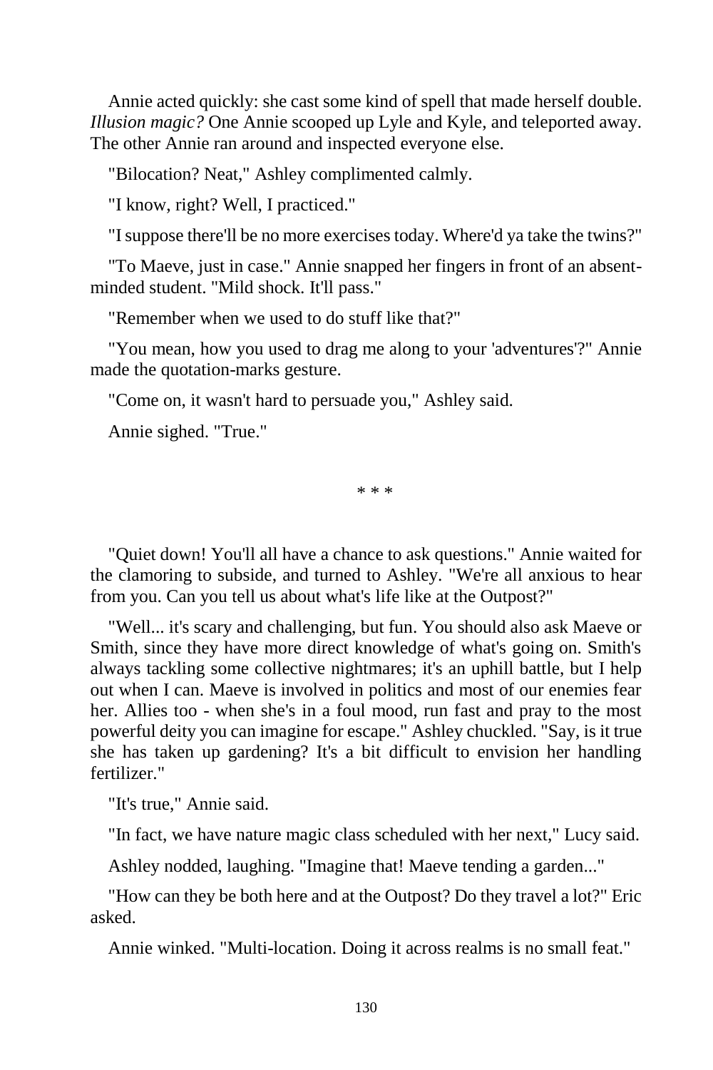Annie acted quickly: she cast some kind of spell that made herself double. *Illusion magic?* One Annie scooped up Lyle and Kyle, and teleported away. The other Annie ran around and inspected everyone else.

"Bilocation? Neat," Ashley complimented calmly.

"I know, right? Well, I practiced."

"I suppose there'll be no more exercises today. Where'd ya take the twins?"

"To Maeve, just in case." Annie snapped her fingers in front of an absent-minded student. "Mild shock. It'll pass."

"Remember when we used to do stuff like that?"

"You mean, how you used to drag me along to your 'adventures'?" Annie made the quotation-marks gesture.

"Come on, it wasn't hard to persuade you," Ashley said.

Annie sighed. "True."

* * *

"Quiet down! You'll all have a chance to ask questions." Annie waited for the clamoring to subside, and turned to Ashley. "We're all anxious to hear from you. Can you tell us about what's life like at the Outpost?"

"Well... it's scary and challenging, but fun. You should also ask Maeve or Smith, since they have more direct knowledge of what's going on. Smith's always tackling some collective nightmares; it's an uphill battle, but I help out when I can. Maeve is involved in politics and most of our enemies fear her. Allies too - when she's in a foul mood, run fast and pray to the most powerful deity you can imagine for escape." Ashley chuckled. "Say, is it true she has taken up gardening? It's a bit difficult to envision her handling fertilizer."

"It's true," Annie said.

"In fact, we have nature magic class scheduled with her next," Lucy said.

Ashley nodded, laughing. "Imagine that! Maeve tending a garden..."

"How can they be both here and at the Outpost? Do they travel a lot?" Eric asked.

Annie winked. "Multi-location. Doing it across realms is no small feat."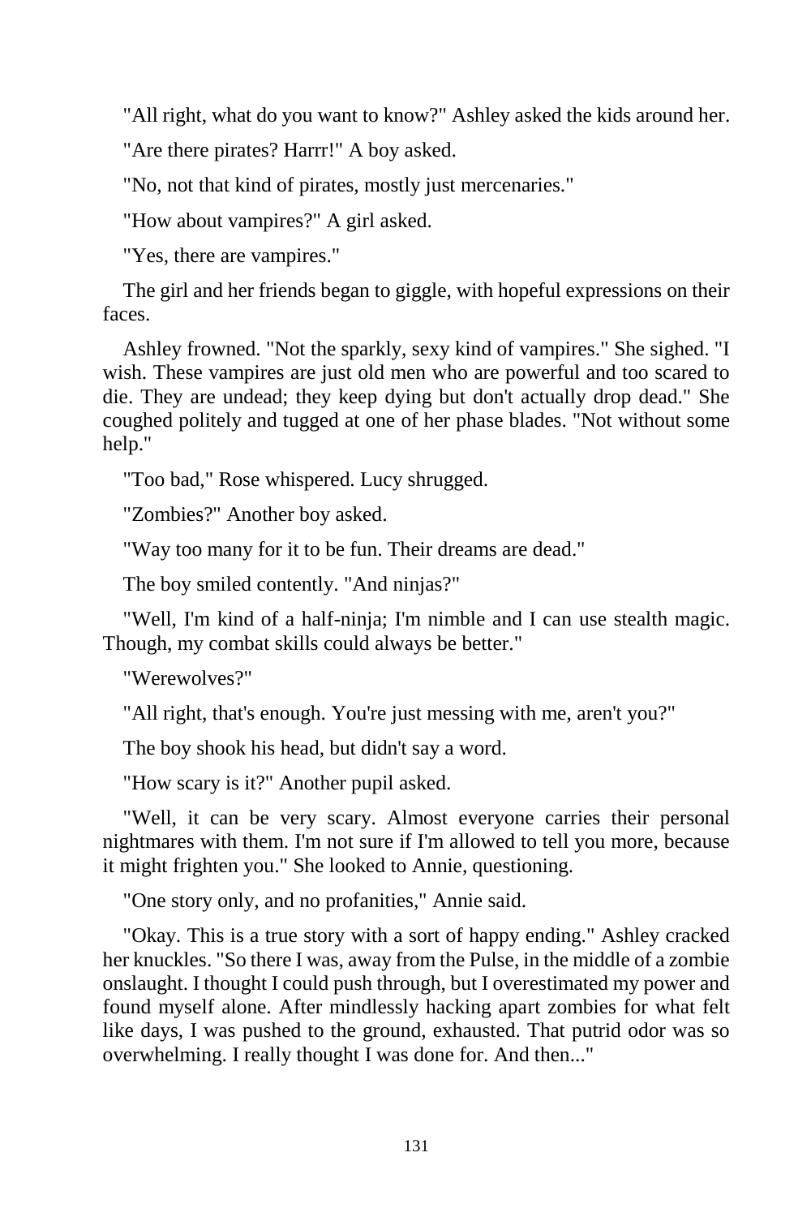"All right, what do you want to know?" Ashley asked the kids around her.

"Are there pirates? Harrr!" A boy asked.

"No, not that kind of pirates, mostly just mercenaries."

"How about vampires?" A girl asked.

"Yes, there are vampires."

The girl and her friends began to giggle, with hopeful expressions on their faces.

Ashley frowned. "Not the sparkly, sexy kind of vampires." She sighed. "I wish. These vampires are just old men who are powerful and too scared to die. They are undead; they keep dying but don't actually drop dead." She coughed politely and tugged at one of her phase blades. "Not without some help."

"Too bad," Rose whispered. Lucy shrugged.

"Zombies?" Another boy asked.

"Way too many for it to be fun. Their dreams are dead."

The boy smiled contently. "And ninjas?"

"Well, I'm kind of a half-ninja; I'm nimble and I can use stealth magic. Though, my combat skills could always be better."

"Werewolves?"

"All right, that's enough. You're just messing with me, aren't you?"

The boy shook his head, but didn't say a word.

"How scary is it?" Another pupil asked.

"Well, it can be very scary. Almost everyone carries their personal nightmares with them. I'm not sure if I'm allowed to tell you more, because it might frighten you." She looked to Annie, questioning.

"One story only, and no profanities," Annie said.

"Okay. This is a true story with a sort of happy ending." Ashley cracked her knuckles. "So there I was, away from the Pulse, in the middle of a zombie onslaught. I thought I could push through, but I overestimated my power and found myself alone. After mindlessly hacking apart zombies for what felt like days, I was pushed to the ground, exhausted. That putrid odor was so overwhelming. I really thought I was done for. And then..."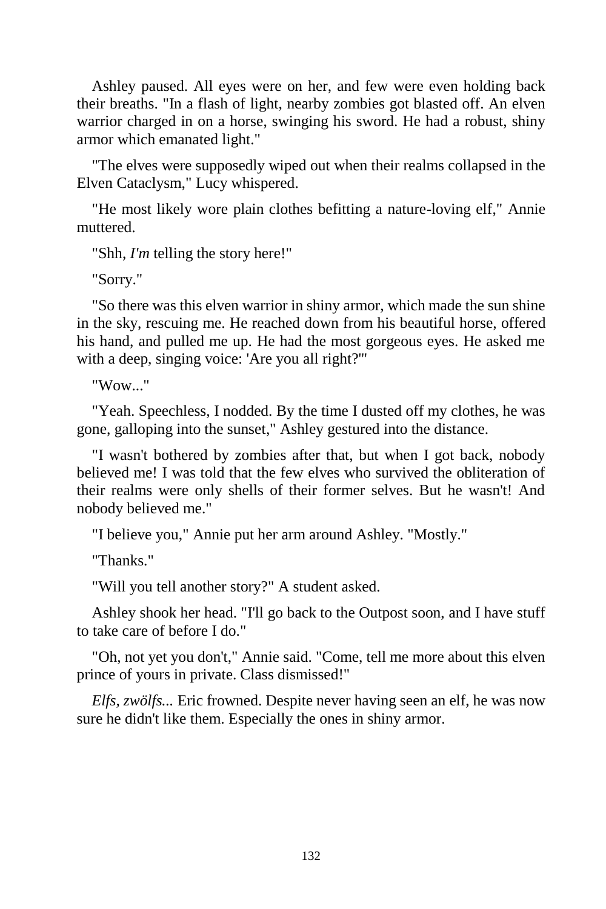Ashley paused. All eyes were on her, and few were even holding back their breaths. "In a flash of light, nearby zombies got blasted off. An elven warrior charged in on a horse, swinging his sword. He had a robust, shiny armor which emanated light."

"The elves were supposedly wiped out when their realms collapsed in the Elven Cataclysm," Lucy whispered.

"He most likely wore plain clothes befitting a nature-loving elf," Annie muttered.

"Shh, *I'm* telling the story here!"

"Sorry."

"So there was this elven warrior in shiny armor, which made the sun shine in the sky, rescuing me. He reached down from his beautiful horse, offered his hand, and pulled me up. He had the most gorgeous eyes. He asked me with a deep, singing voice: 'Are you all right?'"

"Wow..."

"Yeah. Speechless, I nodded. By the time I dusted off my clothes, he was gone, galloping into the sunset," Ashley gestured into the distance.

"I wasn't bothered by zombies after that, but when I got back, nobody believed me! I was told that the few elves who survived the obliteration of their realms were only shells of their former selves. But he wasn't! And nobody believed me."

"I believe you," Annie put her arm around Ashley. "Mostly."

"Thanks."

"Will you tell another story?" A student asked.

Ashley shook her head. "I'll go back to the Outpost soon, and I have stuff to take care of before I do."

"Oh, not yet you don't," Annie said. "Come, tell me more about this elven prince of yours in private. Class dismissed!"

*Elfs, zwölfs...* Eric frowned. Despite never having seen an elf, he was now sure he didn't like them. Especially the ones in shiny armor.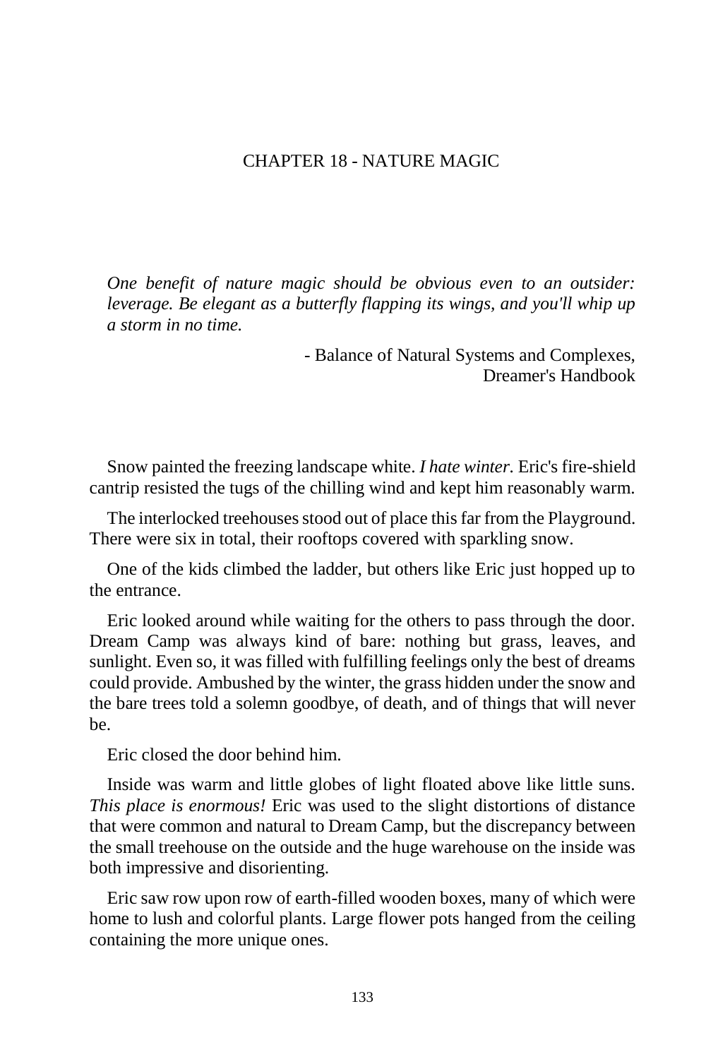# CHAPTER 18 - NATURE MAGIC

*One benefit of nature magic should be obvious even to an outsider: leverage. Be elegant as a butterfly flapping its wings, and you'll whip up a storm in no time.*

- Balance of Natural Systems and Complexes, Dreamer's Handbook

Snow painted the freezing landscape white. *I hate winter.* Eric's fire-shield cantrip resisted the tugs of the chilling wind and kept him reasonably warm.

The interlocked treehouses stood out of place this far from the Playground. There were six in total, their rooftops covered with sparkling snow.

One of the kids climbed the ladder, but others like Eric just hopped up to the entrance.

Eric looked around while waiting for the others to pass through the door. Dream Camp was always kind of bare: nothing but grass, leaves, and sunlight. Even so, it was filled with fulfilling feelings only the best of dreams could provide. Ambushed by the winter, the grass hidden under the snow and the bare trees told a solemn goodbye, of death, and of things that will never be.

Eric closed the door behind him.

Inside was warm and little globes of light floated above like little suns. *This place is enormous!* Eric was used to the slight distortions of distance that were common and natural to Dream Camp, but the discrepancy between the small treehouse on the outside and the huge warehouse on the inside was both impressive and disorienting.

Eric saw row upon row of earth-filled wooden boxes, many of which were home to lush and colorful plants. Large flower pots hanged from the ceiling containing the more unique ones.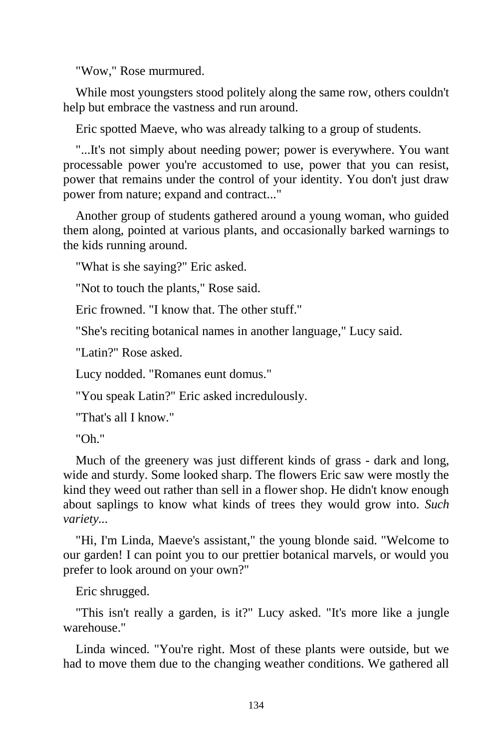"Wow," Rose murmured.

While most youngsters stood politely along the same row, others couldn't help but embrace the vastness and run around.

Eric spotted Maeve, who was already talking to a group of students.

"...It's not simply about needing power; power is everywhere. You want processable power you're accustomed to use, power that you can resist, power that remains under the control of your identity. You don't just draw power from nature; expand and contract..."

Another group of students gathered around a young woman, who guided them along, pointed at various plants, and occasionally barked warnings to the kids running around.

"What is she saying?" Eric asked.

"Not to touch the plants," Rose said.

Eric frowned. "I know that. The other stuff."

"She's reciting botanical names in another language," Lucy said.

"Latin?" Rose asked.

Lucy nodded. "Romanes eunt domus."

"You speak Latin?" Eric asked incredulously.

"That's all I know."

"Oh."

Much of the greenery was just different kinds of grass - dark and long, wide and sturdy. Some looked sharp. The flowers Eric saw were mostly the kind they weed out rather than sell in a flower shop. He didn't know enough about saplings to know what kinds of trees they would grow into. *Such variety...*

"Hi, I'm Linda, Maeve's assistant," the young blonde said. "Welcome to our garden! I can point you to our prettier botanical marvels, or would you prefer to look around on your own?"

Eric shrugged.

"This isn't really a garden, is it?" Lucy asked. "It's more like a jungle warehouse."

Linda winced. "You're right. Most of these plants were outside, but we had to move them due to the changing weather conditions. We gathered all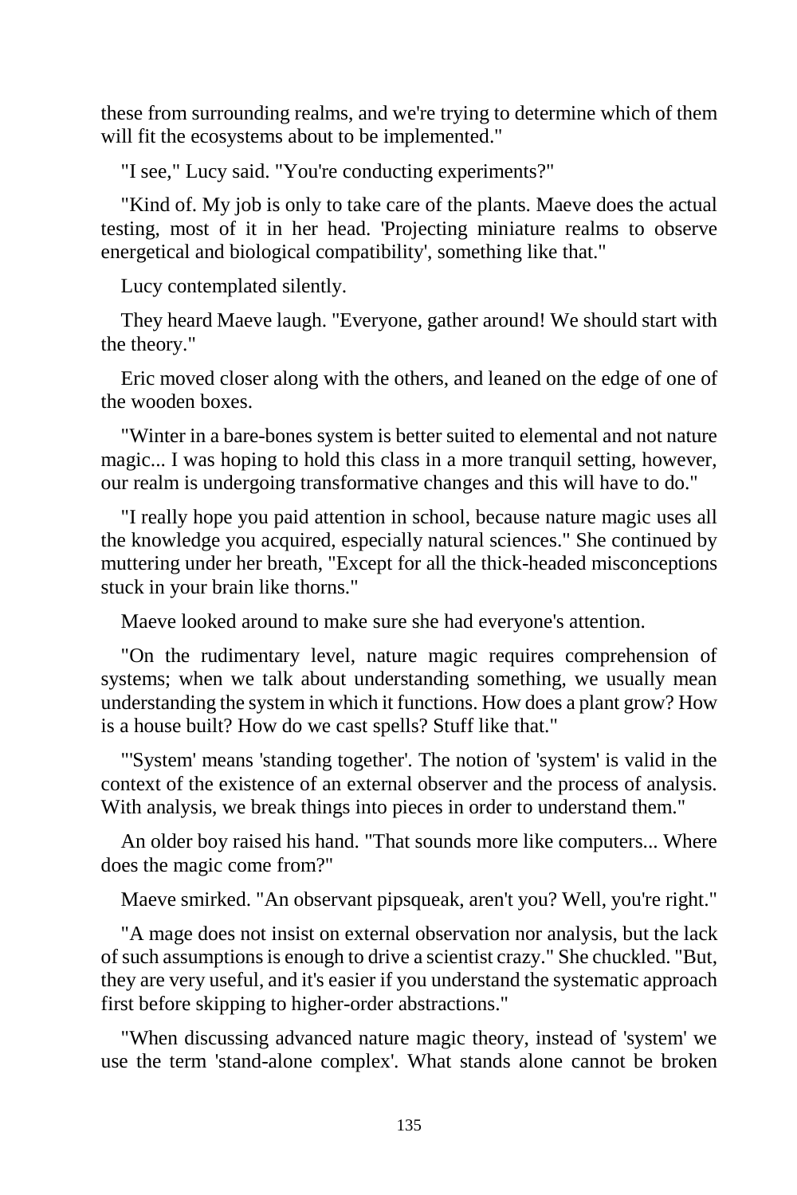these from surrounding realms, and we're trying to determine which of them will fit the ecosystems about to be implemented."

"I see," Lucy said. "You're conducting experiments?"

"Kind of. My job is only to take care of the plants. Maeve does the actual testing, most of it in her head. 'Projecting miniature realms to observe energetical and biological compatibility', something like that."

Lucy contemplated silently.

They heard Maeve laugh. "Everyone, gather around! We should start with the theory."

Eric moved closer along with the others, and leaned on the edge of one of the wooden boxes.

"Winter in a bare-bones system is better suited to elemental and not nature magic... I was hoping to hold this class in a more tranquil setting, however, our realm is undergoing transformative changes and this will have to do."

"I really hope you paid attention in school, because nature magic uses all the knowledge you acquired, especially natural sciences." She continued by muttering under her breath, "Except for all the thick-headed misconceptions stuck in your brain like thorns."

Maeve looked around to make sure she had everyone's attention.

"On the rudimentary level, nature magic requires comprehension of systems; when we talk about understanding something, we usually mean understanding the system in which it functions. How does a plant grow? How is a house built? How do we cast spells? Stuff like that."

"'System' means 'standing together'. The notion of 'system' is valid in the context of the existence of an external observer and the process of analysis. With analysis, we break things into pieces in order to understand them."

An older boy raised his hand. "That sounds more like computers... Where does the magic come from?"

Maeve smirked. "An observant pipsqueak, aren't you? Well, you're right."

"A mage does not insist on external observation nor analysis, but the lack of such assumptions is enough to drive a scientist crazy." She chuckled. "But, they are very useful, and it's easier if you understand the systematic approach first before skipping to higher-order abstractions."

"When discussing advanced nature magic theory, instead of 'system' we use the term 'stand-alone complex'. What stands alone cannot be broken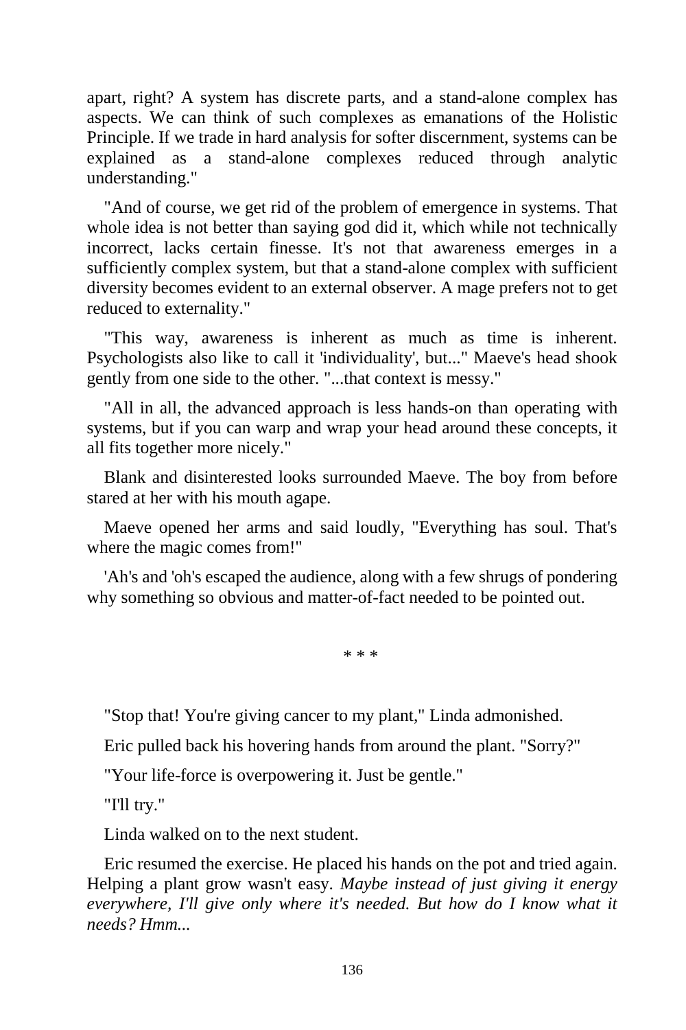apart, right? A system has discrete parts, and a stand-alone complex has aspects. We can think of such complexes as emanations of the Holistic Principle. If we trade in hard analysis for softer discernment, systems can be explained as a stand-alone complexes reduced through analytic understanding."

"And of course, we get rid of the problem of emergence in systems. That whole idea is not better than saying god did it, which while not technically incorrect, lacks certain finesse. It's not that awareness emerges in a sufficiently complex system, but that a stand-alone complex with sufficient diversity becomes evident to an external observer. A mage prefers not to get reduced to externality."

"This way, awareness is inherent as much as time is inherent. Psychologists also like to call it 'individuality', but..." Maeve's head shook gently from one side to the other. "...that context is messy."

"All in all, the advanced approach is less hands-on than operating with systems, but if you can warp and wrap your head around these concepts, it all fits together more nicely."

Blank and disinterested looks surrounded Maeve. The boy from before stared at her with his mouth agape.

Maeve opened her arms and said loudly, "Everything has soul. That's where the magic comes from!"

'Ah's and 'oh's escaped the audience, along with a few shrugs of pondering why something so obvious and matter-of-fact needed to be pointed out.

* * *

"Stop that! You're giving cancer to my plant," Linda admonished.

Eric pulled back his hovering hands from around the plant. "Sorry?"

"Your life-force is overpowering it. Just be gentle."

"I'll try."

Linda walked on to the next student.

Eric resumed the exercise. He placed his hands on the pot and tried again. Helping a plant grow wasn't easy. *Maybe instead of just giving it energy everywhere, I'll give only where it's needed. But how do I know what it needs? Hmm...*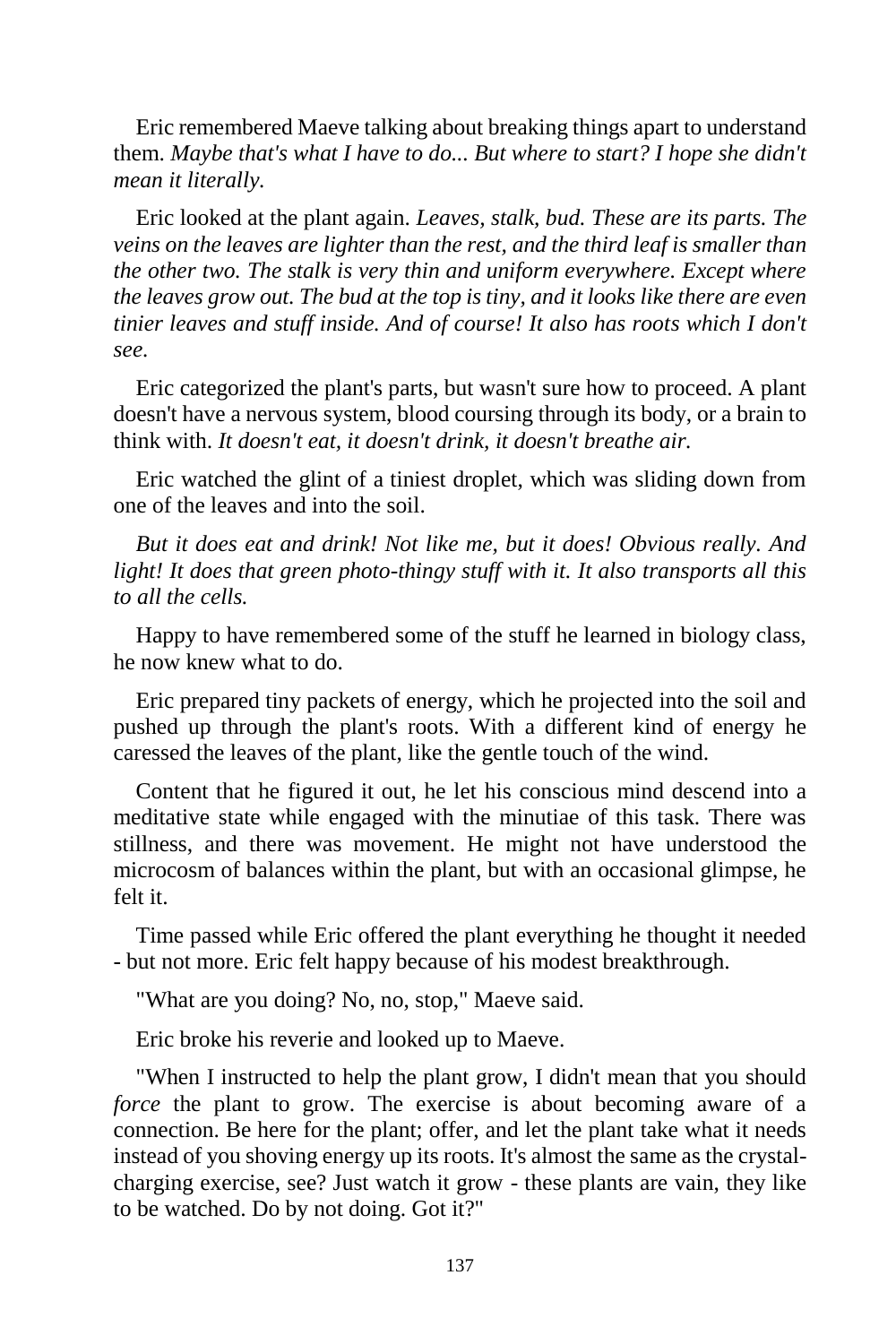Eric remembered Maeve talking about breaking things apart to understand them. *Maybe that's what I have to do... But where to start? I hope she didn't mean it literally.*

Eric looked at the plant again. *Leaves, stalk, bud. These are its parts. The veins on the leaves are lighter than the rest, and the third leaf is smaller than the other two. The stalk is very thin and uniform everywhere. Except where the leaves grow out. The bud at the top is tiny, and it looks like there are even tinier leaves and stuff inside. And of course! It also has roots which I don't see.*

Eric categorized the plant's parts, but wasn't sure how to proceed. A plant doesn't have a nervous system, blood coursing through its body, or a brain to think with. *It doesn't eat, it doesn't drink, it doesn't breathe air.*

Eric watched the glint of a tiniest droplet, which was sliding down from one of the leaves and into the soil.

*But it does eat and drink! Not like me, but it does! Obvious really. And light! It does that green photo-thingy stuff with it. It also transports all this to all the cells.*

Happy to have remembered some of the stuff he learned in biology class, he now knew what to do.

Eric prepared tiny packets of energy, which he projected into the soil and pushed up through the plant's roots. With a different kind of energy he caressed the leaves of the plant, like the gentle touch of the wind.

Content that he figured it out, he let his conscious mind descend into a meditative state while engaged with the minutiae of this task. There was stillness, and there was movement. He might not have understood the microcosm of balances within the plant, but with an occasional glimpse, he felt it.

Time passed while Eric offered the plant everything he thought it needed - but not more. Eric felt happy because of his modest breakthrough.

"What are you doing? No, no, stop," Maeve said.

Eric broke his reverie and looked up to Maeve.

"When I instructed to help the plant grow, I didn't mean that you should *force* the plant to grow. The exercise is about becoming aware of a connection. Be here for the plant; offer, and let the plant take what it needs instead of you shoving energy up its roots. It's almost the same as the crystal-charging exercise, see? Just watch it grow - these plants are vain, they like to be watched. Do by not doing. Got it?"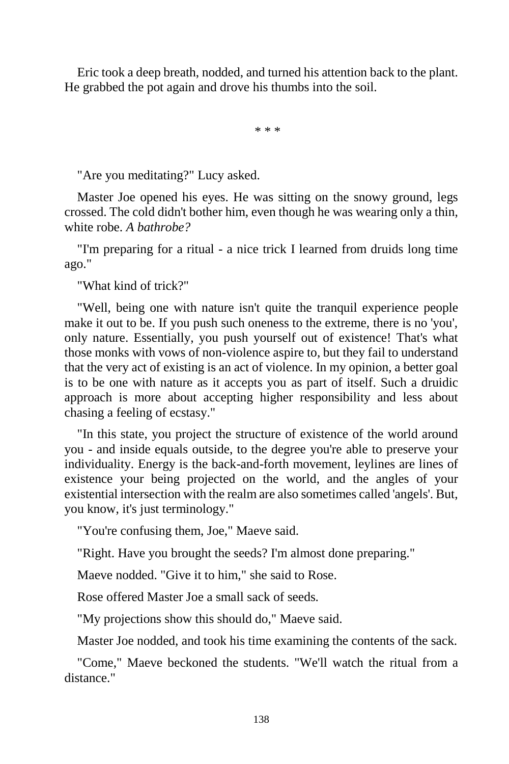Eric took a deep breath, nodded, and turned his attention back to the plant. He grabbed the pot again and drove his thumbs into the soil.

* * *

"Are you meditating?" Lucy asked.

Master Joe opened his eyes. He was sitting on the snowy ground, legs crossed. The cold didn't bother him, even though he was wearing only a thin, white robe. *A bathrobe?*

"I'm preparing for a ritual - a nice trick I learned from druids long time ago."

"What kind of trick?"

"Well, being one with nature isn't quite the tranquil experience people make it out to be. If you push such oneness to the extreme, there is no 'you', only nature. Essentially, you push yourself out of existence! That's what those monks with vows of non-violence aspire to, but they fail to understand that the very act of existing is an act of violence. In my opinion, a better goal is to be one with nature as it accepts you as part of itself. Such a druidic approach is more about accepting higher responsibility and less about chasing a feeling of ecstasy."

"In this state, you project the structure of existence of the world around you - and inside equals outside, to the degree you're able to preserve your individuality. Energy is the back-and-forth movement, leylines are lines of existence your being projected on the world, and the angles of your existential intersection with the realm are also sometimes called 'angels'. But, you know, it's just terminology."

"You're confusing them, Joe," Maeve said.

"Right. Have you brought the seeds? I'm almost done preparing."

Maeve nodded. "Give it to him," she said to Rose.

Rose offered Master Joe a small sack of seeds.

"My projections show this should do," Maeve said.

Master Joe nodded, and took his time examining the contents of the sack.

"Come," Maeve beckoned the students. "We'll watch the ritual from a distance."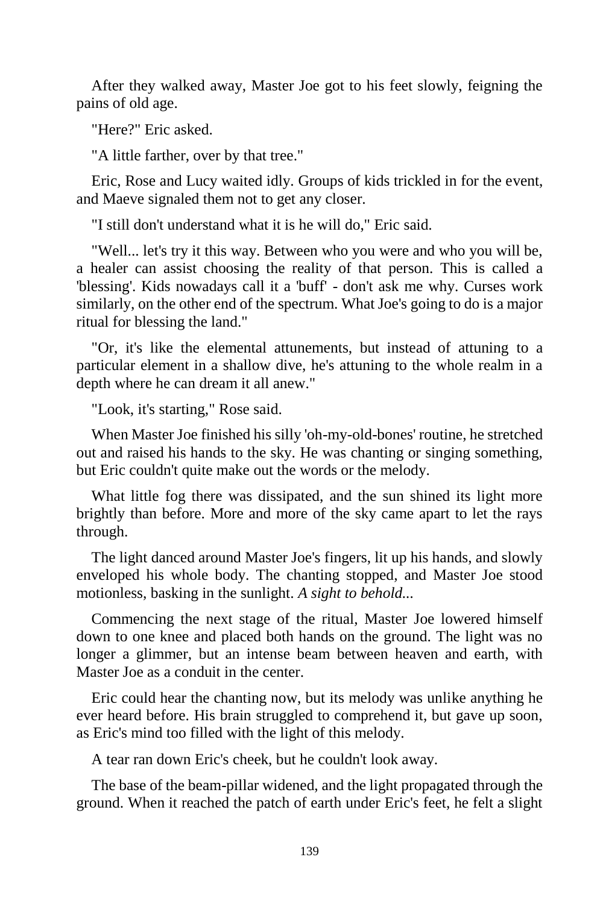After they walked away, Master Joe got to his feet slowly, feigning the pains of old age.

"Here?" Eric asked.

"A little farther, over by that tree."

Eric, Rose and Lucy waited idly. Groups of kids trickled in for the event, and Maeve signaled them not to get any closer.

"I still don't understand what it is he will do," Eric said.

"Well... let's try it this way. Between who you were and who you will be, a healer can assist choosing the reality of that person. This is called a 'blessing'. Kids nowadays call it a 'buff' - don't ask me why. Curses work similarly, on the other end of the spectrum. What Joe's going to do is a major ritual for blessing the land."

"Or, it's like the elemental attunements, but instead of attuning to a particular element in a shallow dive, he's attuning to the whole realm in a depth where he can dream it all anew."

"Look, it's starting," Rose said.

When Master Joe finished his silly 'oh-my-old-bones' routine, he stretched out and raised his hands to the sky. He was chanting or singing something, but Eric couldn't quite make out the words or the melody.

What little fog there was dissipated, and the sun shined its light more brightly than before. More and more of the sky came apart to let the rays through.

The light danced around Master Joe's fingers, lit up his hands, and slowly enveloped his whole body. The chanting stopped, and Master Joe stood motionless, basking in the sunlight. *A sight to behold...*

Commencing the next stage of the ritual, Master Joe lowered himself down to one knee and placed both hands on the ground. The light was no longer a glimmer, but an intense beam between heaven and earth, with Master Joe as a conduit in the center.

Eric could hear the chanting now, but its melody was unlike anything he ever heard before. His brain struggled to comprehend it, but gave up soon, as Eric's mind too filled with the light of this melody.

A tear ran down Eric's cheek, but he couldn't look away.

The base of the beam-pillar widened, and the light propagated through the ground. When it reached the patch of earth under Eric's feet, he felt a slight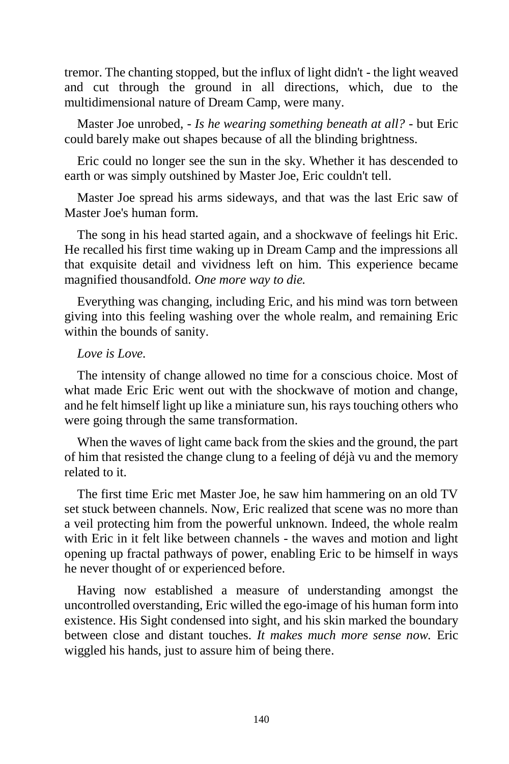tremor. The chanting stopped, but the influx of light didn't - the light weaved and cut through the ground in all directions, which, due to the multidimensional nature of Dream Camp, were many.

Master Joe unrobed, - *Is he wearing something beneath at all?* - but Eric could barely make out shapes because of all the blinding brightness.

Eric could no longer see the sun in the sky. Whether it has descended to earth or was simply outshined by Master Joe, Eric couldn't tell.

Master Joe spread his arms sideways, and that was the last Eric saw of Master Joe's human form.

The song in his head started again, and a shockwave of feelings hit Eric. He recalled his first time waking up in Dream Camp and the impressions all that exquisite detail and vividness left on him. This experience became magnified thousandfold. *One more way to die.*

Everything was changing, including Eric, and his mind was torn between giving into this feeling washing over the whole realm, and remaining Eric within the bounds of sanity.

*Love is Love.*

The intensity of change allowed no time for a conscious choice. Most of what made Eric Eric went out with the shockwave of motion and change, and he felt himself light up like a miniature sun, his rays touching others who were going through the same transformation.

When the waves of light came back from the skies and the ground, the part of him that resisted the change clung to a feeling of déjà vu and the memory related to it.

The first time Eric met Master Joe, he saw him hammering on an old TV set stuck between channels. Now, Eric realized that scene was no more than a veil protecting him from the powerful unknown. Indeed, the whole realm with Eric in it felt like between channels - the waves and motion and light opening up fractal pathways of power, enabling Eric to be himself in ways he never thought of or experienced before.

Having now established a measure of understanding amongst the uncontrolled overstanding, Eric willed the ego-image of his human form into existence. His Sight condensed into sight, and his skin marked the boundary between close and distant touches. *It makes much more sense now.* Eric wiggled his hands, just to assure him of being there.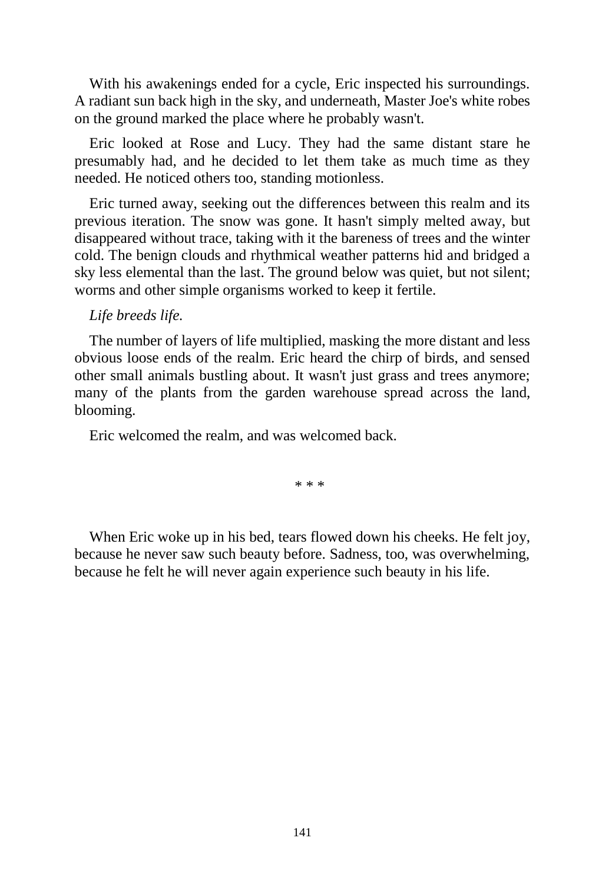With his awakenings ended for a cycle, Eric inspected his surroundings. A radiant sun back high in the sky, and underneath, Master Joe's white robes on the ground marked the place where he probably wasn't.

Eric looked at Rose and Lucy. They had the same distant stare he presumably had, and he decided to let them take as much time as they needed. He noticed others too, standing motionless.

Eric turned away, seeking out the differences between this realm and its previous iteration. The snow was gone. It hasn't simply melted away, but disappeared without trace, taking with it the bareness of trees and the winter cold. The benign clouds and rhythmical weather patterns hid and bridged a sky less elemental than the last. The ground below was quiet, but not silent; worms and other simple organisms worked to keep it fertile.

*Life breeds life.*

The number of layers of life multiplied, masking the more distant and less obvious loose ends of the realm. Eric heard the chirp of birds, and sensed other small animals bustling about. It wasn't just grass and trees anymore; many of the plants from the garden warehouse spread across the land, blooming.

Eric welcomed the realm, and was welcomed back.

\* \* \*

When Eric woke up in his bed, tears flowed down his cheeks. He felt joy, because he never saw such beauty before. Sadness, too, was overwhelming, because he felt he will never again experience such beauty in his life.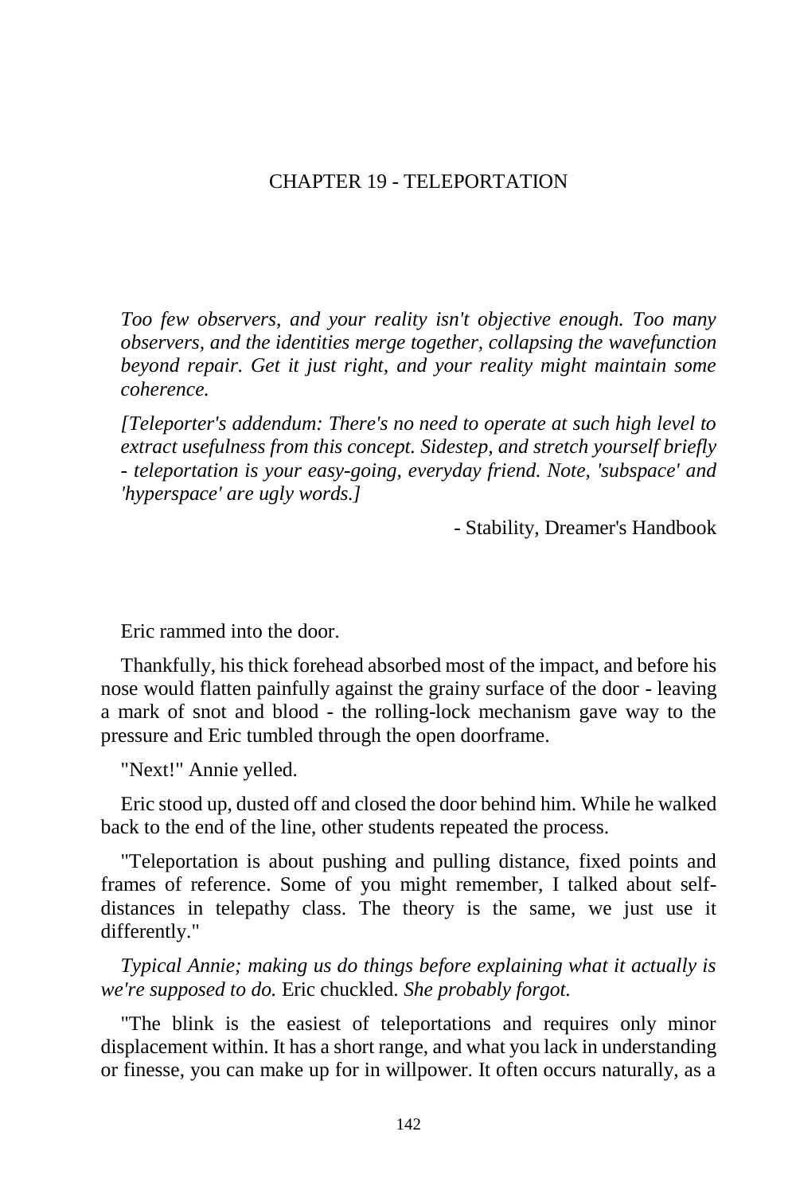# CHAPTER 19 - TELEPORTATION

*Too few observers, and your reality isn't objective enough. Too many observers, and the identities merge together, collapsing the wavefunction beyond repair. Get it just right, and your reality might maintain some coherence.*

*[Teleporter's addendum: There's no need to operate at such high level to extract usefulness from this concept. Sidestep, and stretch yourself briefly - teleportation is your easy-going, everyday friend. Note, 'subspace' and 'hyperspace' are ugly words.]*

- Stability, Dreamer's Handbook

Eric rammed into the door.

Thankfully, his thick forehead absorbed most of the impact, and before his nose would flatten painfully against the grainy surface of the door - leaving a mark of snot and blood - the rolling-lock mechanism gave way to the pressure and Eric tumbled through the open doorframe.

"Next!" Annie yelled.

Eric stood up, dusted off and closed the door behind him. While he walked back to the end of the line, other students repeated the process.

"Teleportation is about pushing and pulling distance, fixed points and frames of reference. Some of you might remember, I talked about self-distances in telepathy class. The theory is the same, we just use it differently."

*Typical Annie; making us do things before explaining what it actually is we're supposed to do.* Eric chuckled. *She probably forgot.*

"The blink is the easiest of teleportations and requires only minor displacement within. It has a short range, and what you lack in understanding or finesse, you can make up for in willpower. It often occurs naturally, as a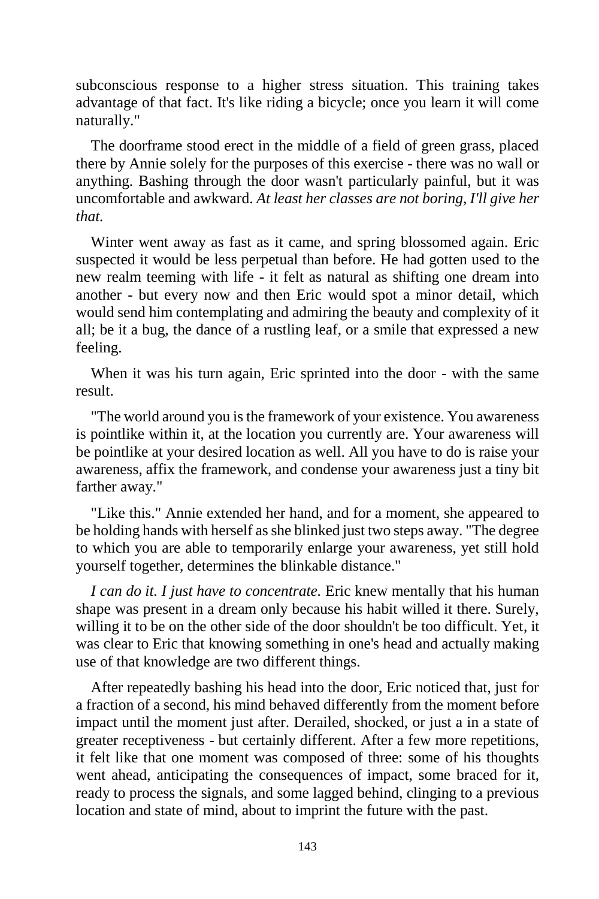subconscious response to a higher stress situation. This training takes advantage of that fact. It's like riding a bicycle; once you learn it will come naturally."

The doorframe stood erect in the middle of a field of green grass, placed there by Annie solely for the purposes of this exercise - there was no wall or anything. Bashing through the door wasn't particularly painful, but it was uncomfortable and awkward. *At least her classes are not boring, I'll give her that.*

Winter went away as fast as it came, and spring blossomed again. Eric suspected it would be less perpetual than before. He had gotten used to the new realm teeming with life - it felt as natural as shifting one dream into another - but every now and then Eric would spot a minor detail, which would send him contemplating and admiring the beauty and complexity of it all; be it a bug, the dance of a rustling leaf, or a smile that expressed a new feeling.

When it was his turn again, Eric sprinted into the door - with the same result.

"The world around you is the framework of your existence. You awareness is pointlike within it, at the location you currently are. Your awareness will be pointlike at your desired location as well. All you have to do is raise your awareness, affix the framework, and condense your awareness just a tiny bit farther away."

"Like this." Annie extended her hand, and for a moment, she appeared to be holding hands with herself as she blinked just two steps away. "The degree to which you are able to temporarily enlarge your awareness, yet still hold yourself together, determines the blinkable distance."

*I can do it. I just have to concentrate.* Eric knew mentally that his human shape was present in a dream only because his habit willed it there. Surely, willing it to be on the other side of the door shouldn't be too difficult. Yet, it was clear to Eric that knowing something in one's head and actually making use of that knowledge are two different things.

After repeatedly bashing his head into the door, Eric noticed that, just for a fraction of a second, his mind behaved differently from the moment before impact until the moment just after. Derailed, shocked, or just a in a state of greater receptiveness - but certainly different. After a few more repetitions, it felt like that one moment was composed of three: some of his thoughts went ahead, anticipating the consequences of impact, some braced for it, ready to process the signals, and some lagged behind, clinging to a previous location and state of mind, about to imprint the future with the past.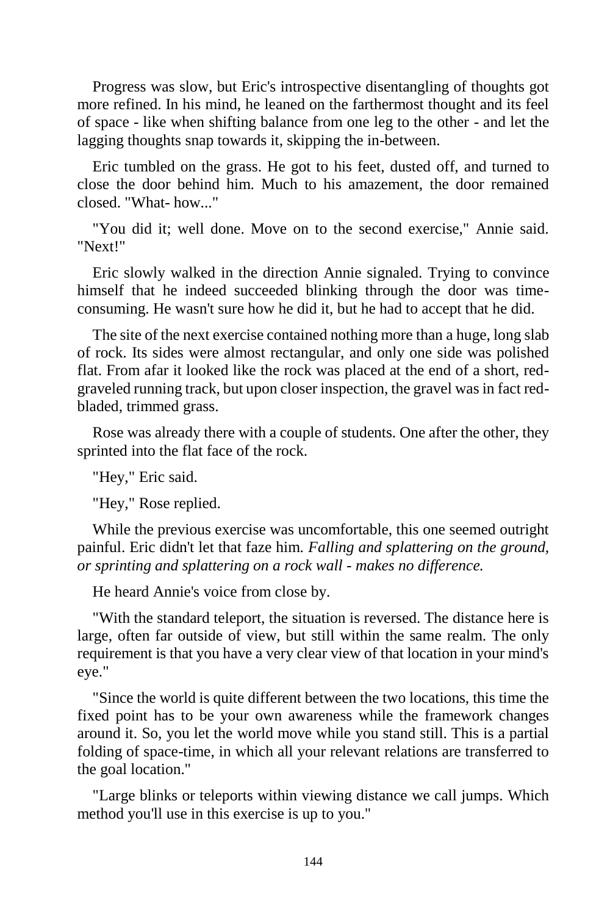Progress was slow, but Eric's introspective disentangling of thoughts got more refined. In his mind, he leaned on the farthermost thought and its feel of space - like when shifting balance from one leg to the other - and let the lagging thoughts snap towards it, skipping the in-between.

Eric tumbled on the grass. He got to his feet, dusted off, and turned to close the door behind him. Much to his amazement, the door remained closed. "What- how..."

"You did it; well done. Move on to the second exercise," Annie said. "Next!"

Eric slowly walked in the direction Annie signaled. Trying to convince himself that he indeed succeeded blinking through the door was time-consuming. He wasn't sure how he did it, but he had to accept that he did.

The site of the next exercise contained nothing more than a huge, long slab of rock. Its sides were almost rectangular, and only one side was polished flat. From afar it looked like the rock was placed at the end of a short, red-graveled running track, but upon closer inspection, the gravel was in fact red-bladed, trimmed grass.

Rose was already there with a couple of students. One after the other, they sprinted into the flat face of the rock.

"Hey," Eric said.

"Hey," Rose replied.

While the previous exercise was uncomfortable, this one seemed outright painful. Eric didn't let that faze him. *Falling and splattering on the ground, or sprinting and splattering on a rock wall - makes no difference.*

He heard Annie's voice from close by.

"With the standard teleport, the situation is reversed. The distance here is large, often far outside of view, but still within the same realm. The only requirement is that you have a very clear view of that location in your mind's eye."

"Since the world is quite different between the two locations, this time the fixed point has to be your own awareness while the framework changes around it. So, you let the world move while you stand still. This is a partial folding of space-time, in which all your relevant relations are transferred to the goal location."

"Large blinks or teleports within viewing distance we call jumps. Which method you'll use in this exercise is up to you."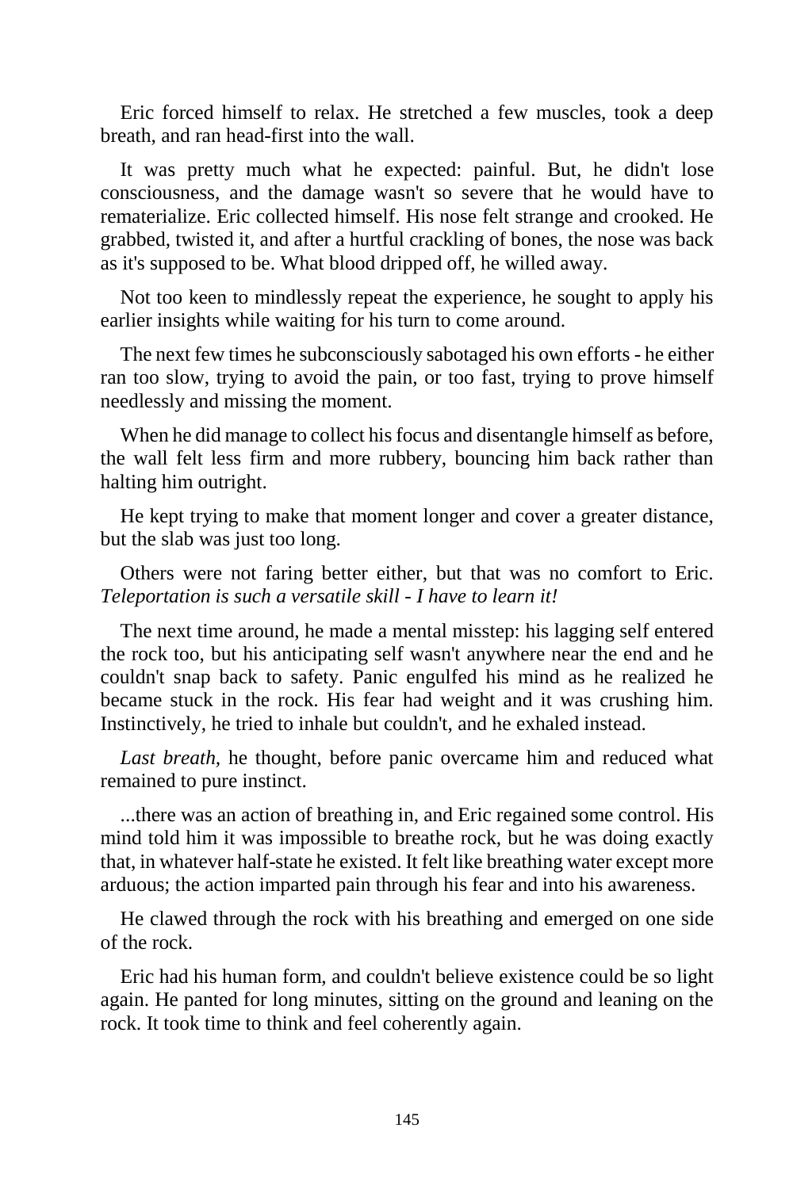Eric forced himself to relax. He stretched a few muscles, took a deep breath, and ran head-first into the wall.

It was pretty much what he expected: painful. But, he didn't lose consciousness, and the damage wasn't so severe that he would have to rematerialize. Eric collected himself. His nose felt strange and crooked. He grabbed, twisted it, and after a hurtful crackling of bones, the nose was back as it's supposed to be. What blood dripped off, he willed away.

Not too keen to mindlessly repeat the experience, he sought to apply his earlier insights while waiting for his turn to come around.

The next few times he subconsciously sabotaged his own efforts - he either ran too slow, trying to avoid the pain, or too fast, trying to prove himself needlessly and missing the moment.

When he did manage to collect his focus and disentangle himself as before, the wall felt less firm and more rubbery, bouncing him back rather than halting him outright.

He kept trying to make that moment longer and cover a greater distance, but the slab was just too long.

Others were not faring better either, but that was no comfort to Eric. *Teleportation is such a versatile skill - I have to learn it!*

The next time around, he made a mental misstep: his lagging self entered the rock too, but his anticipating self wasn't anywhere near the end and he couldn't snap back to safety. Panic engulfed his mind as he realized he became stuck in the rock. His fear had weight and it was crushing him. Instinctively, he tried to inhale but couldn't, and he exhaled instead.

*Last breath,* he thought, before panic overcame him and reduced what remained to pure instinct.

...there was an action of breathing in, and Eric regained some control. His mind told him it was impossible to breathe rock, but he was doing exactly that, in whatever half-state he existed. It felt like breathing water except more arduous; the action imparted pain through his fear and into his awareness.

He clawed through the rock with his breathing and emerged on one side of the rock.

Eric had his human form, and couldn't believe existence could be so light again. He panted for long minutes, sitting on the ground and leaning on the rock. It took time to think and feel coherently again.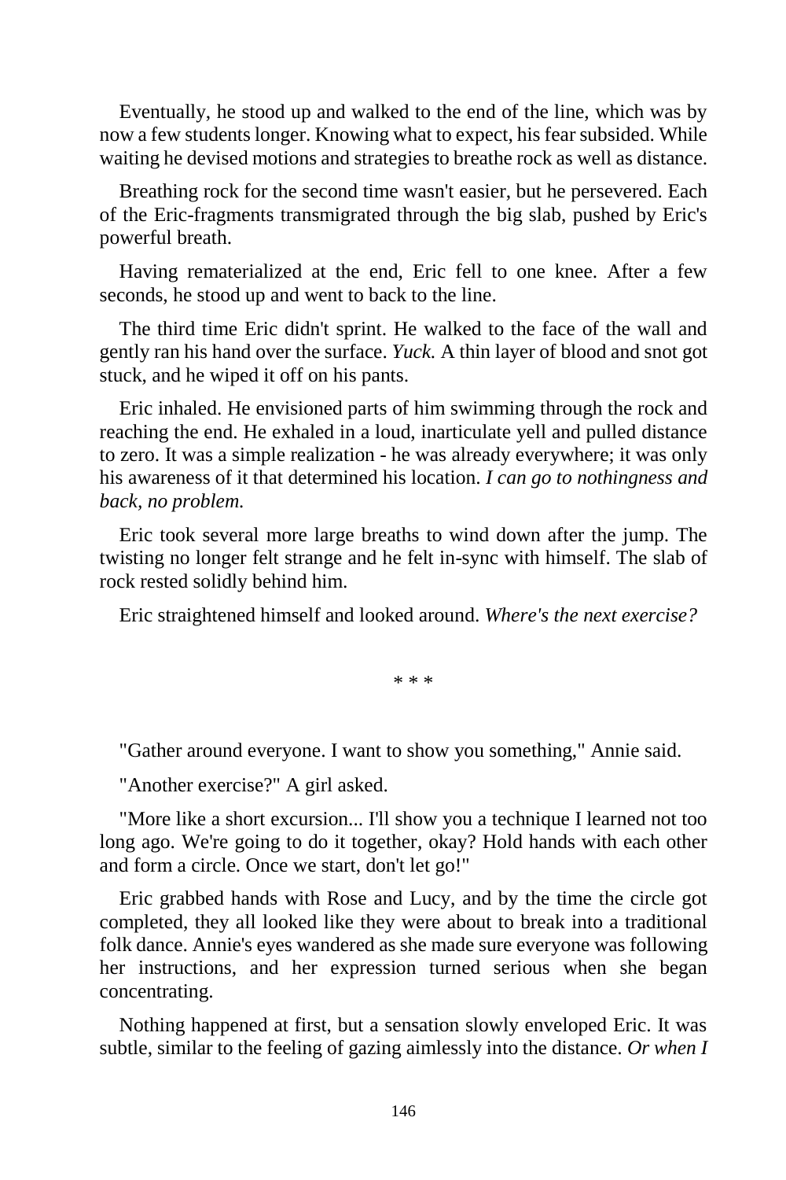Eventually, he stood up and walked to the end of the line, which was by now a few students longer. Knowing what to expect, his fear subsided. While waiting he devised motions and strategies to breathe rock as well as distance.

Breathing rock for the second time wasn't easier, but he persevered. Each of the Eric-fragments transmigrated through the big slab, pushed by Eric's powerful breath.

Having rematerialized at the end, Eric fell to one knee. After a few seconds, he stood up and went to back to the line.

The third time Eric didn't sprint. He walked to the face of the wall and gently ran his hand over the surface. *Yuck.* A thin layer of blood and snot got stuck, and he wiped it off on his pants.

Eric inhaled. He envisioned parts of him swimming through the rock and reaching the end. He exhaled in a loud, inarticulate yell and pulled distance to zero. It was a simple realization - he was already everywhere; it was only his awareness of it that determined his location. *I can go to nothingness and back, no problem.*

Eric took several more large breaths to wind down after the jump. The twisting no longer felt strange and he felt in-sync with himself. The slab of rock rested solidly behind him.

Eric straightened himself and looked around. *Where's the next exercise?*

\* \* \*

"Gather around everyone. I want to show you something," Annie said.

"Another exercise?" A girl asked.

"More like a short excursion... I'll show you a technique I learned not too long ago. We're going to do it together, okay? Hold hands with each other and form a circle. Once we start, don't let go!"

Eric grabbed hands with Rose and Lucy, and by the time the circle got completed, they all looked like they were about to break into a traditional folk dance. Annie's eyes wandered as she made sure everyone was following her instructions, and her expression turned serious when she began concentrating.

Nothing happened at first, but a sensation slowly enveloped Eric. It was subtle, similar to the feeling of gazing aimlessly into the distance. *Or when I*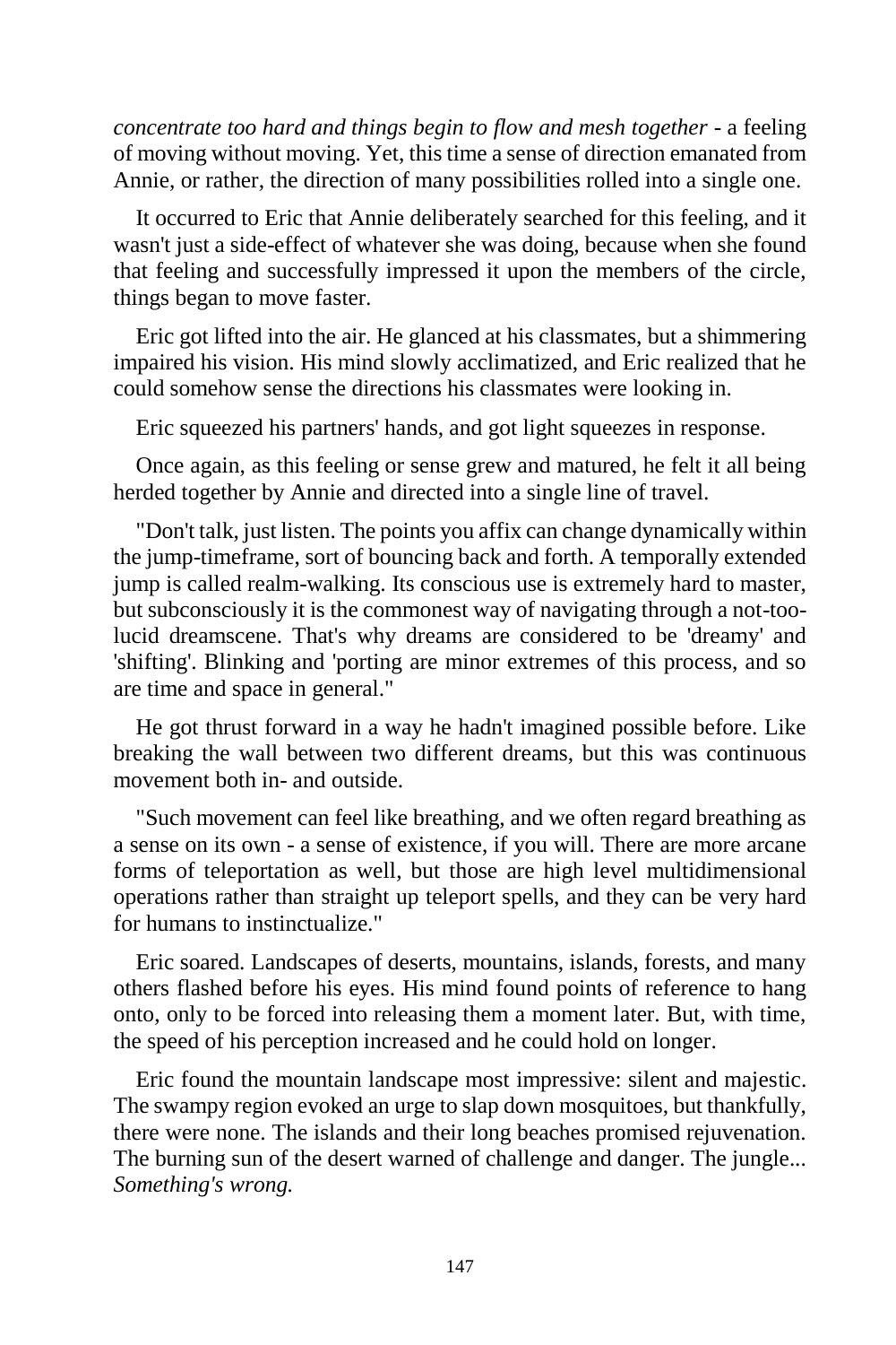*concentrate too hard and things begin to flow and mesh together* - a feeling of moving without moving. Yet, this time a sense of direction emanated from Annie, or rather, the direction of many possibilities rolled into a single one.

It occurred to Eric that Annie deliberately searched for this feeling, and it wasn't just a side-effect of whatever she was doing, because when she found that feeling and successfully impressed it upon the members of the circle, things began to move faster.

Eric got lifted into the air. He glanced at his classmates, but a shimmering impaired his vision. His mind slowly acclimatized, and Eric realized that he could somehow sense the directions his classmates were looking in.

Eric squeezed his partners' hands, and got light squeezes in response.

Once again, as this feeling or sense grew and matured, he felt it all being herded together by Annie and directed into a single line of travel.

"Don't talk, just listen. The points you affix can change dynamically within the jump-timeframe, sort of bouncing back and forth. A temporally extended jump is called realm-walking. Its conscious use is extremely hard to master, but subconsciously it is the commonest way of navigating through a not-too-lucid dreamscene. That's why dreams are considered to be 'dreamy' and 'shifting'. Blinking and 'porting are minor extremes of this process, and so are time and space in general."

He got thrust forward in a way he hadn't imagined possible before. Like breaking the wall between two different dreams, but this was continuous movement both in- and outside.

"Such movement can feel like breathing, and we often regard breathing as a sense on its own - a sense of existence, if you will. There are more arcane forms of teleportation as well, but those are high level multidimensional operations rather than straight up teleport spells, and they can be very hard for humans to instinctualize."

Eric soared. Landscapes of deserts, mountains, islands, forests, and many others flashed before his eyes. His mind found points of reference to hang onto, only to be forced into releasing them a moment later. But, with time, the speed of his perception increased and he could hold on longer.

Eric found the mountain landscape most impressive: silent and majestic. The swampy region evoked an urge to slap down mosquitoes, but thankfully, there were none. The islands and their long beaches promised rejuvenation. The burning sun of the desert warned of challenge and danger. The jungle... *Something's wrong.*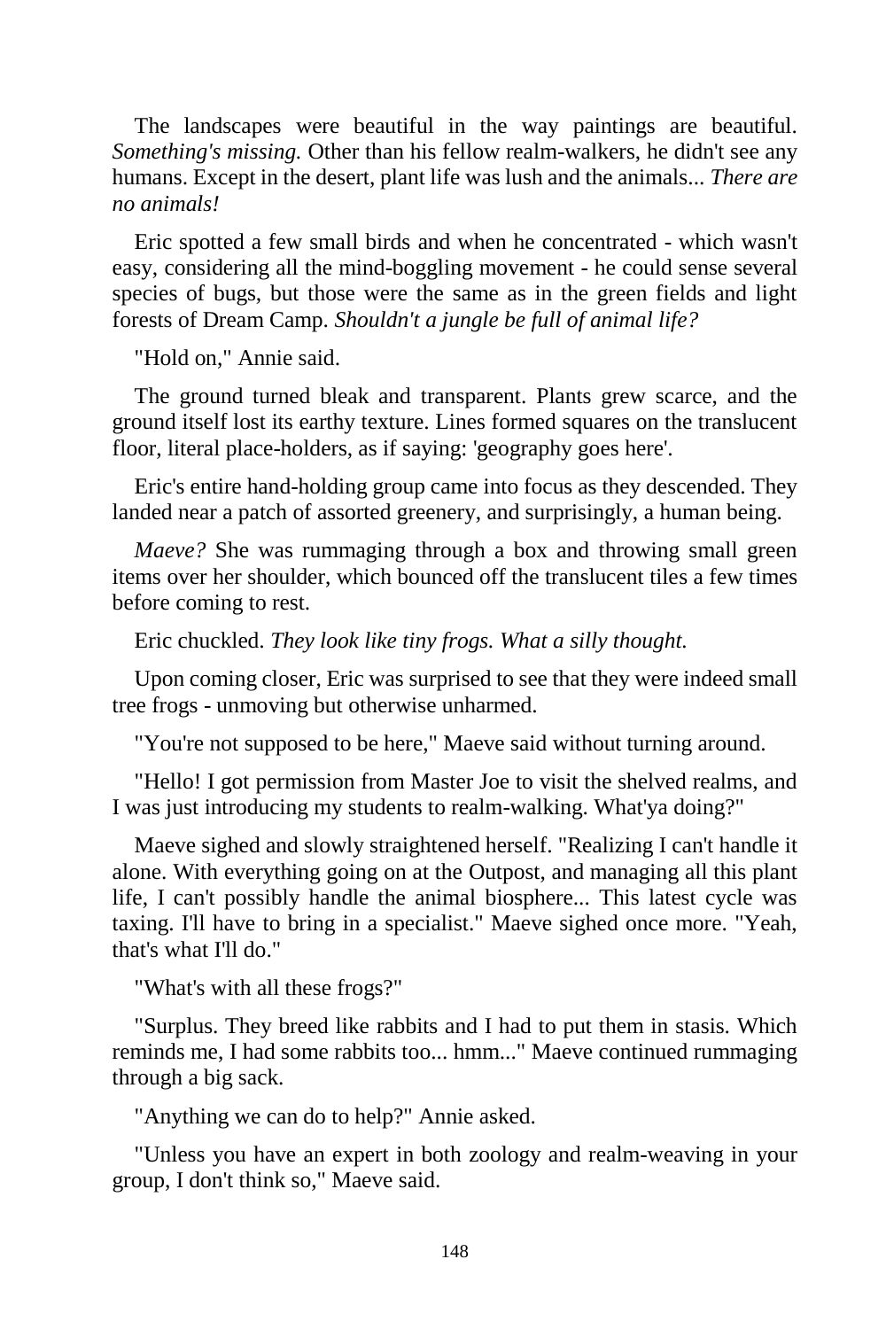The landscapes were beautiful in the way paintings are beautiful. *Something's missing.* Other than his fellow realm-walkers, he didn't see any humans. Except in the desert, plant life was lush and the animals... *There are no animals!*

Eric spotted a few small birds and when he concentrated - which wasn't easy, considering all the mind-boggling movement - he could sense several species of bugs, but those were the same as in the green fields and light forests of Dream Camp. *Shouldn't a jungle be full of animal life?*

"Hold on," Annie said.

The ground turned bleak and transparent. Plants grew scarce, and the ground itself lost its earthy texture. Lines formed squares on the translucent floor, literal place-holders, as if saying: 'geography goes here'.

Eric's entire hand-holding group came into focus as they descended. They landed near a patch of assorted greenery, and surprisingly, a human being.

*Maeve?* She was rummaging through a box and throwing small green items over her shoulder, which bounced off the translucent tiles a few times before coming to rest.

Eric chuckled. *They look like tiny frogs. What a silly thought.*

Upon coming closer, Eric was surprised to see that they were indeed small tree frogs - unmoving but otherwise unharmed.

"You're not supposed to be here," Maeve said without turning around.

"Hello! I got permission from Master Joe to visit the shelved realms, and I was just introducing my students to realm-walking. What'ya doing?"

Maeve sighed and slowly straightened herself. "Realizing I can't handle it alone. With everything going on at the Outpost, and managing all this plant life, I can't possibly handle the animal biosphere... This latest cycle was taxing. I'll have to bring in a specialist." Maeve sighed once more. "Yeah, that's what I'll do."

"What's with all these frogs?"

"Surplus. They breed like rabbits and I had to put them in stasis. Which reminds me, I had some rabbits too... hmm..." Maeve continued rummaging through a big sack.

"Anything we can do to help?" Annie asked.

"Unless you have an expert in both zoology and realm-weaving in your group, I don't think so," Maeve said.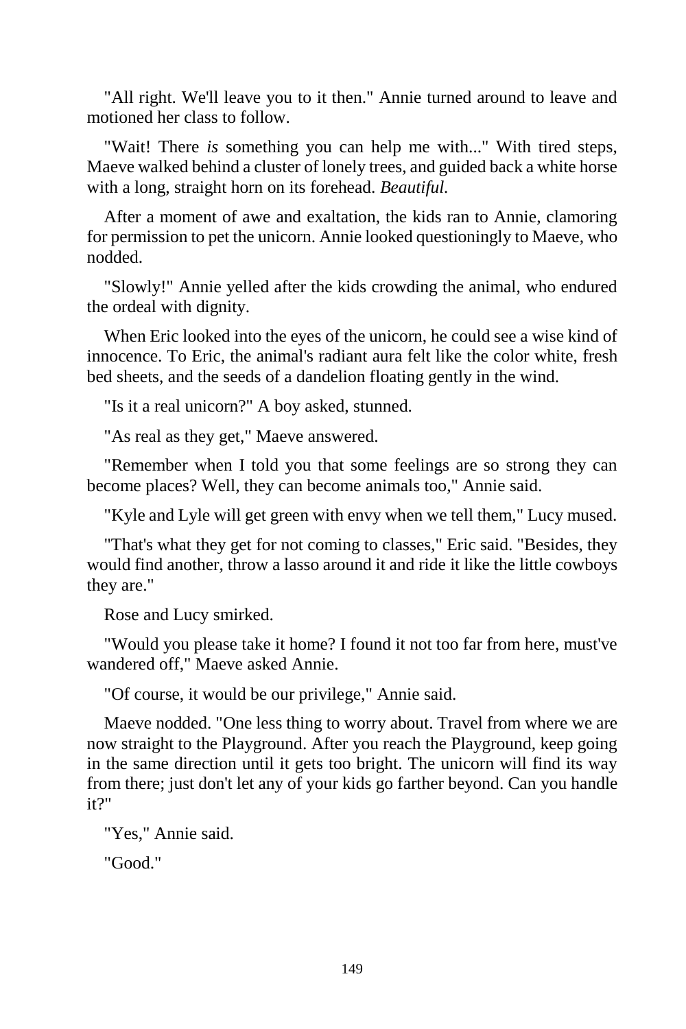"All right. We'll leave you to it then." Annie turned around to leave and motioned her class to follow.

"Wait! There *is* something you can help me with..." With tired steps, Maeve walked behind a cluster of lonely trees, and guided back a white horse with a long, straight horn on its forehead. *Beautiful.*

After a moment of awe and exaltation, the kids ran to Annie, clamoring for permission to pet the unicorn. Annie looked questioningly to Maeve, who nodded.

"Slowly!" Annie yelled after the kids crowding the animal, who endured the ordeal with dignity.

When Eric looked into the eyes of the unicorn, he could see a wise kind of innocence. To Eric, the animal's radiant aura felt like the color white, fresh bed sheets, and the seeds of a dandelion floating gently in the wind.

"Is it a real unicorn?" A boy asked, stunned.

"As real as they get," Maeve answered.

"Remember when I told you that some feelings are so strong they can become places? Well, they can become animals too," Annie said.

"Kyle and Lyle will get green with envy when we tell them," Lucy mused.

"That's what they get for not coming to classes," Eric said. "Besides, they would find another, throw a lasso around it and ride it like the little cowboys they are."

Rose and Lucy smirked.

"Would you please take it home? I found it not too far from here, must've wandered off," Maeve asked Annie.

"Of course, it would be our privilege," Annie said.

Maeve nodded. "One less thing to worry about. Travel from where we are now straight to the Playground. After you reach the Playground, keep going in the same direction until it gets too bright. The unicorn will find its way from there; just don't let any of your kids go farther beyond. Can you handle it?"

"Yes," Annie said.

"Good."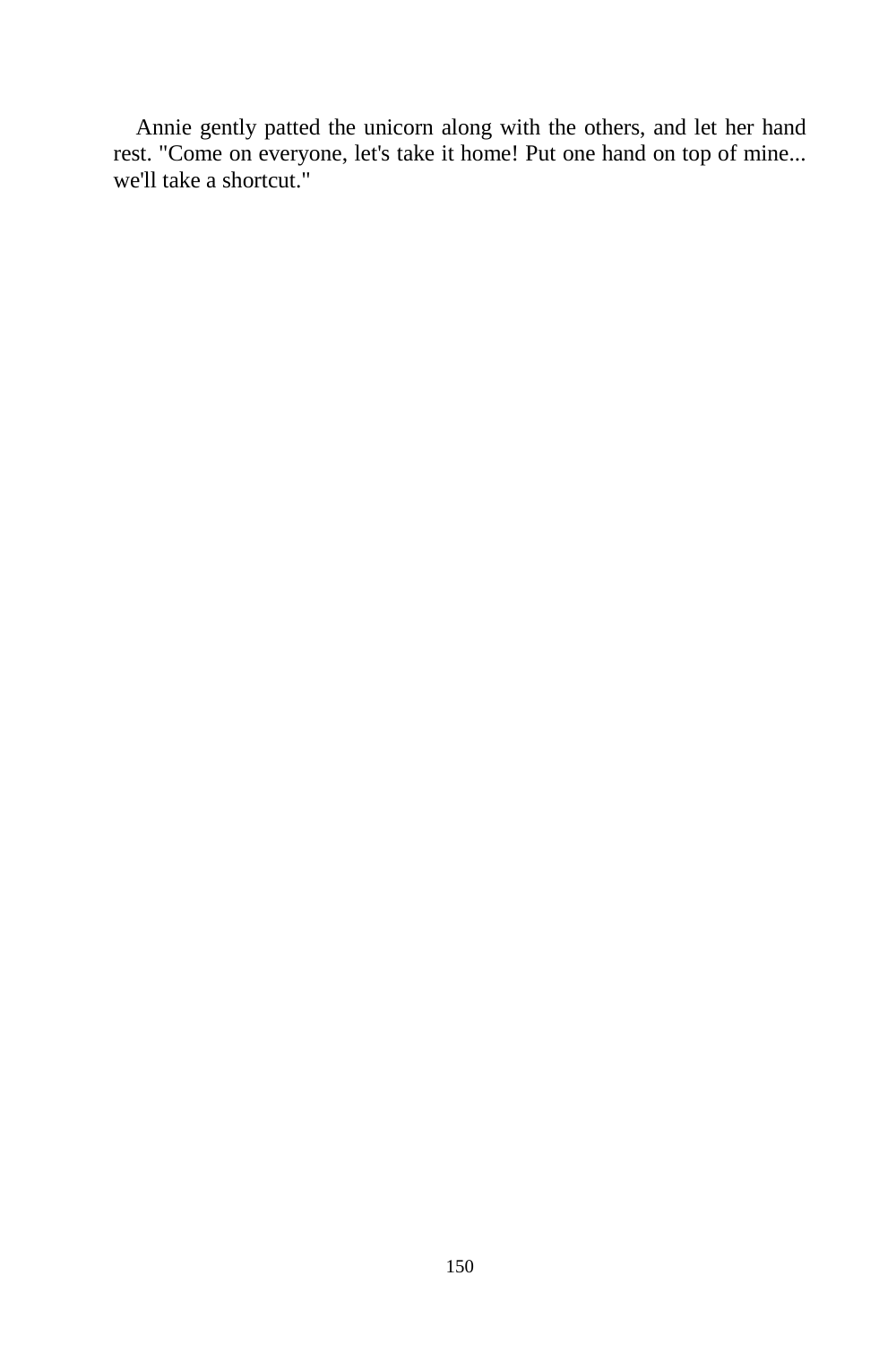Annie gently patted the unicorn along with the others, and let her hand rest. "Come on everyone, let's take it home! Put one hand on top of mine... we'll take a shortcut."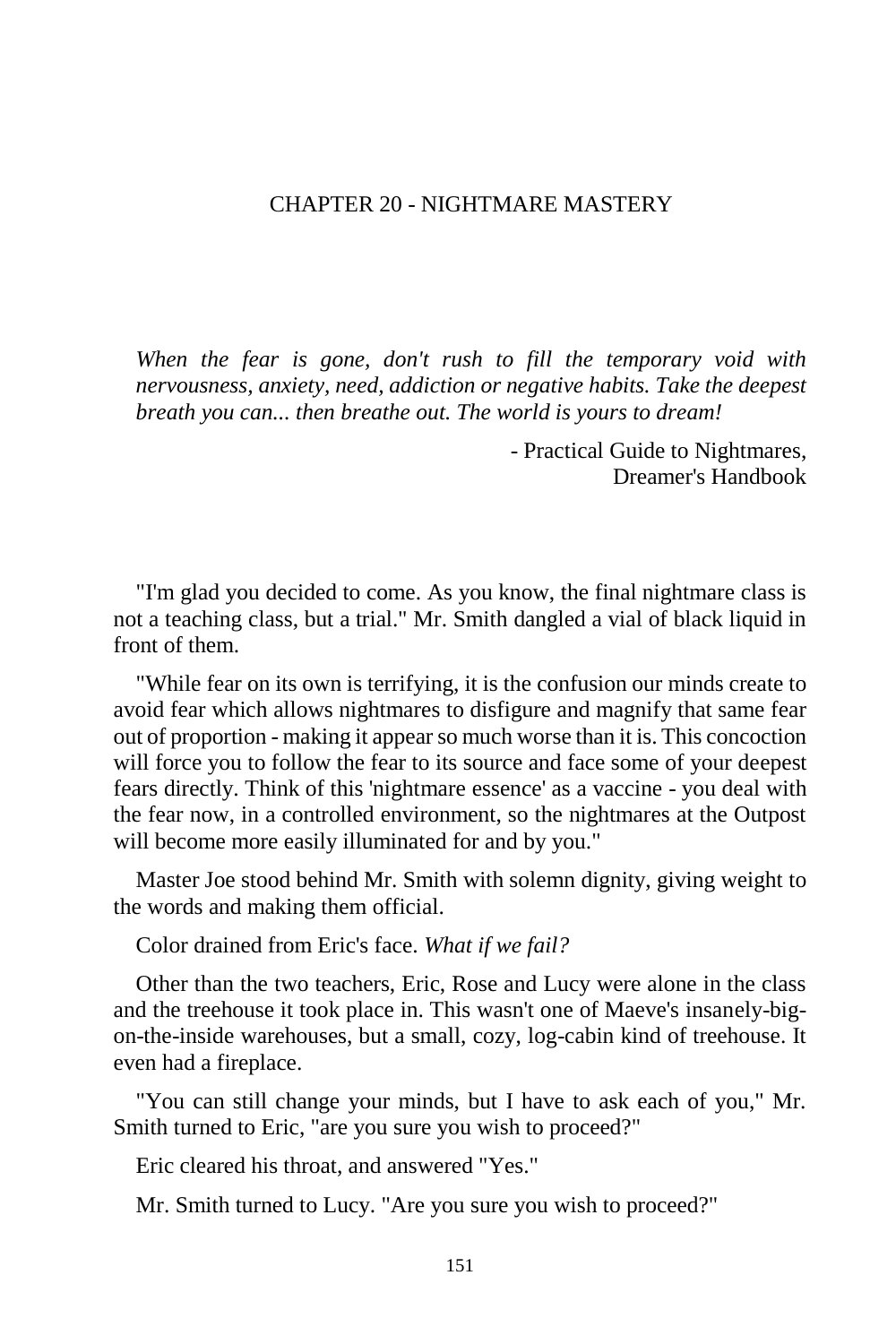# CHAPTER 20 - NIGHTMARE MASTERY

*When the fear is gone, don't rush to fill the temporary void with nervousness, anxiety, need, addiction or negative habits. Take the deepest breath you can... then breathe out. The world is yours to dream!*

- Practical Guide to Nightmares,
Dreamer's Handbook

"I'm glad you decided to come. As you know, the final nightmare class is not a teaching class, but a trial." Mr. Smith dangled a vial of black liquid in front of them.

"While fear on its own is terrifying, it is the confusion our minds create to avoid fear which allows nightmares to disfigure and magnify that same fear out of proportion - making it appear so much worse than it is. This concoction will force you to follow the fear to its source and face some of your deepest fears directly. Think of this 'nightmare essence' as a vaccine - you deal with the fear now, in a controlled environment, so the nightmares at the Outpost will become more easily illuminated for and by you."

Master Joe stood behind Mr. Smith with solemn dignity, giving weight to the words and making them official.

Color drained from Eric's face. *What if we fail?*

Other than the two teachers, Eric, Rose and Lucy were alone in the class and the treehouse it took place in. This wasn't one of Maeve's insanely-big-on-the-inside warehouses, but a small, cozy, log-cabin kind of treehouse. It even had a fireplace.

"You can still change your minds, but I have to ask each of you," Mr. Smith turned to Eric, "are you sure you wish to proceed?"

Eric cleared his throat, and answered "Yes."

Mr. Smith turned to Lucy. "Are you sure you wish to proceed?"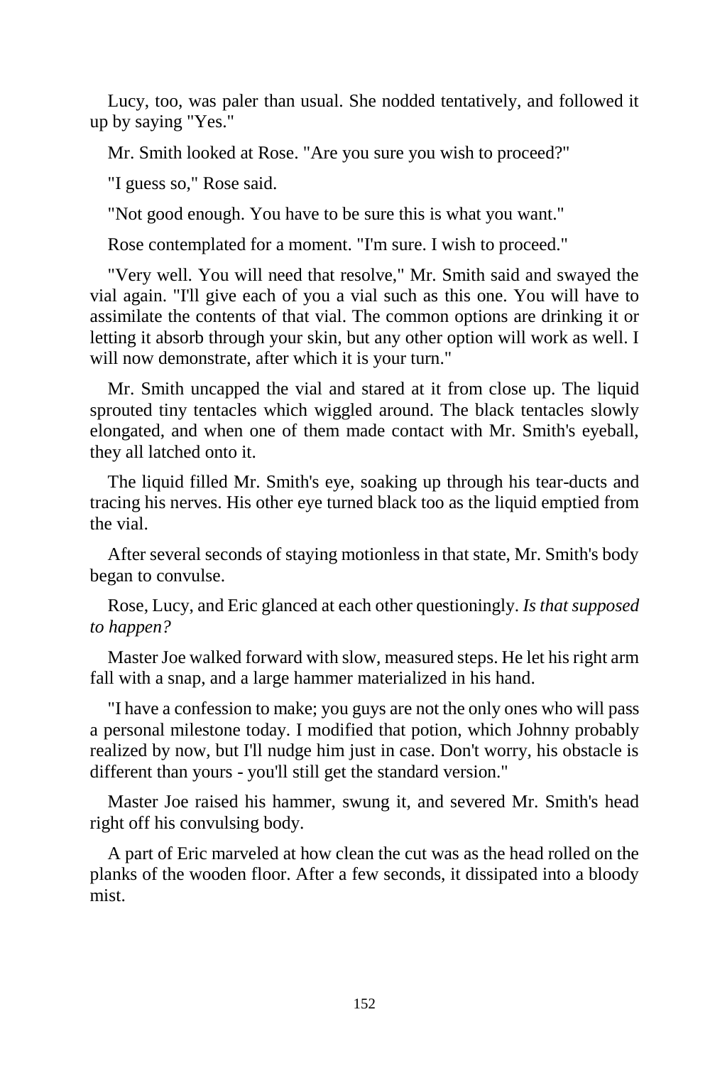Lucy, too, was paler than usual. She nodded tentatively, and followed it up by saying "Yes."

Mr. Smith looked at Rose. "Are you sure you wish to proceed?"

"I guess so," Rose said.

"Not good enough. You have to be sure this is what you want."

Rose contemplated for a moment. "I'm sure. I wish to proceed."

"Very well. You will need that resolve," Mr. Smith said and swayed the vial again. "I'll give each of you a vial such as this one. You will have to assimilate the contents of that vial. The common options are drinking it or letting it absorb through your skin, but any other option will work as well. I will now demonstrate, after which it is your turn."

Mr. Smith uncapped the vial and stared at it from close up. The liquid sprouted tiny tentacles which wiggled around. The black tentacles slowly elongated, and when one of them made contact with Mr. Smith's eyeball, they all latched onto it.

The liquid filled Mr. Smith's eye, soaking up through his tear-ducts and tracing his nerves. His other eye turned black too as the liquid emptied from the vial.

After several seconds of staying motionless in that state, Mr. Smith's body began to convulse.

Rose, Lucy, and Eric glanced at each other questioningly. *Is that supposed to happen?*

Master Joe walked forward with slow, measured steps. He let his right arm fall with a snap, and a large hammer materialized in his hand.

"I have a confession to make; you guys are not the only ones who will pass a personal milestone today. I modified that potion, which Johnny probably realized by now, but I'll nudge him just in case. Don't worry, his obstacle is different than yours - you'll still get the standard version."

Master Joe raised his hammer, swung it, and severed Mr. Smith's head right off his convulsing body.

A part of Eric marveled at how clean the cut was as the head rolled on the planks of the wooden floor. After a few seconds, it dissipated into a bloody mist.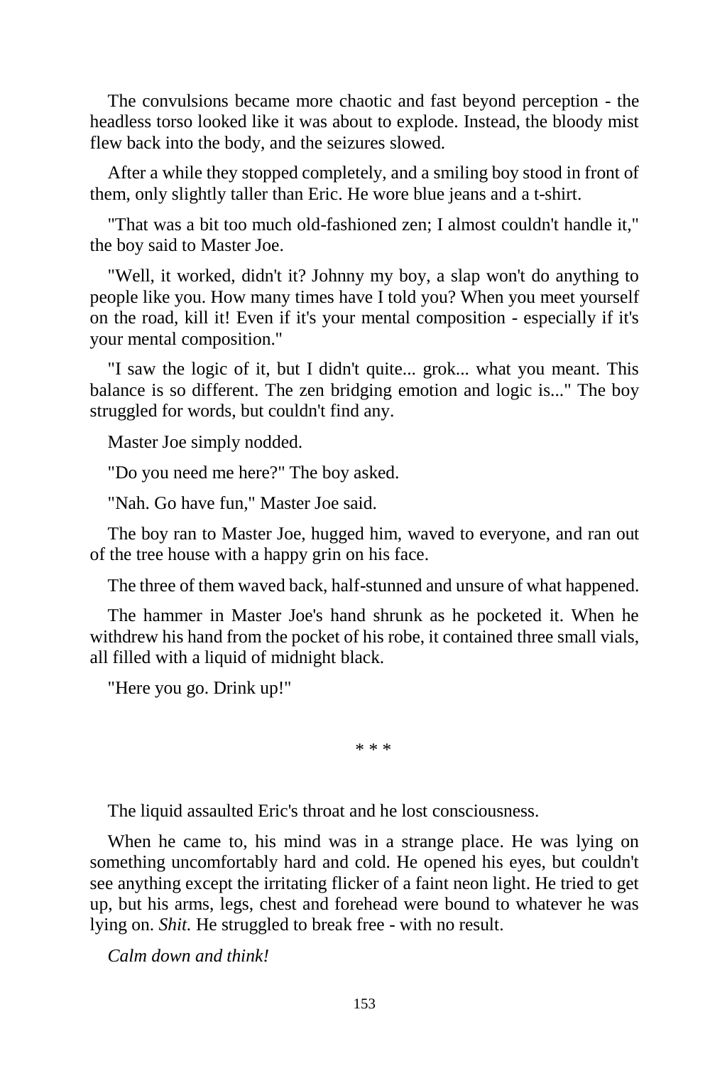The convulsions became more chaotic and fast beyond perception - the headless torso looked like it was about to explode. Instead, the bloody mist flew back into the body, and the seizures slowed.

After a while they stopped completely, and a smiling boy stood in front of them, only slightly taller than Eric. He wore blue jeans and a t-shirt.

"That was a bit too much old-fashioned zen; I almost couldn't handle it," the boy said to Master Joe.

"Well, it worked, didn't it? Johnny my boy, a slap won't do anything to people like you. How many times have I told you? When you meet yourself on the road, kill it! Even if it's your mental composition - especially if it's your mental composition."

"I saw the logic of it, but I didn't quite... grok... what you meant. This balance is so different. The zen bridging emotion and logic is..." The boy struggled for words, but couldn't find any.

Master Joe simply nodded.

"Do you need me here?" The boy asked.

"Nah. Go have fun," Master Joe said.

The boy ran to Master Joe, hugged him, waved to everyone, and ran out of the tree house with a happy grin on his face.

The three of them waved back, half-stunned and unsure of what happened.

The hammer in Master Joe's hand shrunk as he pocketed it. When he withdrew his hand from the pocket of his robe, it contained three small vials, all filled with a liquid of midnight black.

"Here you go. Drink up!"

\* \* \*

The liquid assaulted Eric's throat and he lost consciousness.

When he came to, his mind was in a strange place. He was lying on something uncomfortably hard and cold. He opened his eyes, but couldn't see anything except the irritating flicker of a faint neon light. He tried to get up, but his arms, legs, chest and forehead were bound to whatever he was lying on. *Shit.* He struggled to break free - with no result.

*Calm down and think!*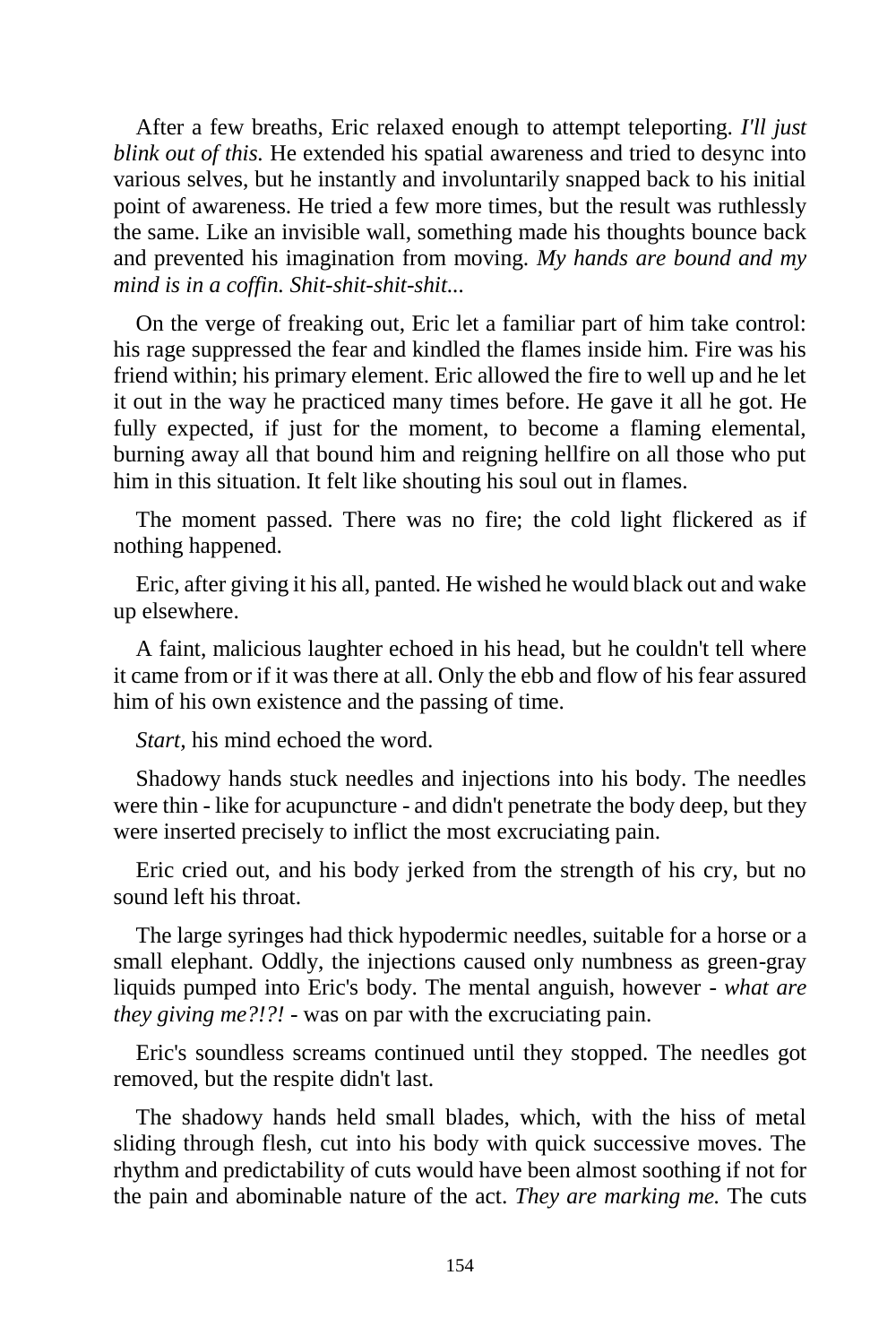After a few breaths, Eric relaxed enough to attempt teleporting. *I'll just blink out of this.* He extended his spatial awareness and tried to desync into various selves, but he instantly and involuntarily snapped back to his initial point of awareness. He tried a few more times, but the result was ruthlessly the same. Like an invisible wall, something made his thoughts bounce back and prevented his imagination from moving. *My hands are bound and my mind is in a coffin. Shit-shit-shit-shit...*

On the verge of freaking out, Eric let a familiar part of him take control: his rage suppressed the fear and kindled the flames inside him. Fire was his friend within; his primary element. Eric allowed the fire to well up and he let it out in the way he practiced many times before. He gave it all he got. He fully expected, if just for the moment, to become a flaming elemental, burning away all that bound him and reigning hellfire on all those who put him in this situation. It felt like shouting his soul out in flames.

The moment passed. There was no fire; the cold light flickered as if nothing happened.

Eric, after giving it his all, panted. He wished he would black out and wake up elsewhere.

A faint, malicious laughter echoed in his head, but he couldn't tell where it came from or if it was there at all. Only the ebb and flow of his fear assured him of his own existence and the passing of time.

*Start*, his mind echoed the word.

Shadowy hands stuck needles and injections into his body. The needles were thin - like for acupuncture - and didn't penetrate the body deep, but they were inserted precisely to inflict the most excruciating pain.

Eric cried out, and his body jerked from the strength of his cry, but no sound left his throat.

The large syringes had thick hypodermic needles, suitable for a horse or a small elephant. Oddly, the injections caused only numbness as green-gray liquids pumped into Eric's body. The mental anguish, however - *what are they giving me?!?!* - was on par with the excruciating pain.

Eric's soundless screams continued until they stopped. The needles got removed, but the respite didn't last.

The shadowy hands held small blades, which, with the hiss of metal sliding through flesh, cut into his body with quick successive moves. The rhythm and predictability of cuts would have been almost soothing if not for the pain and abominable nature of the act. *They are marking me.* The cuts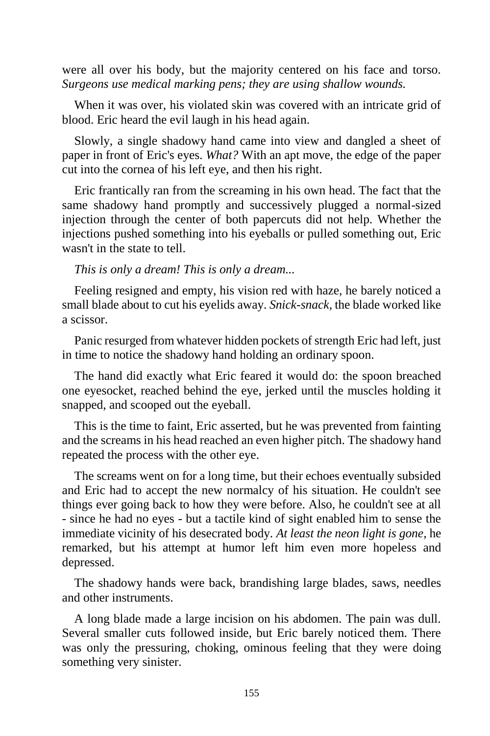were all over his body, but the majority centered on his face and torso. *Surgeons use medical marking pens; they are using shallow wounds.*

When it was over, his violated skin was covered with an intricate grid of blood. Eric heard the evil laugh in his head again.

Slowly, a single shadowy hand came into view and dangled a sheet of paper in front of Eric's eyes. *What?* With an apt move, the edge of the paper cut into the cornea of his left eye, and then his right.

Eric frantically ran from the screaming in his own head. The fact that the same shadowy hand promptly and successively plugged a normal-sized injection through the center of both papercuts did not help. Whether the injections pushed something into his eyeballs or pulled something out, Eric wasn't in the state to tell.

*This is only a dream! This is only a dream...*

Feeling resigned and empty, his vision red with haze, he barely noticed a small blade about to cut his eyelids away. *Snick-snack*, the blade worked like a scissor.

Panic resurged from whatever hidden pockets of strength Eric had left, just in time to notice the shadowy hand holding an ordinary spoon.

The hand did exactly what Eric feared it would do: the spoon breached one eyesocket, reached behind the eye, jerked until the muscles holding it snapped, and scooped out the eyeball.

This is the time to faint, Eric asserted, but he was prevented from fainting and the screams in his head reached an even higher pitch. The shadowy hand repeated the process with the other eye.

The screams went on for a long time, but their echoes eventually subsided and Eric had to accept the new normalcy of his situation. He couldn't see things ever going back to how they were before. Also, he couldn't see at all - since he had no eyes - but a tactile kind of sight enabled him to sense the immediate vicinity of his desecrated body. *At least the neon light is gone,* he remarked, but his attempt at humor left him even more hopeless and depressed.

The shadowy hands were back, brandishing large blades, saws, needles and other instruments.

A long blade made a large incision on his abdomen. The pain was dull. Several smaller cuts followed inside, but Eric barely noticed them. There was only the pressuring, choking, ominous feeling that they were doing something very sinister.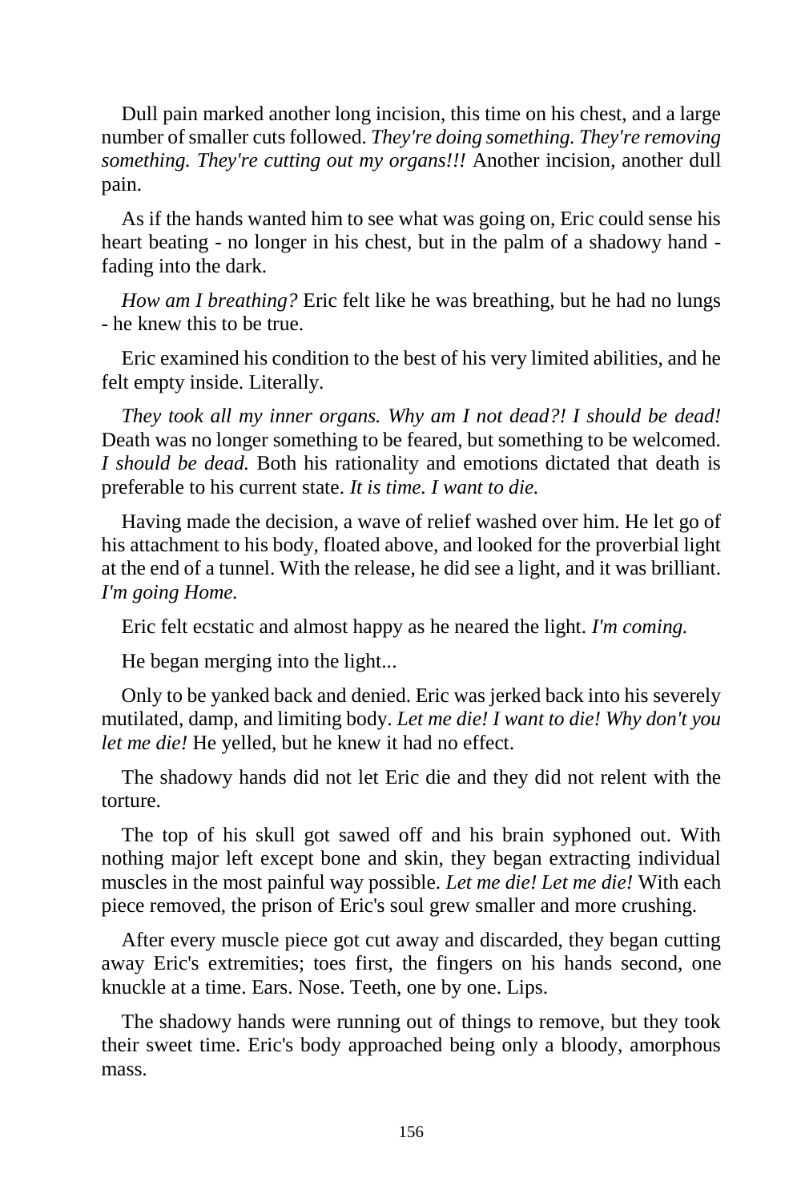Dull pain marked another long incision, this time on his chest, and a large number of smaller cuts followed. *They're doing something. They're removing something. They're cutting out my organs!!!* Another incision, another dull pain.

As if the hands wanted him to see what was going on, Eric could sense his heart beating - no longer in his chest, but in the palm of a shadowy hand - fading into the dark.

*How am I breathing?* Eric felt like he was breathing, but he had no lungs - he knew this to be true.

Eric examined his condition to the best of his very limited abilities, and he felt empty inside. Literally.

*They took all my inner organs. Why am I not dead?! I should be dead!* Death was no longer something to be feared, but something to be welcomed. *I should be dead.* Both his rationality and emotions dictated that death is preferable to his current state. *It is time. I want to die.*

Having made the decision, a wave of relief washed over him. He let go of his attachment to his body, floated above, and looked for the proverbial light at the end of a tunnel. With the release, he did see a light, and it was brilliant. *I'm going Home.*

Eric felt ecstatic and almost happy as he neared the light. *I'm coming.*

He began merging into the light...

Only to be yanked back and denied. Eric was jerked back into his severely mutilated, damp, and limiting body. *Let me die! I want to die! Why don't you let me die!* He yelled, but he knew it had no effect.

The shadowy hands did not let Eric die and they did not relent with the torture.

The top of his skull got sawed off and his brain syphoned out. With nothing major left except bone and skin, they began extracting individual muscles in the most painful way possible. *Let me die! Let me die!* With each piece removed, the prison of Eric's soul grew smaller and more crushing.

After every muscle piece got cut away and discarded, they began cutting away Eric's extremities; toes first, the fingers on his hands second, one knuckle at a time. Ears. Nose. Teeth, one by one. Lips.

The shadowy hands were running out of things to remove, but they took their sweet time. Eric's body approached being only a bloody, amorphous mass.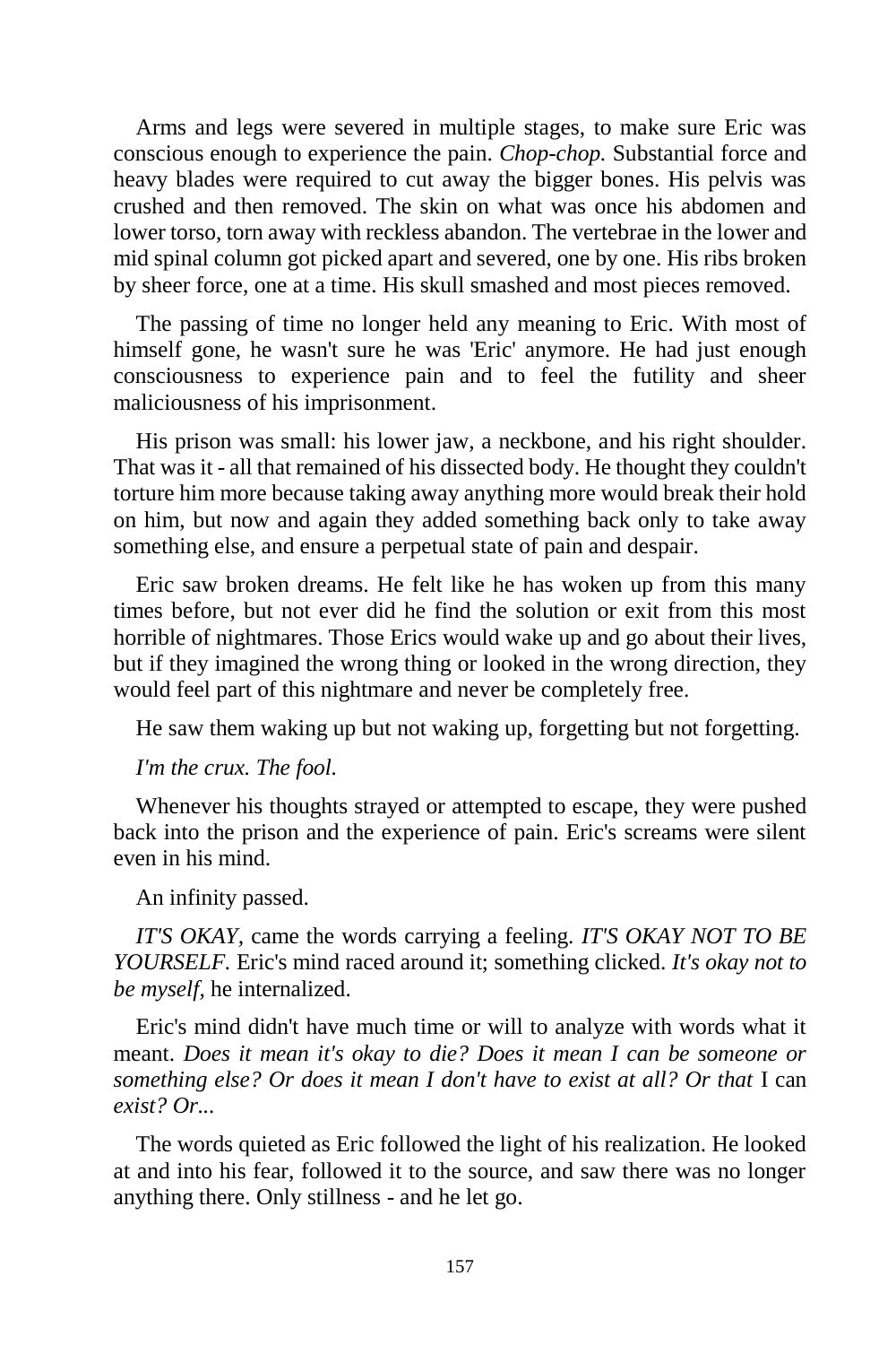Arms and legs were severed in multiple stages, to make sure Eric was conscious enough to experience the pain. *Chop-chop.* Substantial force and heavy blades were required to cut away the bigger bones. His pelvis was crushed and then removed. The skin on what was once his abdomen and lower torso, torn away with reckless abandon. The vertebrae in the lower and mid spinal column got picked apart and severed, one by one. His ribs broken by sheer force, one at a time. His skull smashed and most pieces removed.

The passing of time no longer held any meaning to Eric. With most of himself gone, he wasn't sure he was 'Eric' anymore. He had just enough consciousness to experience pain and to feel the futility and sheer maliciousness of his imprisonment.

His prison was small: his lower jaw, a neckbone, and his right shoulder. That was it - all that remained of his dissected body. He thought they couldn't torture him more because taking away anything more would break their hold on him, but now and again they added something back only to take away something else, and ensure a perpetual state of pain and despair.

Eric saw broken dreams. He felt like he has woken up from this many times before, but not ever did he find the solution or exit from this most horrible of nightmares. Those Erics would wake up and go about their lives, but if they imagined the wrong thing or looked in the wrong direction, they would feel part of this nightmare and never be completely free.

He saw them waking up but not waking up, forgetting but not forgetting.

*I'm the crux. The fool.*

Whenever his thoughts strayed or attempted to escape, they were pushed back into the prison and the experience of pain. Eric's screams were silent even in his mind.

An infinity passed.

*IT'S OKAY*, came the words carrying a feeling. *IT'S OKAY NOT TO BE YOURSELF.* Eric's mind raced around it; something clicked. *It's okay not to be myself,* he internalized.

Eric's mind didn't have much time or will to analyze with words what it meant. *Does it mean it's okay to die? Does it mean I can be someone or something else? Or does it mean I don't have to exist at all? Or that* I can *exist? Or...*

The words quieted as Eric followed the light of his realization. He looked at and into his fear, followed it to the source, and saw there was no longer anything there. Only stillness - and he let go.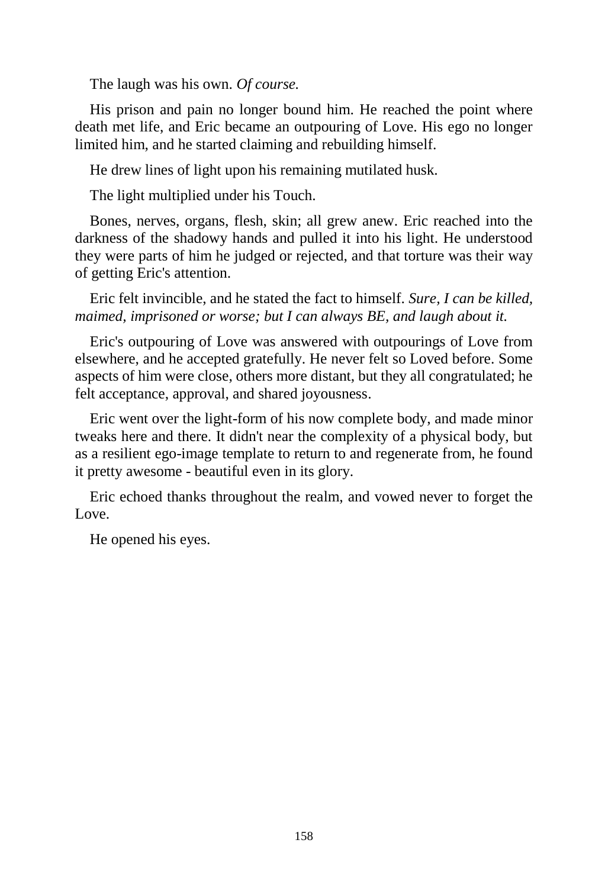The laugh was his own. *Of course.*

His prison and pain no longer bound him. He reached the point where death met life, and Eric became an outpouring of Love. His ego no longer limited him, and he started claiming and rebuilding himself.

He drew lines of light upon his remaining mutilated husk.

The light multiplied under his Touch.

Bones, nerves, organs, flesh, skin; all grew anew. Eric reached into the darkness of the shadowy hands and pulled it into his light. He understood they were parts of him he judged or rejected, and that torture was their way of getting Eric's attention.

Eric felt invincible, and he stated the fact to himself. *Sure, I can be killed, maimed, imprisoned or worse; but I can always BE, and laugh about it.*

Eric's outpouring of Love was answered with outpourings of Love from elsewhere, and he accepted gratefully. He never felt so Loved before. Some aspects of him were close, others more distant, but they all congratulated; he felt acceptance, approval, and shared joyousness.

Eric went over the light-form of his now complete body, and made minor tweaks here and there. It didn't near the complexity of a physical body, but as a resilient ego-image template to return to and regenerate from, he found it pretty awesome - beautiful even in its glory.

Eric echoed thanks throughout the realm, and vowed never to forget the Love.

He opened his eyes.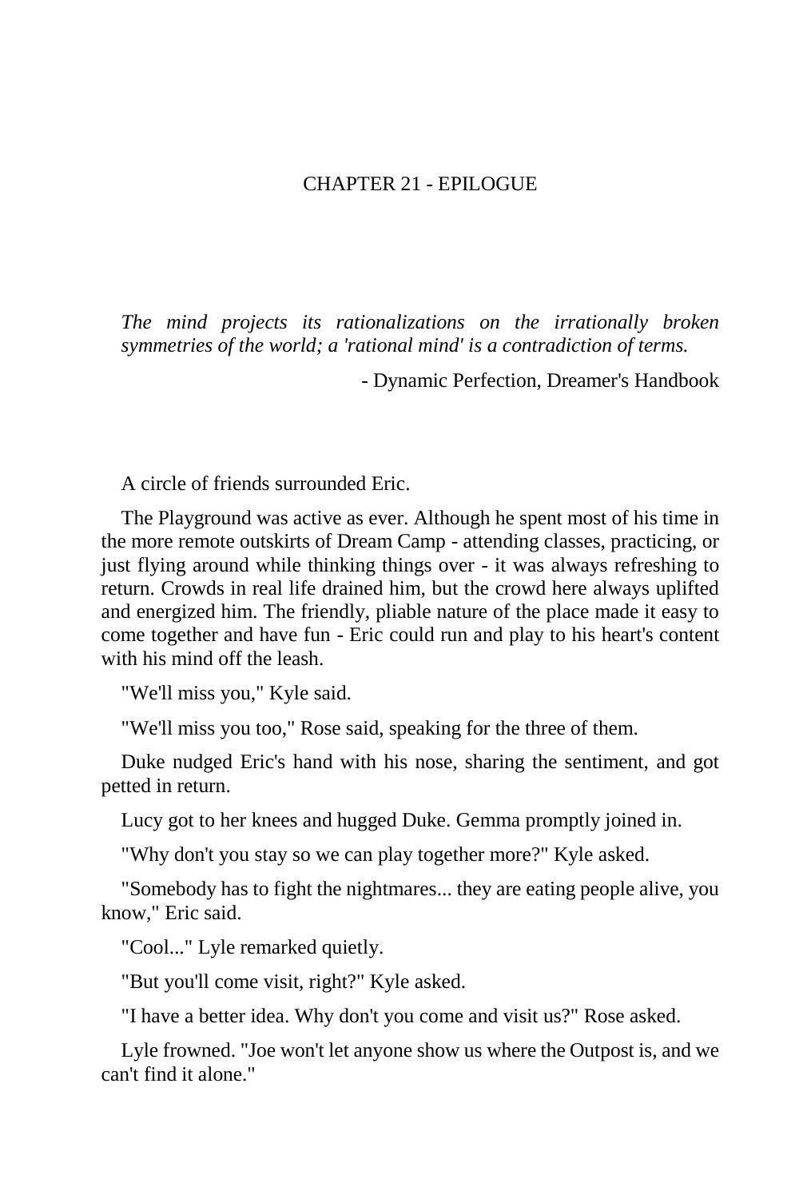# CHAPTER 21 - EPILOGUE

*The mind projects its rationalizations on the irrationally broken symmetries of the world; a 'rational mind' is a contradiction of terms.*

- Dynamic Perfection, Dreamer's Handbook

A circle of friends surrounded Eric.

The Playground was active as ever. Although he spent most of his time in the more remote outskirts of Dream Camp - attending classes, practicing, or just flying around while thinking things over - it was always refreshing to return. Crowds in real life drained him, but the crowd here always uplifted and energized him. The friendly, pliable nature of the place made it easy to come together and have fun - Eric could run and play to his heart's content with his mind off the leash.

"We'll miss you," Kyle said.

"We'll miss you too," Rose said, speaking for the three of them.

Duke nudged Eric's hand with his nose, sharing the sentiment, and got petted in return.

Lucy got to her knees and hugged Duke. Gemma promptly joined in.

"Why don't you stay so we can play together more?" Kyle asked.

"Somebody has to fight the nightmares... they are eating people alive, you know," Eric said.

"Cool..." Lyle remarked quietly.

"But you'll come visit, right?" Kyle asked.

"I have a better idea. Why don't you come and visit us?" Rose asked.

Lyle frowned. "Joe won't let anyone show us where the Outpost is, and we can't find it alone."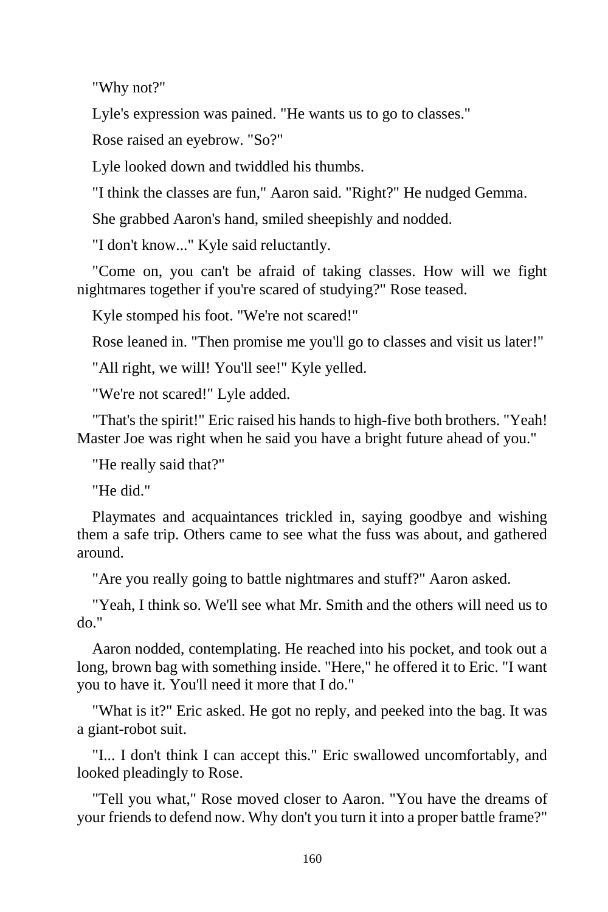"Why not?"

Lyle's expression was pained. "He wants us to go to classes."

Rose raised an eyebrow. "So?"

Lyle looked down and twiddled his thumbs.

"I think the classes are fun," Aaron said. "Right?" He nudged Gemma.

She grabbed Aaron's hand, smiled sheepishly and nodded.

"I don't know..." Kyle said reluctantly.

"Come on, you can't be afraid of taking classes. How will we fight nightmares together if you're scared of studying?" Rose teased.

Kyle stomped his foot. "We're not scared!"

Rose leaned in. "Then promise me you'll go to classes and visit us later!"

"All right, we will! You'll see!" Kyle yelled.

"We're not scared!" Lyle added.

"That's the spirit!" Eric raised his hands to high-five both brothers. "Yeah! Master Joe was right when he said you have a bright future ahead of you."

"He really said that?"

"He did."

Playmates and acquaintances trickled in, saying goodbye and wishing them a safe trip. Others came to see what the fuss was about, and gathered around.

"Are you really going to battle nightmares and stuff?" Aaron asked.

"Yeah, I think so. We'll see what Mr. Smith and the others will need us to do."

Aaron nodded, contemplating. He reached into his pocket, and took out a long, brown bag with something inside. "Here," he offered it to Eric. "I want you to have it. You'll need it more that I do."

"What is it?" Eric asked. He got no reply, and peeked into the bag. It was a giant-robot suit.

"I... I don't think I can accept this." Eric swallowed uncomfortably, and looked pleadingly to Rose.

"Tell you what," Rose moved closer to Aaron. "You have the dreams of your friends to defend now. Why don't you turn it into a proper battle frame?"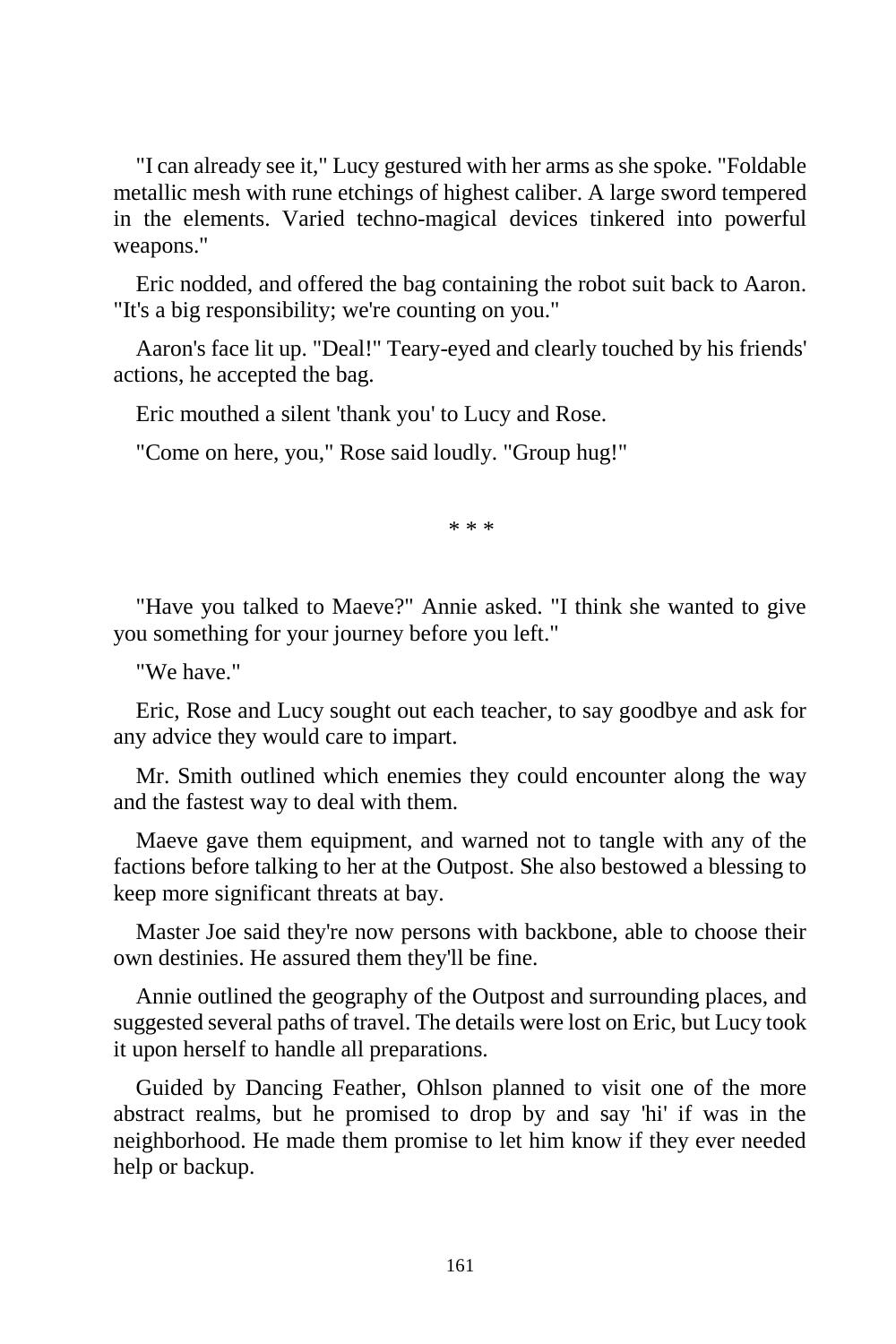"I can already see it," Lucy gestured with her arms as she spoke. "Foldable metallic mesh with rune etchings of highest caliber. A large sword tempered in the elements. Varied techno-magical devices tinkered into powerful weapons."

Eric nodded, and offered the bag containing the robot suit back to Aaron. "It's a big responsibility; we're counting on you."

Aaron's face lit up. "Deal!" Teary-eyed and clearly touched by his friends' actions, he accepted the bag.

Eric mouthed a silent 'thank you' to Lucy and Rose.

"Come on here, you," Rose said loudly. "Group hug!"

* * *

"Have you talked to Maeve?" Annie asked. "I think she wanted to give you something for your journey before you left."

"We have."

Eric, Rose and Lucy sought out each teacher, to say goodbye and ask for any advice they would care to impart.

Mr. Smith outlined which enemies they could encounter along the way and the fastest way to deal with them.

Maeve gave them equipment, and warned not to tangle with any of the factions before talking to her at the Outpost. She also bestowed a blessing to keep more significant threats at bay.

Master Joe said they're now persons with backbone, able to choose their own destinies. He assured them they'll be fine.

Annie outlined the geography of the Outpost and surrounding places, and suggested several paths of travel. The details were lost on Eric, but Lucy took it upon herself to handle all preparations.

Guided by Dancing Feather, Ohlson planned to visit one of the more abstract realms, but he promised to drop by and say 'hi' if was in the neighborhood. He made them promise to let him know if they ever needed help or backup.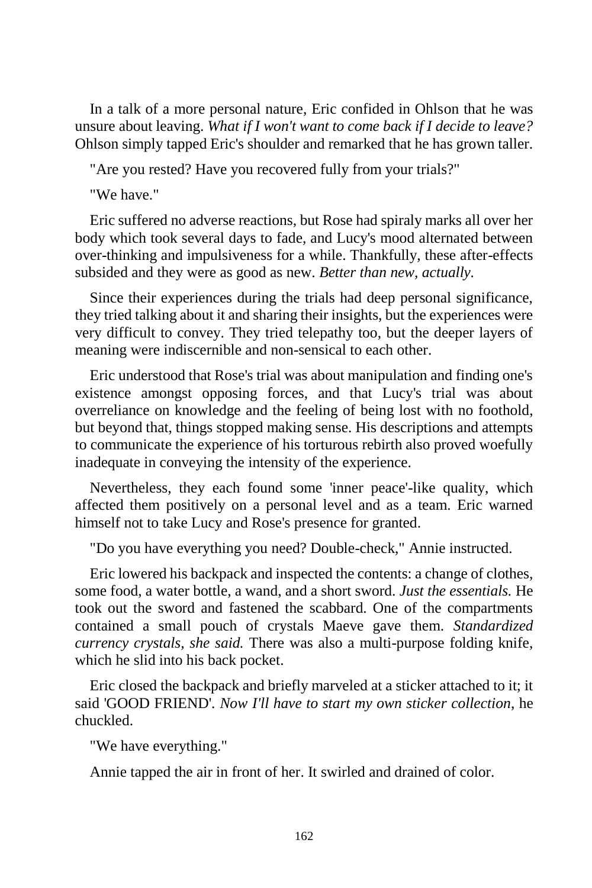In a talk of a more personal nature, Eric confided in Ohlson that he was unsure about leaving. *What if I won't want to come back if I decide to leave?* Ohlson simply tapped Eric's shoulder and remarked that he has grown taller.

"Are you rested? Have you recovered fully from your trials?"

"We have."

Eric suffered no adverse reactions, but Rose had spiraly marks all over her body which took several days to fade, and Lucy's mood alternated between over-thinking and impulsiveness for a while. Thankfully, these after-effects subsided and they were as good as new. *Better than new, actually.*

Since their experiences during the trials had deep personal significance, they tried talking about it and sharing their insights, but the experiences were very difficult to convey. They tried telepathy too, but the deeper layers of meaning were indiscernible and non-sensical to each other.

Eric understood that Rose's trial was about manipulation and finding one's existence amongst opposing forces, and that Lucy's trial was about overreliance on knowledge and the feeling of being lost with no foothold, but beyond that, things stopped making sense. His descriptions and attempts to communicate the experience of his torturous rebirth also proved woefully inadequate in conveying the intensity of the experience.

Nevertheless, they each found some 'inner peace'-like quality, which affected them positively on a personal level and as a team. Eric warned himself not to take Lucy and Rose's presence for granted.

"Do you have everything you need? Double-check," Annie instructed.

Eric lowered his backpack and inspected the contents: a change of clothes, some food, a water bottle, a wand, and a short sword. *Just the essentials.* He took out the sword and fastened the scabbard. One of the compartments contained a small pouch of crystals Maeve gave them. *Standardized currency crystals, she said.* There was also a multi-purpose folding knife, which he slid into his back pocket.

Eric closed the backpack and briefly marveled at a sticker attached to it; it said 'GOOD FRIEND'. *Now I'll have to start my own sticker collection*, he chuckled.

"We have everything."

Annie tapped the air in front of her. It swirled and drained of color.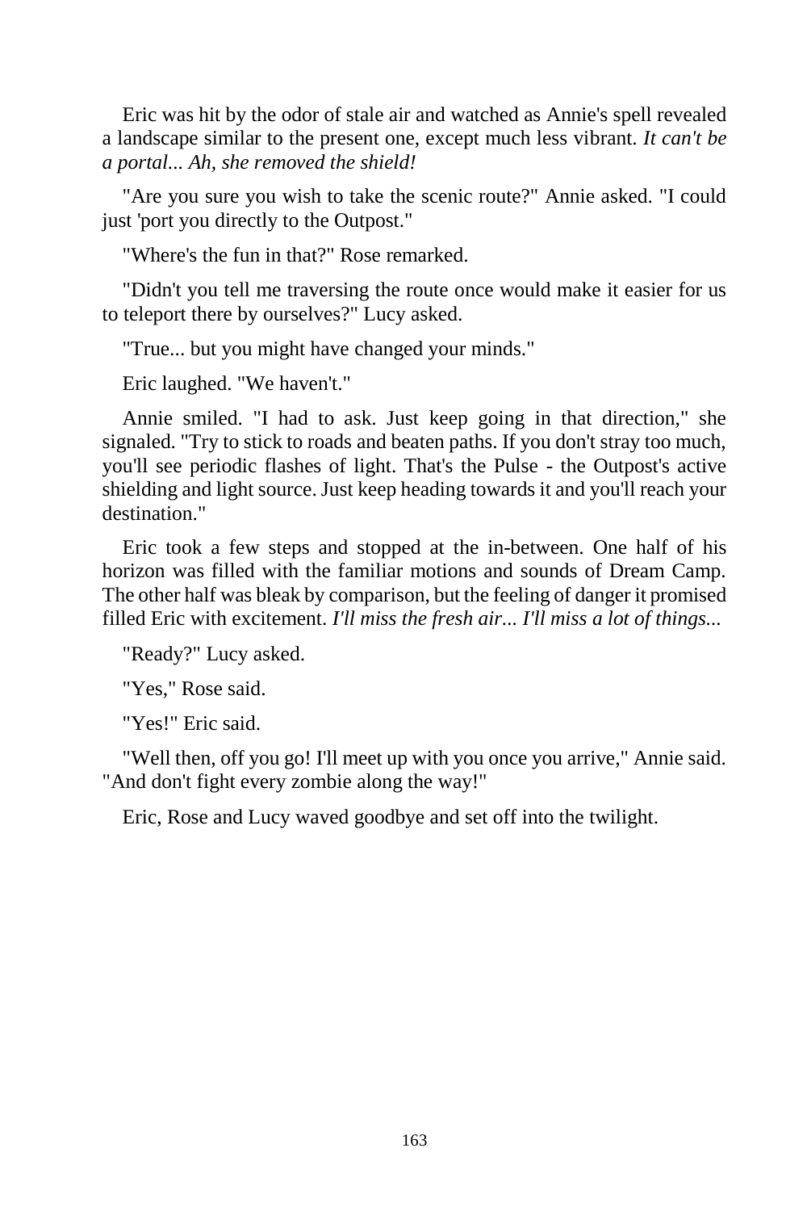Eric was hit by the odor of stale air and watched as Annie's spell revealed a landscape similar to the present one, except much less vibrant. *It can't be a portal... Ah, she removed the shield!*

"Are you sure you wish to take the scenic route?" Annie asked. "I could just 'port you directly to the Outpost."

"Where's the fun in that?" Rose remarked.

"Didn't you tell me traversing the route once would make it easier for us to teleport there by ourselves?" Lucy asked.

"True... but you might have changed your minds."

Eric laughed. "We haven't."

Annie smiled. "I had to ask. Just keep going in that direction," she signaled. "Try to stick to roads and beaten paths. If you don't stray too much, you'll see periodic flashes of light. That's the Pulse - the Outpost's active shielding and light source. Just keep heading towards it and you'll reach your destination."

Eric took a few steps and stopped at the in-between. One half of his horizon was filled with the familiar motions and sounds of Dream Camp. The other half was bleak by comparison, but the feeling of danger it promised filled Eric with excitement. *I'll miss the fresh air... I'll miss a lot of things...*

"Ready?" Lucy asked.

"Yes," Rose said.

"Yes!" Eric said.

"Well then, off you go! I'll meet up with you once you arrive," Annie said. "And don't fight every zombie along the way!"

Eric, Rose and Lucy waved goodbye and set off into the twilight.